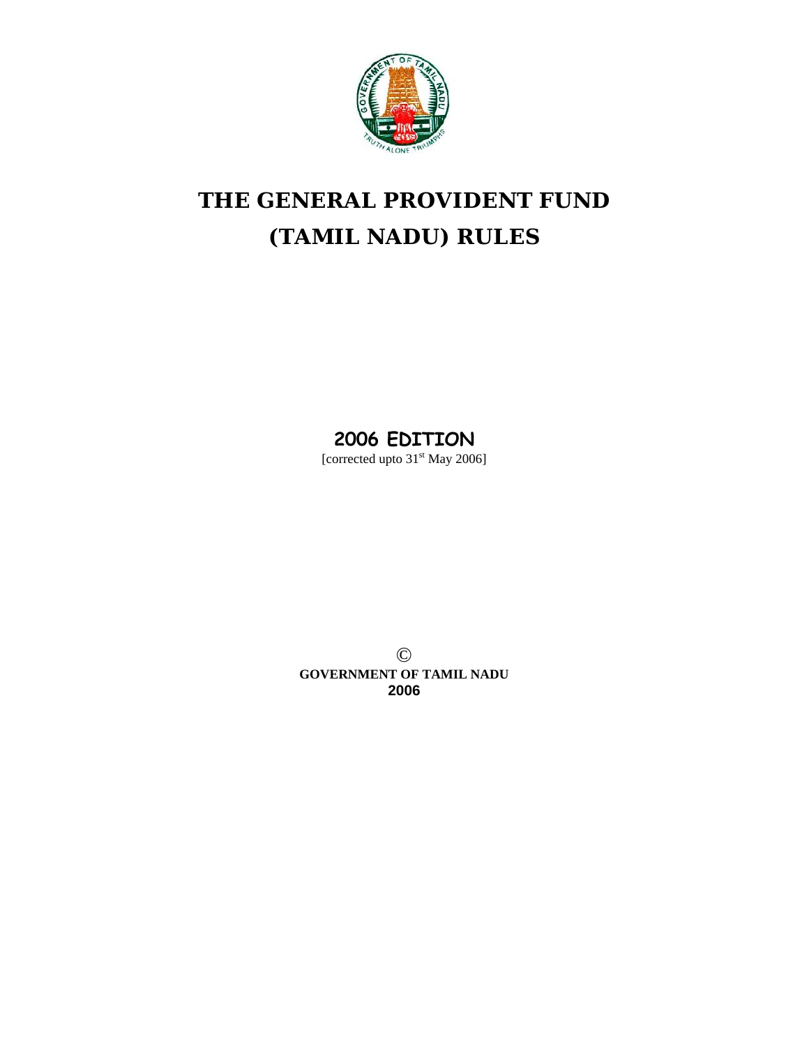# THE GENERAL PROVIDENT FUND (TAMIL NADU) RULES

**2006 EDITION**

[corrected upto 31st May 2006]

©

**GOVERNMENT OF TAMIL NADU**

**2006**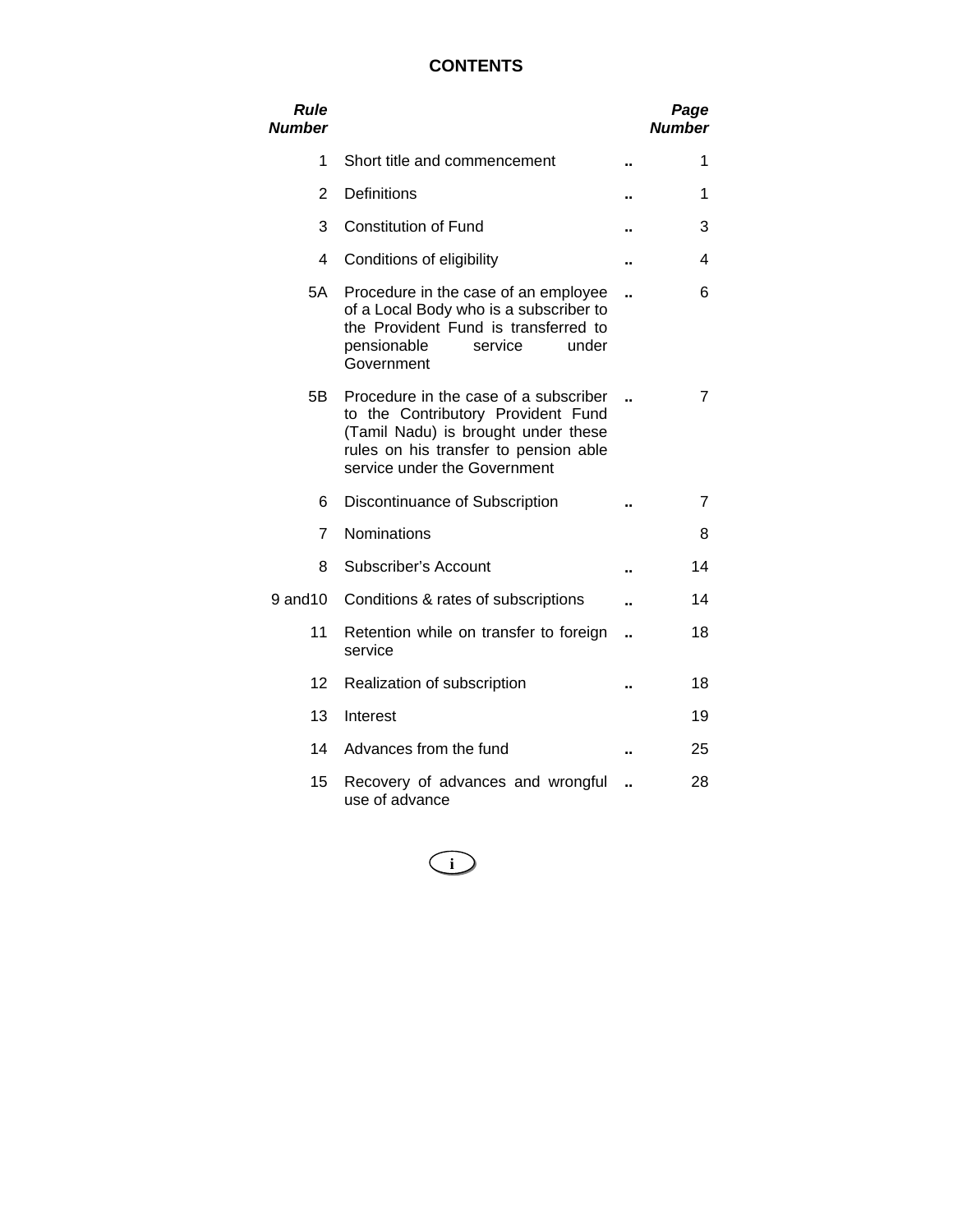# CONTENTS

| *Rule Number* | | | *Page Number* |
|---|---|---|---|
| 1 | Short title and commencement | .. | 1 |
| 2 | Definitions | .. | 1 |
| 3 | Constitution of Fund | .. | 3 |
| 4 | Conditions of eligibility | .. | 4 |
| 5A | Procedure in the case of an employee of a Local Body who is a subscriber to the Provident Fund is transferred to pensionable service under Government | .. | 6 |
| 5B | Procedure in the case of a subscriber to the Contributory Provident Fund (Tamil Nadu) is brought under these rules on his transfer to pension able service under the Government | .. | 7 |
| 6 | Discontinuance of Subscription | .. | 7 |
| 7 | Nominations | | 8 |
| 8 | Subscriber's Account | .. | 14 |
| 9 and10 | Conditions & rates of subscriptions | .. | 14 |
| 11 | Retention while on transfer to foreign service | .. | 18 |
| 12 | Realization of subscription | .. | 18 |
| 13 | Interest | | 19 |
| 14 | Advances from the fund | .. | 25 |
| 15 | Recovery of advances and wrongful use of advance | .. | 28 |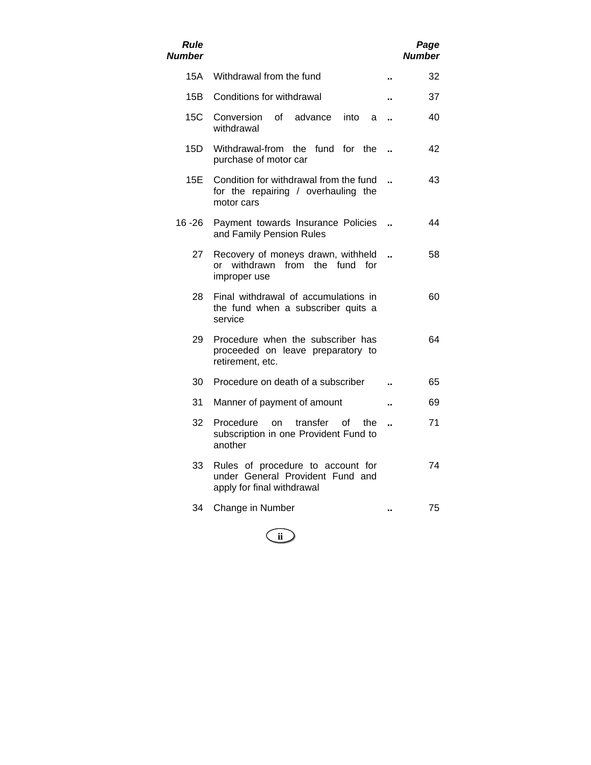| *Rule Number* | | | *Page Number* |
|---|---|---|---|
| 15A | Withdrawal from the fund | .. | 32 |
| 15B | Conditions for withdrawal | .. | 37 |
| 15C | Conversion of advance into a withdrawal | .. | 40 |
| 15D | Withdrawal-from the fund for the purchase of motor car | .. | 42 |
| 15E | Condition for withdrawal from the fund for the repairing / overhauling the motor cars | .. | 43 |
| 16 -26 | Payment towards Insurance Policies and Family Pension Rules | .. | 44 |
| 27 | Recovery of moneys drawn, withheld or withdrawn from the fund for improper use | .. | 58 |
| 28 | Final withdrawal of accumulations in the fund when a subscriber quits a service | | 60 |
| 29 | Procedure when the subscriber has proceeded on leave preparatory to retirement, etc. | | 64 |
| 30 | Procedure on death of a subscriber | .. | 65 |
| 31 | Manner of payment of amount | .. | 69 |
| 32 | Procedure on transfer of the subscription in one Provident Fund to another | .. | 71 |
| 33 | Rules of procedure to account for under General Provident Fund and apply for final withdrawal | | 74 |
| 34 | Change in Number | .. | 75 |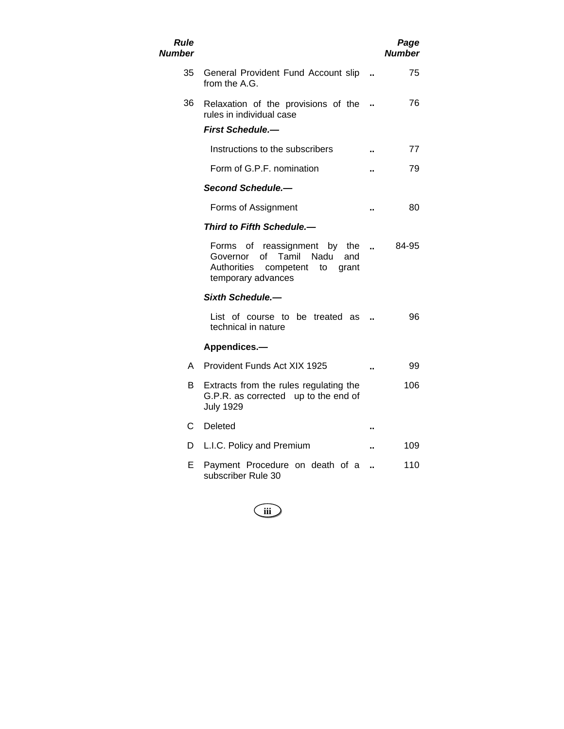| Rule Number | | | Page Number |
|---|---|---|---|
| 35 | General Provident Fund Account slip from the A.G. | .. | 75 |
| 36 | Relaxation of the provisions of the rules in individual case | .. | 76 |
| | ***First Schedule.—*** | | |
| | Instructions to the subscribers | .. | 77 |
| | Form of G.P.F. nomination | .. | 79 |
| | ***Second Schedule.—*** | | |
| | Forms of Assignment | .. | 80 |
| | ***Third to Fifth Schedule.—*** | | |
| | Forms of reassignment by the Governor of Tamil Nadu and Authorities competent to grant temporary advances | .. | 84-95 |
| | ***Sixth Schedule.—*** | | |
| | List of course to be treated as technical in nature | .. | 96 |
| | **Appendices.—** | | |
| A | Provident Funds Act XIX 1925 | .. | 99 |
| B | Extracts from the rules regulating the G.P.R. as corrected up to the end of July 1929 | | 106 |
| C | Deleted | .. | |
| D | L.I.C. Policy and Premium | .. | 109 |
| E | Payment Procedure on death of a subscriber Rule 30 | .. | 110 |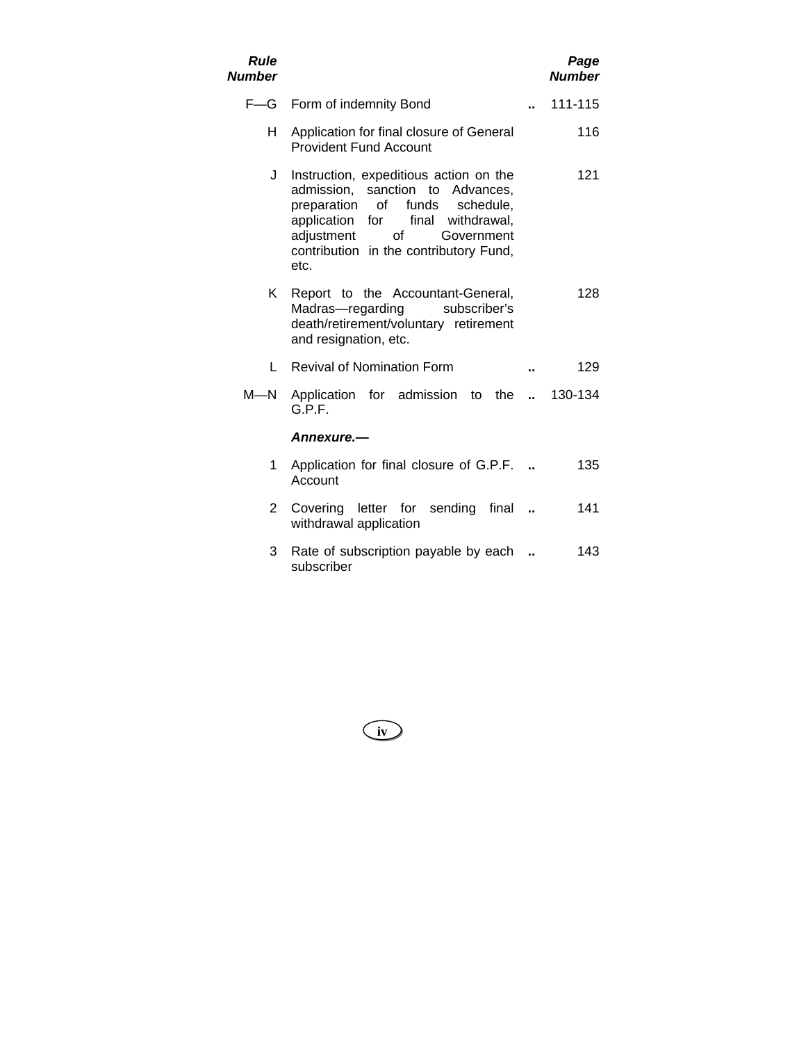| Rule Number | | | Page Number |
|---|---|---|---|
| F—G | Form of indemnity Bond | .. | 111-115 |
| H | Application for final closure of General Provident Fund Account | | 116 |
| J | Instruction, expeditious action on the admission, sanction to Advances, preparation of funds schedule, application for final withdrawal, adjustment of Government contribution in the contributory Fund, etc. | | 121 |
| K | Report to the Accountant-General, Madras—regarding subscriber’s death/retirement/voluntary retirement and resignation, etc. | | 128 |
| L | Revival of Nomination Form | .. | 129 |
| M—N | Application for admission to the G.P.F. | .. | 130-134 |
| | ***Annexure.—*** | | |
| 1 | Application for final closure of G.P.F. Account | .. | 135 |
| 2 | Covering letter for sending final withdrawal application | .. | 141 |
| 3 | Rate of subscription payable by each subscriber | .. | 143 |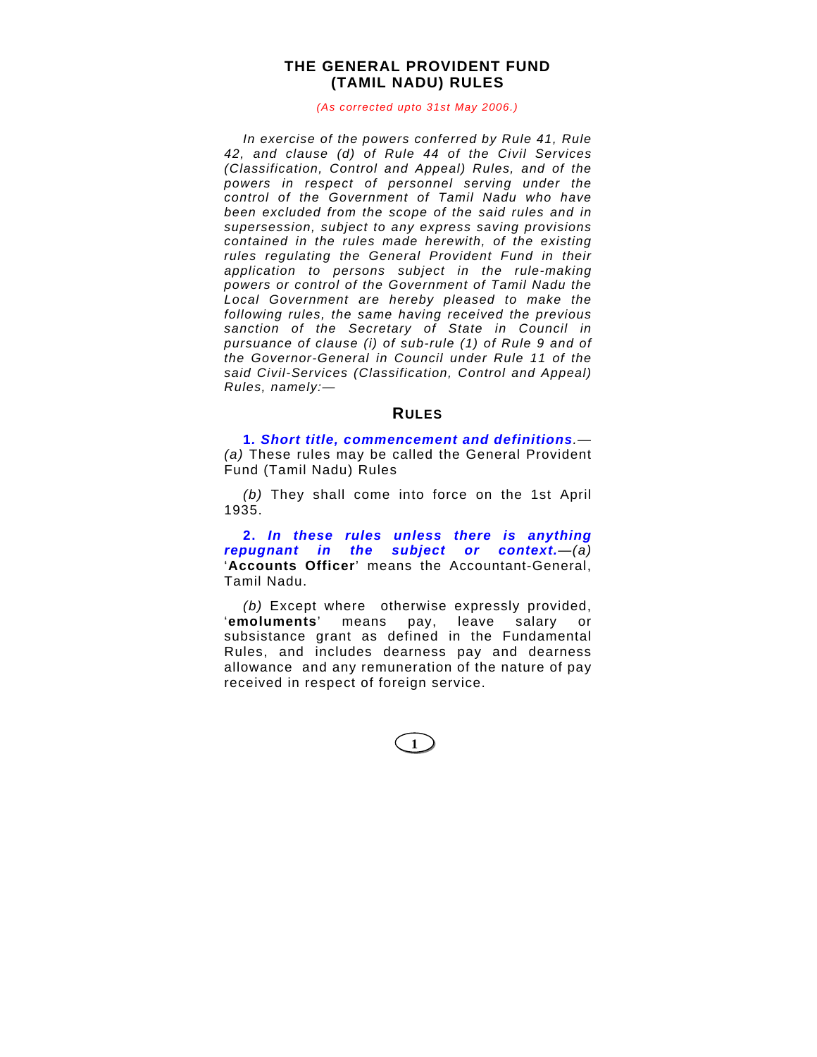# THE GENERAL PROVIDENT FUND (TAMIL NADU) RULES

*(As corrected upto 31st May 2006.)*

*In exercise of the powers conferred by Rule 41, Rule 42, and clause (d) of Rule 44 of the Civil Services (Classification, Control and Appeal) Rules, and of the powers in respect of personnel serving under the control of the Government of Tamil Nadu who have been excluded from the scope of the said rules and in supersession, subject to any express saving provisions contained in the rules made herewith, of the existing rules regulating the General Provident Fund in their application to persons subject in the rule-making powers or control of the Government of Tamil Nadu the Local Government are hereby pleased to make the following rules, the same having received the previous sanction of the Secretary of State in Council in pursuance of clause (i) of sub-rule (1) of Rule 9 and of the Governor-General in Council under Rule 11 of the said Civil-Services (Classification, Control and Appeal) Rules, namely:—*

## RULES

**1. *Short title, commencement and definitions*.**—*(a)* These rules may be called the General Provident Fund (Tamil Nadu) Rules

*(b)* They shall come into force on the 1st April 1935.

**2. *In these rules unless there is anything repugnant in the subject or context.***—*(a)* '**Accounts Officer**' means the Accountant-General, Tamil Nadu.

*(b)* Except where otherwise expressly provided, '**emoluments**' means pay, leave salary or subsistance grant as defined in the Fundamental Rules, and includes dearness pay and dearness allowance and any remuneration of the nature of pay received in respect of foreign service.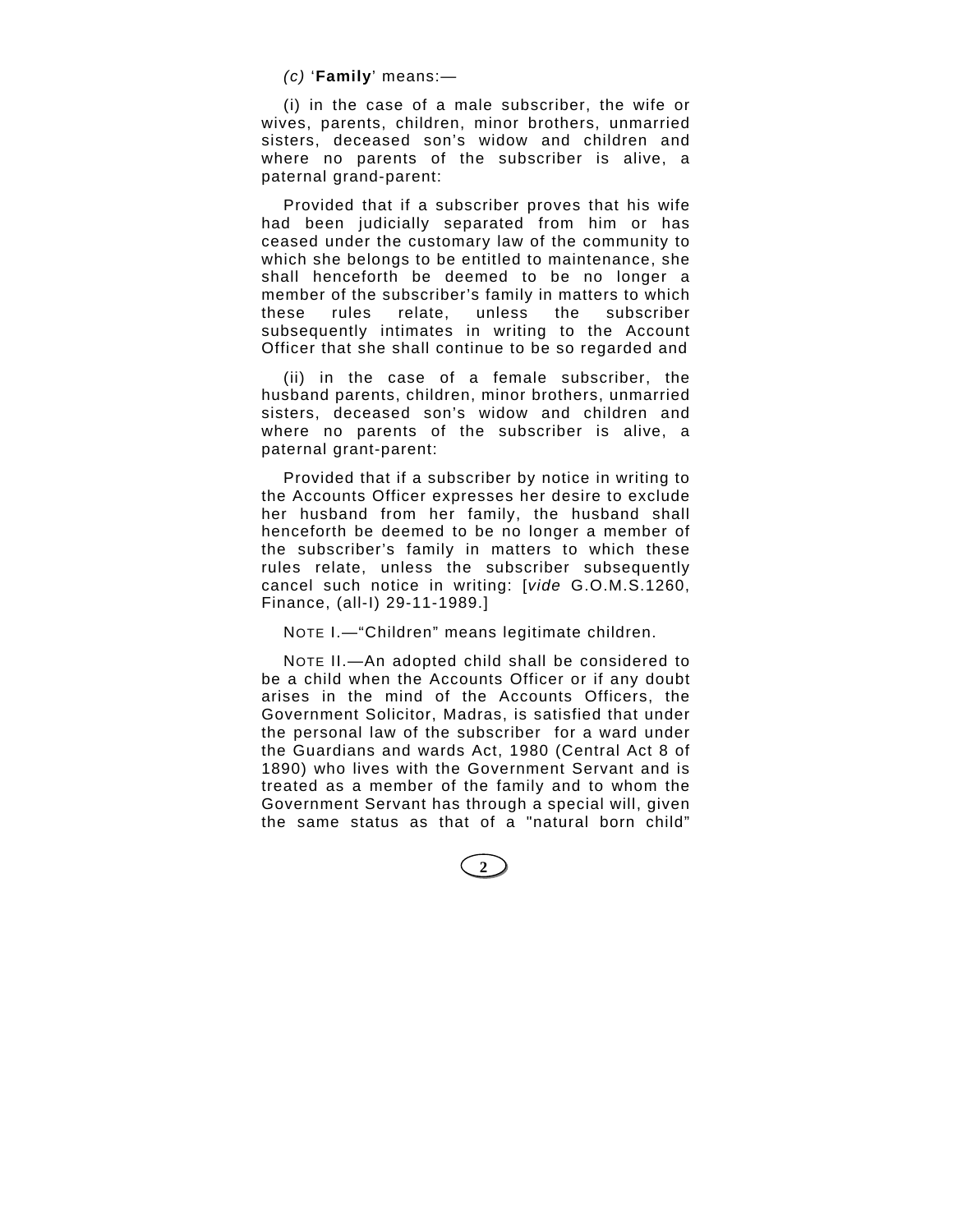*(c)* '**Family**' means:—

(i) in the case of a male subscriber, the wife or wives, parents, children, minor brothers, unmarried sisters, deceased son's widow and children and where no parents of the subscriber is alive, a paternal grand-parent:

Provided that if a subscriber proves that his wife had been judicially separated from him or has ceased under the customary law of the community to which she belongs to be entitled to maintenance, she shall henceforth be deemed to be no longer a member of the subscriber's family in matters to which these rules relate, unless the subscriber subsequently intimates in writing to the Account Officer that she shall continue to be so regarded and

(ii) in the case of a female subscriber, the husband parents, children, minor brothers, unmarried sisters, deceased son's widow and children and where no parents of the subscriber is alive, a paternal grant-parent:

Provided that if a subscriber by notice in writing to the Accounts Officer expresses her desire to exclude her husband from her family, the husband shall henceforth be deemed to be no longer a member of the subscriber's family in matters to which these rules relate, unless the subscriber subsequently cancel such notice in writing: [*vide* G.O.M.S.1260, Finance, (all-I) 29-11-1989.]

NOTE I.—"Children" means legitimate children.

NOTE II.—An adopted child shall be considered to be a child when the Accounts Officer or if any doubt arises in the mind of the Accounts Officers, the Government Solicitor, Madras, is satisfied that under the personal law of the subscriber for a ward under the Guardians and wards Act, 1980 (Central Act 8 of 1890) who lives with the Government Servant and is treated as a member of the family and to whom the Government Servant has through a special will, given the same status as that of a "natural born child"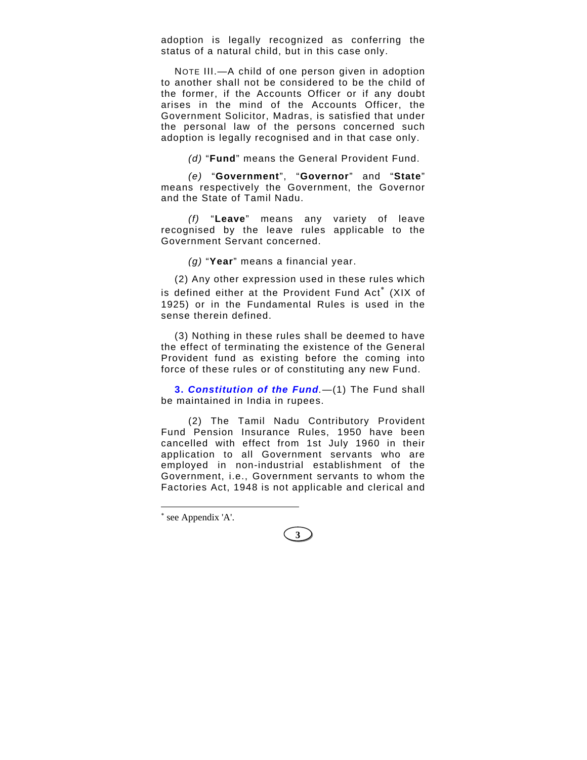adoption is legally recognized as conferring the status of a natural child, but in this case only.

NOTE III.—A child of one person given in adoption to another shall not be considered to be the child of the former, if the Accounts Officer or if any doubt arises in the mind of the Accounts Officer, the Government Solicitor, Madras, is satisfied that under the personal law of the persons concerned such adoption is legally recognised and in that case only.

*(d)* "**Fund**" means the General Provident Fund.

*(e)* "**Government**", "**Governor**" and "**State**" means respectively the Government, the Governor and the State of Tamil Nadu.

*(f)* "**Leave**" means any variety of leave recognised by the leave rules applicable to the Government Servant concerned.

*(g)* "**Year**" means a financial year.

(2) Any other expression used in these rules which is defined either at the Provident Fund Act* (XIX of 1925) or in the Fundamental Rules is used in the sense therein defined.

(3) Nothing in these rules shall be deemed to have the effect of terminating the existence of the General Provident fund as existing before the coming into force of these rules or of constituting any new Fund.

**3. *Constitution of the Fund*.**—(1) The Fund shall be maintained in India in rupees.

(2) The Tamil Nadu Contributory Provident Fund Pension Insurance Rules, 1950 have been cancelled with effect from 1st July 1960 in their application to all Government servants who are employed in non-industrial establishment of the Government, i.e., Government servants to whom the Factories Act, 1948 is not applicable and clerical and

---

* see Appendix 'A'.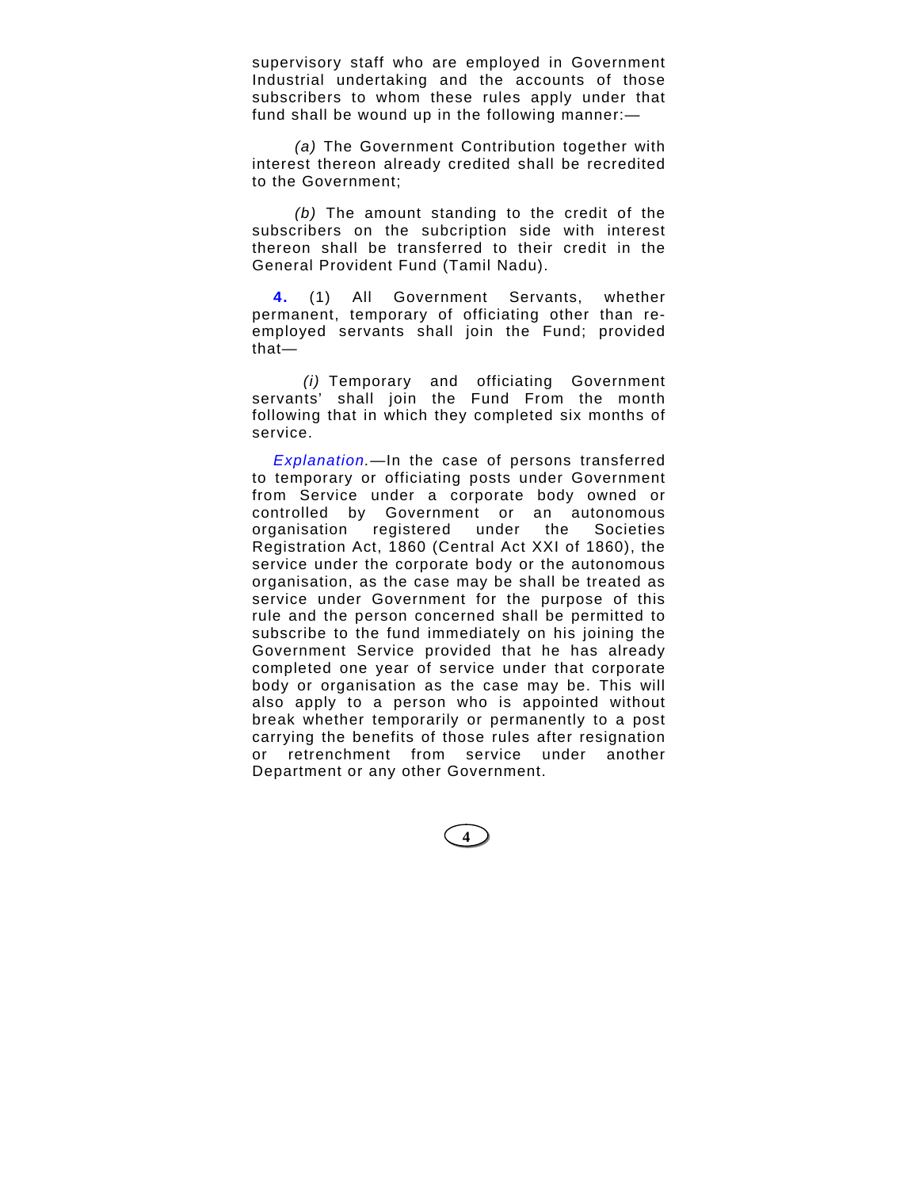supervisory staff who are employed in Government Industrial undertaking and the accounts of those subscribers to whom these rules apply under that fund shall be wound up in the following manner:—

*(a)* The Government Contribution together with interest thereon already credited shall be recredited to the Government;

*(b)* The amount standing to the credit of the subscribers on the subcription side with interest thereon shall be transferred to their credit in the General Provident Fund (Tamil Nadu).

**4.** (1) All Government Servants, whether permanent, temporary of officiating other than re-employed servants shall join the Fund; provided that—

*(i)* Temporary and officiating Government servants' shall join the Fund From the month following that in which they completed six months of service.

*Explanation.*—In the case of persons transferred to temporary or officiating posts under Government from Service under a corporate body owned or controlled by Government or an autonomous organisation registered under the Societies Registration Act, 1860 (Central Act XXI of 1860), the service under the corporate body or the autonomous organisation, as the case may be shall be treated as service under Government for the purpose of this rule and the person concerned shall be permitted to subscribe to the fund immediately on his joining the Government Service provided that he has already completed one year of service under that corporate body or organisation as the case may be. This will also apply to a person who is appointed without break whether temporarily or permanently to a post carrying the benefits of those rules after resignation or retrenchment from service under another Department or any other Government.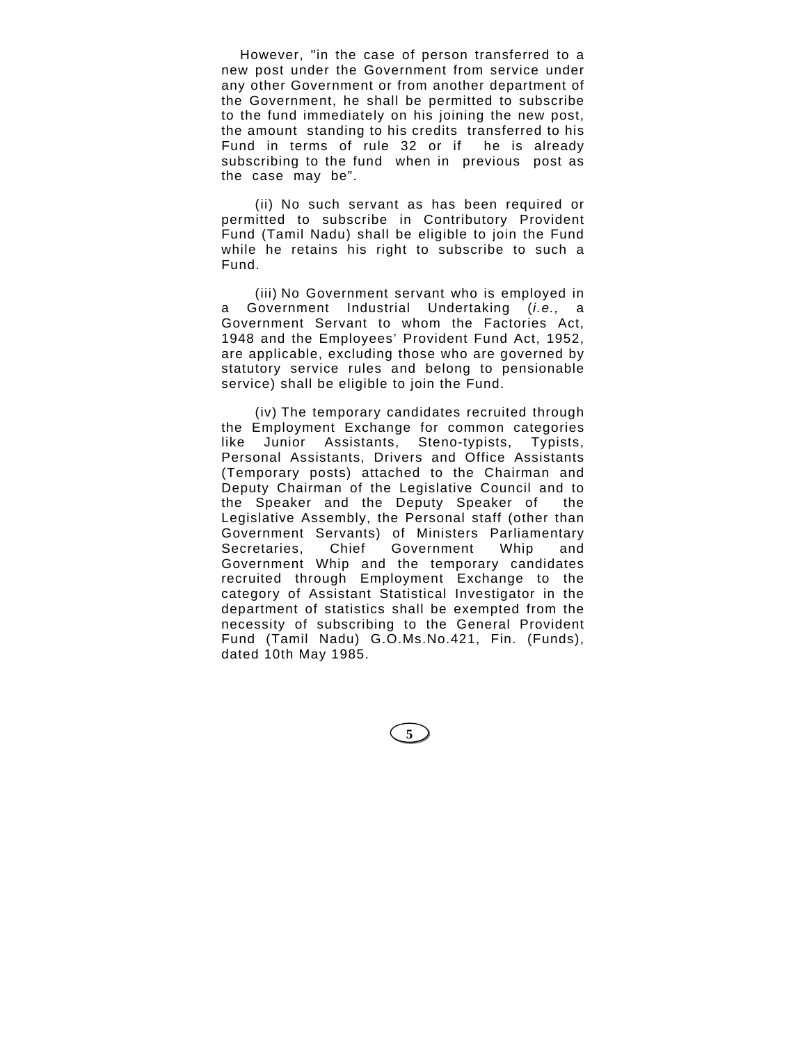However, "in the case of person transferred to a new post under the Government from service under any other Government or from another department of the Government, he shall be permitted to subscribe to the fund immediately on his joining the new post, the amount standing to his credits transferred to his Fund in terms of rule 32 or if he is already subscribing to the fund when in previous post as the case may be".

(ii) No such servant as has been required or permitted to subscribe in Contributory Provident Fund (Tamil Nadu) shall be eligible to join the Fund while he retains his right to subscribe to such a Fund.

(iii) No Government servant who is employed in a Government Industrial Undertaking (*i.e.,* a Government Servant to whom the Factories Act, 1948 and the Employees' Provident Fund Act, 1952, are applicable, excluding those who are governed by statutory service rules and belong to pensionable service) shall be eligible to join the Fund.

(iv) The temporary candidates recruited through the Employment Exchange for common categories like Junior Assistants, Steno-typists, Typists, Personal Assistants, Drivers and Office Assistants (Temporary posts) attached to the Chairman and Deputy Chairman of the Legislative Council and to the Speaker and the Deputy Speaker of the Legislative Assembly, the Personal staff (other than Government Servants) of Ministers Parliamentary Secretaries, Chief Government Whip and Government Whip and the temporary candidates recruited through Employment Exchange to the category of Assistant Statistical Investigator in the department of statistics shall be exempted from the necessity of subscribing to the General Provident Fund (Tamil Nadu) G.O.Ms.No.421, Fin. (Funds), dated 10th May 1985.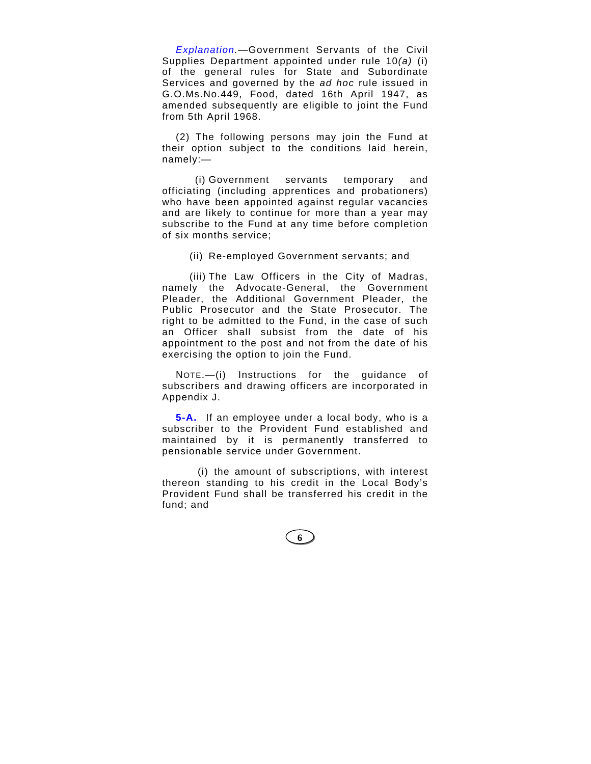*Explanation.*—Government Servants of the Civil Supplies Department appointed under rule 10*(a)* (i) of the general rules for State and Subordinate Services and governed by the *ad hoc* rule issued in G.O.Ms.No.449, Food, dated 16th April 1947, as amended subsequently are eligible to joint the Fund from 5th April 1968.

(2) The following persons may join the Fund at their option subject to the conditions laid herein, namely:—

(i) Government servants temporary and officiating (including apprentices and probationers) who have been appointed against regular vacancies and are likely to continue for more than a year may subscribe to the Fund at any time before completion of six months service;

(ii) Re-employed Government servants; and

(iii) The Law Officers in the City of Madras, namely the Advocate-General, the Government Pleader, the Additional Government Pleader, the Public Prosecutor and the State Prosecutor. The right to be admitted to the Fund, in the case of such an Officer shall subsist from the date of his appointment to the post and not from the date of his exercising the option to join the Fund.

NOTE.—(i) Instructions for the guidance of subscribers and drawing officers are incorporated in Appendix J.

**5-A.** If an employee under a local body, who is a subscriber to the Provident Fund established and maintained by it is permanently transferred to pensionable service under Government.

(i) the amount of subscriptions, with interest thereon standing to his credit in the Local Body's Provident Fund shall be transferred his credit in the fund; and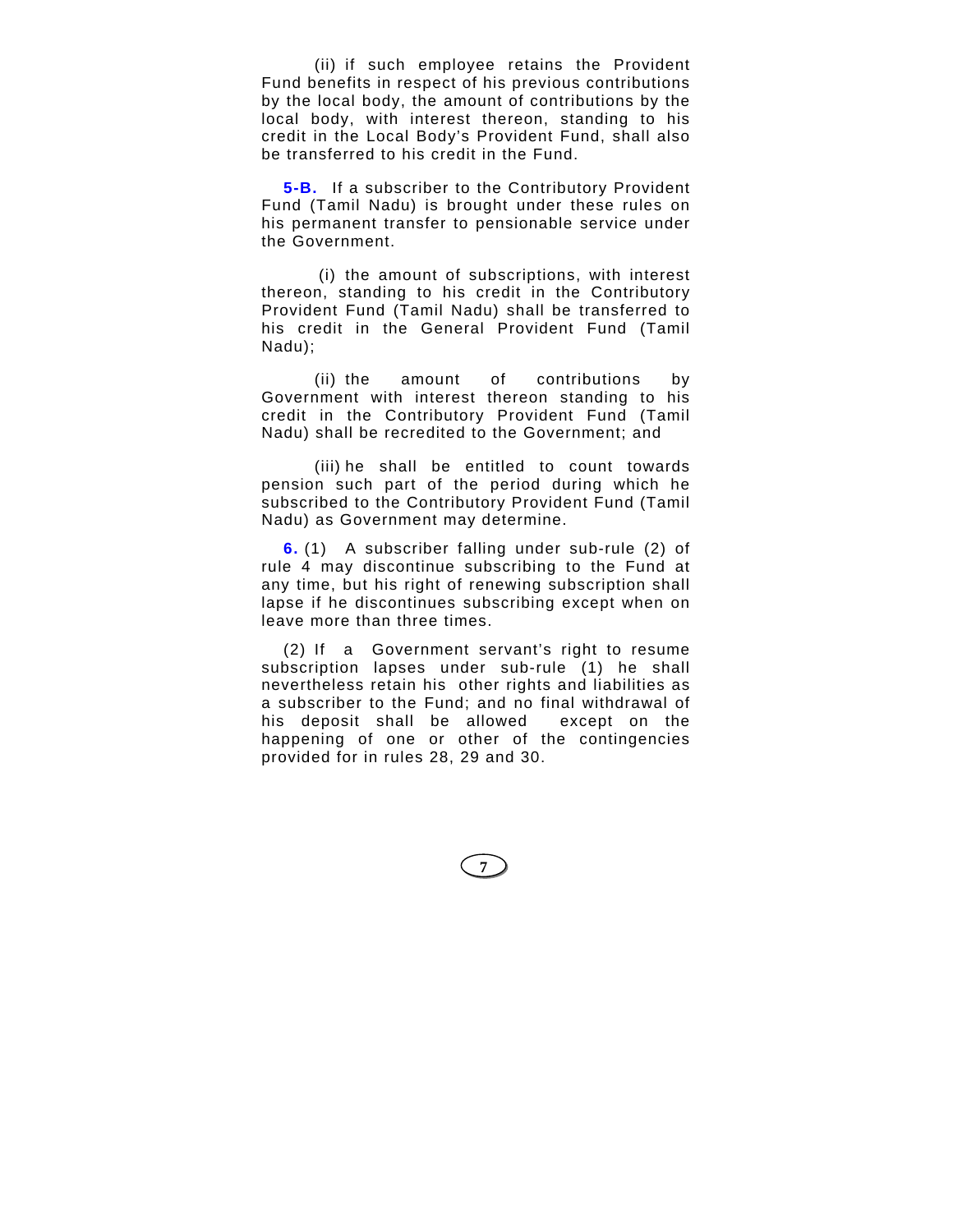(ii) if such employee retains the Provident Fund benefits in respect of his previous contributions by the local body, the amount of contributions by the local body, with interest thereon, standing to his credit in the Local Body's Provident Fund, shall also be transferred to his credit in the Fund.

**5-B.** If a subscriber to the Contributory Provident Fund (Tamil Nadu) is brought under these rules on his permanent transfer to pensionable service under the Government.

(i) the amount of subscriptions, with interest thereon, standing to his credit in the Contributory Provident Fund (Tamil Nadu) shall be transferred to his credit in the General Provident Fund (Tamil Nadu);

(ii) the amount of contributions by Government with interest thereon standing to his credit in the Contributory Provident Fund (Tamil Nadu) shall be recredited to the Government; and

(iii) he shall be entitled to count towards pension such part of the period during which he subscribed to the Contributory Provident Fund (Tamil Nadu) as Government may determine.

**6.** (1) A subscriber falling under sub-rule (2) of rule 4 may discontinue subscribing to the Fund at any time, but his right of renewing subscription shall lapse if he discontinues subscribing except when on leave more than three times.

(2) If a Government servant's right to resume subscription lapses under sub-rule (1) he shall nevertheless retain his other rights and liabilities as a subscriber to the Fund; and no final withdrawal of his deposit shall be allowed except on the happening of one or other of the contingencies provided for in rules 28, 29 and 30.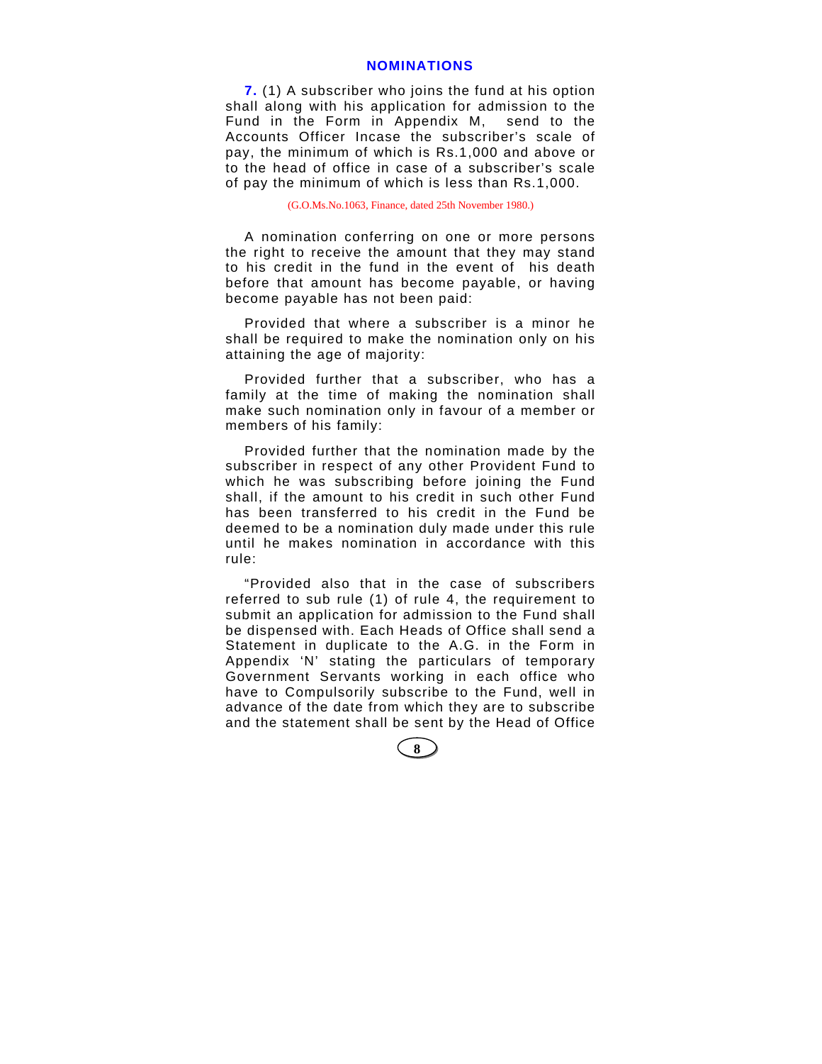## NOMINATIONS

**7.** (1) A subscriber who joins the fund at his option shall along with his application for admission to the Fund in the Form in Appendix M, send to the Accounts Officer Incase the subscriber's scale of pay, the minimum of which is Rs.1,000 and above or to the head of office in case of a subscriber's scale of pay the minimum of which is less than Rs.1,000.

(G.O.Ms.No.1063, Finance, dated 25th November 1980.)

A nomination conferring on one or more persons the right to receive the amount that they may stand to his credit in the fund in the event of his death before that amount has become payable, or having become payable has not been paid:

Provided that where a subscriber is a minor he shall be required to make the nomination only on his attaining the age of majority:

Provided further that a subscriber, who has a family at the time of making the nomination shall make such nomination only in favour of a member or members of his family:

Provided further that the nomination made by the subscriber in respect of any other Provident Fund to which he was subscribing before joining the Fund shall, if the amount to his credit in such other Fund has been transferred to his credit in the Fund be deemed to be a nomination duly made under this rule until he makes nomination in accordance with this rule:

"Provided also that in the case of subscribers referred to sub rule (1) of rule 4, the requirement to submit an application for admission to the Fund shall be dispensed with. Each Heads of Office shall send a Statement in duplicate to the A.G. in the Form in Appendix 'N' stating the particulars of temporary Government Servants working in each office who have to Compulsorily subscribe to the Fund, well in advance of the date from which they are to subscribe and the statement shall be sent by the Head of Office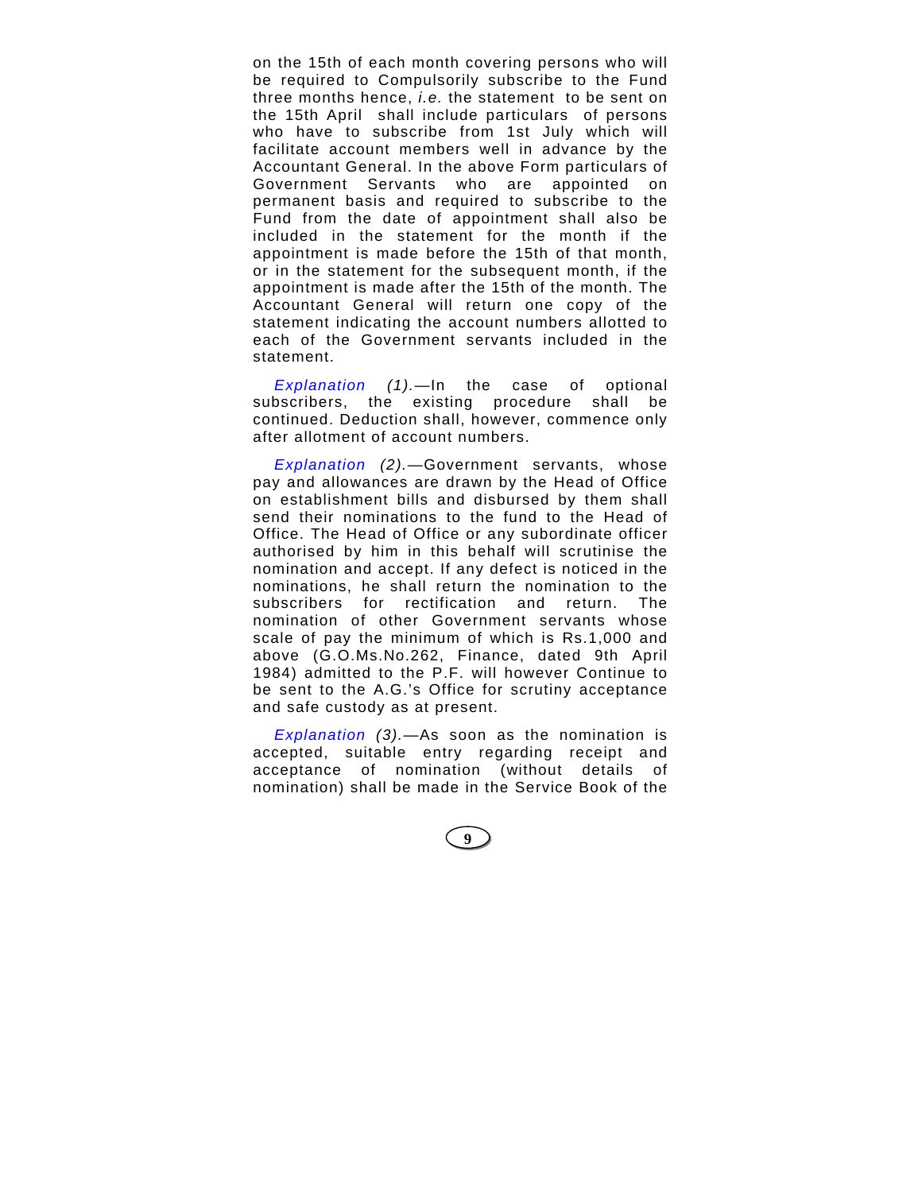on the 15th of each month covering persons who will be required to Compulsorily subscribe to the Fund three months hence, *i.e.* the statement to be sent on the 15th April shall include particulars of persons who have to subscribe from 1st July which will facilitate account members well in advance by the Accountant General. In the above Form particulars of Government Servants who are appointed on permanent basis and required to subscribe to the Fund from the date of appointment shall also be included in the statement for the month if the appointment is made before the 15th of that month, or in the statement for the subsequent month, if the appointment is made after the 15th of the month. The Accountant General will return one copy of the statement indicating the account numbers allotted to each of the Government servants included in the statement.

*Explanation (1).*—In the case of optional subscribers, the existing procedure shall be continued. Deduction shall, however, commence only after allotment of account numbers.

*Explanation (2).*—Government servants, whose pay and allowances are drawn by the Head of Office on establishment bills and disbursed by them shall send their nominations to the fund to the Head of Office. The Head of Office or any subordinate officer authorised by him in this behalf will scrutinise the nomination and accept. If any defect is noticed in the nominations, he shall return the nomination to the subscribers for rectification and return. The nomination of other Government servants whose scale of pay the minimum of which is Rs.1,000 and above (G.O.Ms.No.262, Finance, dated 9th April 1984) admitted to the P.F. will however Continue to be sent to the A.G.'s Office for scrutiny acceptance and safe custody as at present.

*Explanation (3).*—As soon as the nomination is accepted, suitable entry regarding receipt and acceptance of nomination (without details of nomination) shall be made in the Service Book of the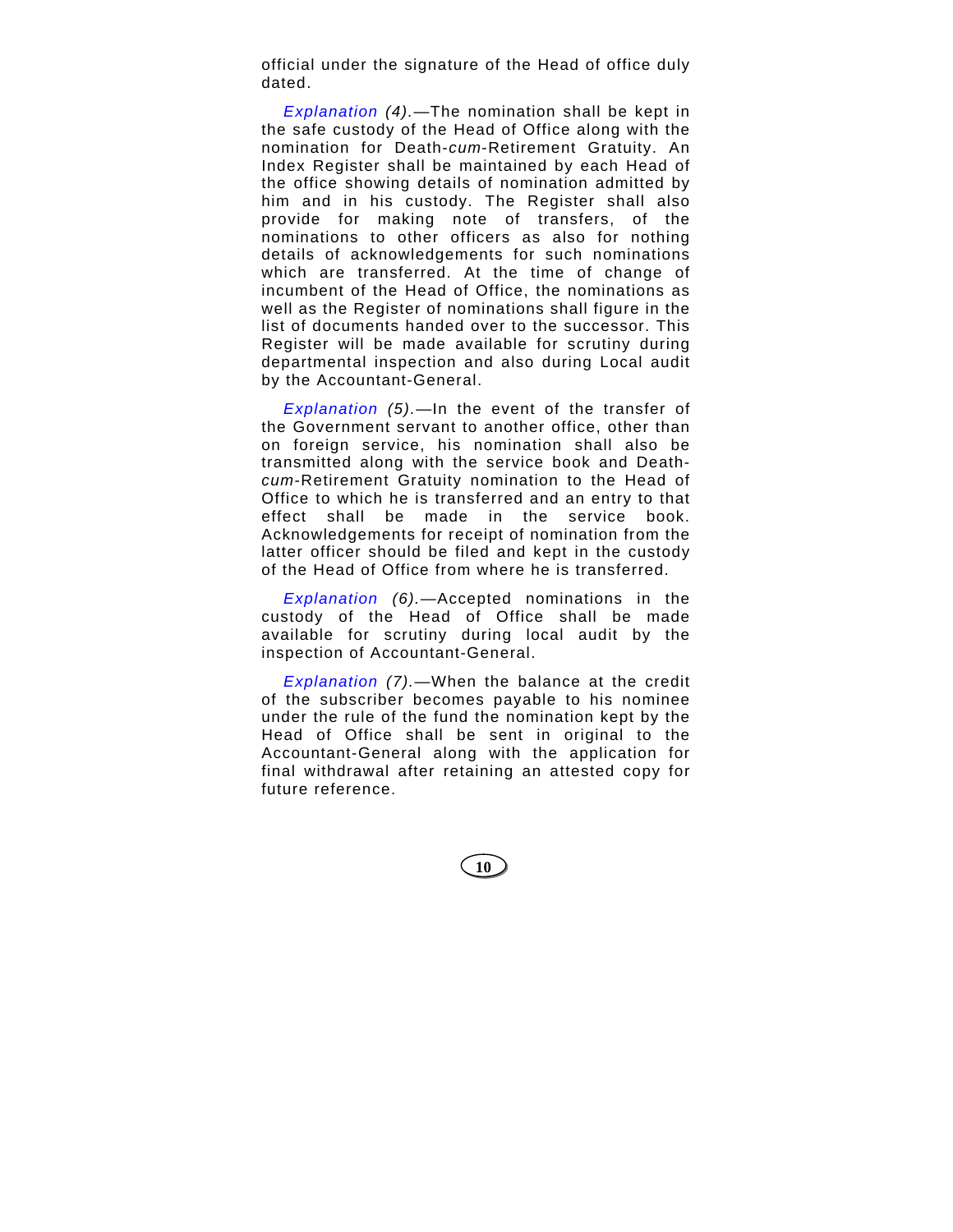official under the signature of the Head of office duly dated.

*Explanation (4).*—The nomination shall be kept in the safe custody of the Head of Office along with the nomination for Death-*cum*-Retirement Gratuity. An Index Register shall be maintained by each Head of the office showing details of nomination admitted by him and in his custody. The Register shall also provide for making note of transfers, of the nominations to other officers as also for nothing details of acknowledgements for such nominations which are transferred. At the time of change of incumbent of the Head of Office, the nominations as well as the Register of nominations shall figure in the list of documents handed over to the successor. This Register will be made available for scrutiny during departmental inspection and also during Local audit by the Accountant-General.

*Explanation (5).*—In the event of the transfer of the Government servant to another office, other than on foreign service, his nomination shall also be transmitted along with the service book and Death-*cum*-Retirement Gratuity nomination to the Head of Office to which he is transferred and an entry to that effect shall be made in the service book. Acknowledgements for receipt of nomination from the latter officer should be filed and kept in the custody of the Head of Office from where he is transferred.

*Explanation (6).*—Accepted nominations in the custody of the Head of Office shall be made available for scrutiny during local audit by the inspection of Accountant-General.

*Explanation (7).*—When the balance at the credit of the subscriber becomes payable to his nominee under the rule of the fund the nomination kept by the Head of Office shall be sent in original to the Accountant-General along with the application for final withdrawal after retaining an attested copy for future reference.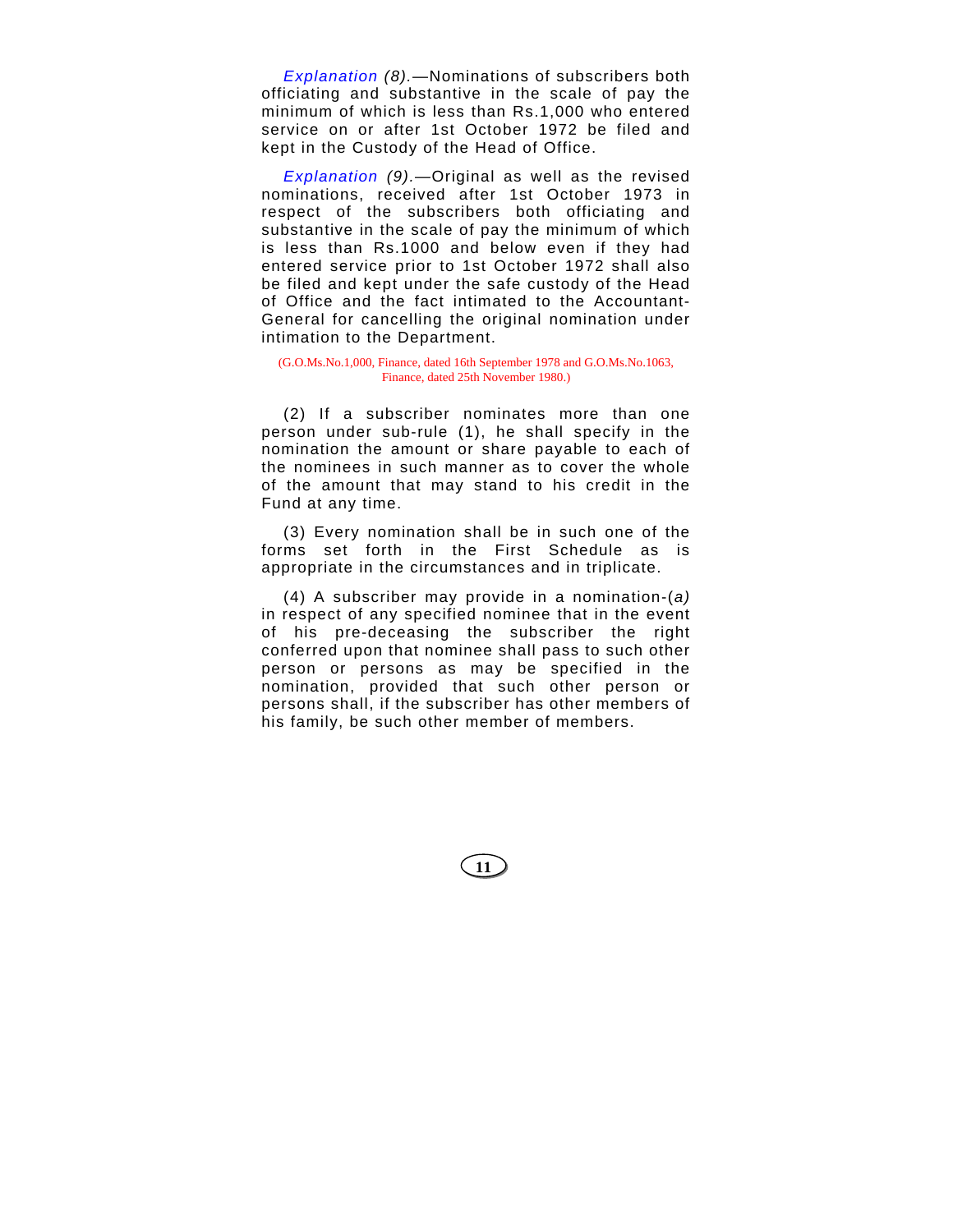*Explanation (8)*.—Nominations of subscribers both officiating and substantive in the scale of pay the minimum of which is less than Rs.1,000 who entered service on or after 1st October 1972 be filed and kept in the Custody of the Head of Office.

*Explanation (9)*.—Original as well as the revised nominations, received after 1st October 1973 in respect of the subscribers both officiating and substantive in the scale of pay the minimum of which is less than Rs.1000 and below even if they had entered service prior to 1st October 1972 shall also be filed and kept under the safe custody of the Head of Office and the fact intimated to the Accountant-General for cancelling the original nomination under intimation to the Department.

(G.O.Ms.No.1,000, Finance, dated 16th September 1978 and G.O.Ms.No.1063, Finance, dated 25th November 1980.)

(2) If a subscriber nominates more than one person under sub-rule (1), he shall specify in the nomination the amount or share payable to each of the nominees in such manner as to cover the whole of the amount that may stand to his credit in the Fund at any time.

(3) Every nomination shall be in such one of the forms set forth in the First Schedule as is appropriate in the circumstances and in triplicate.

(4) A subscriber may provide in a nomination-*(a)* in respect of any specified nominee that in the event of his pre-deceasing the subscriber the right conferred upon that nominee shall pass to such other person or persons as may be specified in the nomination, provided that such other person or persons shall, if the subscriber has other members of his family, be such other member of members.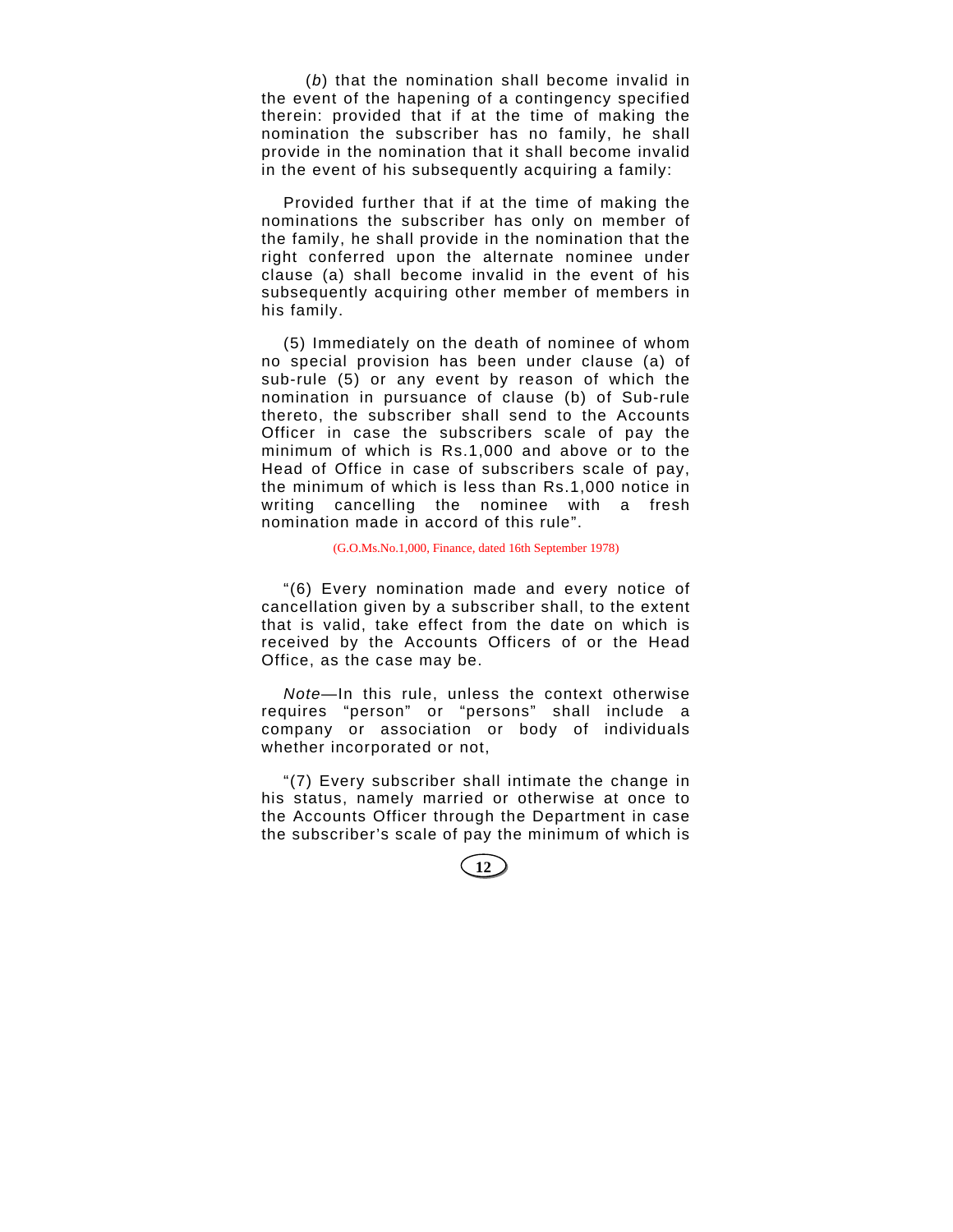(*b*) that the nomination shall become invalid in the event of the hapening of a contingency specified therein: provided that if at the time of making the nomination the subscriber has no family, he shall provide in the nomination that it shall become invalid in the event of his subsequently acquiring a family:

Provided further that if at the time of making the nominations the subscriber has only on member of the family, he shall provide in the nomination that the right conferred upon the alternate nominee under clause (a) shall become invalid in the event of his subsequently acquiring other member of members in his family.

(5) Immediately on the death of nominee of whom no special provision has been under clause (a) of sub-rule (5) or any event by reason of which the nomination in pursuance of clause (b) of Sub-rule thereto, the subscriber shall send to the Accounts Officer in case the subscribers scale of pay the minimum of which is Rs.1,000 and above or to the Head of Office in case of subscribers scale of pay, the minimum of which is less than Rs.1,000 notice in writing cancelling the nominee with a fresh nomination made in accord of this rule".

(G.O.Ms.No.1,000, Finance, dated 16th September 1978)

"(6) Every nomination made and every notice of cancellation given by a subscriber shall, to the extent that is valid, take effect from the date on which is received by the Accounts Officers of or the Head Office, as the case may be.

*Note*—In this rule, unless the context otherwise requires "person" or "persons" shall include a company or association or body of individuals whether incorporated or not,

"(7) Every subscriber shall intimate the change in his status, namely married or otherwise at once to the Accounts Officer through the Department in case the subscriber's scale of pay the minimum of which is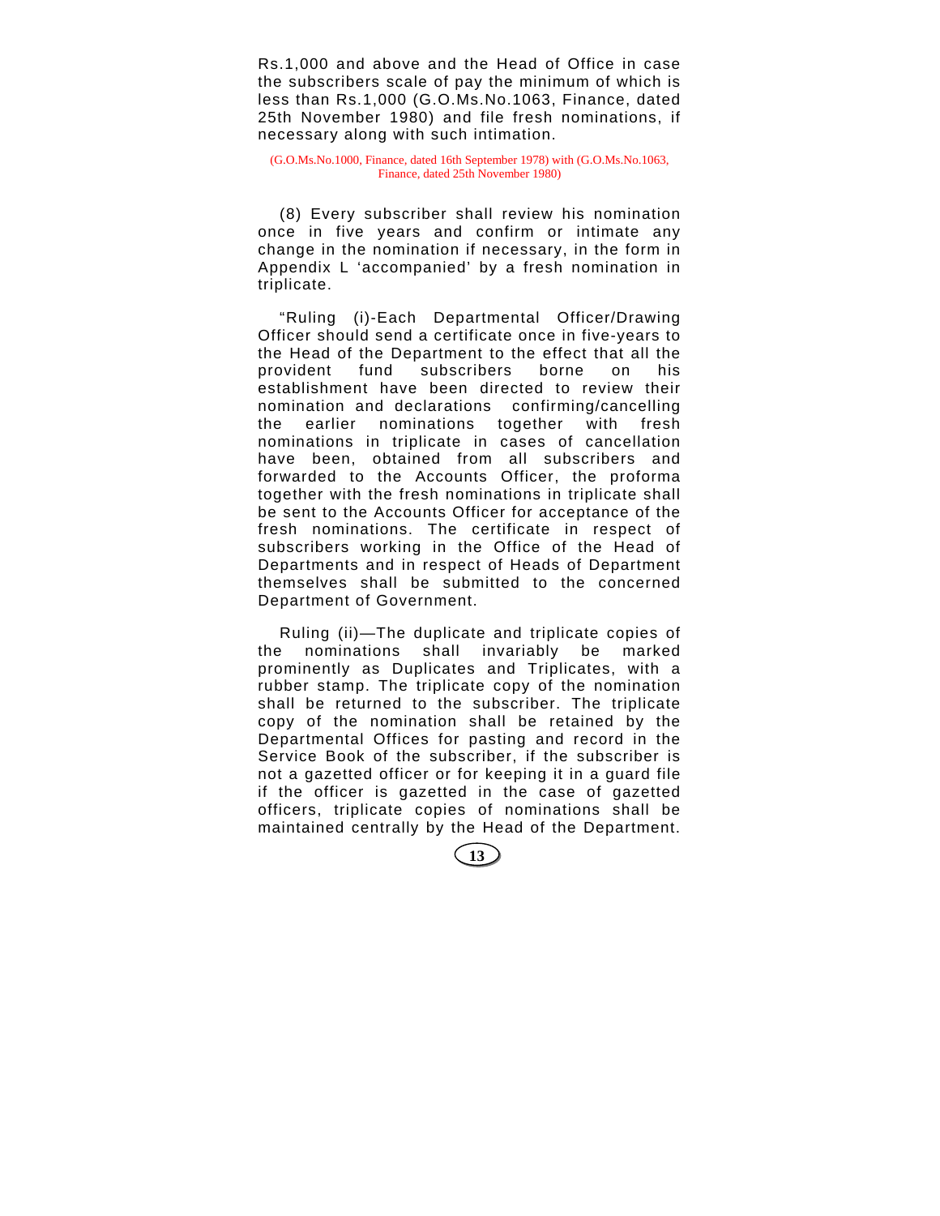Rs.1,000 and above and the Head of Office in case the subscribers scale of pay the minimum of which is less than Rs.1,000 (G.O.Ms.No.1063, Finance, dated 25th November 1980) and file fresh nominations, if necessary along with such intimation.

(G.O.Ms.No.1000, Finance, dated 16th September 1978) with (G.O.Ms.No.1063, Finance, dated 25th November 1980)

(8) Every subscriber shall review his nomination once in five years and confirm or intimate any change in the nomination if necessary, in the form in Appendix L 'accompanied' by a fresh nomination in triplicate.

"Ruling (i)-Each Departmental Officer/Drawing Officer should send a certificate once in five-years to the Head of the Department to the effect that all the provident fund subscribers borne on his establishment have been directed to review their nomination and declarations confirming/cancelling the earlier nominations together with fresh nominations in triplicate in cases of cancellation have been, obtained from all subscribers and forwarded to the Accounts Officer, the proforma together with the fresh nominations in triplicate shall be sent to the Accounts Officer for acceptance of the fresh nominations. The certificate in respect of subscribers working in the Office of the Head of Departments and in respect of Heads of Department themselves shall be submitted to the concerned Department of Government.

Ruling (ii)—The duplicate and triplicate copies of the nominations shall invariably be marked prominently as Duplicates and Triplicates, with a rubber stamp. The triplicate copy of the nomination shall be returned to the subscriber. The triplicate copy of the nomination shall be retained by the Departmental Offices for pasting and record in the Service Book of the subscriber, if the subscriber is not a gazetted officer or for keeping it in a guard file if the officer is gazetted in the case of gazetted officers, triplicate copies of nominations shall be maintained centrally by the Head of the Department.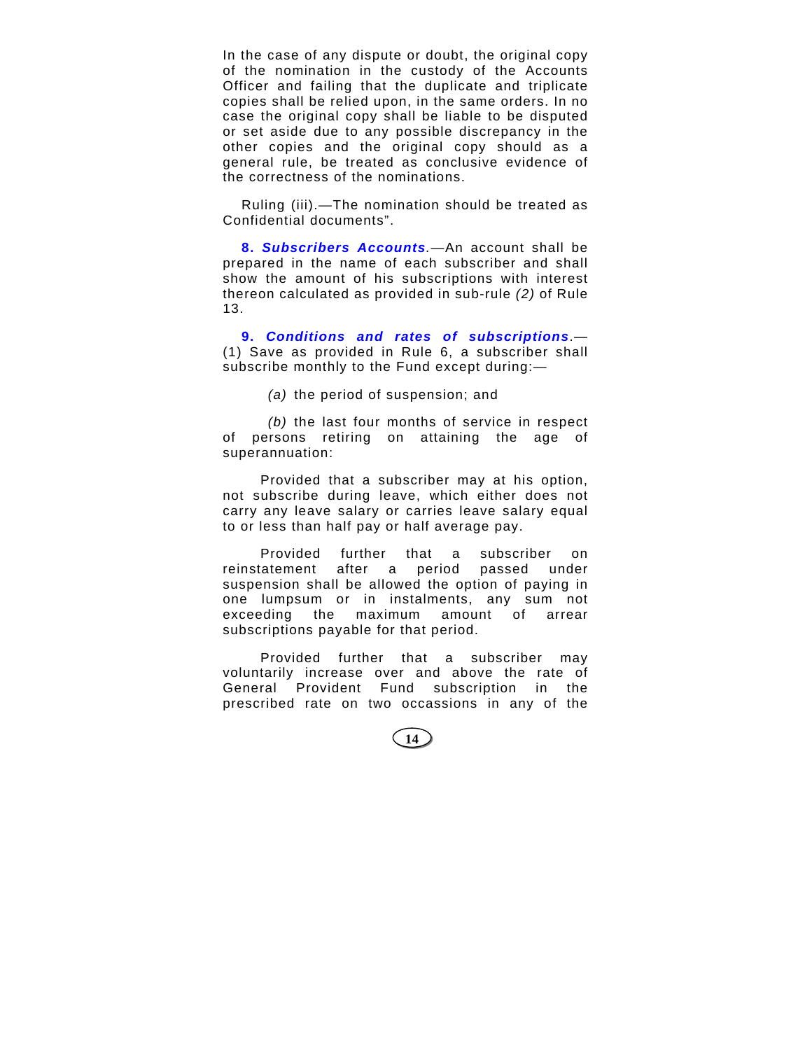In the case of any dispute or doubt, the original copy of the nomination in the custody of the Accounts Officer and failing that the duplicate and triplicate copies shall be relied upon, in the same orders. In no case the original copy shall be liable to be disputed or set aside due to any possible discrepancy in the other copies and the original copy should as a general rule, be treated as conclusive evidence of the correctness of the nominations.

Ruling (iii).—The nomination should be treated as Confidential documents".

**8. *Subscribers Accounts*.**—An account shall be prepared in the name of each subscriber and shall show the amount of his subscriptions with interest thereon calculated as provided in sub-rule *(2)* of Rule 13.

**9. *Conditions and rates of subscriptions*.**—(1) Save as provided in Rule 6, a subscriber shall subscribe monthly to the Fund except during:—

*(a)* the period of suspension; and

*(b)* the last four months of service in respect of persons retiring on attaining the age of superannuation:

Provided that a subscriber may at his option, not subscribe during leave, which either does not carry any leave salary or carries leave salary equal to or less than half pay or half average pay.

Provided further that a subscriber on reinstatement after a period passed under suspension shall be allowed the option of paying in one lumpsum or in instalments, any sum not exceeding the maximum amount of arrear subscriptions payable for that period.

Provided further that a subscriber may voluntarily increase over and above the rate of General Provident Fund subscription in the prescribed rate on two occassions in any of the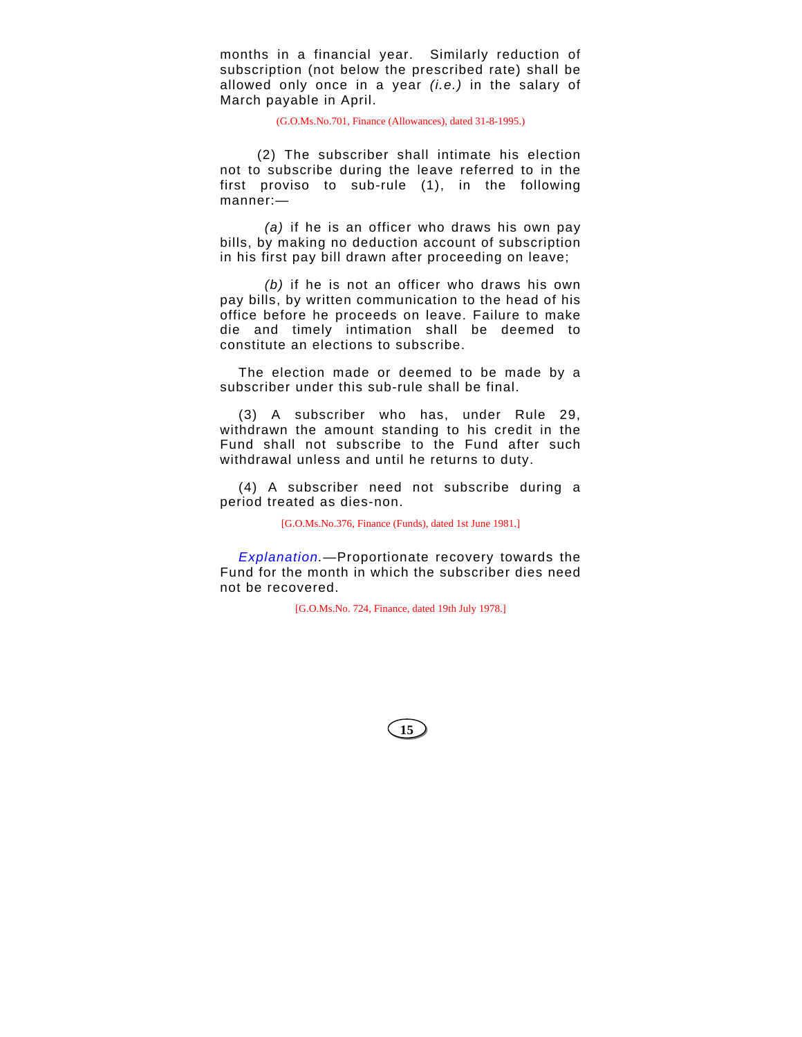months in a financial year. Similarly reduction of subscription (not below the prescribed rate) shall be allowed only once in a year *(i.e.)* in the salary of March payable in April.

(G.O.Ms.No.701, Finance (Allowances), dated 31-8-1995.)

(2) The subscriber shall intimate his election not to subscribe during the leave referred to in the first proviso to sub-rule (1), in the following manner:—

*(a)* if he is an officer who draws his own pay bills, by making no deduction account of subscription in his first pay bill drawn after proceeding on leave;

*(b)* if he is not an officer who draws his own pay bills, by written communication to the head of his office before he proceeds on leave. Failure to make die and timely intimation shall be deemed to constitute an elections to subscribe.

The election made or deemed to be made by a subscriber under this sub-rule shall be final.

(3) A subscriber who has, under Rule 29, withdrawn the amount standing to his credit in the Fund shall not subscribe to the Fund after such withdrawal unless and until he returns to duty.

(4) A subscriber need not subscribe during a period treated as dies-non.

[G.O.Ms.No.376, Finance (Funds), dated 1st June 1981.]

*Explanation.*—Proportionate recovery towards the Fund for the month in which the subscriber dies need not be recovered.

[G.O.Ms.No. 724, Finance, dated 19th July 1978.]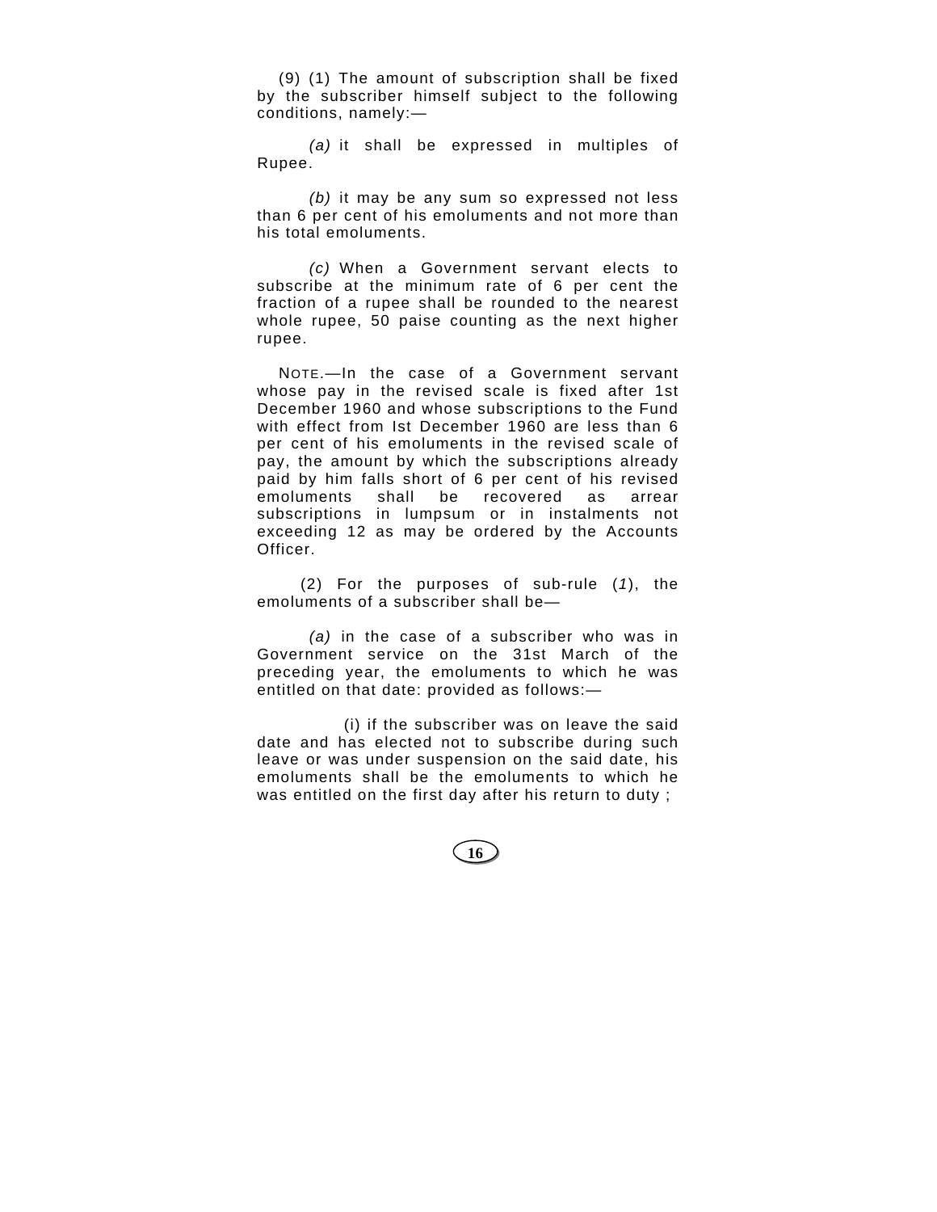(9) (1) The amount of subscription shall be fixed by the subscriber himself subject to the following conditions, namely:—

*(a)* it shall be expressed in multiples of Rupee.

*(b)* it may be any sum so expressed not less than 6 per cent of his emoluments and not more than his total emoluments.

*(c)* When a Government servant elects to subscribe at the minimum rate of 6 per cent the fraction of a rupee shall be rounded to the nearest whole rupee, 50 paise counting as the next higher rupee.

NOTE.—In the case of a Government servant whose pay in the revised scale is fixed after 1st December 1960 and whose subscriptions to the Fund with effect from Ist December 1960 are less than 6 per cent of his emoluments in the revised scale of pay, the amount by which the subscriptions already paid by him falls short of 6 per cent of his revised emoluments shall be recovered as arrear subscriptions in lumpsum or in instalments not exceeding 12 as may be ordered by the Accounts Officer.

(2) For the purposes of sub-rule (*1*), the emoluments of a subscriber shall be—

*(a)* in the case of a subscriber who was in Government service on the 31st March of the preceding year, the emoluments to which he was entitled on that date: provided as follows:—

(i) if the subscriber was on leave the said date and has elected not to subscribe during such leave or was under suspension on the said date, his emoluments shall be the emoluments to which he was entitled on the first day after his return to duty ;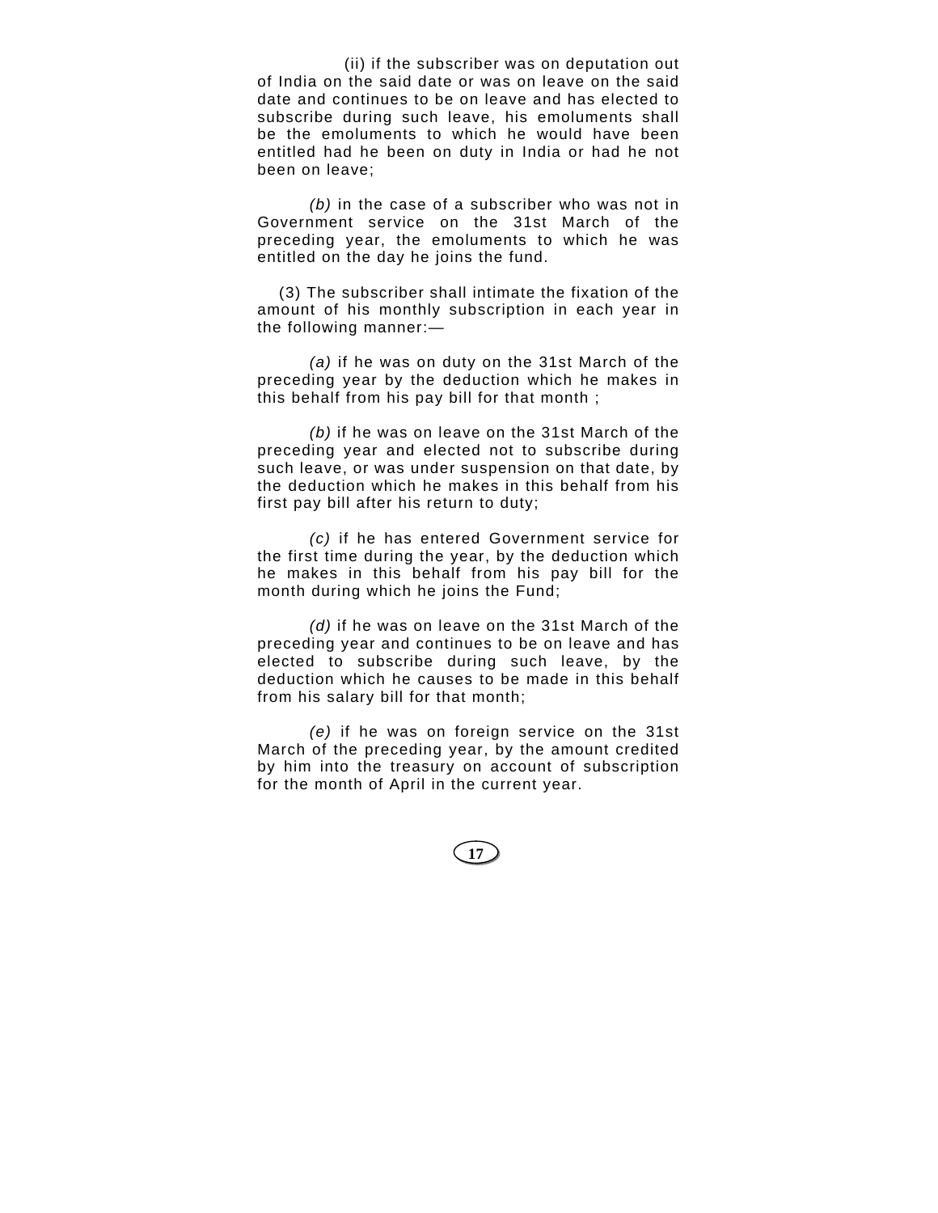(ii) if the subscriber was on deputation out of India on the said date or was on leave on the said date and continues to be on leave and has elected to subscribe during such leave, his emoluments shall be the emoluments to which he would have been entitled had he been on duty in India or had he not been on leave;

*(b)* in the case of a subscriber who was not in Government service on the 31st March of the preceding year, the emoluments to which he was entitled on the day he joins the fund.

(3) The subscriber shall intimate the fixation of the amount of his monthly subscription in each year in the following manner:—

*(a)* if he was on duty on the 31st March of the preceding year by the deduction which he makes in this behalf from his pay bill for that month ;

*(b)* if he was on leave on the 31st March of the preceding year and elected not to subscribe during such leave, or was under suspension on that date, by the deduction which he makes in this behalf from his first pay bill after his return to duty;

*(c)* if he has entered Government service for the first time during the year, by the deduction which he makes in this behalf from his pay bill for the month during which he joins the Fund;

*(d)* if he was on leave on the 31st March of the preceding year and continues to be on leave and has elected to subscribe during such leave, by the deduction which he causes to be made in this behalf from his salary bill for that month;

*(e)* if he was on foreign service on the 31st March of the preceding year, by the amount credited by him into the treasury on account of subscription for the month of April in the current year.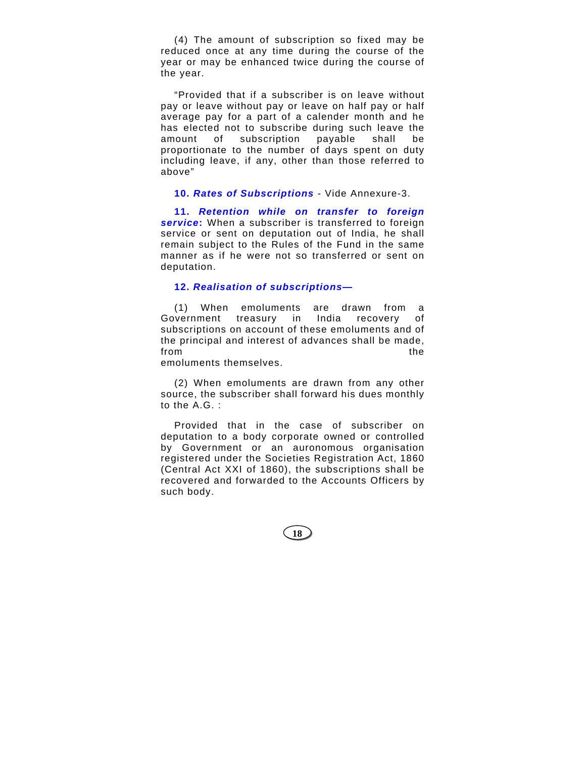(4) The amount of subscription so fixed may be reduced once at any time during the course of the year or may be enhanced twice during the course of the year.

"Provided that if a subscriber is on leave without pay or leave without pay or leave on half pay or half average pay for a part of a calender month and he has elected not to subscribe during such leave the amount of subscription payable shall be proportionate to the number of days spent on duty including leave, if any, other than those referred to above"

**10. *Rates of Subscriptions*** - Vide Annexure-3.

**11. *Retention while on transfer to foreign service*:** When a subscriber is transferred to foreign service or sent on deputation out of India, he shall remain subject to the Rules of the Fund in the same manner as if he were not so transferred or sent on deputation.

**12. *Realisation of subscriptions—***

(1) When emoluments are drawn from a Government treasury in India recovery of subscriptions on account of these emoluments and of the principal and interest of advances shall be made, from the emoluments themselves.

(2) When emoluments are drawn from any other source, the subscriber shall forward his dues monthly to the A.G. :

Provided that in the case of subscriber on deputation to a body corporate owned or controlled by Government or an auronomous organisation registered under the Societies Registration Act, 1860 (Central Act XXI of 1860), the subscriptions shall be recovered and forwarded to the Accounts Officers by such body.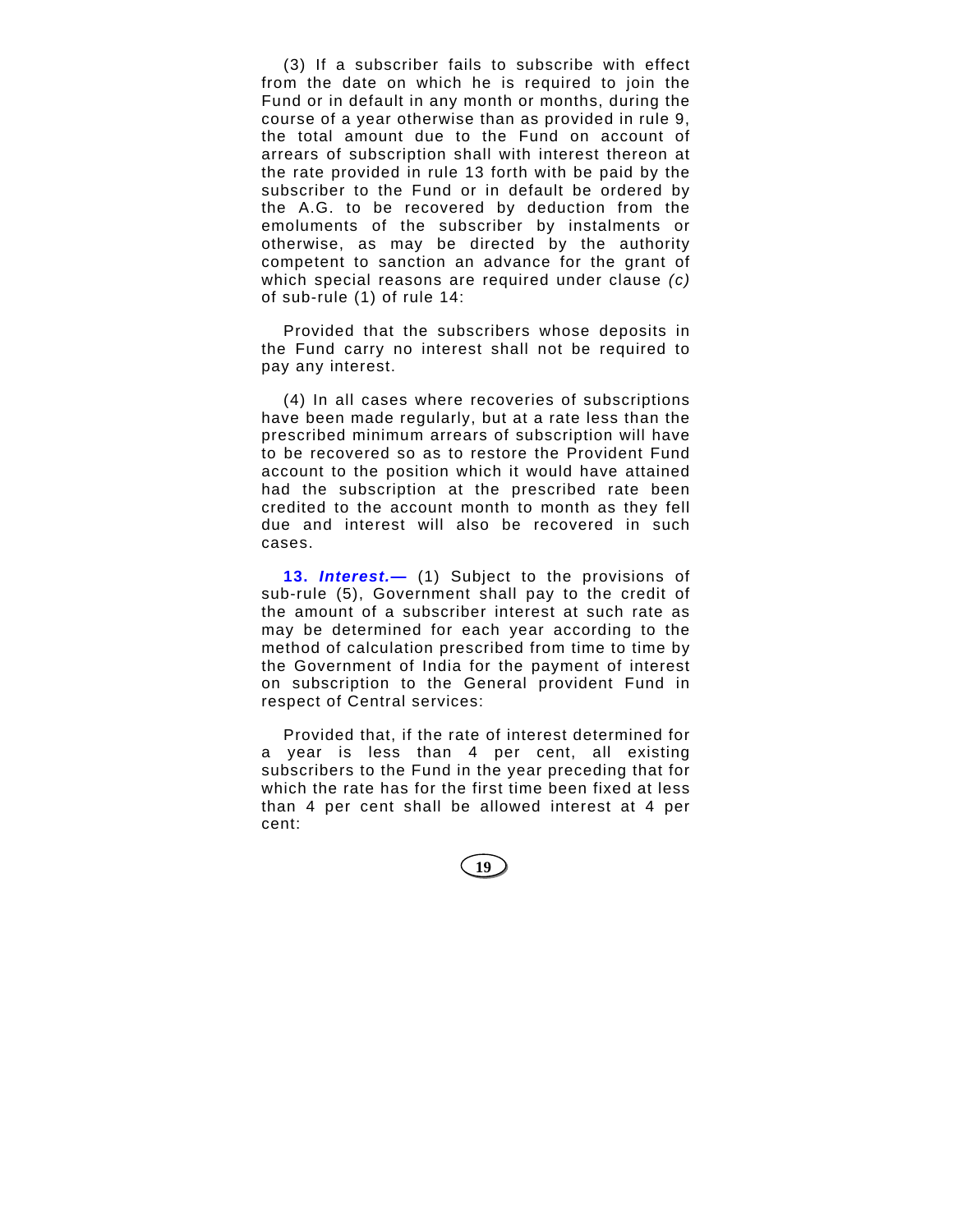(3) If a subscriber fails to subscribe with effect from the date on which he is required to join the Fund or in default in any month or months, during the course of a year otherwise than as provided in rule 9, the total amount due to the Fund on account of arrears of subscription shall with interest thereon at the rate provided in rule 13 forth with be paid by the subscriber to the Fund or in default be ordered by the A.G. to be recovered by deduction from the emoluments of the subscriber by instalments or otherwise, as may be directed by the authority competent to sanction an advance for the grant of which special reasons are required under clause *(c)* of sub-rule (1) of rule 14:

Provided that the subscribers whose deposits in the Fund carry no interest shall not be required to pay any interest.

(4) In all cases where recoveries of subscriptions have been made regularly, but at a rate less than the prescribed minimum arrears of subscription will have to be recovered so as to restore the Provident Fund account to the position which it would have attained had the subscription at the prescribed rate been credited to the account month to month as they fell due and interest will also be recovered in such cases.

**13. *Interest.*—** (1) Subject to the provisions of sub-rule (5), Government shall pay to the credit of the amount of a subscriber interest at such rate as may be determined for each year according to the method of calculation prescribed from time to time by the Government of India for the payment of interest on subscription to the General provident Fund in respect of Central services:

Provided that, if the rate of interest determined for a year is less than 4 per cent, all existing subscribers to the Fund in the year preceding that for which the rate has for the first time been fixed at less than 4 per cent shall be allowed interest at 4 per cent: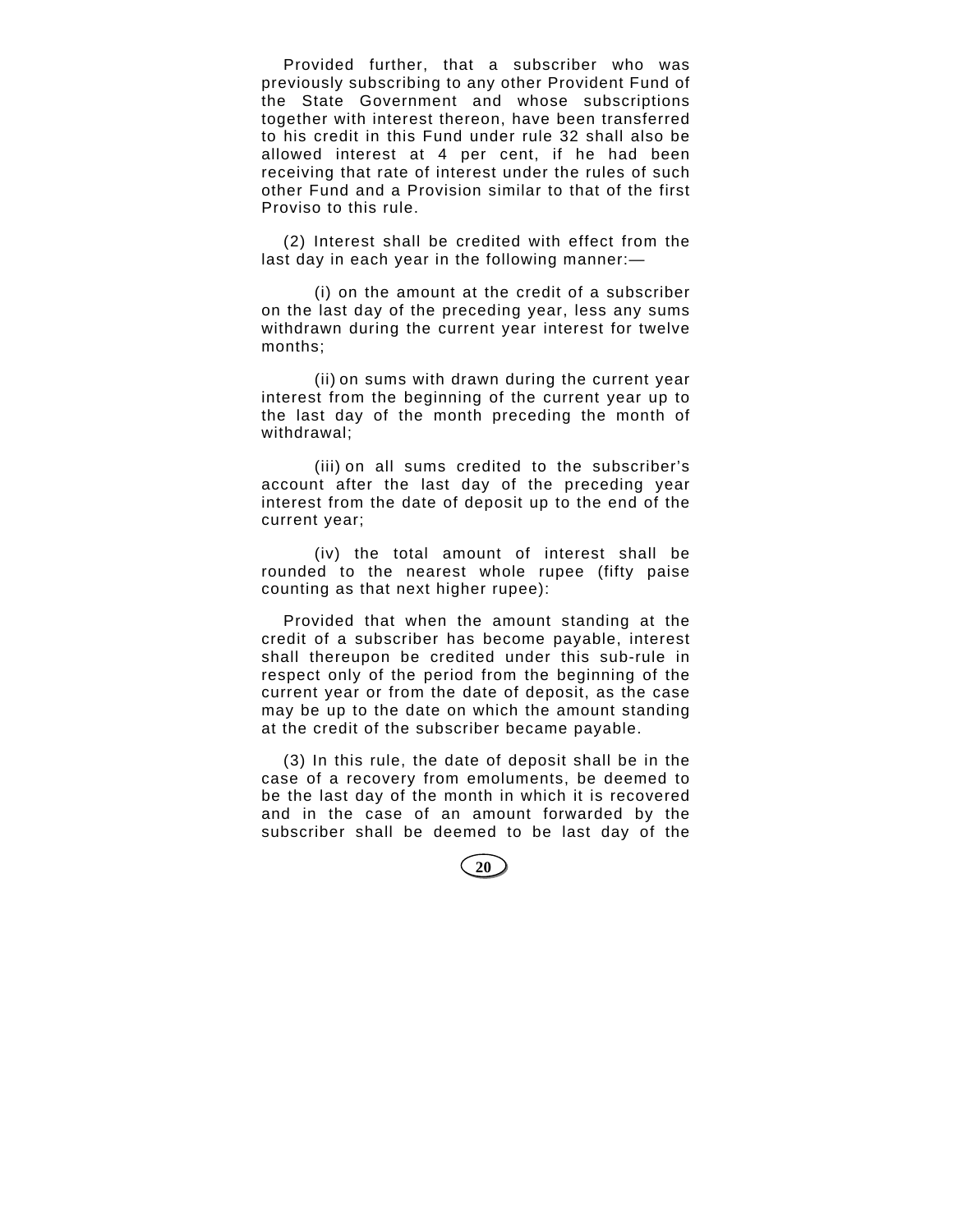Provided further, that a subscriber who was previously subscribing to any other Provident Fund of the State Government and whose subscriptions together with interest thereon, have been transferred to his credit in this Fund under rule 32 shall also be allowed interest at 4 per cent, if he had been receiving that rate of interest under the rules of such other Fund and a Provision similar to that of the first Proviso to this rule.

(2) Interest shall be credited with effect from the last day in each year in the following manner:—

(i) on the amount at the credit of a subscriber on the last day of the preceding year, less any sums withdrawn during the current year interest for twelve months;

(ii) on sums with drawn during the current year interest from the beginning of the current year up to the last day of the month preceding the month of withdrawal;

(iii) on all sums credited to the subscriber's account after the last day of the preceding year interest from the date of deposit up to the end of the current year;

(iv) the total amount of interest shall be rounded to the nearest whole rupee (fifty paise counting as that next higher rupee):

Provided that when the amount standing at the credit of a subscriber has become payable, interest shall thereupon be credited under this sub-rule in respect only of the period from the beginning of the current year or from the date of deposit, as the case may be up to the date on which the amount standing at the credit of the subscriber became payable.

(3) In this rule, the date of deposit shall be in the case of a recovery from emoluments, be deemed to be the last day of the month in which it is recovered and in the case of an amount forwarded by the subscriber shall be deemed to be last day of the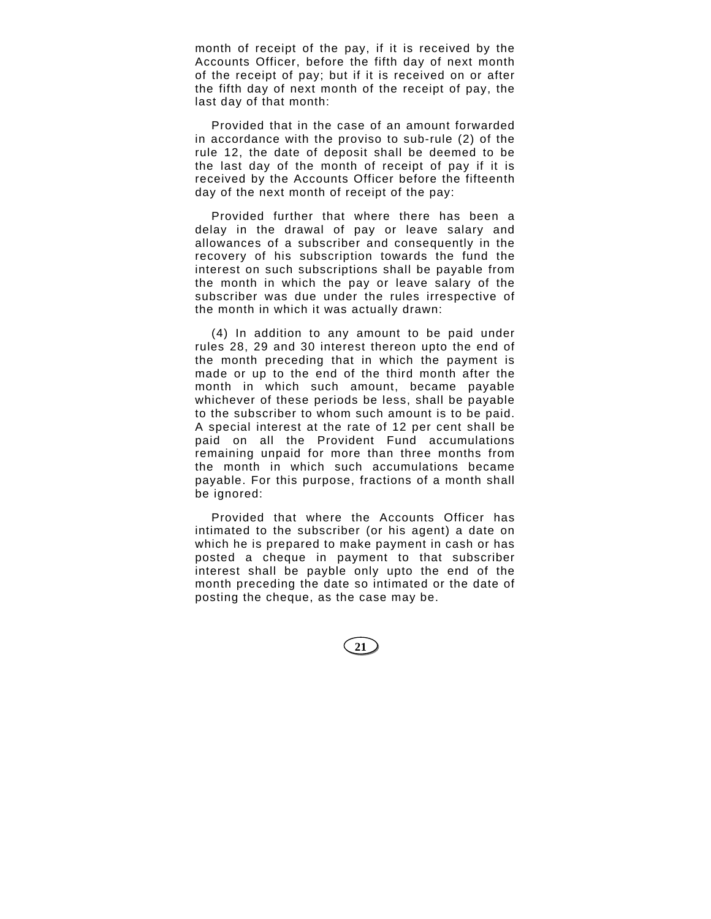month of receipt of the pay, if it is received by the Accounts Officer, before the fifth day of next month of the receipt of pay; but if it is received on or after the fifth day of next month of the receipt of pay, the last day of that month:

Provided that in the case of an amount forwarded in accordance with the proviso to sub-rule (2) of the rule 12, the date of deposit shall be deemed to be the last day of the month of receipt of pay if it is received by the Accounts Officer before the fifteenth day of the next month of receipt of the pay:

Provided further that where there has been a delay in the drawal of pay or leave salary and allowances of a subscriber and consequently in the recovery of his subscription towards the fund the interest on such subscriptions shall be payable from the month in which the pay or leave salary of the subscriber was due under the rules irrespective of the month in which it was actually drawn:

(4) In addition to any amount to be paid under rules 28, 29 and 30 interest thereon upto the end of the month preceding that in which the payment is made or up to the end of the third month after the month in which such amount, became payable whichever of these periods be less, shall be payable to the subscriber to whom such amount is to be paid. A special interest at the rate of 12 per cent shall be paid on all the Provident Fund accumulations remaining unpaid for more than three months from the month in which such accumulations became payable. For this purpose, fractions of a month shall be ignored:

Provided that where the Accounts Officer has intimated to the subscriber (or his agent) a date on which he is prepared to make payment in cash or has posted a cheque in payment to that subscriber interest shall be payble only upto the end of the month preceding the date so intimated or the date of posting the cheque, as the case may be.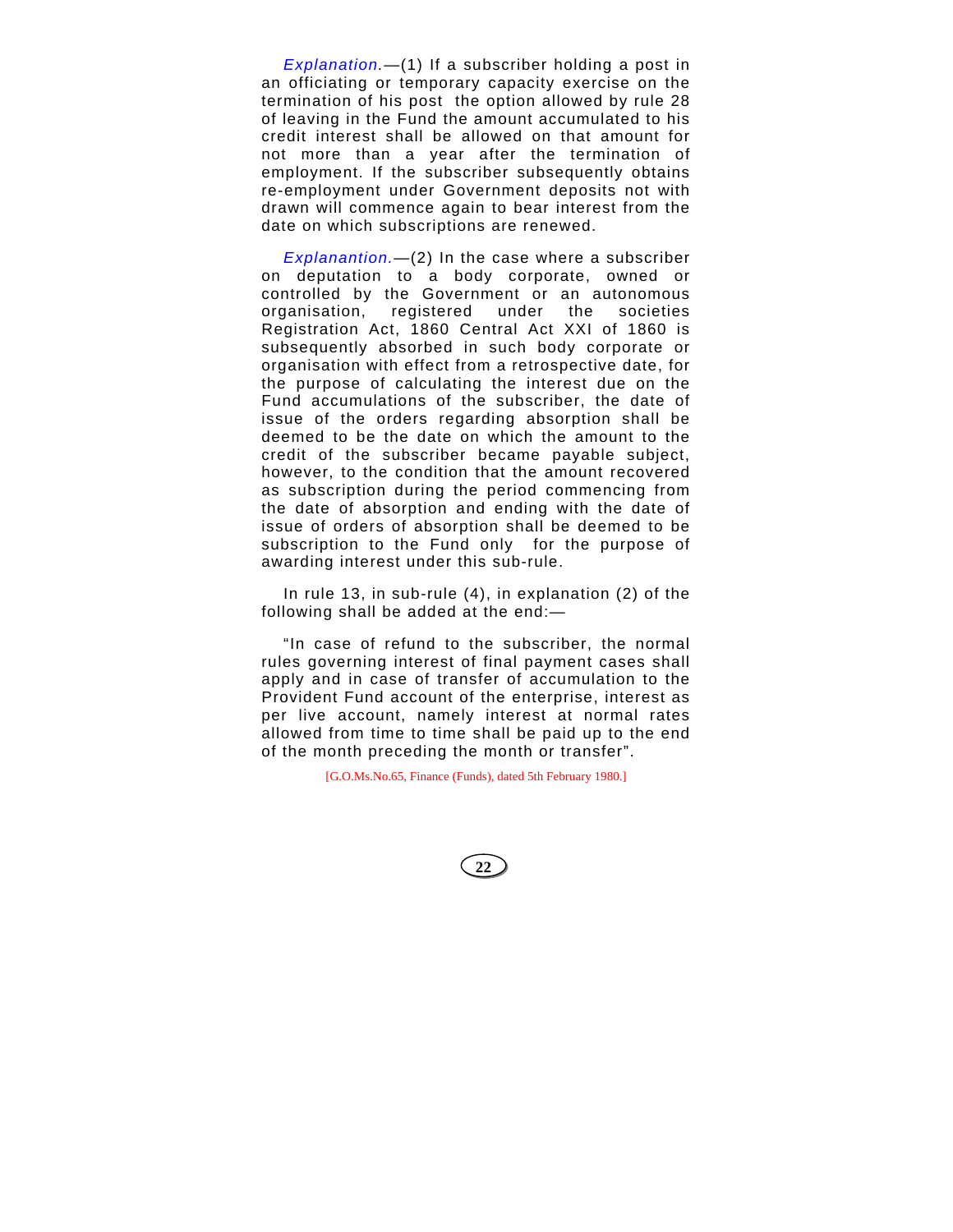*Explanation.*—(1) If a subscriber holding a post in an officiating or temporary capacity exercise on the termination of his post the option allowed by rule 28 of leaving in the Fund the amount accumulated to his credit interest shall be allowed on that amount for not more than a year after the termination of employment. If the subscriber subsequently obtains re-employment under Government deposits not with drawn will commence again to bear interest from the date on which subscriptions are renewed.

*Explanantion.*—(2) In the case where a subscriber on deputation to a body corporate, owned or controlled by the Government or an autonomous organisation, registered under the societies Registration Act, 1860 Central Act XXI of 1860 is subsequently absorbed in such body corporate or organisation with effect from a retrospective date, for the purpose of calculating the interest due on the Fund accumulations of the subscriber, the date of issue of the orders regarding absorption shall be deemed to be the date on which the amount to the credit of the subscriber became payable subject, however, to the condition that the amount recovered as subscription during the period commencing from the date of absorption and ending with the date of issue of orders of absorption shall be deemed to be subscription to the Fund only for the purpose of awarding interest under this sub-rule.

In rule 13, in sub-rule (4), in explanation (2) of the following shall be added at the end:—

"In case of refund to the subscriber, the normal rules governing interest of final payment cases shall apply and in case of transfer of accumulation to the Provident Fund account of the enterprise, interest as per live account, namely interest at normal rates allowed from time to time shall be paid up to the end of the month preceding the month or transfer".

[G.O.Ms.No.65, Finance (Funds), dated 5th February 1980.]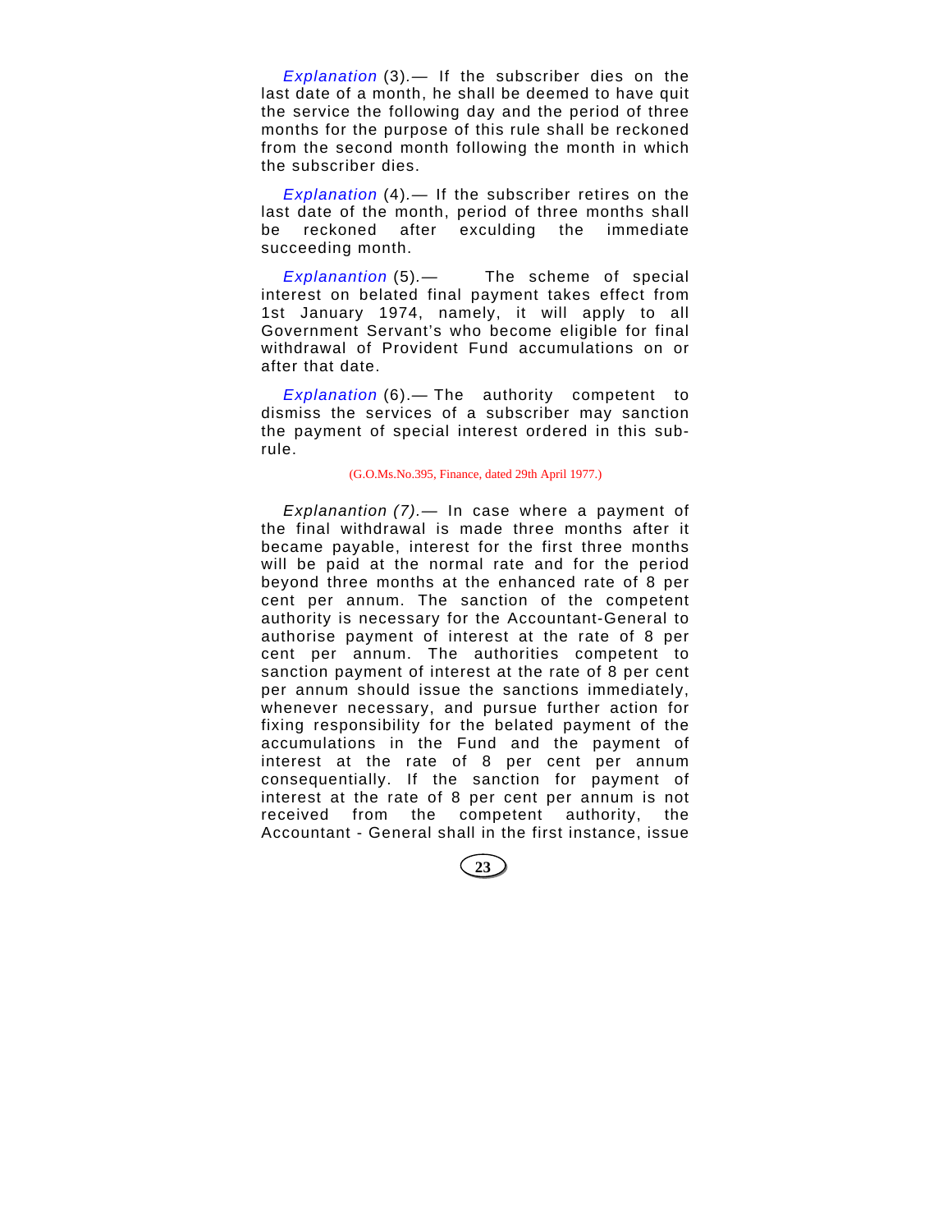*Explanation* (3).— If the subscriber dies on the last date of a month, he shall be deemed to have quit the service the following day and the period of three months for the purpose of this rule shall be reckoned from the second month following the month in which the subscriber dies.

*Explanation* (4).— If the subscriber retires on the last date of the month, period of three months shall be reckoned after exculding the immediate succeeding month.

*Explanantion* (5).— The scheme of special interest on belated final payment takes effect from 1st January 1974, namely, it will apply to all Government Servant's who become eligible for final withdrawal of Provident Fund accumulations on or after that date.

*Explanation* (6).— The authority competent to dismiss the services of a subscriber may sanction the payment of special interest ordered in this sub-rule.

(G.O.Ms.No.395, Finance, dated 29th April 1977.)

*Explanantion (7).*— In case where a payment of the final withdrawal is made three months after it became payable, interest for the first three months will be paid at the normal rate and for the period beyond three months at the enhanced rate of 8 per cent per annum. The sanction of the competent authority is necessary for the Accountant-General to authorise payment of interest at the rate of 8 per cent per annum. The authorities competent to sanction payment of interest at the rate of 8 per cent per annum should issue the sanctions immediately, whenever necessary, and pursue further action for fixing responsibility for the belated payment of the accumulations in the Fund and the payment of interest at the rate of 8 per cent per annum consequentially. If the sanction for payment of interest at the rate of 8 per cent per annum is not received from the competent authority, the Accountant - General shall in the first instance, issue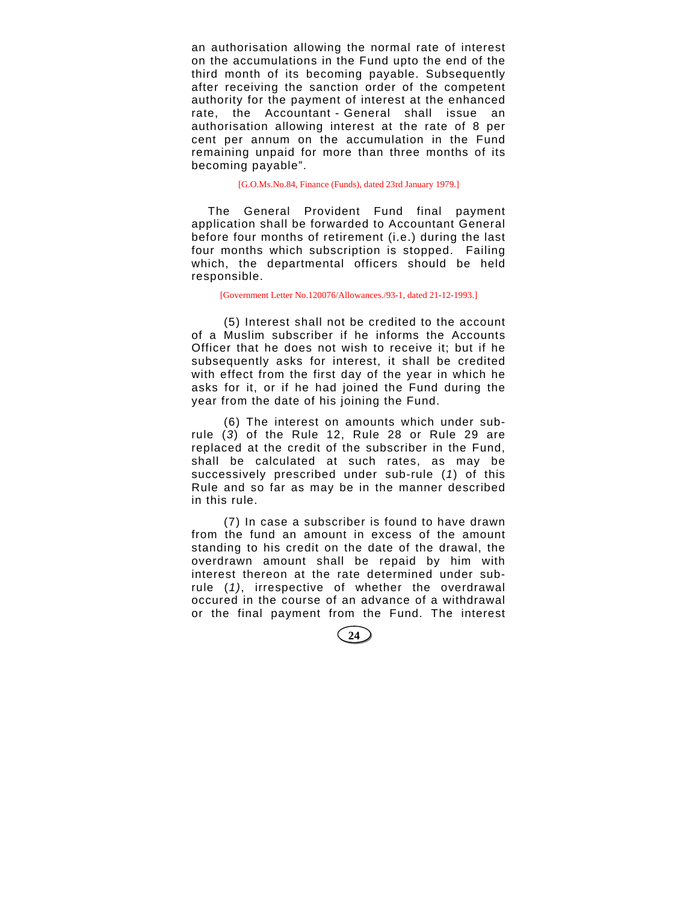an authorisation allowing the normal rate of interest on the accumulations in the Fund upto the end of the third month of its becoming payable. Subsequently after receiving the sanction order of the competent authority for the payment of interest at the enhanced rate, the Accountant - General shall issue an authorisation allowing interest at the rate of 8 per cent per annum on the accumulation in the Fund remaining unpaid for more than three months of its becoming payable".

[G.O.Ms.No.84, Finance (Funds), dated 23rd January 1979.]

The General Provident Fund final payment application shall be forwarded to Accountant General before four months of retirement (i.e.) during the last four months which subscription is stopped. Failing which, the departmental officers should be held responsible.

[Government Letter No.120076/Allowances./93-1, dated 21-12-1993.]

(5) Interest shall not be credited to the account of a Muslim subscriber if he informs the Accounts Officer that he does not wish to receive it; but if he subsequently asks for interest, it shall be credited with effect from the first day of the year in which he asks for it, or if he had joined the Fund during the year from the date of his joining the Fund.

(6) The interest on amounts which under sub-rule (*3*) of the Rule 12, Rule 28 or Rule 29 are replaced at the credit of the subscriber in the Fund, shall be calculated at such rates, as may be successively prescribed under sub-rule (*1*) of this Rule and so far as may be in the manner described in this rule.

(7) In case a subscriber is found to have drawn from the fund an amount in excess of the amount standing to his credit on the date of the drawal, the overdrawn amount shall be repaid by him with interest thereon at the rate determined under sub-rule (*1*), irrespective of whether the overdrawal occured in the course of an advance of a withdrawal or the final payment from the Fund. The interest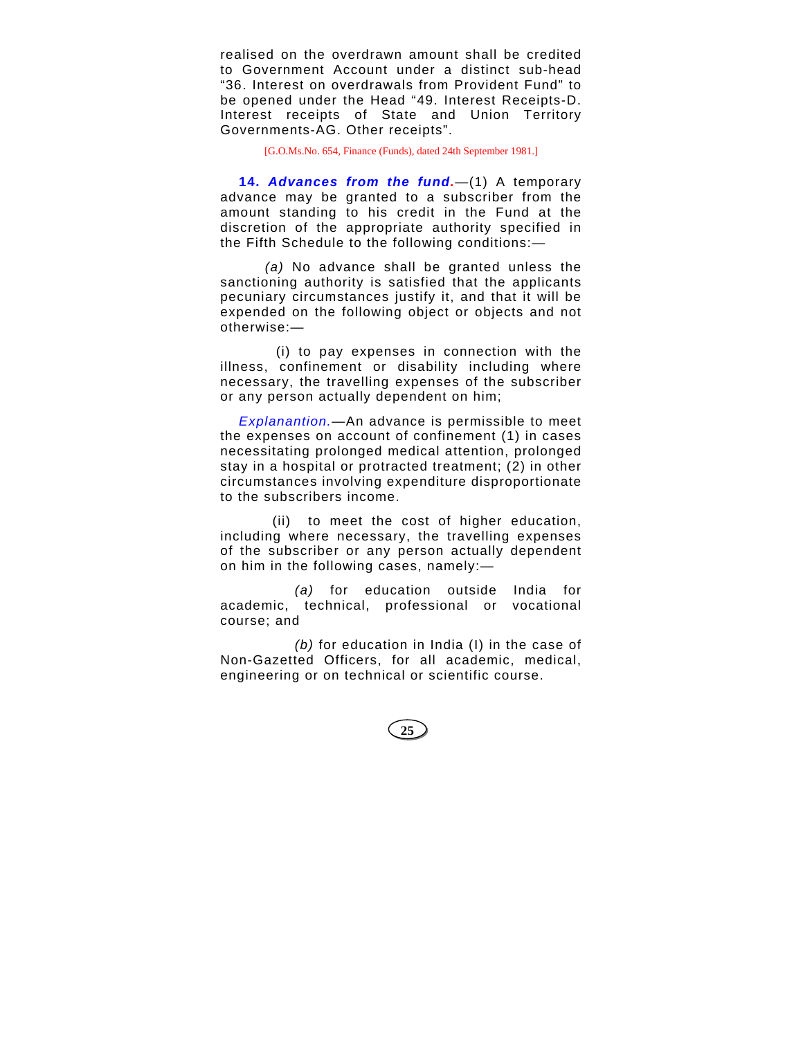realised on the overdrawn amount shall be credited to Government Account under a distinct sub-head "36. Interest on overdrawals from Provident Fund" to be opened under the Head "49. Interest Receipts-D. Interest receipts of State and Union Territory Governments-AG. Other receipts".

[G.O.Ms.No. 654, Finance (Funds), dated 24th September 1981.]

**14. *Advances from the fund.*****—**(1) A temporary advance may be granted to a subscriber from the amount standing to his credit in the Fund at the discretion of the appropriate authority specified in the Fifth Schedule to the following conditions:—

*(a)* No advance shall be granted unless the sanctioning authority is satisfied that the applicants pecuniary circumstances justify it, and that it will be expended on the following object or objects and not otherwise:—

(i) to pay expenses in connection with the illness, confinement or disability including where necessary, the travelling expenses of the subscriber or any person actually dependent on him;

*Explanantion.*—An advance is permissible to meet the expenses on account of confinement (1) in cases necessitating prolonged medical attention, prolonged stay in a hospital or protracted treatment; (2) in other circumstances involving expenditure disproportionate to the subscribers income.

(ii) to meet the cost of higher education, including where necessary, the travelling expenses of the subscriber or any person actually dependent on him in the following cases, namely:—

*(a)* for education outside India for academic, technical, professional or vocational course; and

*(b)* for education in India (I) in the case of Non-Gazetted Officers, for all academic, medical, engineering or on technical or scientific course.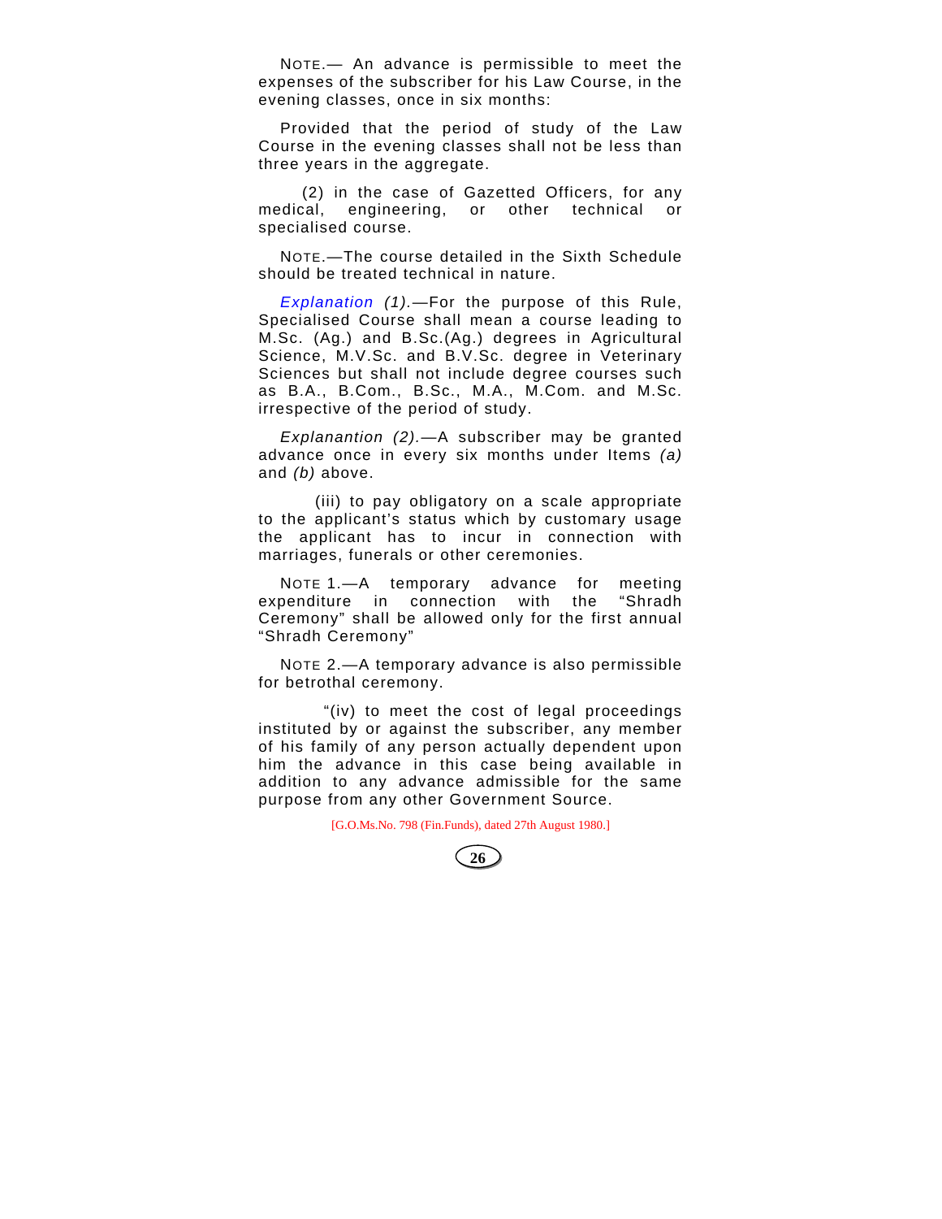NOTE.— An advance is permissible to meet the expenses of the subscriber for his Law Course, in the evening classes, once in six months:

Provided that the period of study of the Law Course in the evening classes shall not be less than three years in the aggregate.

(2) in the case of Gazetted Officers, for any medical, engineering, or other technical or specialised course.

NOTE.—The course detailed in the Sixth Schedule should be treated technical in nature.

*Explanation (1).*—For the purpose of this Rule, Specialised Course shall mean a course leading to M.Sc. (Ag.) and B.Sc.(Ag.) degrees in Agricultural Science, M.V.Sc. and B.V.Sc. degree in Veterinary Sciences but shall not include degree courses such as B.A., B.Com., B.Sc., M.A., M.Com. and M.Sc. irrespective of the period of study.

*Explanantion (2).*—A subscriber may be granted advance once in every six months under Items *(a)* and *(b)* above.

(iii) to pay obligatory on a scale appropriate to the applicant's status which by customary usage the applicant has to incur in connection with marriages, funerals or other ceremonies.

NOTE 1.—A temporary advance for meeting expenditure in connection with the "Shradh Ceremony" shall be allowed only for the first annual "Shradh Ceremony"

NOTE 2.—A temporary advance is also permissible for betrothal ceremony.

"(iv) to meet the cost of legal proceedings instituted by or against the subscriber, any member of his family of any person actually dependent upon him the advance in this case being available in addition to any advance admissible for the same purpose from any other Government Source.

[G.O.Ms.No. 798 (Fin.Funds), dated 27th August 1980.]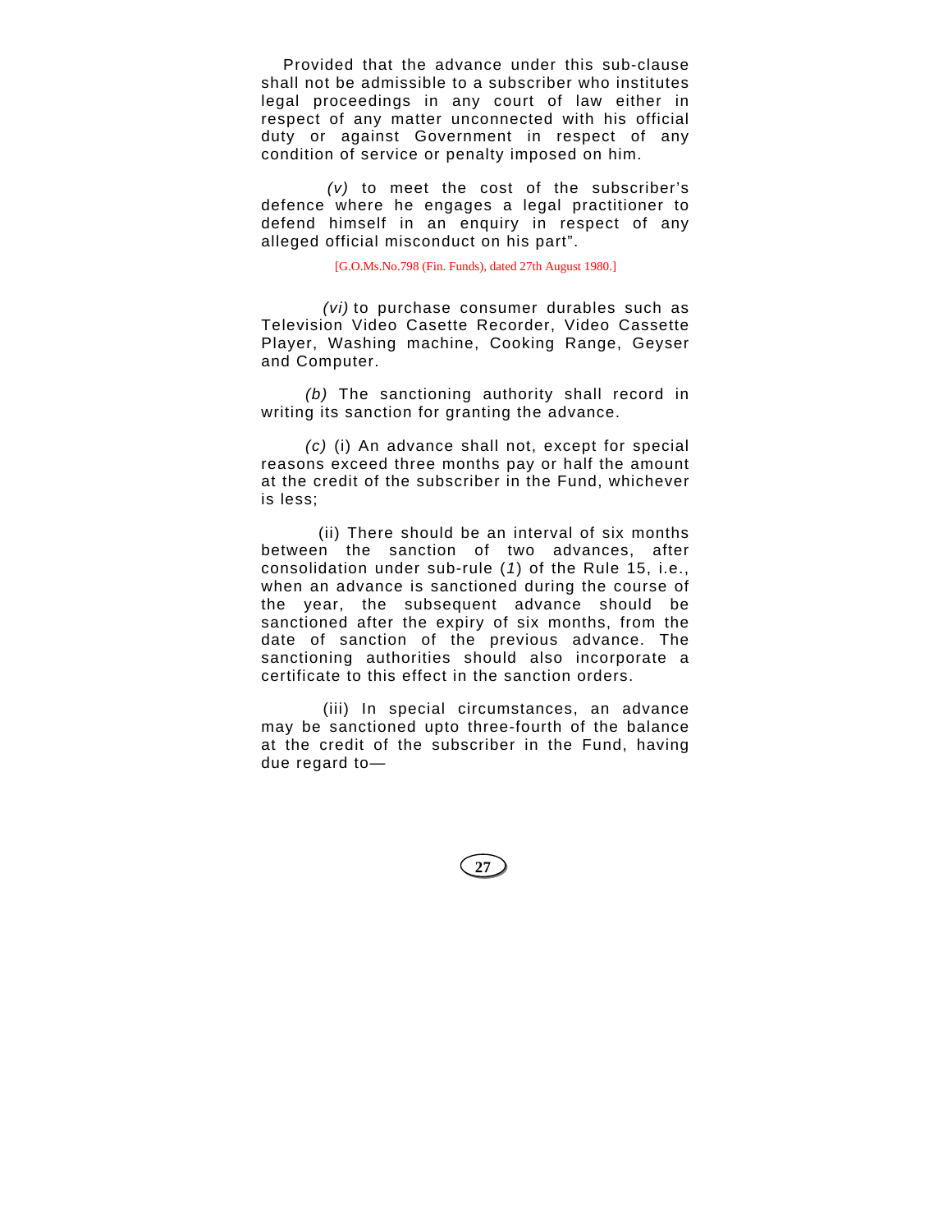Provided that the advance under this sub-clause shall not be admissible to a subscriber who institutes legal proceedings in any court of law either in respect of any matter unconnected with his official duty or against Government in respect of any condition of service or penalty imposed on him.

*(v)* to meet the cost of the subscriber's defence where he engages a legal practitioner to defend himself in an enquiry in respect of any alleged official misconduct on his part".

[G.O.Ms.No.798 (Fin. Funds), dated 27th August 1980.]

*(vi)* to purchase consumer durables such as Television Video Casette Recorder, Video Cassette Player, Washing machine, Cooking Range, Geyser and Computer.

*(b)* The sanctioning authority shall record in writing its sanction for granting the advance.

*(c)* (i) An advance shall not, except for special reasons exceed three months pay or half the amount at the credit of the subscriber in the Fund, whichever is less;

(ii) There should be an interval of six months between the sanction of two advances, after consolidation under sub-rule (*1*) of the Rule 15, i.e., when an advance is sanctioned during the course of the year, the subsequent advance should be sanctioned after the expiry of six months, from the date of sanction of the previous advance. The sanctioning authorities should also incorporate a certificate to this effect in the sanction orders.

(iii) In special circumstances, an advance may be sanctioned upto three-fourth of the balance at the credit of the subscriber in the Fund, having due regard to—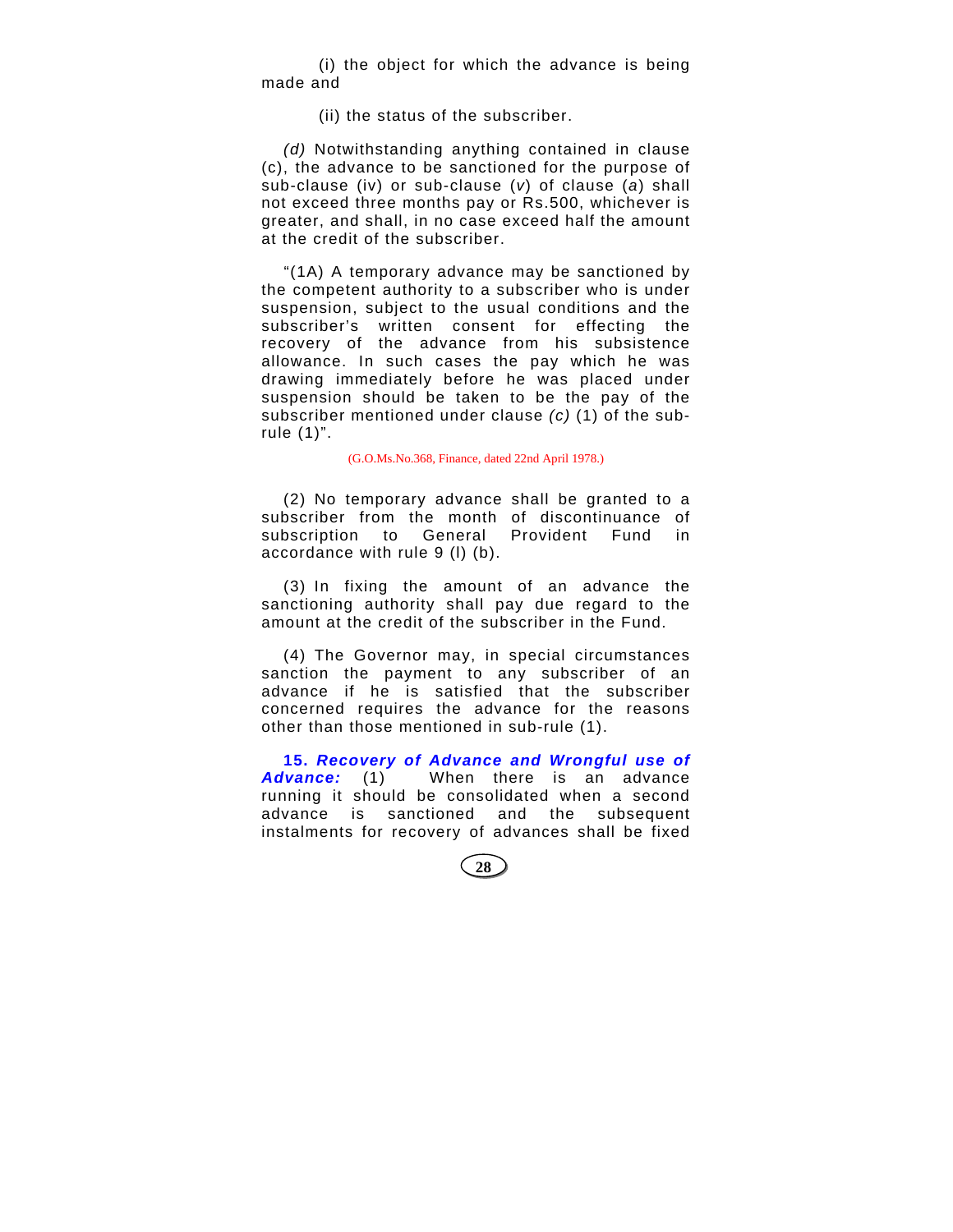(i) the object for which the advance is being made and

(ii) the status of the subscriber.

*(d)* Notwithstanding anything contained in clause (c), the advance to be sanctioned for the purpose of sub-clause (iv) or sub-clause (*v*) of clause (*a*) shall not exceed three months pay or Rs.500, whichever is greater, and shall, in no case exceed half the amount at the credit of the subscriber.

"(1A) A temporary advance may be sanctioned by the competent authority to a subscriber who is under suspension, subject to the usual conditions and the subscriber's written consent for effecting the recovery of the advance from his subsistence allowance. In such cases the pay which he was drawing immediately before he was placed under suspension should be taken to be the pay of the subscriber mentioned under clause *(c)* (1) of the sub-rule (1)".

(G.O.Ms.No.368, Finance, dated 22nd April 1978.)

(2) No temporary advance shall be granted to a subscriber from the month of discontinuance of subscription to General Provident Fund in accordance with rule 9 (l) (b).

(3) In fixing the amount of an advance the sanctioning authority shall pay due regard to the amount at the credit of the subscriber in the Fund.

(4) The Governor may, in special circumstances sanction the payment to any subscriber of an advance if he is satisfied that the subscriber concerned requires the advance for the reasons other than those mentioned in sub-rule (1).

**15.** ***Recovery of Advance and Wrongful use of Advance:*** (1) When there is an advance running it should be consolidated when a second advance is sanctioned and the subsequent instalments for recovery of advances shall be fixed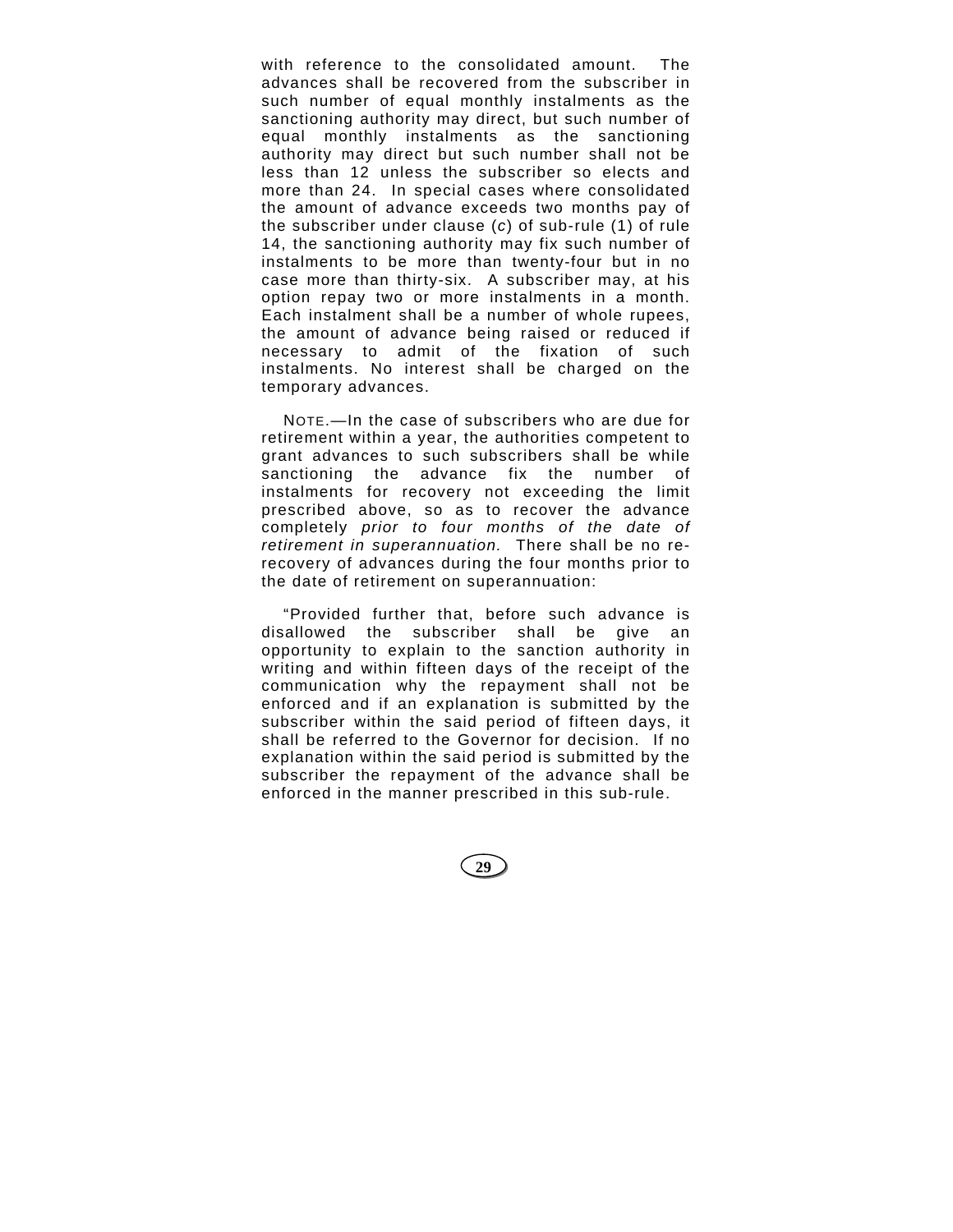with reference to the consolidated amount. The advances shall be recovered from the subscriber in such number of equal monthly instalments as the sanctioning authority may direct, but such number of equal monthly instalments as the sanctioning authority may direct but such number shall not be less than 12 unless the subscriber so elects and more than 24. In special cases where consolidated the amount of advance exceeds two months pay of the subscriber under clause (*c*) of sub-rule (1) of rule 14, the sanctioning authority may fix such number of instalments to be more than twenty-four but in no case more than thirty-six. A subscriber may, at his option repay two or more instalments in a month. Each instalment shall be a number of whole rupees, the amount of advance being raised or reduced if necessary to admit of the fixation of such instalments. No interest shall be charged on the temporary advances.

NOTE.—In the case of subscribers who are due for retirement within a year, the authorities competent to grant advances to such subscribers shall be while sanctioning the advance fix the number of instalments for recovery not exceeding the limit prescribed above, so as to recover the advance completely *prior to four months of the date of retirement in superannuation.* There shall be no re-recovery of advances during the four months prior to the date of retirement on superannuation:

"Provided further that, before such advance is disallowed the subscriber shall be give an opportunity to explain to the sanction authority in writing and within fifteen days of the receipt of the communication why the repayment shall not be enforced and if an explanation is submitted by the subscriber within the said period of fifteen days, it shall be referred to the Governor for decision. If no explanation within the said period is submitted by the subscriber the repayment of the advance shall be enforced in the manner prescribed in this sub-rule.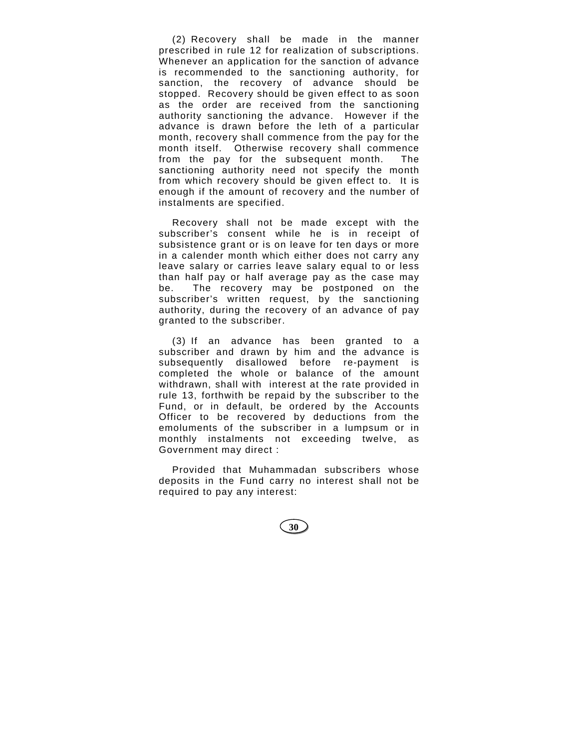(2) Recovery shall be made in the manner prescribed in rule 12 for realization of subscriptions. Whenever an application for the sanction of advance is recommended to the sanctioning authority, for sanction, the recovery of advance should be stopped. Recovery should be given effect to as soon as the order are received from the sanctioning authority sanctioning the advance. However if the advance is drawn before the leth of a particular month, recovery shall commence from the pay for the month itself. Otherwise recovery shall commence from the pay for the subsequent month. The sanctioning authority need not specify the month from which recovery should be given effect to. It is enough if the amount of recovery and the number of instalments are specified.

Recovery shall not be made except with the subscriber's consent while he is in receipt of subsistence grant or is on leave for ten days or more in a calender month which either does not carry any leave salary or carries leave salary equal to or less than half pay or half average pay as the case may be. The recovery may be postponed on the subscriber's written request, by the sanctioning authority, during the recovery of an advance of pay granted to the subscriber.

(3) If an advance has been granted to a subscriber and drawn by him and the advance is subsequently disallowed before re-payment is completed the whole or balance of the amount withdrawn, shall with interest at the rate provided in rule 13, forthwith be repaid by the subscriber to the Fund, or in default, be ordered by the Accounts Officer to be recovered by deductions from the emoluments of the subscriber in a lumpsum or in monthly instalments not exceeding twelve, as Government may direct :

Provided that Muhammadan subscribers whose deposits in the Fund carry no interest shall not be required to pay any interest: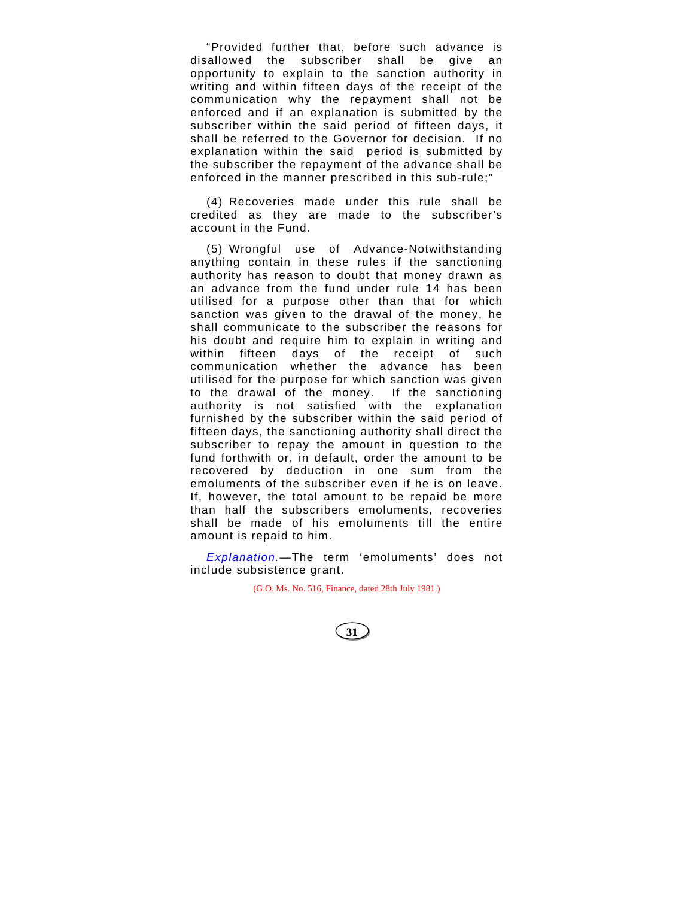"Provided further that, before such advance is disallowed the subscriber shall be give an opportunity to explain to the sanction authority in writing and within fifteen days of the receipt of the communication why the repayment shall not be enforced and if an explanation is submitted by the subscriber within the said period of fifteen days, it shall be referred to the Governor for decision. If no explanation within the said period is submitted by the subscriber the repayment of the advance shall be enforced in the manner prescribed in this sub-rule;"

(4) Recoveries made under this rule shall be credited as they are made to the subscriber's account in the Fund.

(5) Wrongful use of Advance-Notwithstanding anything contain in these rules if the sanctioning authority has reason to doubt that money drawn as an advance from the fund under rule 14 has been utilised for a purpose other than that for which sanction was given to the drawal of the money, he shall communicate to the subscriber the reasons for his doubt and require him to explain in writing and within fifteen days of the receipt of such communication whether the advance has been utilised for the purpose for which sanction was given to the drawal of the money. If the sanctioning authority is not satisfied with the explanation furnished by the subscriber within the said period of fifteen days, the sanctioning authority shall direct the subscriber to repay the amount in question to the fund forthwith or, in default, order the amount to be recovered by deduction in one sum from the emoluments of the subscriber even if he is on leave. If, however, the total amount to be repaid be more than half the subscribers emoluments, recoveries shall be made of his emoluments till the entire amount is repaid to him.

*Explanation.*—The term 'emoluments' does not include subsistence grant.

(G.O. Ms. No. 516, Finance, dated 28th July 1981.)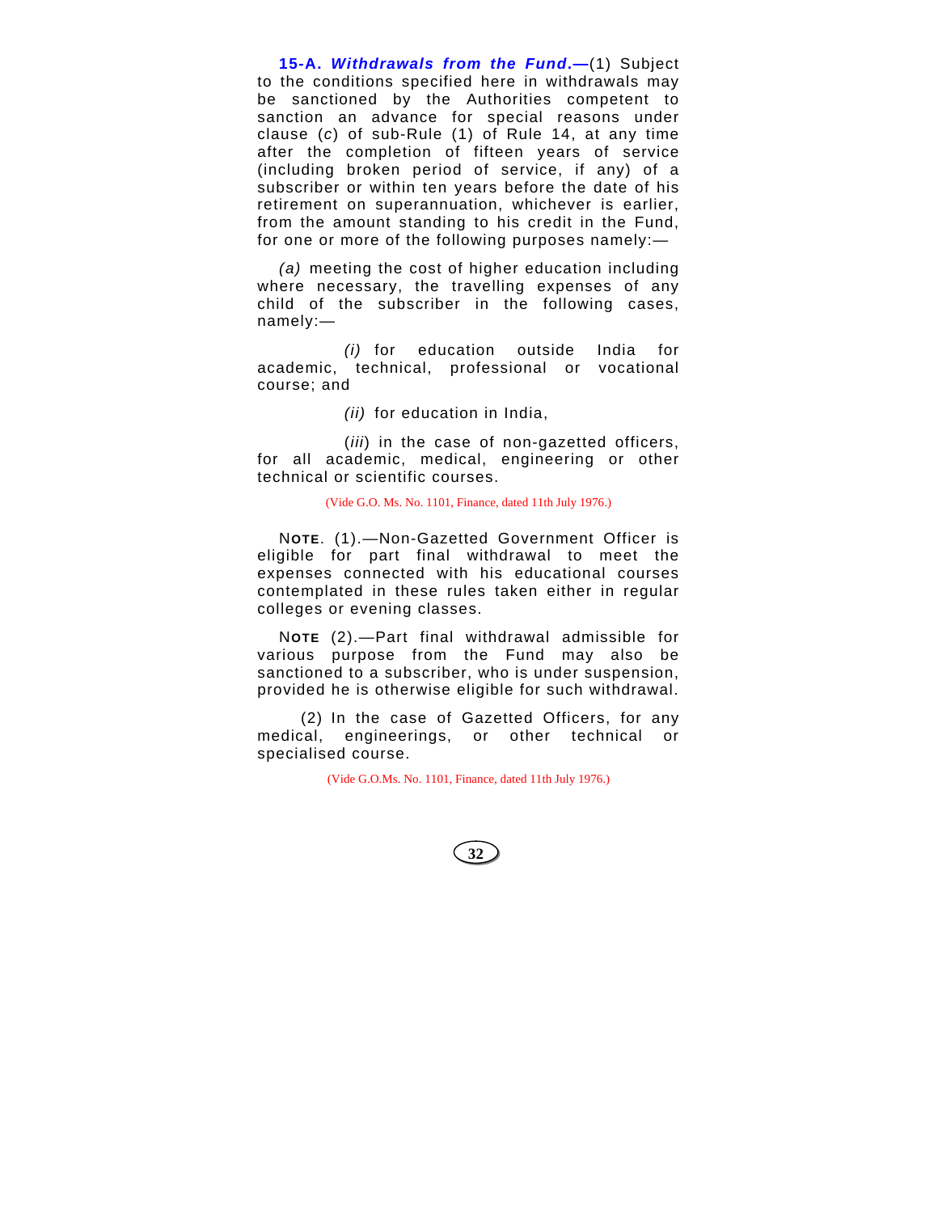**15-A. *Withdrawals from the Fund*.—**(1) Subject to the conditions specified here in withdrawals may be sanctioned by the Authorities competent to sanction an advance for special reasons under clause (*c*) of sub-Rule (1) of Rule 14, at any time after the completion of fifteen years of service (including broken period of service, if any) of a subscriber or within ten years before the date of his retirement on superannuation, whichever is earlier, from the amount standing to his credit in the Fund, for one or more of the following purposes namely:—

*(a)* meeting the cost of higher education including where necessary, the travelling expenses of any child of the subscriber in the following cases, namely:—

*(i)* for education outside India for academic, technical, professional or vocational course; and

*(ii)* for education in India,

(*iii*) in the case of non-gazetted officers, for all academic, medical, engineering or other technical or scientific courses.

(Vide G.O. Ms. No. 1101, Finance, dated 11th July 1976.)

**NOTE**. (1).—Non-Gazetted Government Officer is eligible for part final withdrawal to meet the expenses connected with his educational courses contemplated in these rules taken either in regular colleges or evening classes.

**NOTE** (2).—Part final withdrawal admissible for various purpose from the Fund may also be sanctioned to a subscriber, who is under suspension, provided he is otherwise eligible for such withdrawal.

(2) In the case of Gazetted Officers, for any medical, engineerings, or other technical or specialised course.

(Vide G.O.Ms. No. 1101, Finance, dated 11th July 1976.)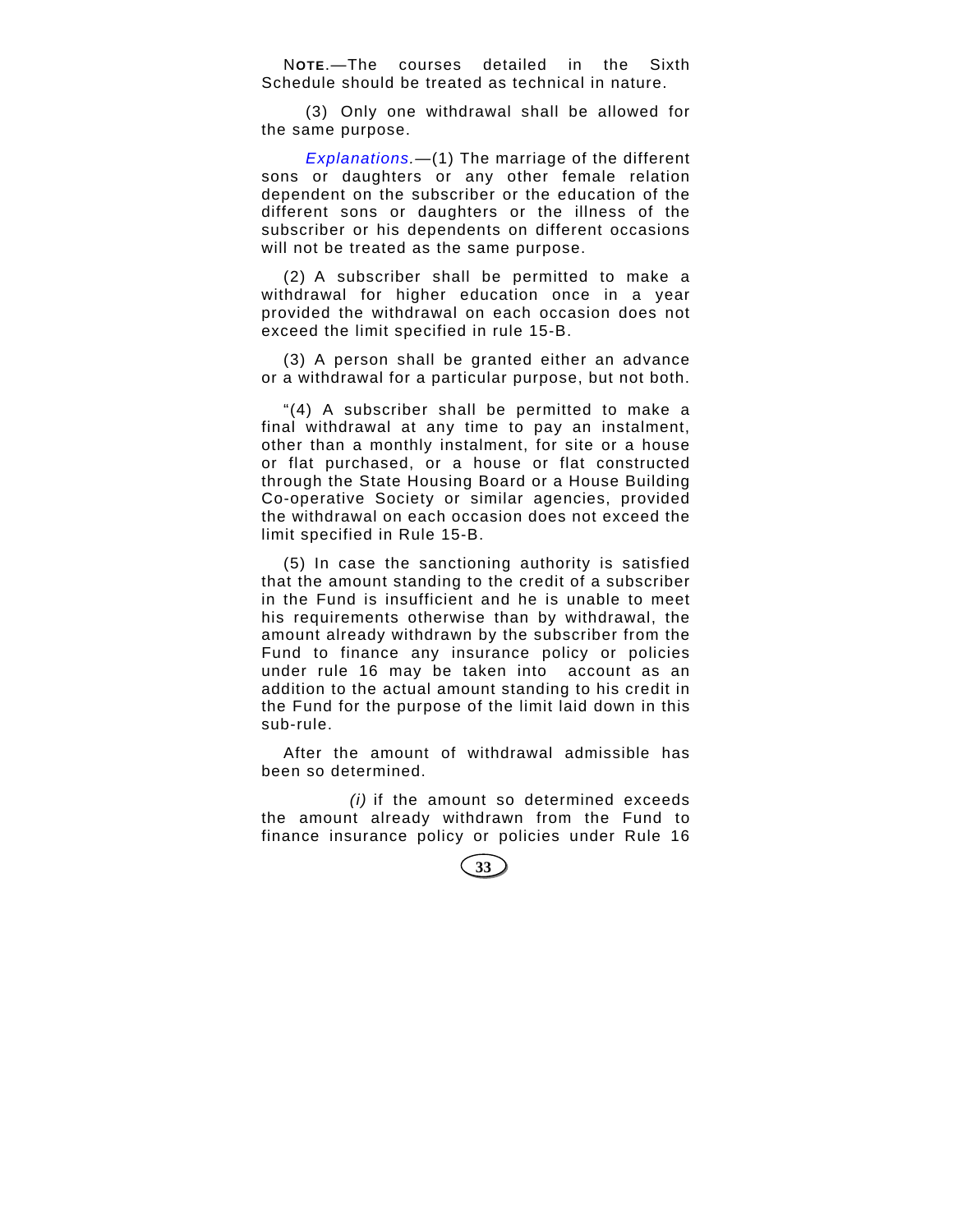**NOTE**.—The courses detailed in the Sixth Schedule should be treated as technical in nature.

(3) Only one withdrawal shall be allowed for the same purpose.

*Explanations.*—(1) The marriage of the different sons or daughters or any other female relation dependent on the subscriber or the education of the different sons or daughters or the illness of the subscriber or his dependents on different occasions will not be treated as the same purpose.

(2) A subscriber shall be permitted to make a withdrawal for higher education once in a year provided the withdrawal on each occasion does not exceed the limit specified in rule 15-B.

(3) A person shall be granted either an advance or a withdrawal for a particular purpose, but not both.

"(4) A subscriber shall be permitted to make a final withdrawal at any time to pay an instalment, other than a monthly instalment, for site or a house or flat purchased, or a house or flat constructed through the State Housing Board or a House Building Co-operative Society or similar agencies, provided the withdrawal on each occasion does not exceed the limit specified in Rule 15-B.

(5) In case the sanctioning authority is satisfied that the amount standing to the credit of a subscriber in the Fund is insufficient and he is unable to meet his requirements otherwise than by withdrawal, the amount already withdrawn by the subscriber from the Fund to finance any insurance policy or policies under rule 16 may be taken into account as an addition to the actual amount standing to his credit in the Fund for the purpose of the limit laid down in this sub-rule.

After the amount of withdrawal admissible has been so determined.

*(i)* if the amount so determined exceeds the amount already withdrawn from the Fund to finance insurance policy or policies under Rule 16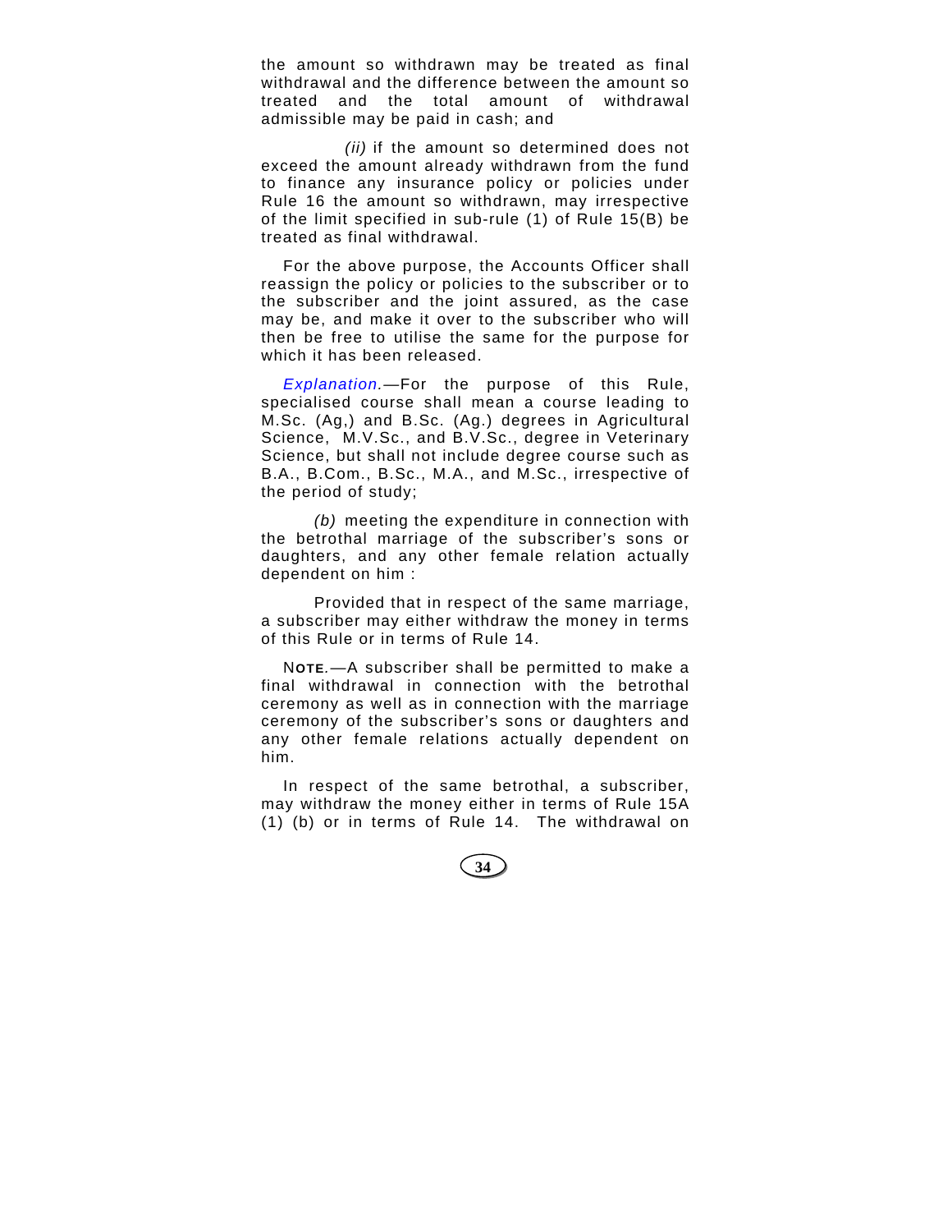the amount so withdrawn may be treated as final withdrawal and the difference between the amount so treated and the total amount of withdrawal admissible may be paid in cash; and

*(ii)* if the amount so determined does not exceed the amount already withdrawn from the fund to finance any insurance policy or policies under Rule 16 the amount so withdrawn, may irrespective of the limit specified in sub-rule (1) of Rule 15(B) be treated as final withdrawal.

For the above purpose, the Accounts Officer shall reassign the policy or policies to the subscriber or to the subscriber and the joint assured, as the case may be, and make it over to the subscriber who will then be free to utilise the same for the purpose for which it has been released.

*Explanation.*—For the purpose of this Rule, specialised course shall mean a course leading to M.Sc. (Ag,) and B.Sc. (Ag.) degrees in Agricultural Science, M.V.Sc., and B.V.Sc., degree in Veterinary Science, but shall not include degree course such as B.A., B.Com., B.Sc., M.A., and M.Sc., irrespective of the period of study;

*(b)* meeting the expenditure in connection with the betrothal marriage of the subscriber's sons or daughters, and any other female relation actually dependent on him :

Provided that in respect of the same marriage, a subscriber may either withdraw the money in terms of this Rule or in terms of Rule 14.

N**OTE**.—A subscriber shall be permitted to make a final withdrawal in connection with the betrothal ceremony as well as in connection with the marriage ceremony of the subscriber's sons or daughters and any other female relations actually dependent on him.

In respect of the same betrothal, a subscriber, may withdraw the money either in terms of Rule 15A (1) (b) or in terms of Rule 14. The withdrawal on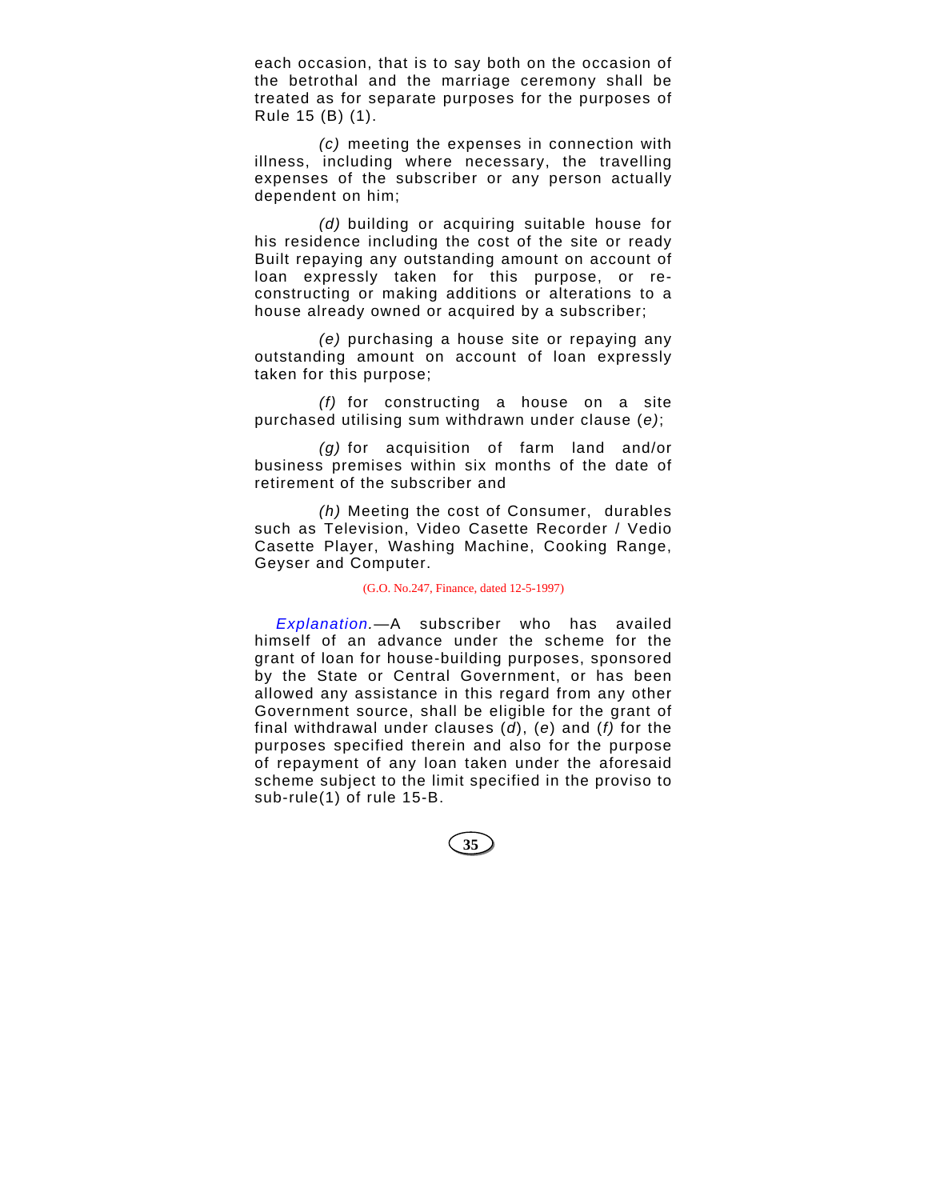each occasion, that is to say both on the occasion of the betrothal and the marriage ceremony shall be treated as for separate purposes for the purposes of Rule 15 (B) (1).

*(c)* meeting the expenses in connection with illness, including where necessary, the travelling expenses of the subscriber or any person actually dependent on him;

*(d)* building or acquiring suitable house for his residence including the cost of the site or ready Built repaying any outstanding amount on account of loan expressly taken for this purpose, or re-constructing or making additions or alterations to a house already owned or acquired by a subscriber;

*(e)* purchasing a house site or repaying any outstanding amount on account of loan expressly taken for this purpose;

*(f)* for constructing a house on a site purchased utilising sum withdrawn under clause (*e)*;

*(g)* for acquisition of farm land and/or business premises within six months of the date of retirement of the subscriber and

*(h)* Meeting the cost of Consumer, durables such as Television, Video Casette Recorder / Vedio Casette Player, Washing Machine, Cooking Range, Geyser and Computer.

(G.O. No.247, Finance, dated 12-5-1997)

*Explanation.*—A subscriber who has availed himself of an advance under the scheme for the grant of loan for house-building purposes, sponsored by the State or Central Government, or has been allowed any assistance in this regard from any other Government source, shall be eligible for the grant of final withdrawal under clauses (*d*), (*e*) and (*f)* for the purposes specified therein and also for the purpose of repayment of any loan taken under the aforesaid scheme subject to the limit specified in the proviso to sub-rule(1) of rule 15-B.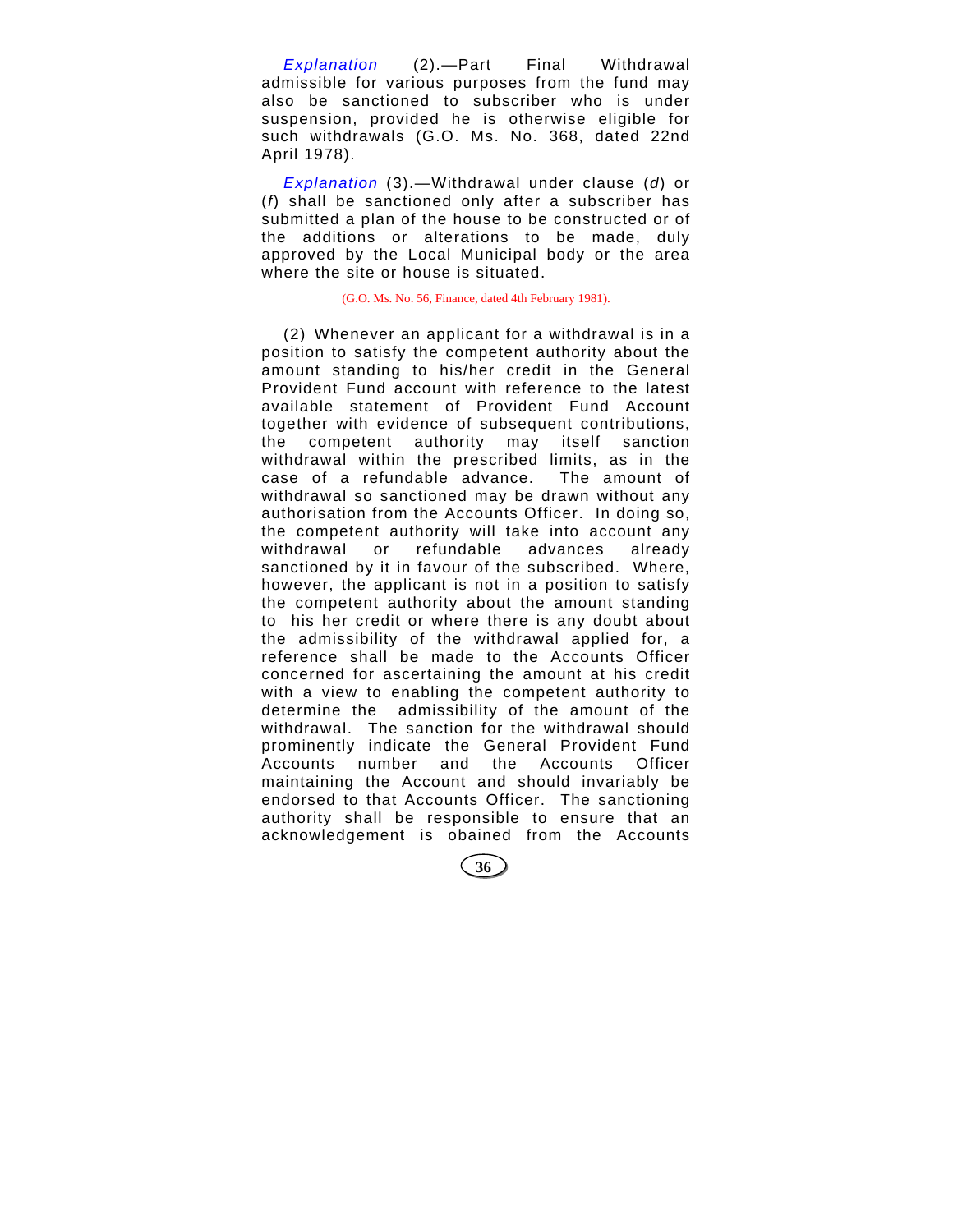*Explanation* (2).—Part Final Withdrawal admissible for various purposes from the fund may also be sanctioned to subscriber who is under suspension, provided he is otherwise eligible for such withdrawals (G.O. Ms. No. 368, dated 22nd April 1978).

*Explanation* (3).—Withdrawal under clause (*d*) or (*f*) shall be sanctioned only after a subscriber has submitted a plan of the house to be constructed or of the additions or alterations to be made, duly approved by the Local Municipal body or the area where the site or house is situated.

(G.O. Ms. No. 56, Finance, dated 4th February 1981).

(2) Whenever an applicant for a withdrawal is in a position to satisfy the competent authority about the amount standing to his/her credit in the General Provident Fund account with reference to the latest available statement of Provident Fund Account together with evidence of subsequent contributions, the competent authority may itself sanction withdrawal within the prescribed limits, as in the case of a refundable advance. The amount of withdrawal so sanctioned may be drawn without any authorisation from the Accounts Officer. In doing so, the competent authority will take into account any withdrawal or refundable advances already sanctioned by it in favour of the subscribed. Where, however, the applicant is not in a position to satisfy the competent authority about the amount standing to his her credit or where there is any doubt about the admissibility of the withdrawal applied for, a reference shall be made to the Accounts Officer concerned for ascertaining the amount at his credit with a view to enabling the competent authority to determine the admissibility of the amount of the withdrawal. The sanction for the withdrawal should prominently indicate the General Provident Fund Accounts number and the Accounts Officer maintaining the Account and should invariably be endorsed to that Accounts Officer. The sanctioning authority shall be responsible to ensure that an acknowledgement is obained from the Accounts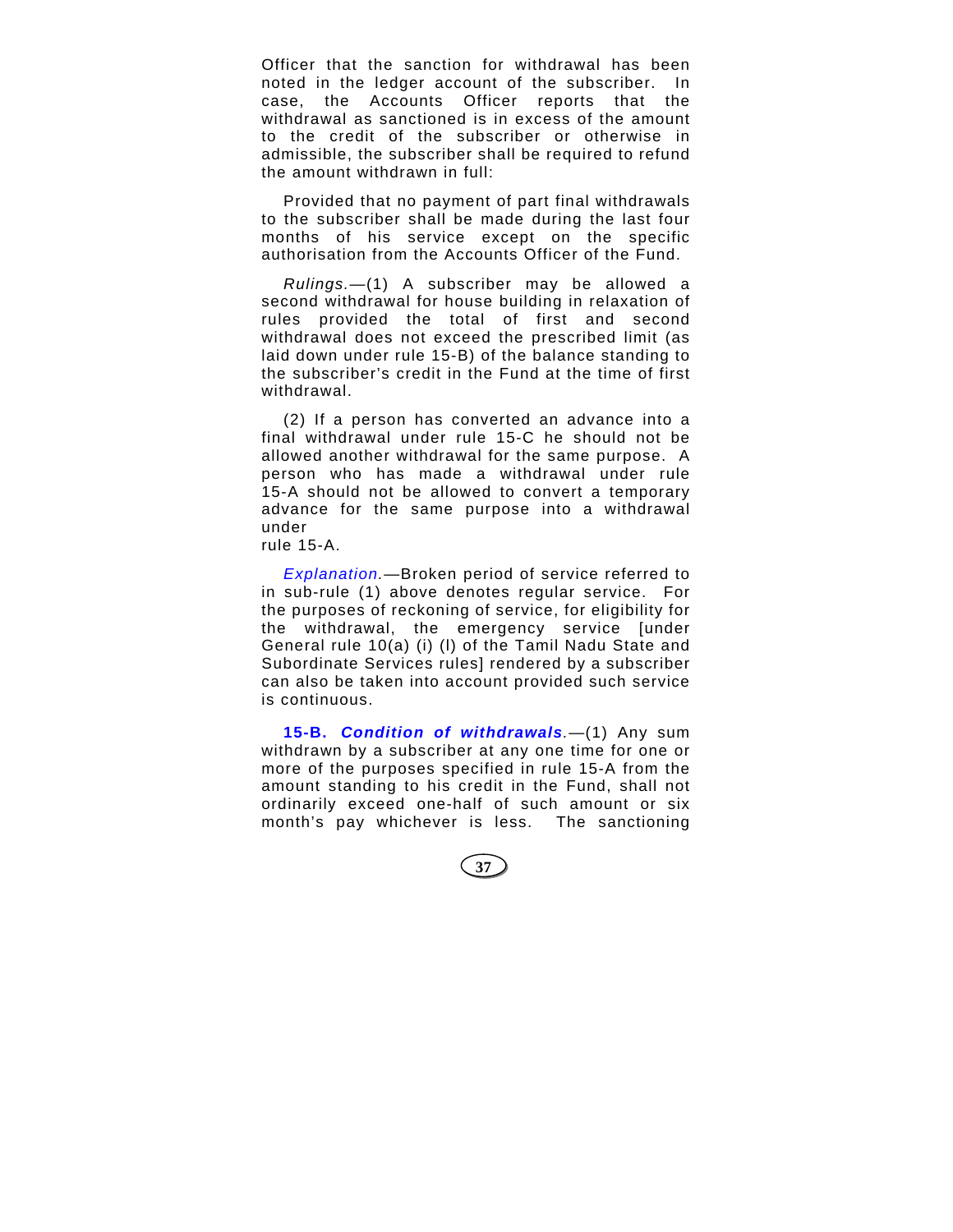Officer that the sanction for withdrawal has been noted in the ledger account of the subscriber. In case, the Accounts Officer reports that the withdrawal as sanctioned is in excess of the amount to the credit of the subscriber or otherwise in admissible, the subscriber shall be required to refund the amount withdrawn in full:

Provided that no payment of part final withdrawals to the subscriber shall be made during the last four months of his service except on the specific authorisation from the Accounts Officer of the Fund.

*Rulings.*—(1) A subscriber may be allowed a second withdrawal for house building in relaxation of rules provided the total of first and second withdrawal does not exceed the prescribed limit (as laid down under rule 15-B) of the balance standing to the subscriber's credit in the Fund at the time of first withdrawal.

(2) If a person has converted an advance into a final withdrawal under rule 15-C he should not be allowed another withdrawal for the same purpose. A person who has made a withdrawal under rule 15-A should not be allowed to convert a temporary advance for the same purpose into a withdrawal under rule 15-A.

*Explanation.*—Broken period of service referred to in sub-rule (1) above denotes regular service. For the purposes of reckoning of service, for eligibility for the withdrawal, the emergency service [under General rule 10(a) (i) (l) of the Tamil Nadu State and Subordinate Services rules] rendered by a subscriber can also be taken into account provided such service is continuous.

**15-B.** ***Condition of withdrawals.***—(1) Any sum withdrawn by a subscriber at any one time for one or more of the purposes specified in rule 15-A from the amount standing to his credit in the Fund, shall not ordinarily exceed one-half of such amount or six month's pay whichever is less. The sanctioning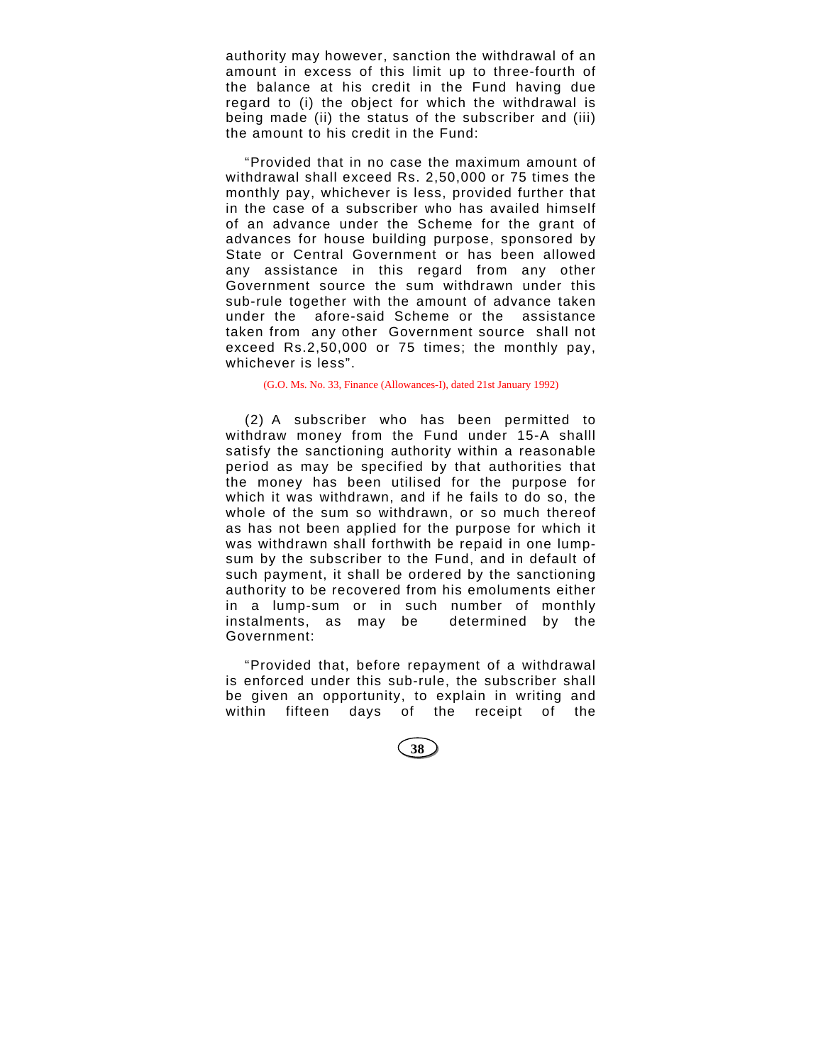authority may however, sanction the withdrawal of an amount in excess of this limit up to three-fourth of the balance at his credit in the Fund having due regard to (i) the object for which the withdrawal is being made (ii) the status of the subscriber and (iii) the amount to his credit in the Fund:

"Provided that in no case the maximum amount of withdrawal shall exceed Rs. 2,50,000 or 75 times the monthly pay, whichever is less, provided further that in the case of a subscriber who has availed himself of an advance under the Scheme for the grant of advances for house building purpose, sponsored by State or Central Government or has been allowed any assistance in this regard from any other Government source the sum withdrawn under this sub-rule together with the amount of advance taken under the afore-said Scheme or the assistance taken from any other Government source shall not exceed Rs.2,50,000 or 75 times; the monthly pay, whichever is less".

(G.O. Ms. No. 33, Finance (Allowances-I), dated 21st January 1992)

(2) A subscriber who has been permitted to withdraw money from the Fund under 15-A shalll satisfy the sanctioning authority within a reasonable period as may be specified by that authorities that the money has been utilised for the purpose for which it was withdrawn, and if he fails to do so, the whole of the sum so withdrawn, or so much thereof as has not been applied for the purpose for which it was withdrawn shall forthwith be repaid in one lump-sum by the subscriber to the Fund, and in default of such payment, it shall be ordered by the sanctioning authority to be recovered from his emoluments either in a lump-sum or in such number of monthly instalments, as may be determined by the Government:

"Provided that, before repayment of a withdrawal is enforced under this sub-rule, the subscriber shall be given an opportunity, to explain in writing and within fifteen days of the receipt of the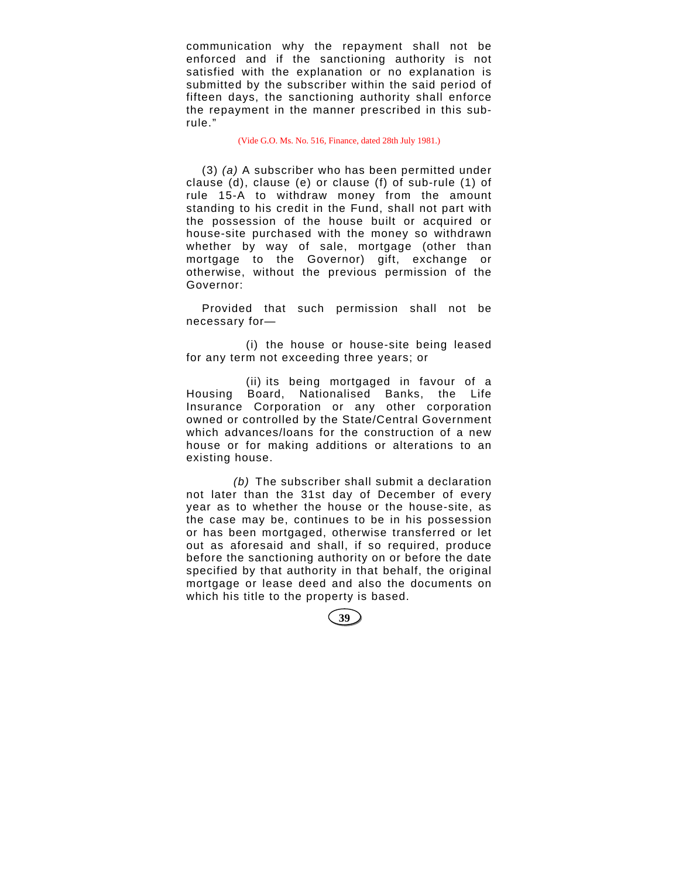communication why the repayment shall not be enforced and if the sanctioning authority is not satisfied with the explanation or no explanation is submitted by the subscriber within the said period of fifteen days, the sanctioning authority shall enforce the repayment in the manner prescribed in this sub-rule."

(Vide G.O. Ms. No. 516, Finance, dated 28th July 1981.)

(3) *(a)* A subscriber who has been permitted under clause (d), clause (e) or clause (f) of sub-rule (1) of rule 15-A to withdraw money from the amount standing to his credit in the Fund, shall not part with the possession of the house built or acquired or house-site purchased with the money so withdrawn whether by way of sale, mortgage (other than mortgage to the Governor) gift, exchange or otherwise, without the previous permission of the Governor:

Provided that such permission shall not be necessary for—

(i) the house or house-site being leased for any term not exceeding three years; or

(ii) its being mortgaged in favour of a Housing Board, Nationalised Banks, the Life Insurance Corporation or any other corporation owned or controlled by the State/Central Government which advances/loans for the construction of a new house or for making additions or alterations to an existing house.

*(b)* The subscriber shall submit a declaration not later than the 31st day of December of every year as to whether the house or the house-site, as the case may be, continues to be in his possession or has been mortgaged, otherwise transferred or let out as aforesaid and shall, if so required, produce before the sanctioning authority on or before the date specified by that authority in that behalf, the original mortgage or lease deed and also the documents on which his title to the property is based.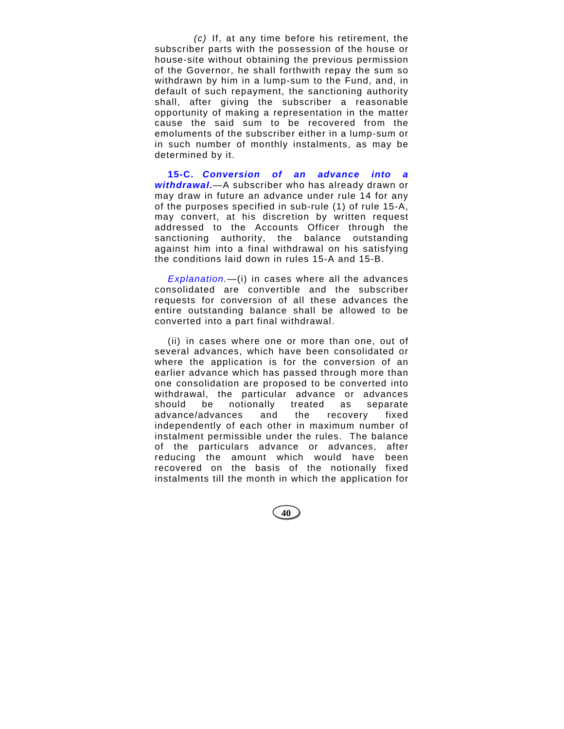*(c)* If, at any time before his retirement, the subscriber parts with the possession of the house or house-site without obtaining the previous permission of the Governor, he shall forthwith repay the sum so withdrawn by him in a lump-sum to the Fund, and, in default of such repayment, the sanctioning authority shall, after giving the subscriber a reasonable opportunity of making a representation in the matter cause the said sum to be recovered from the emoluments of the subscriber either in a lump-sum or in such number of monthly instalments, as may be determined by it.

**15-C. *Conversion of an advance into a withdrawal.***—A subscriber who has already drawn or may draw in future an advance under rule 14 for any of the purposes specified in sub-rule (1) of rule 15-A, may convert, at his discretion by written request addressed to the Accounts Officer through the sanctioning authority, the balance outstanding against him into a final withdrawal on his satisfying the conditions laid down in rules 15-A and 15-B.

*Explanation.*—(i) in cases where all the advances consolidated are convertible and the subscriber requests for conversion of all these advances the entire outstanding balance shall be allowed to be converted into a part final withdrawal.

(ii) in cases where one or more than one, out of several advances, which have been consolidated or where the application is for the conversion of an earlier advance which has passed through more than one consolidation are proposed to be converted into withdrawal, the particular advance or advances should be notionally treated as separate advance/advances and the recovery fixed independently of each other in maximum number of instalment permissible under the rules. The balance of the particulars advance or advances, after reducing the amount which would have been recovered on the basis of the notionally fixed instalments till the month in which the application for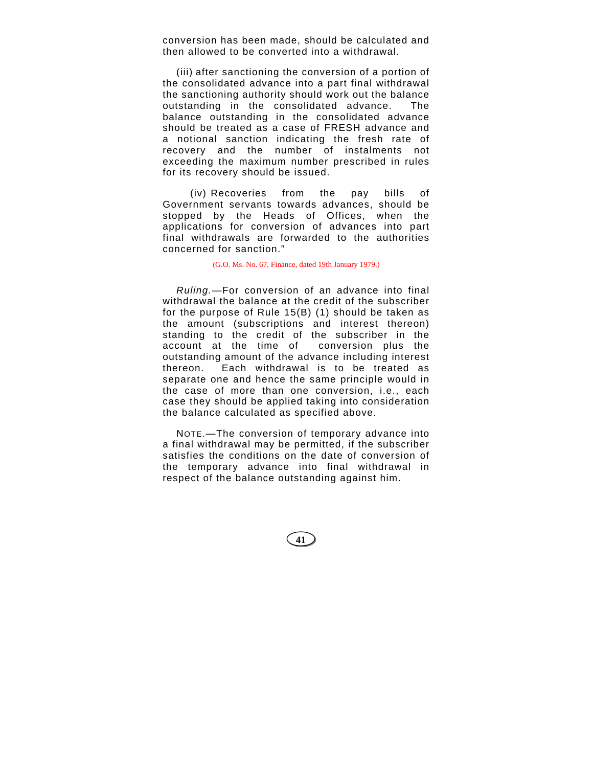conversion has been made, should be calculated and then allowed to be converted into a withdrawal.

(iii) after sanctioning the conversion of a portion of the consolidated advance into a part final withdrawal the sanctioning authority should work out the balance outstanding in the consolidated advance. The balance outstanding in the consolidated advance should be treated as a case of FRESH advance and a notional sanction indicating the fresh rate of recovery and the number of instalments not exceeding the maximum number prescribed in rules for its recovery should be issued.

(iv) Recoveries from the pay bills of Government servants towards advances, should be stopped by the Heads of Offices, when the applications for conversion of advances into part final withdrawals are forwarded to the authorities concerned for sanction."

(G.O. Ms. No. 67, Finance, dated 19th January 1979.)

*Ruling.*—For conversion of an advance into final withdrawal the balance at the credit of the subscriber for the purpose of Rule 15(B) (1) should be taken as the amount (subscriptions and interest thereon) standing to the credit of the subscriber in the account at the time of conversion plus the outstanding amount of the advance including interest thereon. Each withdrawal is to be treated as separate one and hence the same principle would in the case of more than one conversion, i.e., each case they should be applied taking into consideration the balance calculated as specified above.

NOTE.—The conversion of temporary advance into a final withdrawal may be permitted, if the subscriber satisfies the conditions on the date of conversion of the temporary advance into final withdrawal in respect of the balance outstanding against him.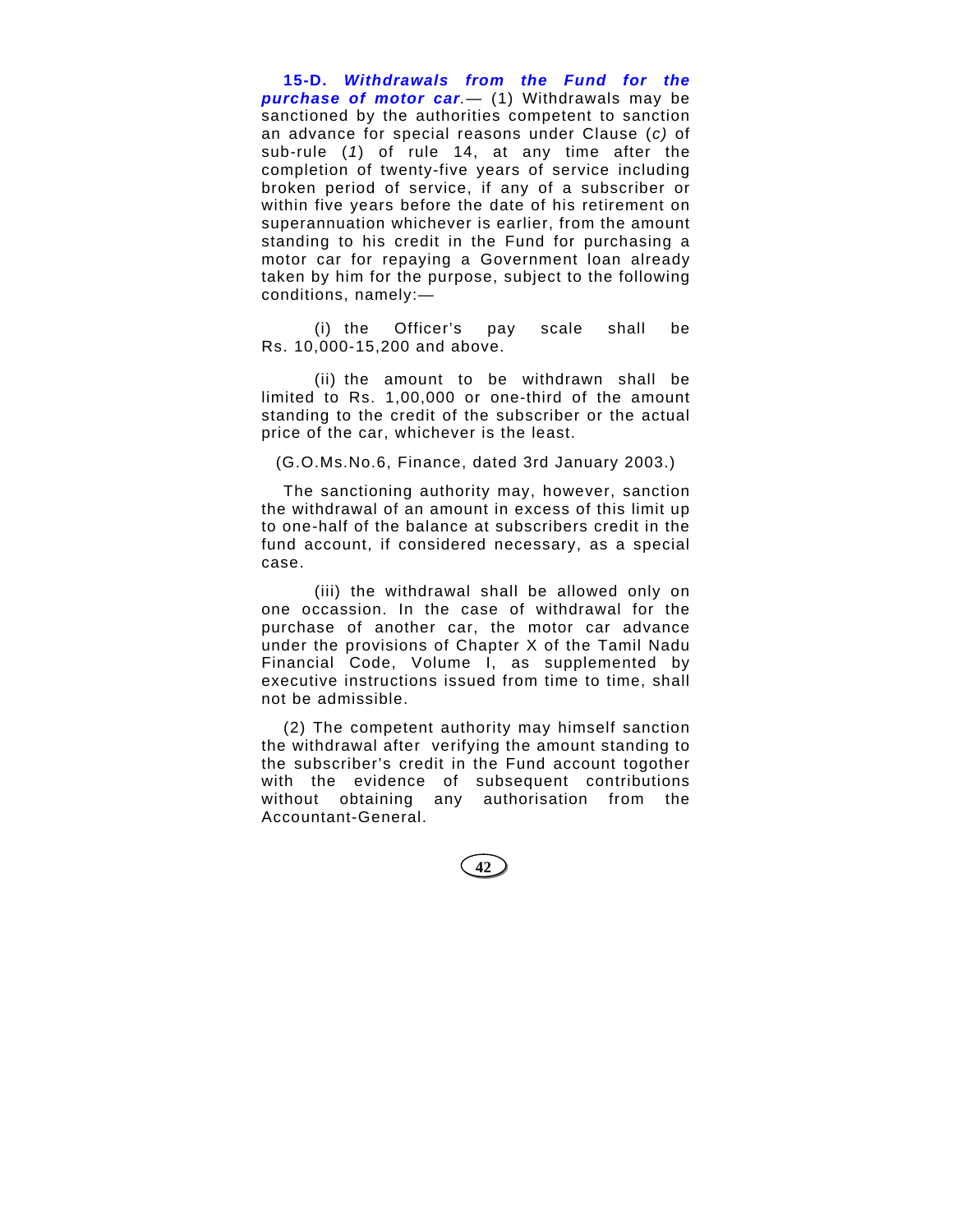**15-D. *Withdrawals from the Fund for the purchase of motor car.***— (1) Withdrawals may be sanctioned by the authorities competent to sanction an advance for special reasons under Clause (*c)* of sub-rule (*1*) of rule 14, at any time after the completion of twenty-five years of service including broken period of service, if any of a subscriber or within five years before the date of his retirement on superannuation whichever is earlier, from the amount standing to his credit in the Fund for purchasing a motor car for repaying a Government loan already taken by him for the purpose, subject to the following conditions, namely:—

(i) the Officer's pay scale shall be Rs. 10,000-15,200 and above.

(ii) the amount to be withdrawn shall be limited to Rs. 1,00,000 or one-third of the amount standing to the credit of the subscriber or the actual price of the car, whichever is the least.

(G.O.Ms.No.6, Finance, dated 3rd January 2003.)

The sanctioning authority may, however, sanction the withdrawal of an amount in excess of this limit up to one-half of the balance at subscribers credit in the fund account, if considered necessary, as a special case.

(iii) the withdrawal shall be allowed only on one occassion. In the case of withdrawal for the purchase of another car, the motor car advance under the provisions of Chapter X of the Tamil Nadu Financial Code, Volume I, as supplemented by executive instructions issued from time to time, shall not be admissible.

(2) The competent authority may himself sanction the withdrawal after verifying the amount standing to the subscriber's credit in the Fund account togother with the evidence of subsequent contributions without obtaining any authorisation from the Accountant-General.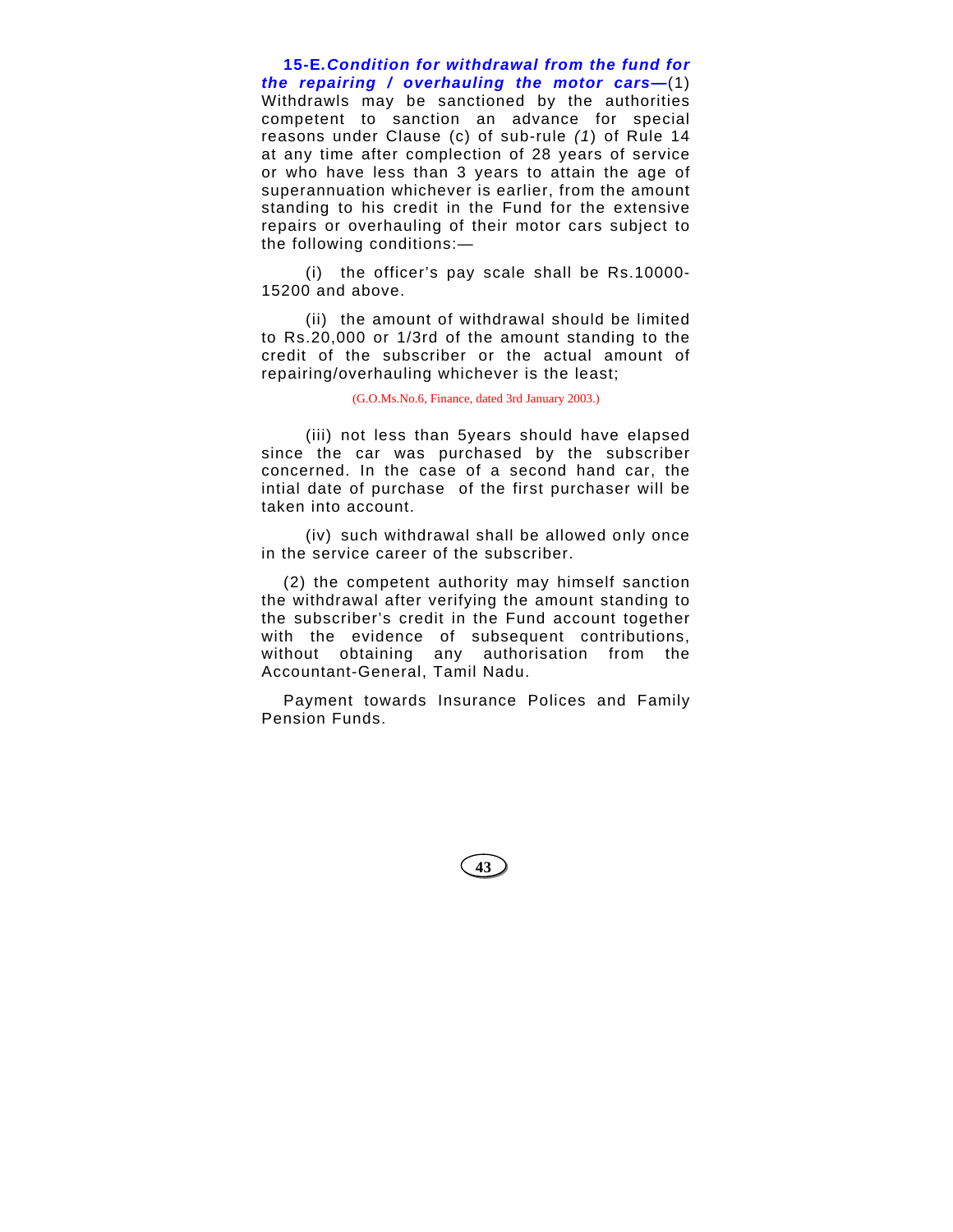**15-E.** ***Condition for withdrawal from the fund for the repairing / overhauling the motor cars***—(1) Withdrawls may be sanctioned by the authorities competent to sanction an advance for special reasons under Clause (c) of sub-rule *(1)* of Rule 14 at any time after complection of 28 years of service or who have less than 3 years to attain the age of superannuation whichever is earlier, from the amount standing to his credit in the Fund for the extensive repairs or overhauling of their motor cars subject to the following conditions:—

(i) the officer's pay scale shall be Rs.10000-15200 and above.

(ii) the amount of withdrawal should be limited to Rs.20,000 or 1/3rd of the amount standing to the credit of the subscriber or the actual amount of repairing/overhauling whichever is the least;

(G.O.Ms.No.6, Finance, dated 3rd January 2003.)

(iii) not less than 5years should have elapsed since the car was purchased by the subscriber concerned. In the case of a second hand car, the intial date of purchase of the first purchaser will be taken into account.

(iv) such withdrawal shall be allowed only once in the service career of the subscriber.

(2) the competent authority may himself sanction the withdrawal after verifying the amount standing to the subscriber's credit in the Fund account together with the evidence of subsequent contributions, without obtaining any authorisation from the Accountant-General, Tamil Nadu.

Payment towards Insurance Polices and Family Pension Funds.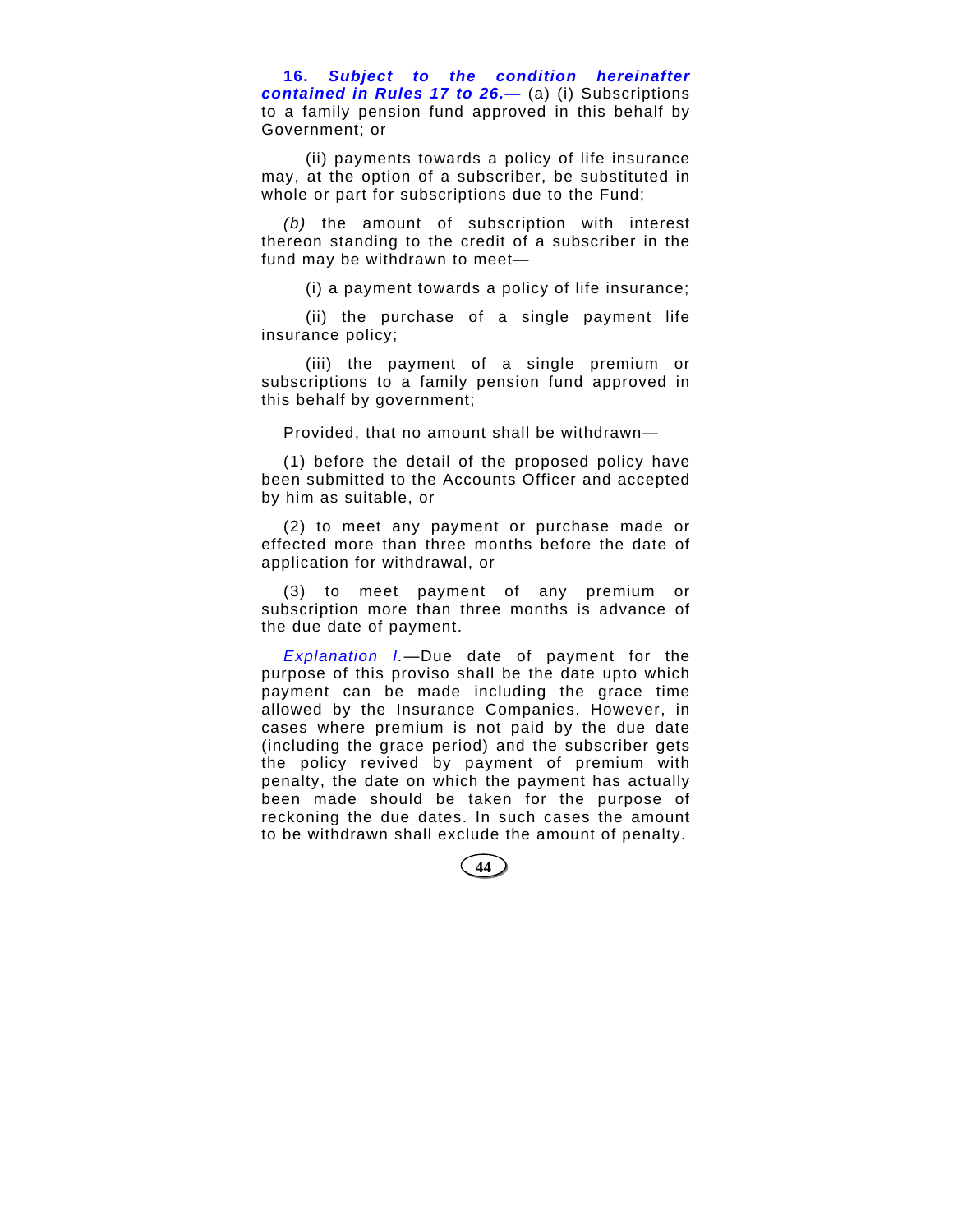**16. *Subject to the condition hereinafter contained in Rules 17 to 26.—*** (a) (i) Subscriptions to a family pension fund approved in this behalf by Government; or

(ii) payments towards a policy of life insurance may, at the option of a subscriber, be substituted in whole or part for subscriptions due to the Fund;

*(b)* the amount of subscription with interest thereon standing to the credit of a subscriber in the fund may be withdrawn to meet—

(i) a payment towards a policy of life insurance;

(ii) the purchase of a single payment life insurance policy;

(iii) the payment of a single premium or subscriptions to a family pension fund approved in this behalf by government;

Provided, that no amount shall be withdrawn—

(1) before the detail of the proposed policy have been submitted to the Accounts Officer and accepted by him as suitable, or

(2) to meet any payment or purchase made or effected more than three months before the date of application for withdrawal, or

(3) to meet payment of any premium or subscription more than three months is advance of the due date of payment.

*Explanation I.*—Due date of payment for the purpose of this proviso shall be the date upto which payment can be made including the grace time allowed by the Insurance Companies. However, in cases where premium is not paid by the due date (including the grace period) and the subscriber gets the policy revived by payment of premium with penalty, the date on which the payment has actually been made should be taken for the purpose of reckoning the due dates. In such cases the amount to be withdrawn shall exclude the amount of penalty.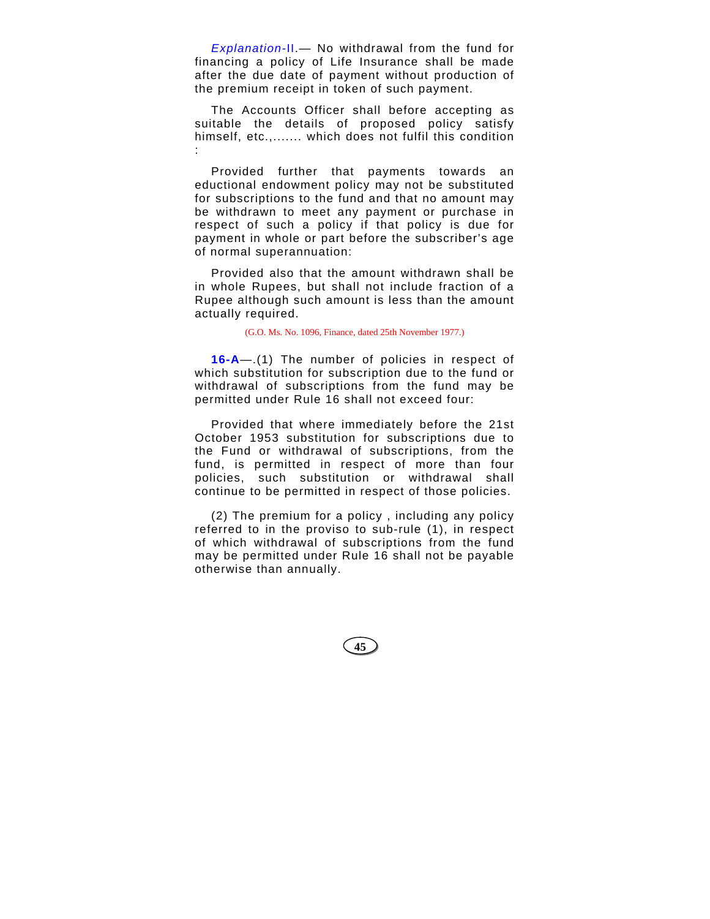*Explanation*-II.— No withdrawal from the fund for financing a policy of Life Insurance shall be made after the due date of payment without production of the premium receipt in token of such payment.

The Accounts Officer shall before accepting as suitable the details of proposed policy satisfy himself, etc.,....... which does not fulfil this condition :

Provided further that payments towards an eductional endowment policy may not be substituted for subscriptions to the fund and that no amount may be withdrawn to meet any payment or purchase in respect of such a policy if that policy is due for payment in whole or part before the subscriber's age of normal superannuation:

Provided also that the amount withdrawn shall be in whole Rupees, but shall not include fraction of a Rupee although such amount is less than the amount actually required.

(G.O. Ms. No. 1096, Finance, dated 25th November 1977.)

**16-A**—.(1) The number of policies in respect of which substitution for subscription due to the fund or withdrawal of subscriptions from the fund may be permitted under Rule 16 shall not exceed four:

Provided that where immediately before the 21st October 1953 substitution for subscriptions due to the Fund or withdrawal of subscriptions, from the fund, is permitted in respect of more than four policies, such substitution or withdrawal shall continue to be permitted in respect of those policies.

(2) The premium for a policy , including any policy referred to in the proviso to sub-rule (1), in respect of which withdrawal of subscriptions from the fund may be permitted under Rule 16 shall not be payable otherwise than annually.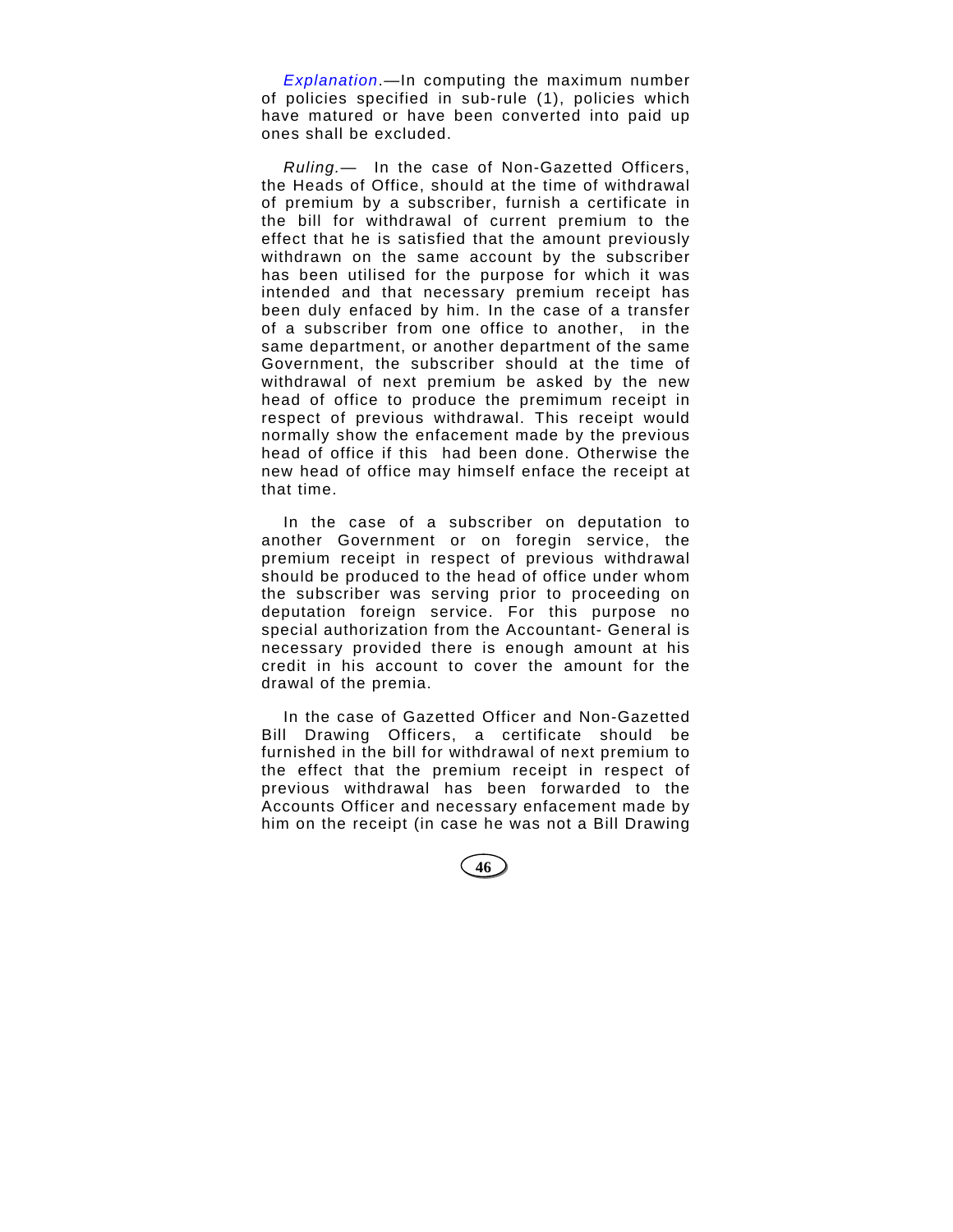*Explanation*.—In computing the maximum number of policies specified in sub-rule (1), policies which have matured or have been converted into paid up ones shall be excluded.

*Ruling.*— In the case of Non-Gazetted Officers, the Heads of Office, should at the time of withdrawal of premium by a subscriber, furnish a certificate in the bill for withdrawal of current premium to the effect that he is satisfied that the amount previously withdrawn on the same account by the subscriber has been utilised for the purpose for which it was intended and that necessary premium receipt has been duly enfaced by him. In the case of a transfer of a subscriber from one office to another, in the same department, or another department of the same Government, the subscriber should at the time of withdrawal of next premium be asked by the new head of office to produce the premimum receipt in respect of previous withdrawal. This receipt would normally show the enfacement made by the previous head of office if this had been done. Otherwise the new head of office may himself enface the receipt at that time.

In the case of a subscriber on deputation to another Government or on foregin service, the premium receipt in respect of previous withdrawal should be produced to the head of office under whom the subscriber was serving prior to proceeding on deputation foreign service. For this purpose no special authorization from the Accountant- General is necessary provided there is enough amount at his credit in his account to cover the amount for the drawal of the premia.

In the case of Gazetted Officer and Non-Gazetted Bill Drawing Officers, a certificate should be furnished in the bill for withdrawal of next premium to the effect that the premium receipt in respect of previous withdrawal has been forwarded to the Accounts Officer and necessary enfacement made by him on the receipt (in case he was not a Bill Drawing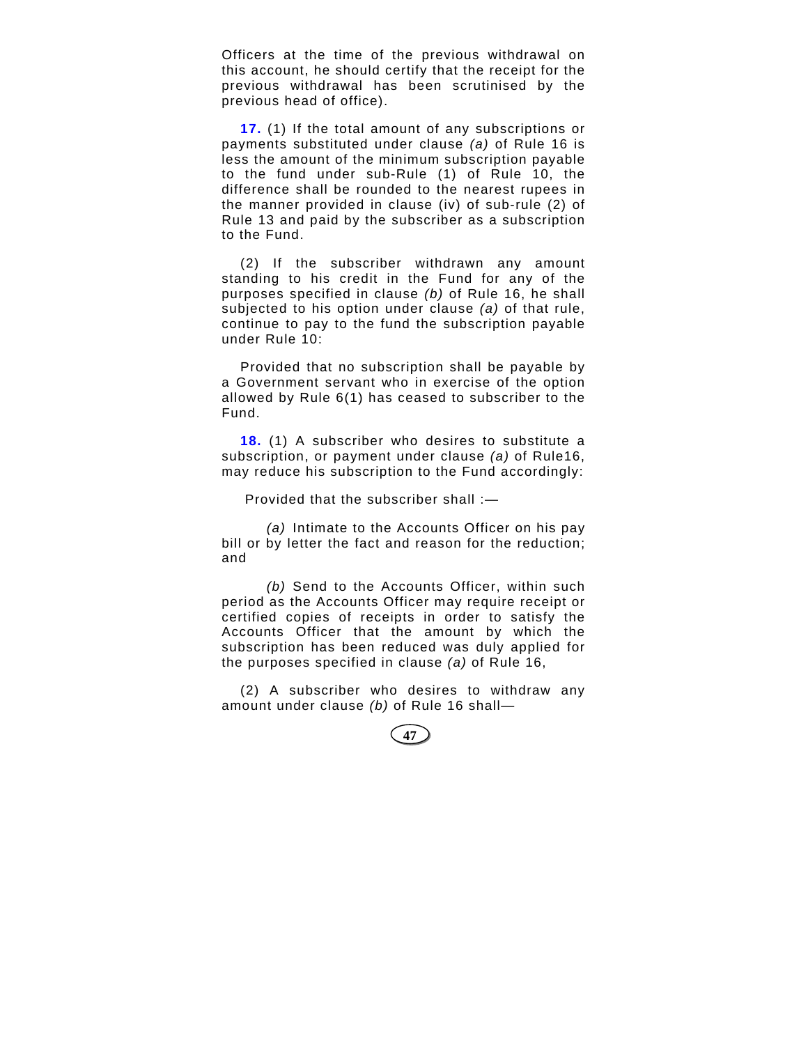Officers at the time of the previous withdrawal on this account, he should certify that the receipt for the previous withdrawal has been scrutinised by the previous head of office).

**17.** (1) If the total amount of any subscriptions or payments substituted under clause *(a)* of Rule 16 is less the amount of the minimum subscription payable to the fund under sub-Rule (1) of Rule 10, the difference shall be rounded to the nearest rupees in the manner provided in clause (iv) of sub-rule (2) of Rule 13 and paid by the subscriber as a subscription to the Fund.

(2) If the subscriber withdrawn any amount standing to his credit in the Fund for any of the purposes specified in clause *(b)* of Rule 16, he shall subjected to his option under clause *(a)* of that rule, continue to pay to the fund the subscription payable under Rule 10:

Provided that no subscription shall be payable by a Government servant who in exercise of the option allowed by Rule 6(1) has ceased to subscriber to the Fund.

**18.** (1) A subscriber who desires to substitute a subscription, or payment under clause *(a)* of Rule16, may reduce his subscription to the Fund accordingly:

Provided that the subscriber shall :—

*(a)* Intimate to the Accounts Officer on his pay bill or by letter the fact and reason for the reduction; and

*(b)* Send to the Accounts Officer, within such period as the Accounts Officer may require receipt or certified copies of receipts in order to satisfy the Accounts Officer that the amount by which the subscription has been reduced was duly applied for the purposes specified in clause *(a)* of Rule 16,

(2) A subscriber who desires to withdraw any amount under clause *(b)* of Rule 16 shall—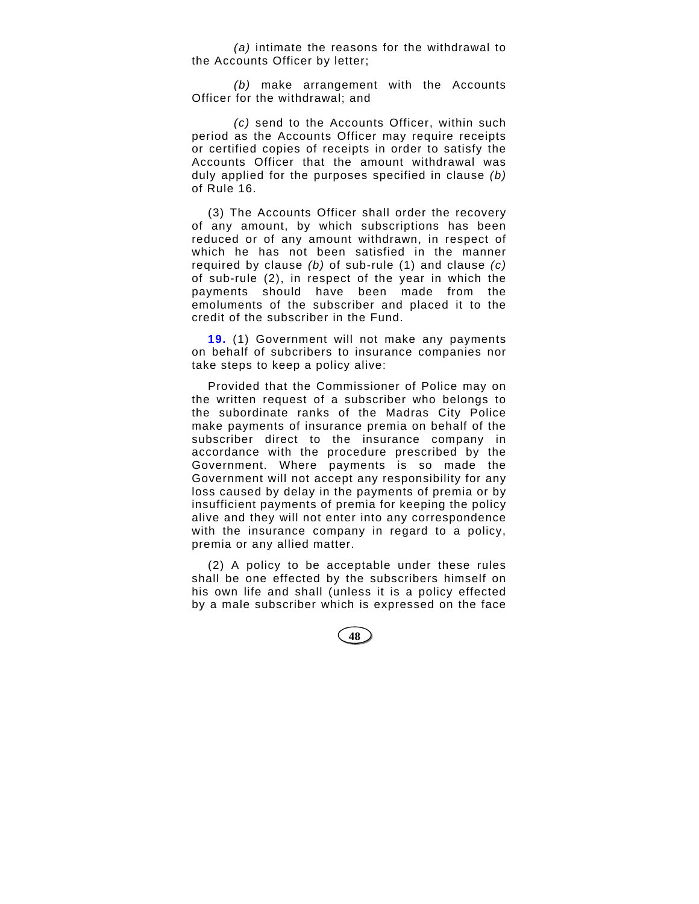*(a)* intimate the reasons for the withdrawal to the Accounts Officer by letter;

*(b)* make arrangement with the Accounts Officer for the withdrawal; and

*(c)* send to the Accounts Officer, within such period as the Accounts Officer may require receipts or certified copies of receipts in order to satisfy the Accounts Officer that the amount withdrawal was duly applied for the purposes specified in clause *(b)* of Rule 16.

(3) The Accounts Officer shall order the recovery of any amount, by which subscriptions has been reduced or of any amount withdrawn, in respect of which he has not been satisfied in the manner required by clause *(b)* of sub-rule (1) and clause *(c)* of sub-rule (2), in respect of the year in which the payments should have been made from the emoluments of the subscriber and placed it to the credit of the subscriber in the Fund.

**19.** (1) Government will not make any payments on behalf of subcribers to insurance companies nor take steps to keep a policy alive:

Provided that the Commissioner of Police may on the written request of a subscriber who belongs to the subordinate ranks of the Madras City Police make payments of insurance premia on behalf of the subscriber direct to the insurance company in accordance with the procedure prescribed by the Government. Where payments is so made the Government will not accept any responsibility for any loss caused by delay in the payments of premia or by insufficient payments of premia for keeping the policy alive and they will not enter into any correspondence with the insurance company in regard to a policy, premia or any allied matter.

(2) A policy to be acceptable under these rules shall be one effected by the subscribers himself on his own life and shall (unless it is a policy effected by a male subscriber which is expressed on the face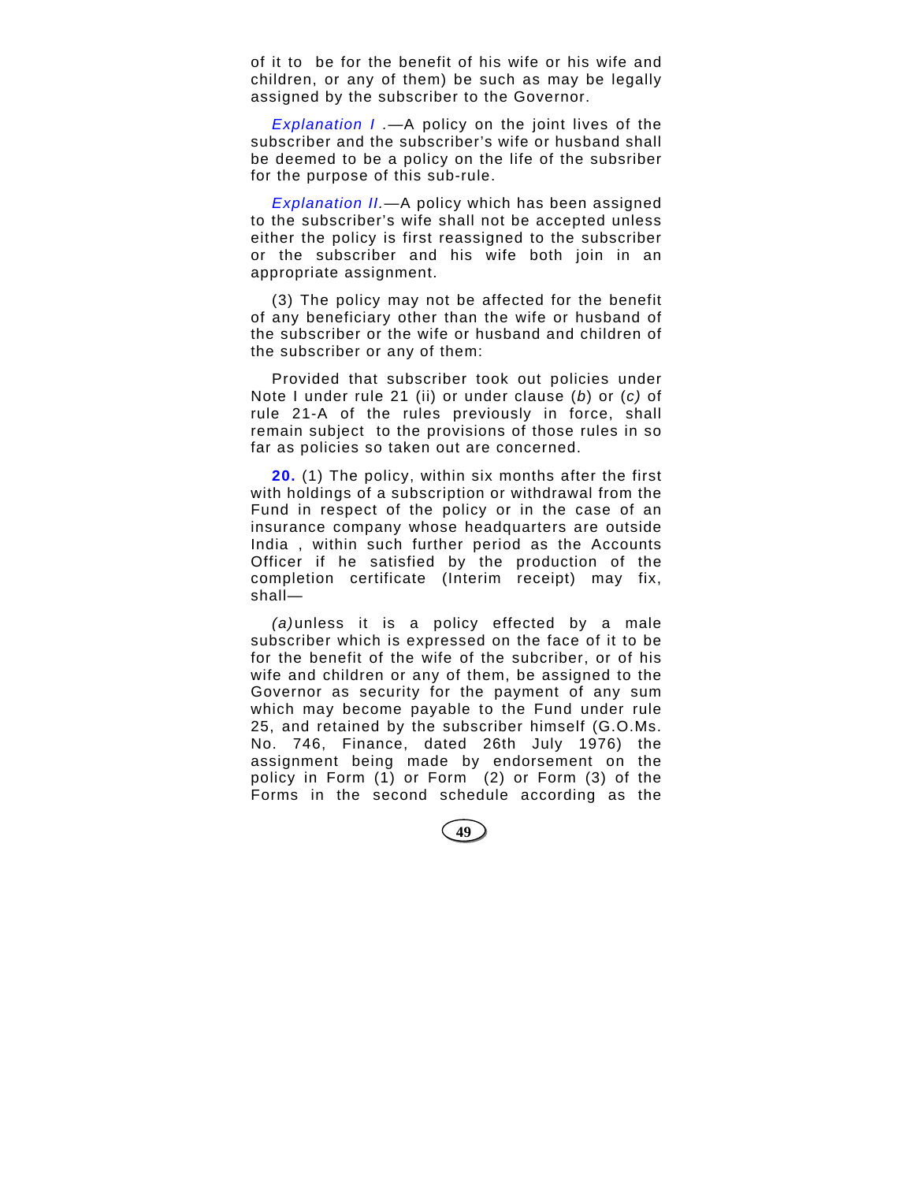of it to be for the benefit of his wife or his wife and children, or any of them) be such as may be legally assigned by the subscriber to the Governor.

*Explanation I* .—A policy on the joint lives of the subscriber and the subscriber's wife or husband shall be deemed to be a policy on the life of the subsriber for the purpose of this sub-rule.

*Explanation II.*—A policy which has been assigned to the subscriber's wife shall not be accepted unless either the policy is first reassigned to the subscriber or the subscriber and his wife both join in an appropriate assignment.

(3) The policy may not be affected for the benefit of any beneficiary other than the wife or husband of the subscriber or the wife or husband and children of the subscriber or any of them:

Provided that subscriber took out policies under Note I under rule 21 (ii) or under clause (*b*) or (*c)* of rule 21-A of the rules previously in force, shall remain subject to the provisions of those rules in so far as policies so taken out are concerned.

**20.** (1) The policy, within six months after the first with holdings of a subscription or withdrawal from the Fund in respect of the policy or in the case of an insurance company whose headquarters are outside India , within such further period as the Accounts Officer if he satisfied by the production of the completion certificate (Interim receipt) may fix, shall—

*(a)* unless it is a policy effected by a male subscriber which is expressed on the face of it to be for the benefit of the wife of the subcriber, or of his wife and children or any of them, be assigned to the Governor as security for the payment of any sum which may become payable to the Fund under rule 25, and retained by the subscriber himself (G.O.Ms. No. 746, Finance, dated 26th July 1976) the assignment being made by endorsement on the policy in Form (1) or Form (2) or Form (3) of the Forms in the second schedule according as the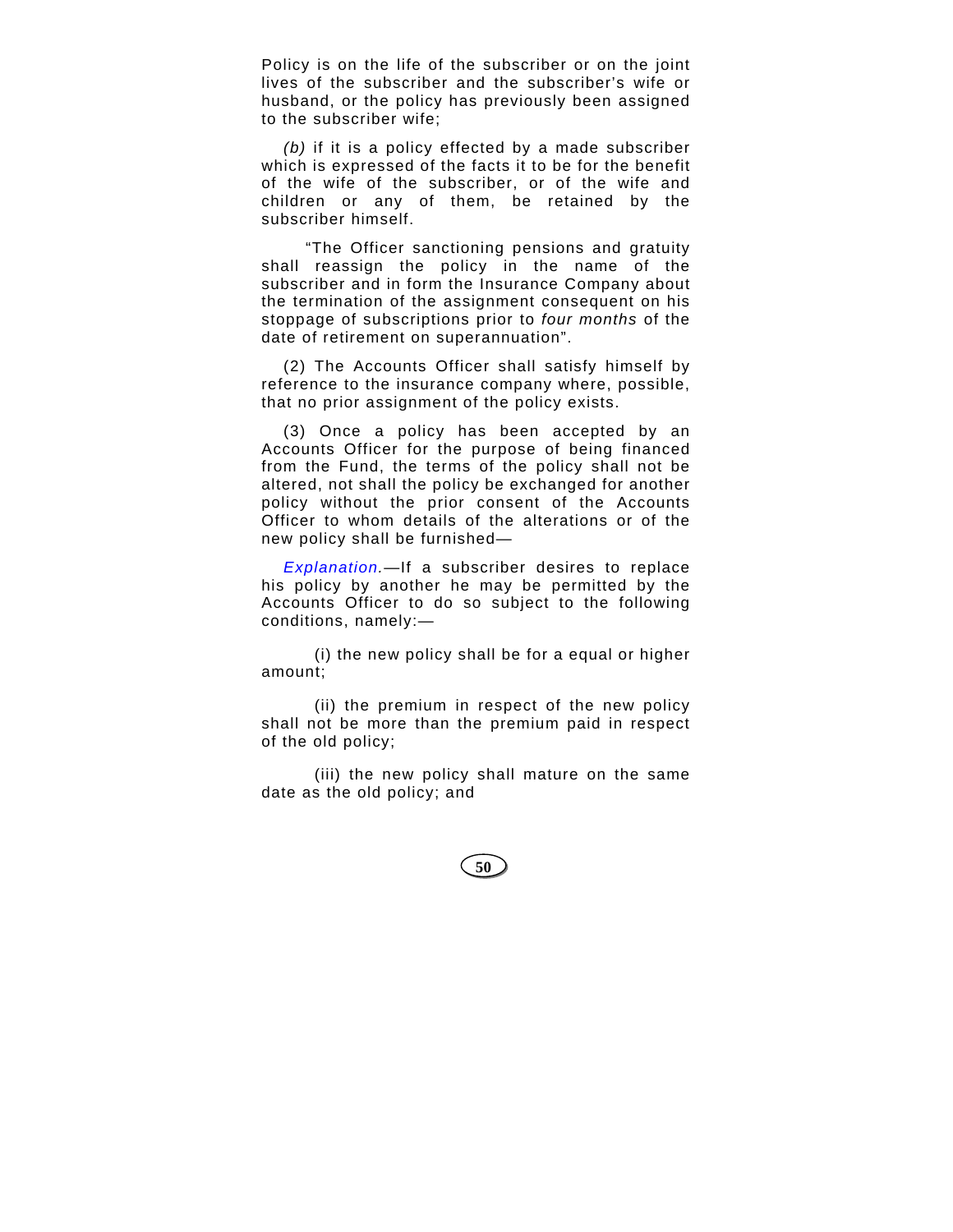Policy is on the life of the subscriber or on the joint lives of the subscriber and the subscriber's wife or husband, or the policy has previously been assigned to the subscriber wife;

*(b)* if it is a policy effected by a made subscriber which is expressed of the facts it to be for the benefit of the wife of the subscriber, or of the wife and children or any of them, be retained by the subscriber himself.

"The Officer sanctioning pensions and gratuity shall reassign the policy in the name of the subscriber and in form the Insurance Company about the termination of the assignment consequent on his stoppage of subscriptions prior to *four months* of the date of retirement on superannuation".

(2) The Accounts Officer shall satisfy himself by reference to the insurance company where, possible, that no prior assignment of the policy exists.

(3) Once a policy has been accepted by an Accounts Officer for the purpose of being financed from the Fund, the terms of the policy shall not be altered, not shall the policy be exchanged for another policy without the prior consent of the Accounts Officer to whom details of the alterations or of the new policy shall be furnished—

*Explanation.*—If a subscriber desires to replace his policy by another he may be permitted by the Accounts Officer to do so subject to the following conditions, namely:—

(i) the new policy shall be for a equal or higher amount;

(ii) the premium in respect of the new policy shall not be more than the premium paid in respect of the old policy;

(iii) the new policy shall mature on the same date as the old policy; and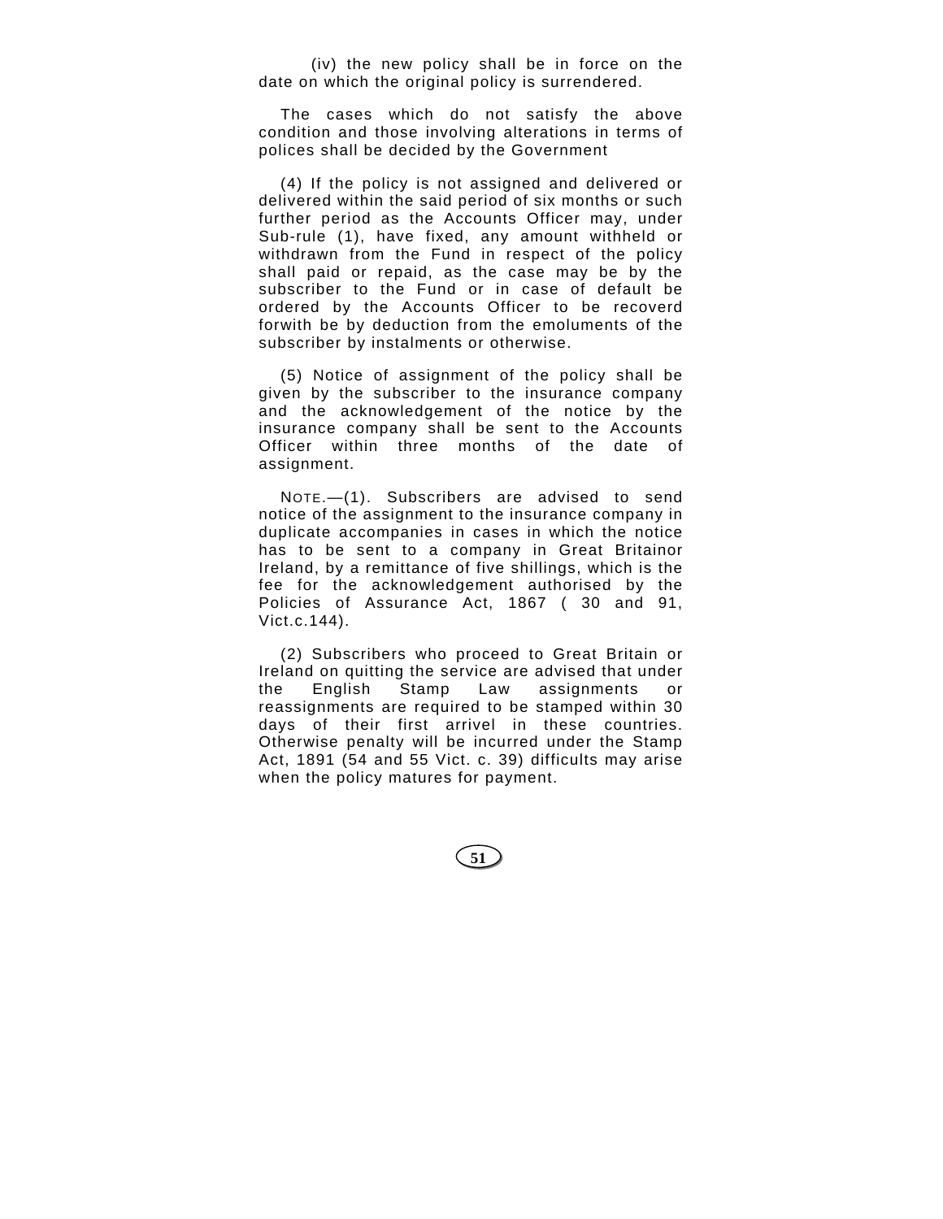(iv) the new policy shall be in force on the date on which the original policy is surrendered.

The cases which do not satisfy the above condition and those involving alterations in terms of polices shall be decided by the Government

(4) If the policy is not assigned and delivered or delivered within the said period of six months or such further period as the Accounts Officer may, under Sub-rule (1), have fixed, any amount withheld or withdrawn from the Fund in respect of the policy shall paid or repaid, as the case may be by the subscriber to the Fund or in case of default be ordered by the Accounts Officer to be recoverd forwith be by deduction from the emoluments of the subscriber by instalments or otherwise.

(5) Notice of assignment of the policy shall be given by the subscriber to the insurance company and the acknowledgement of the notice by the insurance company shall be sent to the Accounts Officer within three months of the date of assignment.

NOTE.—(1). Subscribers are advised to send notice of the assignment to the insurance company in duplicate accompanies in cases in which the notice has to be sent to a company in Great Britainor Ireland, by a remittance of five shillings, which is the fee for the acknowledgement authorised by the Policies of Assurance Act, 1867 ( 30 and 91, Vict.c.144).

(2) Subscribers who proceed to Great Britain or Ireland on quitting the service are advised that under the English Stamp Law assignments or reassignments are required to be stamped within 30 days of their first arrivel in these countries. Otherwise penalty will be incurred under the Stamp Act, 1891 (54 and 55 Vict. c. 39) difficults may arise when the policy matures for payment.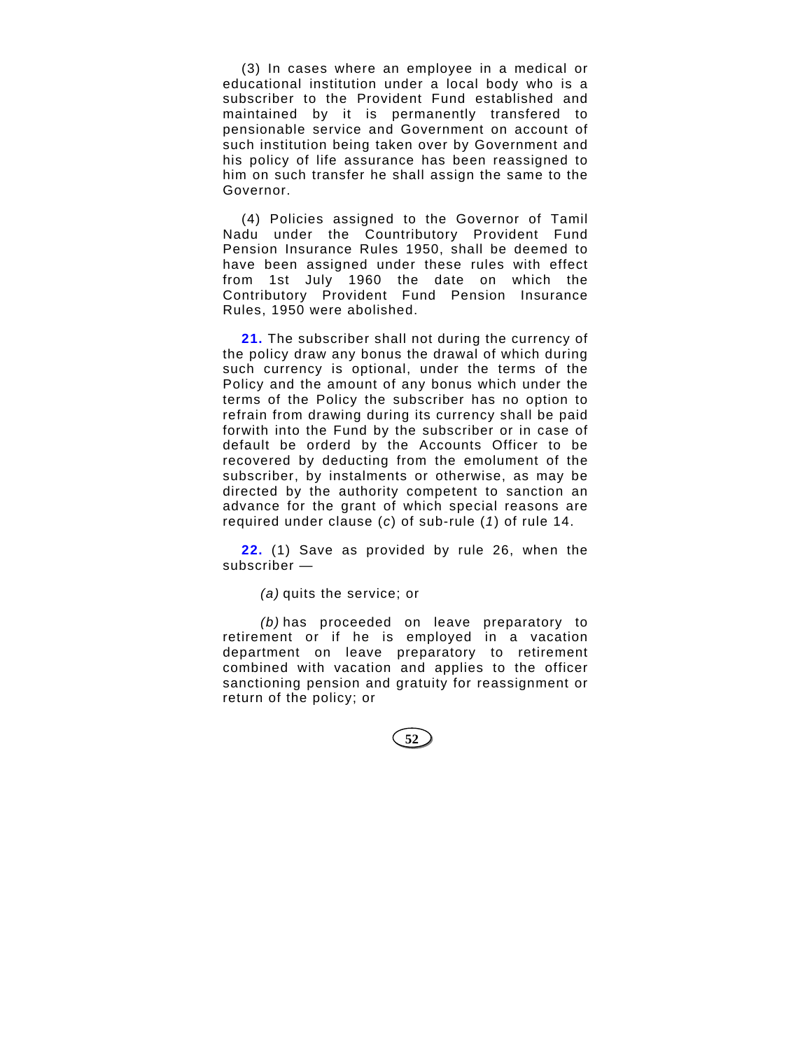(3) In cases where an employee in a medical or educational institution under a local body who is a subscriber to the Provident Fund established and maintained by it is permanently transfered to pensionable service and Government on account of such institution being taken over by Government and his policy of life assurance has been reassigned to him on such transfer he shall assign the same to the Governor.

(4) Policies assigned to the Governor of Tamil Nadu under the Countributory Provident Fund Pension Insurance Rules 1950, shall be deemed to have been assigned under these rules with effect from 1st July 1960 the date on which the Contributory Provident Fund Pension Insurance Rules, 1950 were abolished.

**21.** The subscriber shall not during the currency of the policy draw any bonus the drawal of which during such currency is optional, under the terms of the Policy and the amount of any bonus which under the terms of the Policy the subscriber has no option to refrain from drawing during its currency shall be paid forwith into the Fund by the subscriber or in case of default be orderd by the Accounts Officer to be recovered by deducting from the emolument of the subscriber, by instalments or otherwise, as may be directed by the authority competent to sanction an advance for the grant of which special reasons are required under clause (*c*) of sub-rule (*1*) of rule 14.

**22.** (1) Save as provided by rule 26, when the subscriber —

*(a)* quits the service; or

*(b)* has proceeded on leave preparatory to retirement or if he is employed in a vacation department on leave preparatory to retirement combined with vacation and applies to the officer sanctioning pension and gratuity for reassignment or return of the policy; or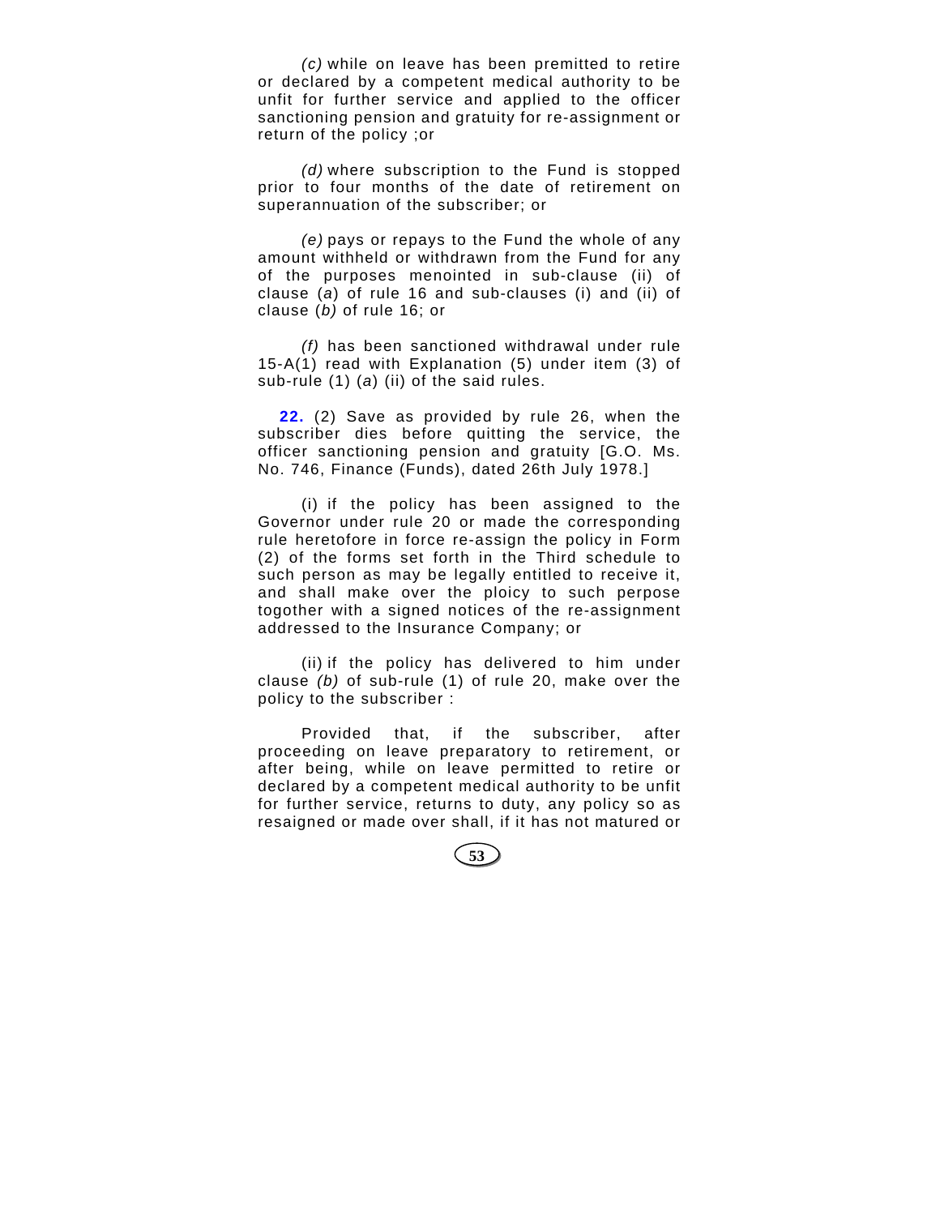*(c)* while on leave has been premitted to retire or declared by a competent medical authority to be unfit for further service and applied to the officer sanctioning pension and gratuity for re-assignment or return of the policy ;or

*(d)* where subscription to the Fund is stopped prior to four months of the date of retirement on superannuation of the subscriber; or

*(e)* pays or repays to the Fund the whole of any amount withheld or withdrawn from the Fund for any of the purposes menointed in sub-clause (ii) of clause (*a*) of rule 16 and sub-clauses (i) and (ii) of clause (*b)* of rule 16; or

*(f)* has been sanctioned withdrawal under rule 15-A(1) read with Explanation (5) under item (3) of sub-rule (1) (*a*) (ii) of the said rules.

**22.** (2) Save as provided by rule 26, when the subscriber dies before quitting the service, the officer sanctioning pension and gratuity [G.O. Ms. No. 746, Finance (Funds), dated 26th July 1978.]

(i) if the policy has been assigned to the Governor under rule 20 or made the corresponding rule heretofore in force re-assign the policy in Form (2) of the forms set forth in the Third schedule to such person as may be legally entitled to receive it, and shall make over the ploicy to such perpose togother with a signed notices of the re-assignment addressed to the Insurance Company; or

(ii) if the policy has delivered to him under clause *(b)* of sub-rule (1) of rule 20, make over the policy to the subscriber :

Provided that, if the subscriber, after proceeding on leave preparatory to retirement, or after being, while on leave permitted to retire or declared by a competent medical authority to be unfit for further service, returns to duty, any policy so as resaigned or made over shall, if it has not matured or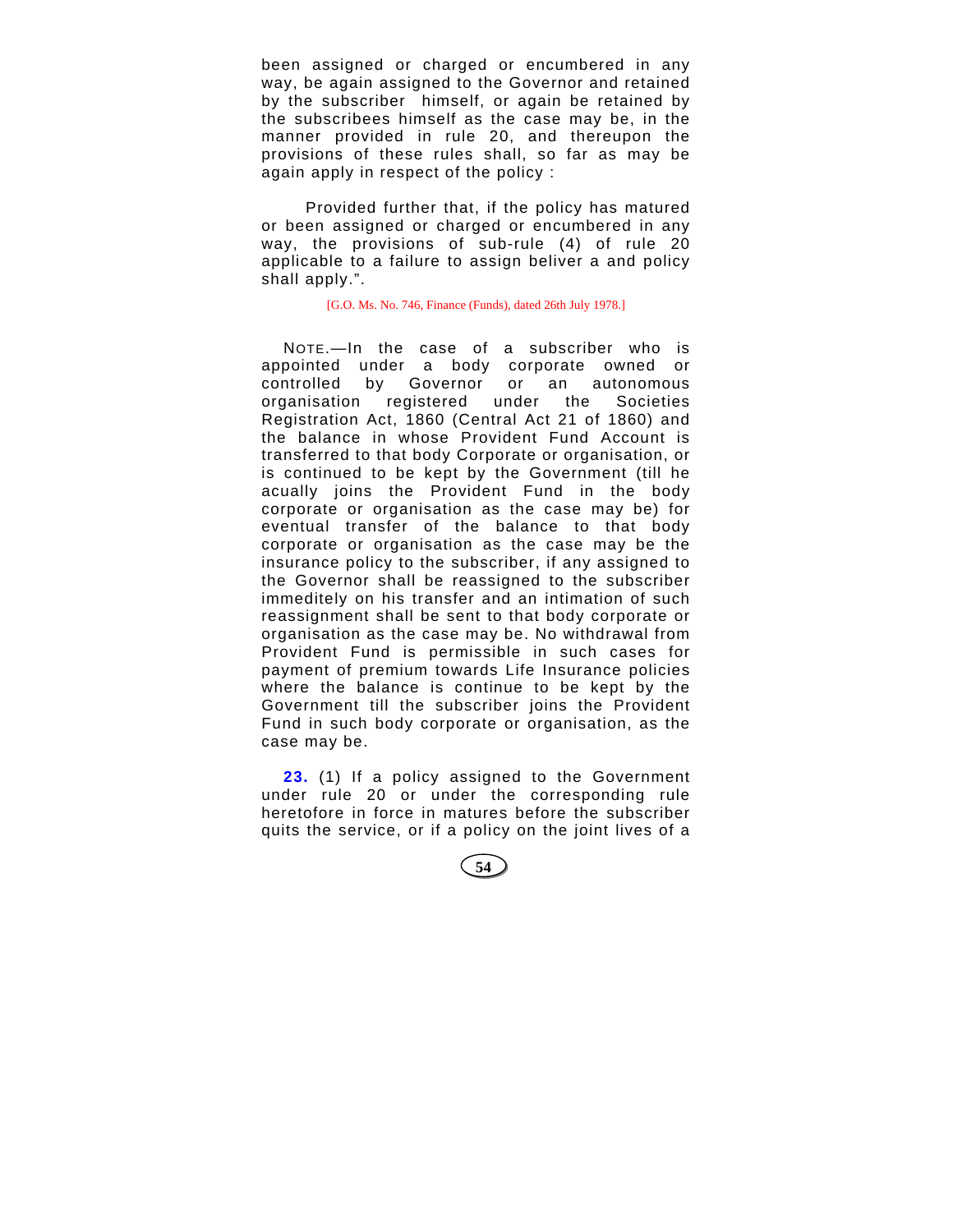been assigned or charged or encumbered in any way, be again assigned to the Governor and retained by the subscriber himself, or again be retained by the subscribees himself as the case may be, in the manner provided in rule 20, and thereupon the provisions of these rules shall, so far as may be again apply in respect of the policy :

Provided further that, if the policy has matured or been assigned or charged or encumbered in any way, the provisions of sub-rule (4) of rule 20 applicable to a failure to assign beliver a and policy shall apply.".

[G.O. Ms. No. 746, Finance (Funds), dated 26th July 1978.]

NOTE.—In the case of a subscriber who is appointed under a body corporate owned or controlled by Governor or an autonomous organisation registered under the Societies Registration Act, 1860 (Central Act 21 of 1860) and the balance in whose Provident Fund Account is transferred to that body Corporate or organisation, or is continued to be kept by the Government (till he acually joins the Provident Fund in the body corporate or organisation as the case may be) for eventual transfer of the balance to that body corporate or organisation as the case may be the insurance policy to the subscriber, if any assigned to the Governor shall be reassigned to the subscriber immeditely on his transfer and an intimation of such reassignment shall be sent to that body corporate or organisation as the case may be. No withdrawal from Provident Fund is permissible in such cases for payment of premium towards Life Insurance policies where the balance is continue to be kept by the Government till the subscriber joins the Provident Fund in such body corporate or organisation, as the case may be.

**23.** (1) If a policy assigned to the Government under rule 20 or under the corresponding rule heretofore in force in matures before the subscriber quits the service, or if a policy on the joint lives of a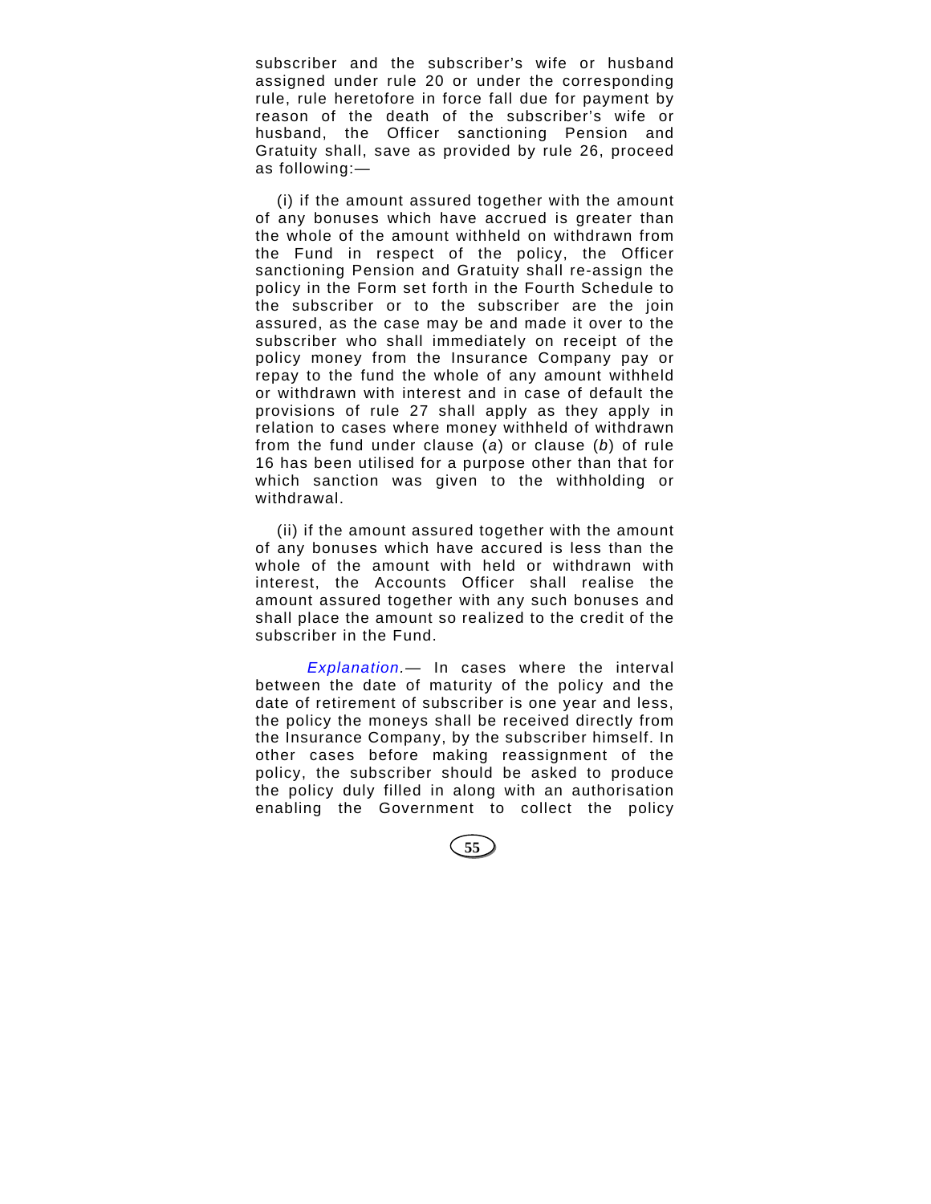subscriber and the subscriber's wife or husband assigned under rule 20 or under the corresponding rule, rule heretofore in force fall due for payment by reason of the death of the subscriber's wife or husband, the Officer sanctioning Pension and Gratuity shall, save as provided by rule 26, proceed as following:—

(i) if the amount assured together with the amount of any bonuses which have accrued is greater than the whole of the amount withheld on withdrawn from the Fund in respect of the policy, the Officer sanctioning Pension and Gratuity shall re-assign the policy in the Form set forth in the Fourth Schedule to the subscriber or to the subscriber are the join assured, as the case may be and made it over to the subscriber who shall immediately on receipt of the policy money from the Insurance Company pay or repay to the fund the whole of any amount withheld or withdrawn with interest and in case of default the provisions of rule 27 shall apply as they apply in relation to cases where money withheld of withdrawn from the fund under clause (*a*) or clause (*b*) of rule 16 has been utilised for a purpose other than that for which sanction was given to the withholding or withdrawal.

(ii) if the amount assured together with the amount of any bonuses which have accured is less than the whole of the amount with held or withdrawn with interest, the Accounts Officer shall realise the amount assured together with any such bonuses and shall place the amount so realized to the credit of the subscriber in the Fund.

*Explanation*.— In cases where the interval between the date of maturity of the policy and the date of retirement of subscriber is one year and less, the policy the moneys shall be received directly from the Insurance Company, by the subscriber himself. In other cases before making reassignment of the policy, the subscriber should be asked to produce the policy duly filled in along with an authorisation enabling the Government to collect the policy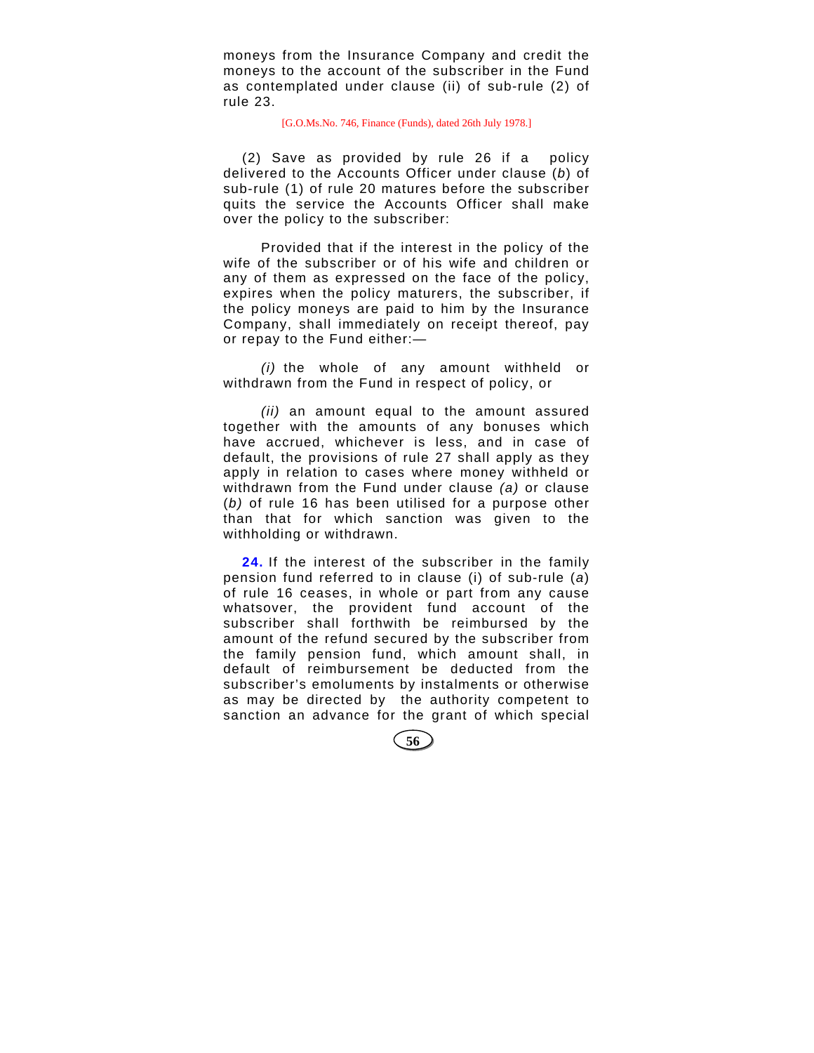moneys from the Insurance Company and credit the moneys to the account of the subscriber in the Fund as contemplated under clause (ii) of sub-rule (2) of rule 23.

[G.O.Ms.No. 746, Finance (Funds), dated 26th July 1978.]

(2) Save as provided by rule 26 if a policy delivered to the Accounts Officer under clause (*b*) of sub-rule (1) of rule 20 matures before the subscriber quits the service the Accounts Officer shall make over the policy to the subscriber:

Provided that if the interest in the policy of the wife of the subscriber or of his wife and children or any of them as expressed on the face of the policy, expires when the policy maturers, the subscriber, if the policy moneys are paid to him by the Insurance Company, shall immediately on receipt thereof, pay or repay to the Fund either:—

*(i)* the whole of any amount withheld or withdrawn from the Fund in respect of policy, or

*(ii)* an amount equal to the amount assured together with the amounts of any bonuses which have accrued, whichever is less, and in case of default, the provisions of rule 27 shall apply as they apply in relation to cases where money withheld or withdrawn from the Fund under clause *(a)* or clause (*b)* of rule 16 has been utilised for a purpose other than that for which sanction was given to the withholding or withdrawn.

**24.** If the interest of the subscriber in the family pension fund referred to in clause (i) of sub-rule (*a*) of rule 16 ceases, in whole or part from any cause whatsover, the provident fund account of the subscriber shall forthwith be reimbursed by the amount of the refund secured by the subscriber from the family pension fund, which amount shall, in default of reimbursement be deducted from the subscriber's emoluments by instalments or otherwise as may be directed by the authority competent to sanction an advance for the grant of which special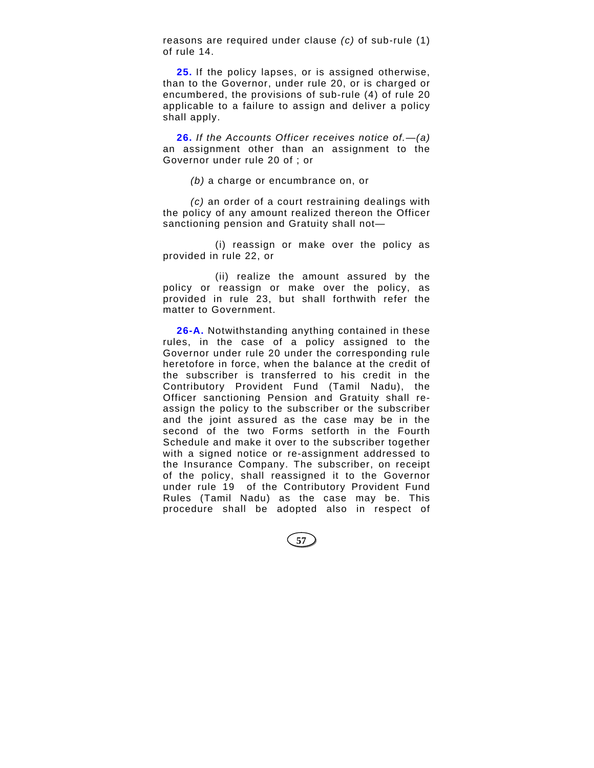reasons are required under clause *(c)* of sub-rule (1) of rule 14.

**25.** If the policy lapses, or is assigned otherwise, than to the Governor, under rule 20, or is charged or encumbered, the provisions of sub-rule (4) of rule 20 applicable to a failure to assign and deliver a policy shall apply.

**26.** *If the Accounts Officer receives notice of.—(a)* an assignment other than an assignment to the Governor under rule 20 of ; or

*(b)* a charge or encumbrance on, or

*(c)* an order of a court restraining dealings with the policy of any amount realized thereon the Officer sanctioning pension and Gratuity shall not—

(i) reassign or make over the policy as provided in rule 22, or

(ii) realize the amount assured by the policy or reassign or make over the policy, as provided in rule 23, but shall forthwith refer the matter to Government.

**26-A.** Notwithstanding anything contained in these rules, in the case of a policy assigned to the Governor under rule 20 under the corresponding rule heretofore in force, when the balance at the credit of the subscriber is transferred to his credit in the Contributory Provident Fund (Tamil Nadu), the Officer sanctioning Pension and Gratuity shall re-assign the policy to the subscriber or the subscriber and the joint assured as the case may be in the second of the two Forms setforth in the Fourth Schedule and make it over to the subscriber together with a signed notice or re-assignment addressed to the Insurance Company. The subscriber, on receipt of the policy, shall reassigned it to the Governor under rule 19 of the Contributory Provident Fund Rules (Tamil Nadu) as the case may be. This procedure shall be adopted also in respect of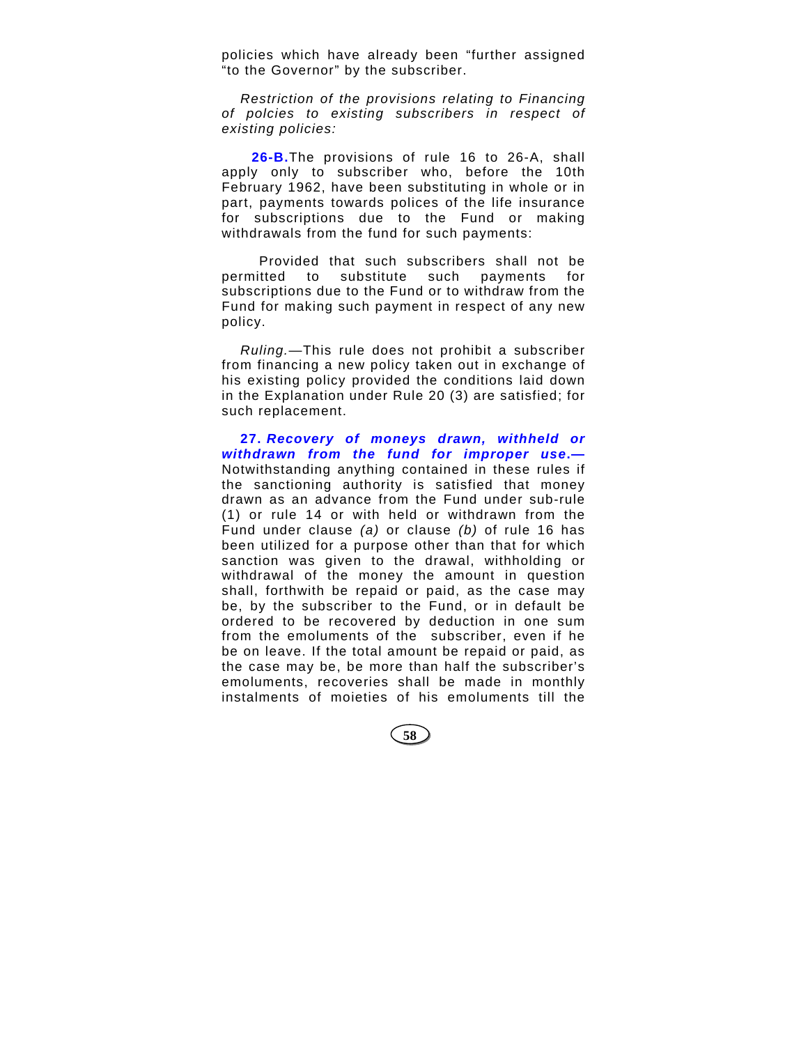policies which have already been "further assigned "to the Governor" by the subscriber.

*Restriction of the provisions relating to Financing of polcies to existing subscribers in respect of existing policies:*

**26-B.** The provisions of rule 16 to 26-A, shall apply only to subscriber who, before the 10th February 1962, have been substituting in whole or in part, payments towards polices of the life insurance for subscriptions due to the Fund or making withdrawals from the fund for such payments:

Provided that such subscribers shall not be permitted to substitute such payments for subscriptions due to the Fund or to withdraw from the Fund for making such payment in respect of any new policy.

*Ruling.*—This rule does not prohibit a subscriber from financing a new policy taken out in exchange of his existing policy provided the conditions laid down in the Explanation under Rule 20 (3) are satisfied; for such replacement.

**27. *Recovery of moneys drawn, withheld or withdrawn from the fund for improper use.*—** Notwithstanding anything contained in these rules if the sanctioning authority is satisfied that money drawn as an advance from the Fund under sub-rule (1) or rule 14 or with held or withdrawn from the Fund under clause *(a)* or clause *(b)* of rule 16 has been utilized for a purpose other than that for which sanction was given to the drawal, withholding or withdrawal of the money the amount in question shall, forthwith be repaid or paid, as the case may be, by the subscriber to the Fund, or in default be ordered to be recovered by deduction in one sum from the emoluments of the subscriber, even if he be on leave. If the total amount be repaid or paid, as the case may be, be more than half the subscriber's emoluments, recoveries shall be made in monthly instalments of moieties of his emoluments till the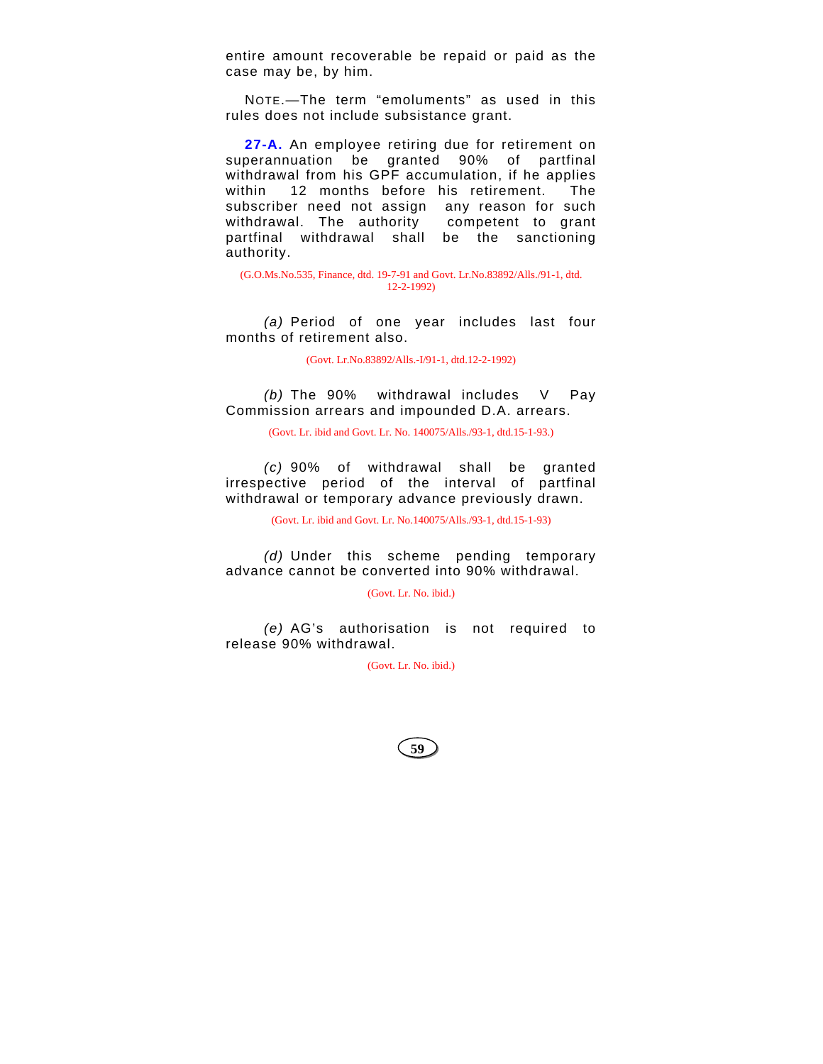entire amount recoverable be repaid or paid as the case may be, by him.

NOTE.—The term "emoluments" as used in this rules does not include subsistance grant.

**27-A.** An employee retiring due for retirement on superannuation be granted 90% of partfinal withdrawal from his GPF accumulation, if he applies within 12 months before his retirement. The subscriber need not assign any reason for such withdrawal. The authority competent to grant partfinal withdrawal shall be the sanctioning authority.

(G.O.Ms.No.535, Finance, dtd. 19-7-91 and Govt. Lr.No.83892/Alls./91-1, dtd. 12-2-1992)

*(a)* Period of one year includes last four months of retirement also.

(Govt. Lr.No.83892/Alls.-I/91-1, dtd.12-2-1992)

*(b)* The 90% withdrawal includes V Pay Commission arrears and impounded D.A. arrears.

(Govt. Lr. ibid and Govt. Lr. No. 140075/Alls./93-1, dtd.15-1-93.)

*(c)* 90% of withdrawal shall be granted irrespective period of the interval of partfinal withdrawal or temporary advance previously drawn.

(Govt. Lr. ibid and Govt. Lr. No.140075/Alls./93-1, dtd.15-1-93)

*(d)* Under this scheme pending temporary advance cannot be converted into 90% withdrawal.

(Govt. Lr. No. ibid.)

*(e)* AG's authorisation is not required to release 90% withdrawal.

(Govt. Lr. No. ibid.)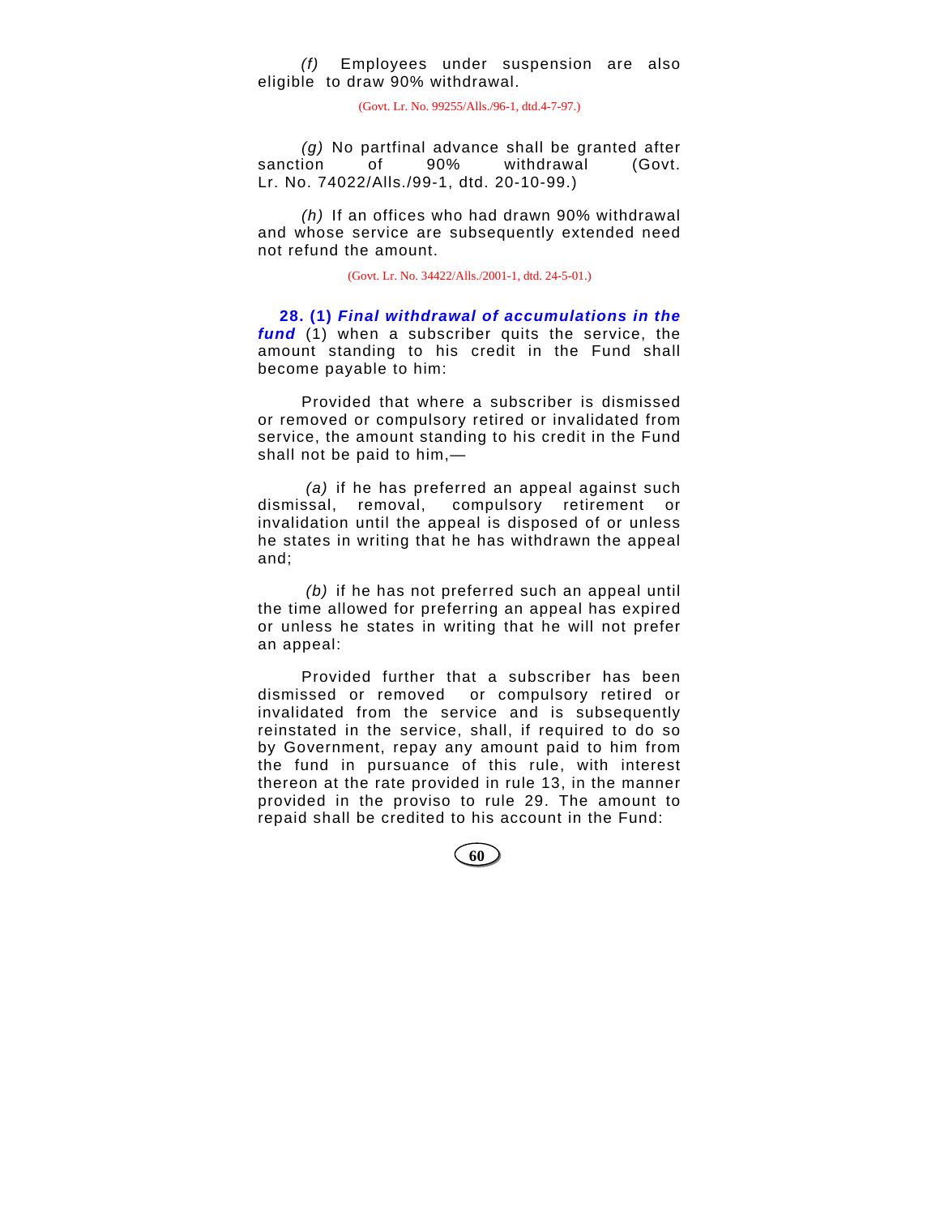*(f)* Employees under suspension are also eligible to draw 90% withdrawal.

(Govt. Lr. No. 99255/Alls./96-1, dtd.4-7-97.)

*(g)* No partfinal advance shall be granted after sanction of 90% withdrawal (Govt. Lr. No. 74022/Alls./99-1, dtd. 20-10-99.)

*(h)* If an offices who had drawn 90% withdrawal and whose service are subsequently extended need not refund the amount.

(Govt. Lr. No. 34422/Alls./2001-1, dtd. 24-5-01.)

**28. (1)** ***Final withdrawal of accumulations in the fund*** (1) when a subscriber quits the service, the amount standing to his credit in the Fund shall become payable to him:

Provided that where a subscriber is dismissed or removed or compulsory retired or invalidated from service, the amount standing to his credit in the Fund shall not be paid to him,—

*(a)* if he has preferred an appeal against such dismissal, removal, compulsory retirement or invalidation until the appeal is disposed of or unless he states in writing that he has withdrawn the appeal and;

*(b)* if he has not preferred such an appeal until the time allowed for preferring an appeal has expired or unless he states in writing that he will not prefer an appeal:

Provided further that a subscriber has been dismissed or removed or compulsory retired or invalidated from the service and is subsequently reinstated in the service, shall, if required to do so by Government, repay any amount paid to him from the fund in pursuance of this rule, with interest thereon at the rate provided in rule 13, in the manner provided in the proviso to rule 29. The amount to repaid shall be credited to his account in the Fund: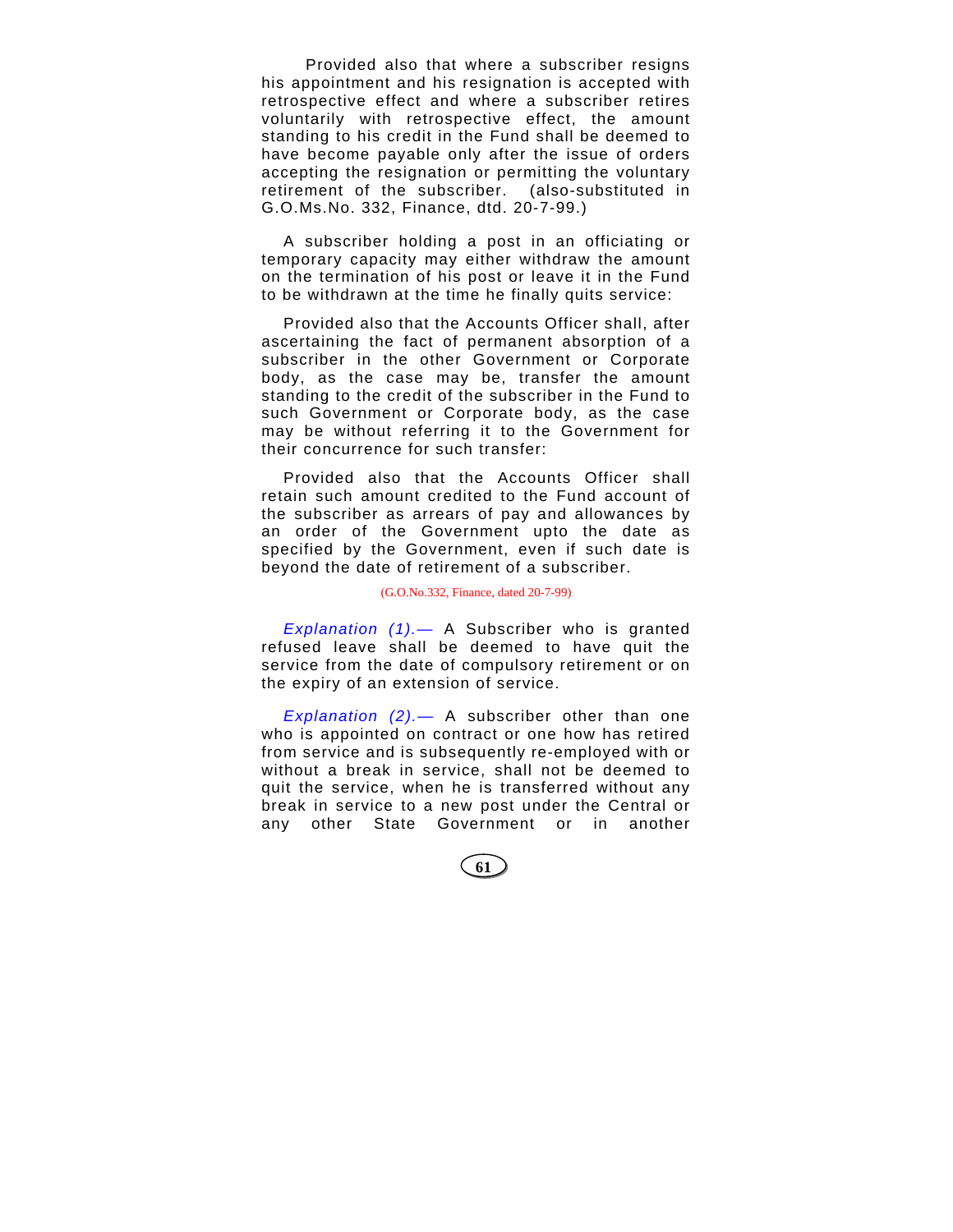Provided also that where a subscriber resigns his appointment and his resignation is accepted with retrospective effect and where a subscriber retires voluntarily with retrospective effect, the amount standing to his credit in the Fund shall be deemed to have become payable only after the issue of orders accepting the resignation or permitting the voluntary retirement of the subscriber. (also-substituted in G.O.Ms.No. 332, Finance, dtd. 20-7-99.)

A subscriber holding a post in an officiating or temporary capacity may either withdraw the amount on the termination of his post or leave it in the Fund to be withdrawn at the time he finally quits service:

Provided also that the Accounts Officer shall, after ascertaining the fact of permanent absorption of a subscriber in the other Government or Corporate body, as the case may be, transfer the amount standing to the credit of the subscriber in the Fund to such Government or Corporate body, as the case may be without referring it to the Government for their concurrence for such transfer:

Provided also that the Accounts Officer shall retain such amount credited to the Fund account of the subscriber as arrears of pay and allowances by an order of the Government upto the date as specified by the Government, even if such date is beyond the date of retirement of a subscriber.

(G.O.No.332, Finance, dated 20-7-99)

*Explanation (1).—* A Subscriber who is granted refused leave shall be deemed to have quit the service from the date of compulsory retirement or on the expiry of an extension of service.

*Explanation (2).—* A subscriber other than one who is appointed on contract or one how has retired from service and is subsequently re-employed with or without a break in service, shall not be deemed to quit the service, when he is transferred without any break in service to a new post under the Central or any other State Government or in another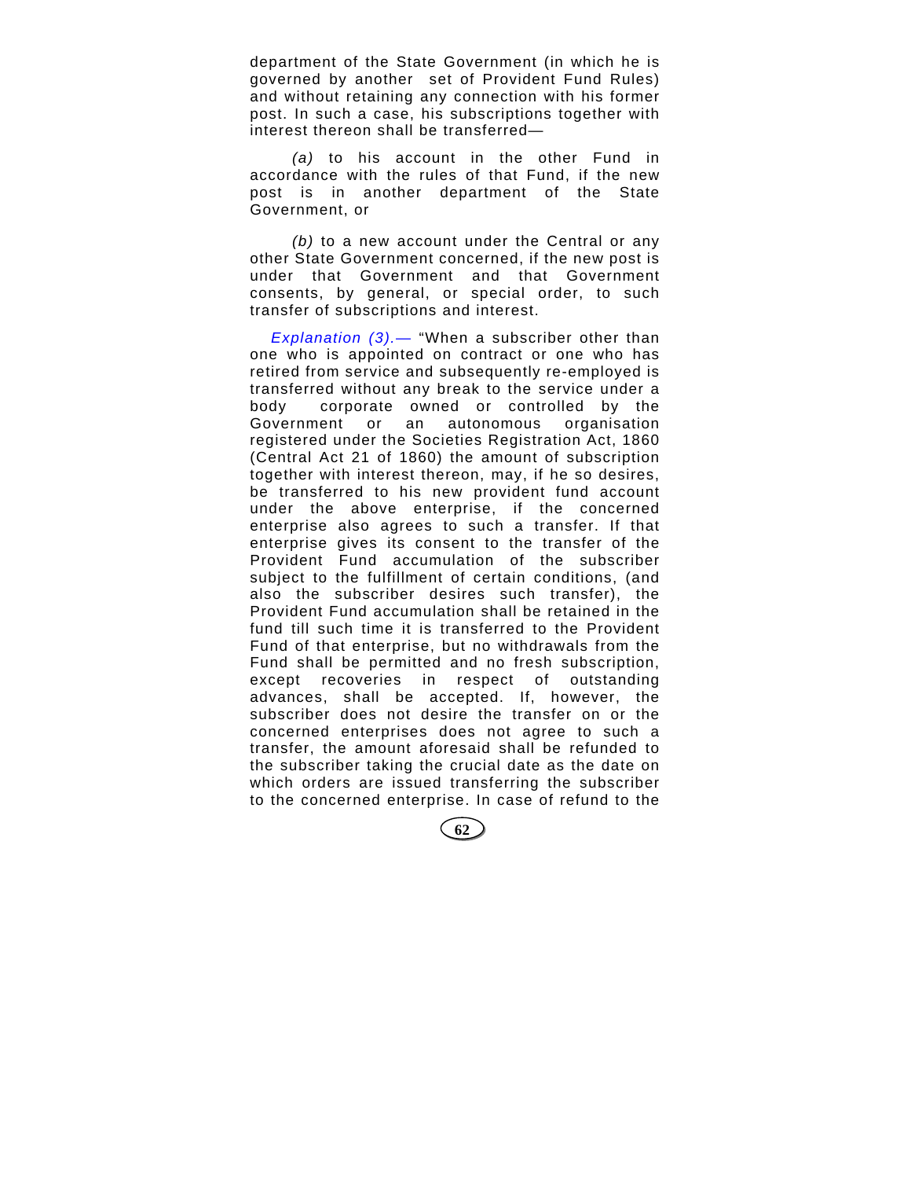department of the State Government (in which he is governed by another set of Provident Fund Rules) and without retaining any connection with his former post. In such a case, his subscriptions together with interest thereon shall be transferred—

*(a)* to his account in the other Fund in accordance with the rules of that Fund, if the new post is in another department of the State Government, or

*(b)* to a new account under the Central or any other State Government concerned, if the new post is under that Government and that Government consents, by general, or special order, to such transfer of subscriptions and interest.

*Explanation (3).—* "When a subscriber other than one who is appointed on contract or one who has retired from service and subsequently re-employed is transferred without any break to the service under a body corporate owned or controlled by the Government or an autonomous organisation registered under the Societies Registration Act, 1860 (Central Act 21 of 1860) the amount of subscription together with interest thereon, may, if he so desires, be transferred to his new provident fund account under the above enterprise, if the concerned enterprise also agrees to such a transfer. If that enterprise gives its consent to the transfer of the Provident Fund accumulation of the subscriber subject to the fulfillment of certain conditions, (and also the subscriber desires such transfer), the Provident Fund accumulation shall be retained in the fund till such time it is transferred to the Provident Fund of that enterprise, but no withdrawals from the Fund shall be permitted and no fresh subscription, except recoveries in respect of outstanding advances, shall be accepted. If, however, the subscriber does not desire the transfer on or the concerned enterprises does not agree to such a transfer, the amount aforesaid shall be refunded to the subscriber taking the crucial date as the date on which orders are issued transferring the subscriber to the concerned enterprise. In case of refund to the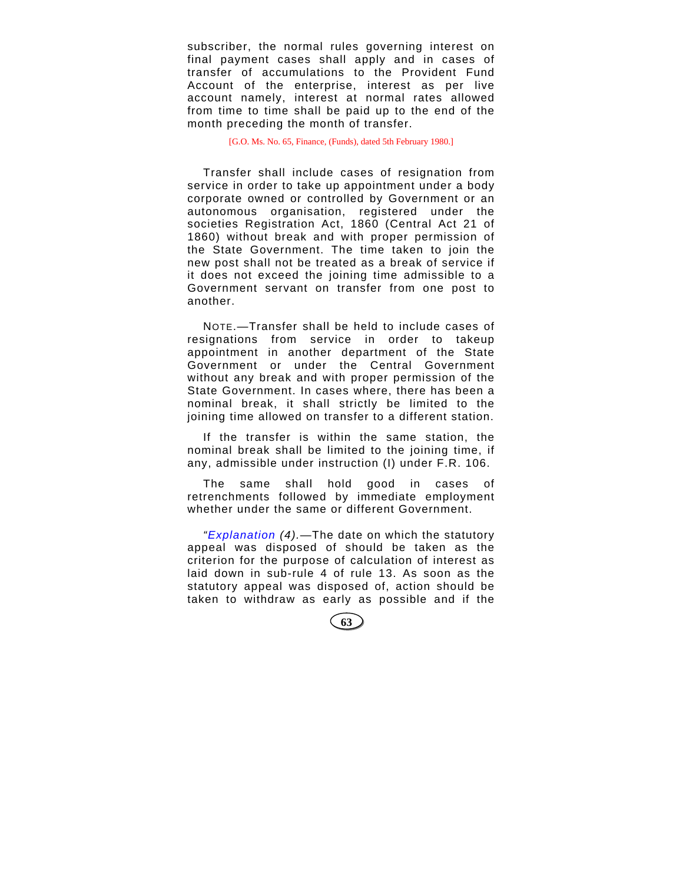subscriber, the normal rules governing interest on final payment cases shall apply and in cases of transfer of accumulations to the Provident Fund Account of the enterprise, interest as per live account namely, interest at normal rates allowed from time to time shall be paid up to the end of the month preceding the month of transfer.

[G.O. Ms. No. 65, Finance, (Funds), dated 5th February 1980.]

Transfer shall include cases of resignation from service in order to take up appointment under a body corporate owned or controlled by Government or an autonomous organisation, registered under the societies Registration Act, 1860 (Central Act 21 of 1860) without break and with proper permission of the State Government. The time taken to join the new post shall not be treated as a break of service if it does not exceed the joining time admissible to a Government servant on transfer from one post to another.

NOTE.—Transfer shall be held to include cases of resignations from service in order to takeup appointment in another department of the State Government or under the Central Government without any break and with proper permission of the State Government. In cases where, there has been a nominal break, it shall strictly be limited to the joining time allowed on transfer to a different station.

If the transfer is within the same station, the nominal break shall be limited to the joining time, if any, admissible under instruction (I) under F.R. 106.

The same shall hold good in cases of retrenchments followed by immediate employment whether under the same or different Government.

"*Explanation (4)*.—The date on which the statutory appeal was disposed of should be taken as the criterion for the purpose of calculation of interest as laid down in sub-rule 4 of rule 13. As soon as the statutory appeal was disposed of, action should be taken to withdraw as early as possible and if the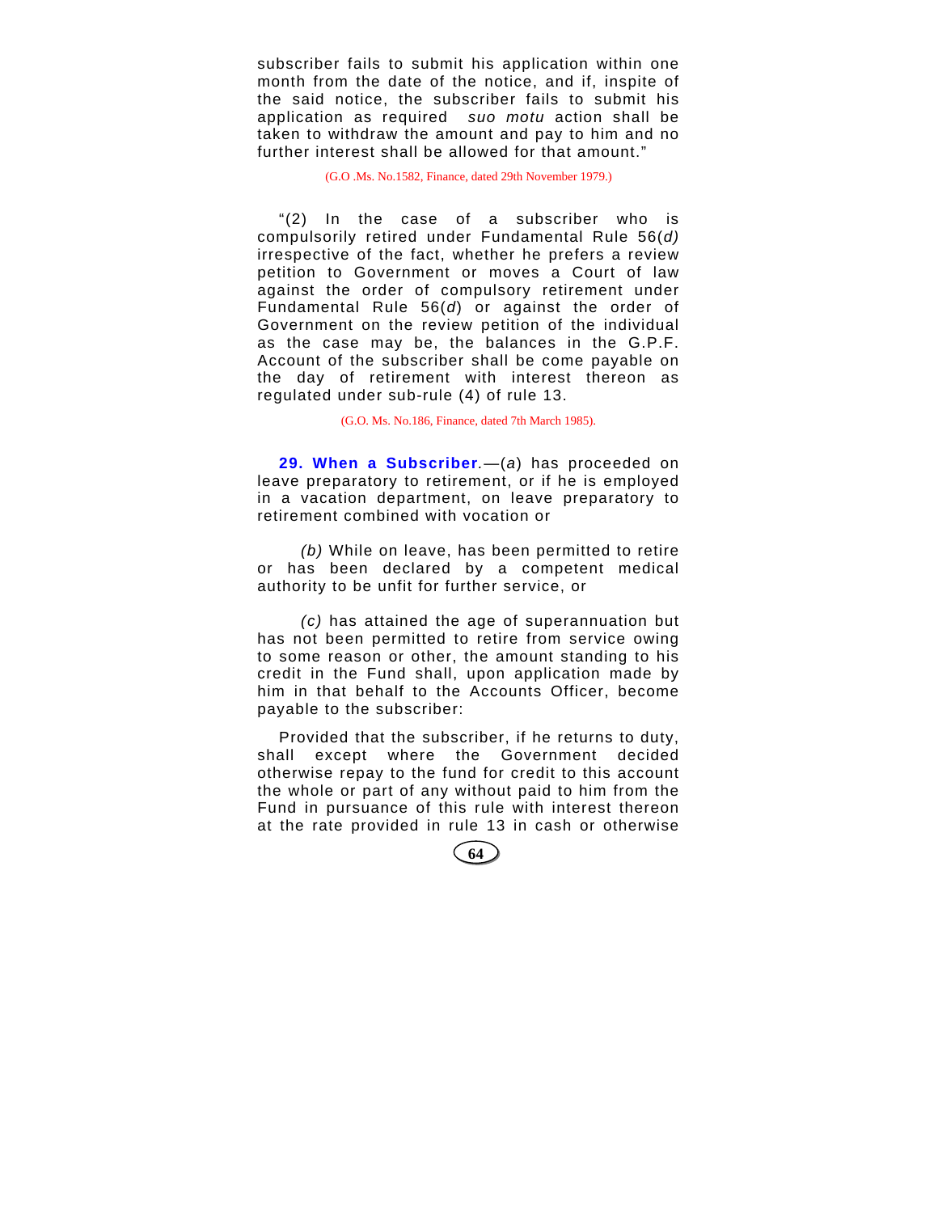subscriber fails to submit his application within one month from the date of the notice, and if, inspite of the said notice, the subscriber fails to submit his application as required *suo motu* action shall be taken to withdraw the amount and pay to him and no further interest shall be allowed for that amount."

(G.O .Ms. No.1582, Finance, dated 29th November 1979.)

"(2) In the case of a subscriber who is compulsorily retired under Fundamental Rule 56(*d)* irrespective of the fact, whether he prefers a review petition to Government or moves a Court of law against the order of compulsory retirement under Fundamental Rule 56(*d*) or against the order of Government on the review petition of the individual as the case may be, the balances in the G.P.F. Account of the subscriber shall be come payable on the day of retirement with interest thereon as regulated under sub-rule (4) of rule 13.

(G.O. Ms. No.186, Finance, dated 7th March 1985).

**29. When a Subscriber**.—(*a*) has proceeded on leave preparatory to retirement, or if he is employed in a vacation department, on leave preparatory to retirement combined with vocation or

*(b)* While on leave, has been permitted to retire or has been declared by a competent medical authority to be unfit for further service, or

*(c)* has attained the age of superannuation but has not been permitted to retire from service owing to some reason or other, the amount standing to his credit in the Fund shall, upon application made by him in that behalf to the Accounts Officer, become payable to the subscriber:

Provided that the subscriber, if he returns to duty, shall except where the Government decided otherwise repay to the fund for credit to this account the whole or part of any without paid to him from the Fund in pursuance of this rule with interest thereon at the rate provided in rule 13 in cash or otherwise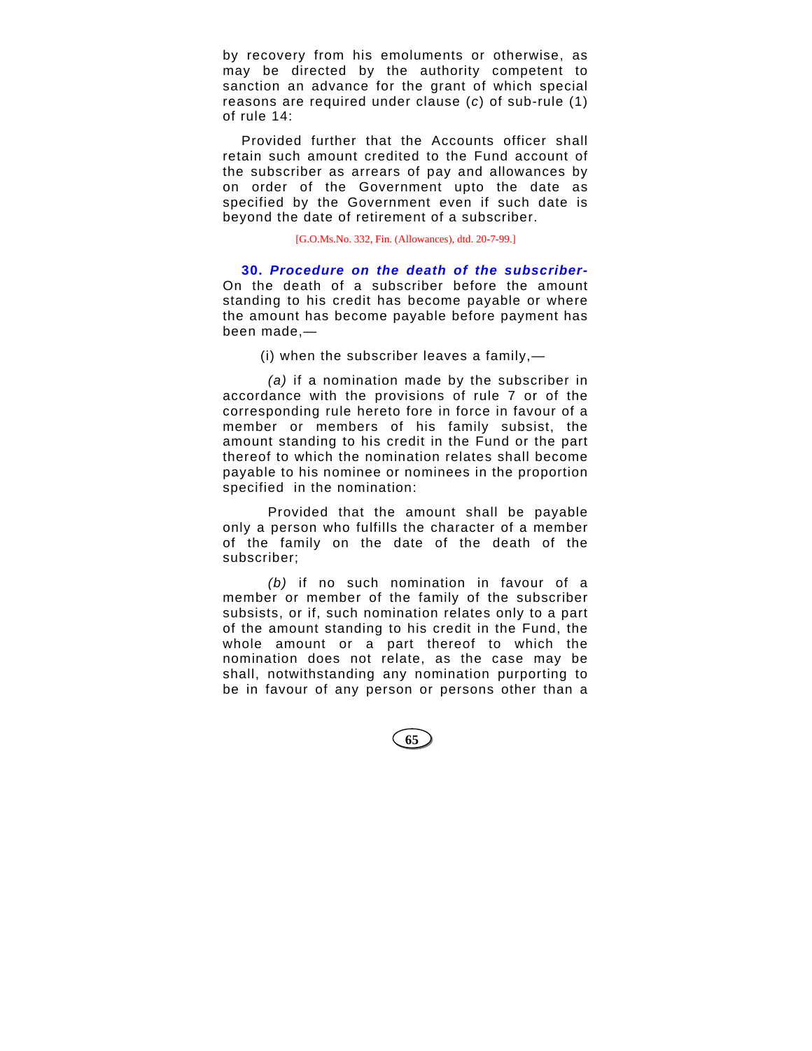by recovery from his emoluments or otherwise, as may be directed by the authority competent to sanction an advance for the grant of which special reasons are required under clause (*c*) of sub-rule (1) of rule 14:

Provided further that the Accounts officer shall retain such amount credited to the Fund account of the subscriber as arrears of pay and allowances by on order of the Government upto the date as specified by the Government even if such date is beyond the date of retirement of a subscriber.

[G.O.Ms.No. 332, Fin. (Allowances), dtd. 20-7-99.]

**30. *Procedure on the death of the subscriber-*** On the death of a subscriber before the amount standing to his credit has become payable or where the amount has become payable before payment has been made,—

(i) when the subscriber leaves a family,—

*(a)* if a nomination made by the subscriber in accordance with the provisions of rule 7 or of the corresponding rule hereto fore in force in favour of a member or members of his family subsist, the amount standing to his credit in the Fund or the part thereof to which the nomination relates shall become payable to his nominee or nominees in the proportion specified in the nomination:

Provided that the amount shall be payable only a person who fulfills the character of a member of the family on the date of the death of the subscriber;

*(b)* if no such nomination in favour of a member or member of the family of the subscriber subsists, or if, such nomination relates only to a part of the amount standing to his credit in the Fund, the whole amount or a part thereof to which the nomination does not relate, as the case may be shall, notwithstanding any nomination purporting to be in favour of any person or persons other than a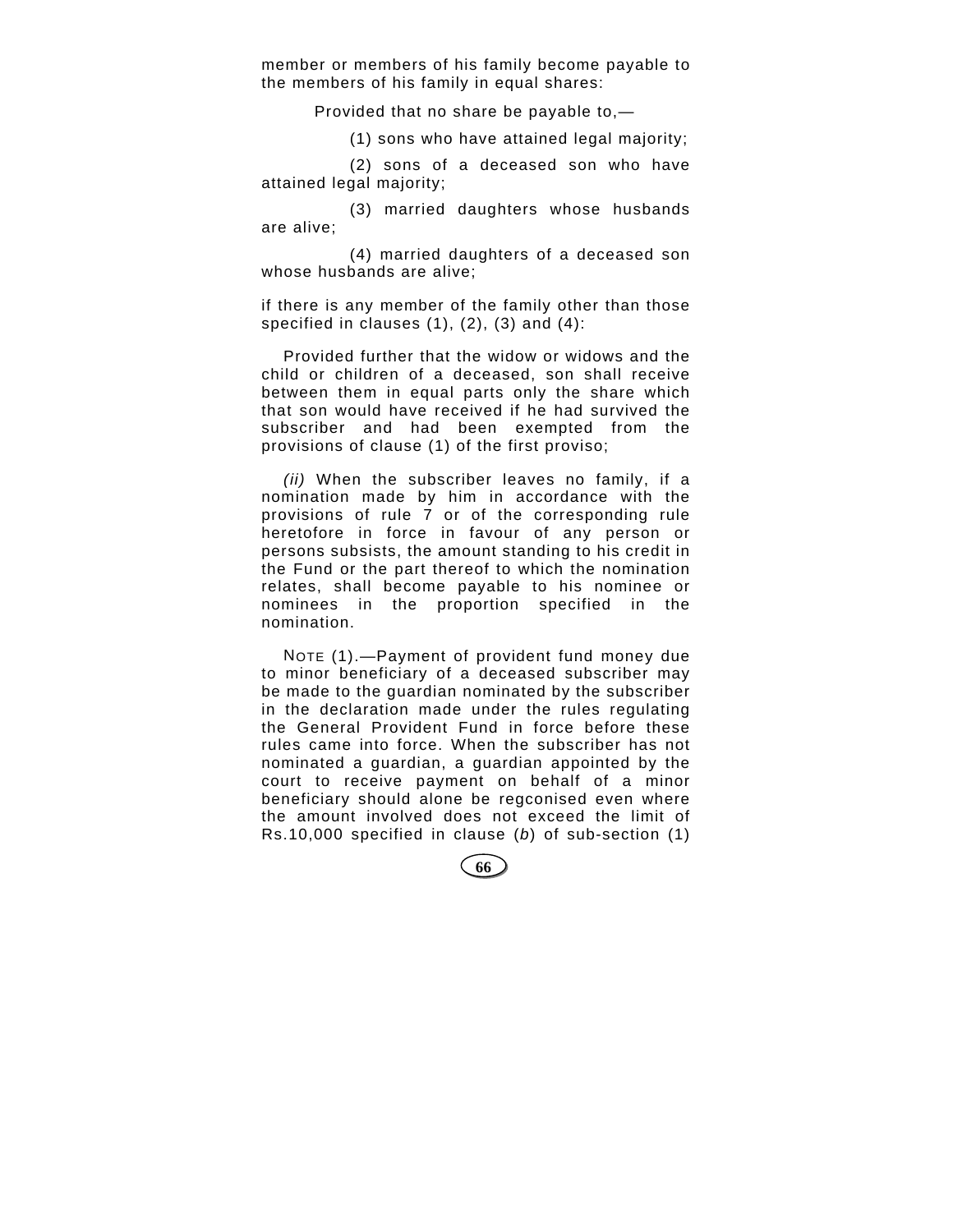member or members of his family become payable to the members of his family in equal shares:

Provided that no share be payable to,—

(1) sons who have attained legal majority;

(2) sons of a deceased son who have attained legal majority;

(3) married daughters whose husbands are alive;

(4) married daughters of a deceased son whose husbands are alive;

if there is any member of the family other than those specified in clauses (1), (2), (3) and (4):

Provided further that the widow or widows and the child or children of a deceased, son shall receive between them in equal parts only the share which that son would have received if he had survived the subscriber and had been exempted from the provisions of clause (1) of the first proviso;

*(ii)* When the subscriber leaves no family, if a nomination made by him in accordance with the provisions of rule 7 or of the corresponding rule heretofore in force in favour of any person or persons subsists, the amount standing to his credit in the Fund or the part thereof to which the nomination relates, shall become payable to his nominee or nominees in the proportion specified in the nomination.

NOTE (1).—Payment of provident fund money due to minor beneficiary of a deceased subscriber may be made to the guardian nominated by the subscriber in the declaration made under the rules regulating the General Provident Fund in force before these rules came into force. When the subscriber has not nominated a guardian, a guardian appointed by the court to receive payment on behalf of a minor beneficiary should alone be regconised even where the amount involved does not exceed the limit of Rs.10,000 specified in clause (*b*) of sub-section (1)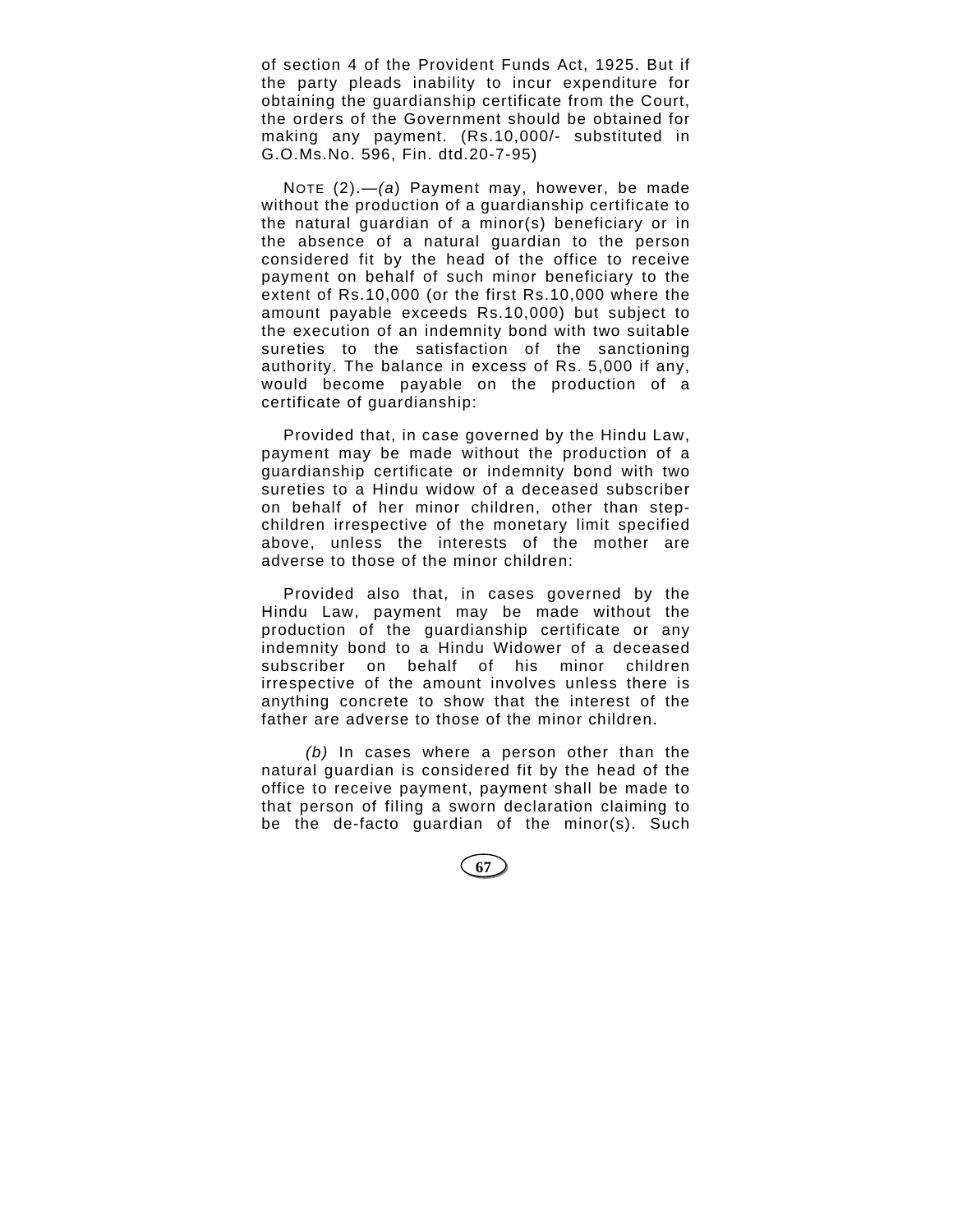of section 4 of the Provident Funds Act, 1925. But if the party pleads inability to incur expenditure for obtaining the guardianship certificate from the Court, the orders of the Government should be obtained for making any payment. (Rs.10,000/- substituted in G.O.Ms.No. 596, Fin. dtd.20-7-95)

NOTE (2).—*(a)* Payment may, however, be made without the production of a guardianship certificate to the natural guardian of a minor(s) beneficiary or in the absence of a natural guardian to the person considered fit by the head of the office to receive payment on behalf of such minor beneficiary to the extent of Rs.10,000 (or the first Rs.10,000 where the amount payable exceeds Rs.10,000) but subject to the execution of an indemnity bond with two suitable sureties to the satisfaction of the sanctioning authority. The balance in excess of Rs. 5,000 if any, would become payable on the production of a certificate of guardianship:

Provided that, in case governed by the Hindu Law, payment may be made without the production of a guardianship certificate or indemnity bond with two sureties to a Hindu widow of a deceased subscriber on behalf of her minor children, other than step-children irrespective of the monetary limit specified above, unless the interests of the mother are adverse to those of the minor children:

Provided also that, in cases governed by the Hindu Law, payment may be made without the production of the guardianship certificate or any indemnity bond to a Hindu Widower of a deceased subscriber on behalf of his minor children irrespective of the amount involves unless there is anything concrete to show that the interest of the father are adverse to those of the minor children.

*(b)* In cases where a person other than the natural guardian is considered fit by the head of the office to receive payment, payment shall be made to that person of filing a sworn declaration claiming to be the de-facto guardian of the minor(s). Such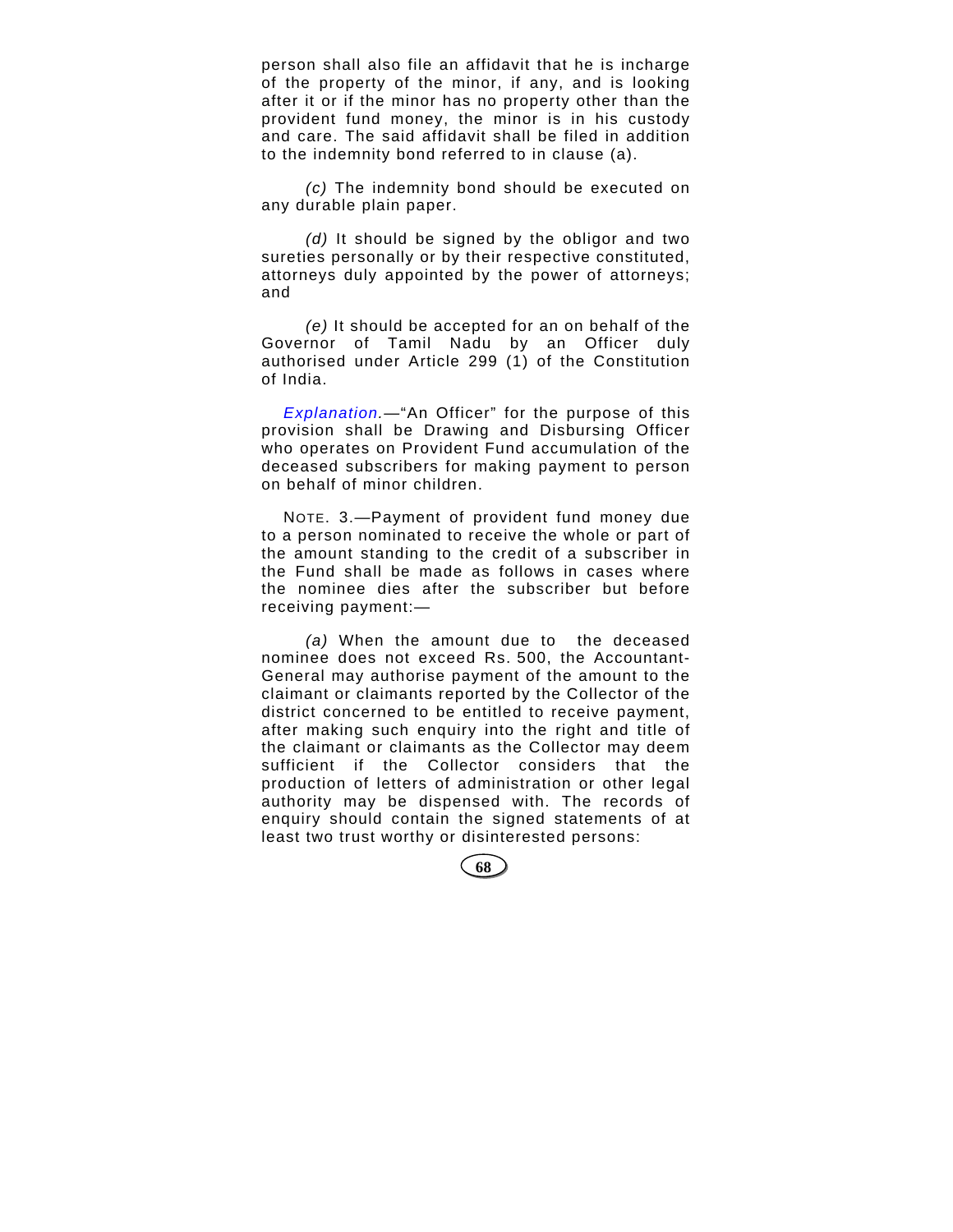person shall also file an affidavit that he is incharge of the property of the minor, if any, and is looking after it or if the minor has no property other than the provident fund money, the minor is in his custody and care. The said affidavit shall be filed in addition to the indemnity bond referred to in clause (a).

*(c)* The indemnity bond should be executed on any durable plain paper.

*(d)* It should be signed by the obligor and two sureties personally or by their respective constituted, attorneys duly appointed by the power of attorneys; and

*(e)* It should be accepted for an on behalf of the Governor of Tamil Nadu by an Officer duly authorised under Article 299 (1) of the Constitution of India.

*Explanation.*—“An Officer” for the purpose of this provision shall be Drawing and Disbursing Officer who operates on Provident Fund accumulation of the deceased subscribers for making payment to person on behalf of minor children.

NOTE. 3.—Payment of provident fund money due to a person nominated to receive the whole or part of the amount standing to the credit of a subscriber in the Fund shall be made as follows in cases where the nominee dies after the subscriber but before receiving payment:—

*(a)* When the amount due to the deceased nominee does not exceed Rs. 500, the Accountant-General may authorise payment of the amount to the claimant or claimants reported by the Collector of the district concerned to be entitled to receive payment, after making such enquiry into the right and title of the claimant or claimants as the Collector may deem sufficient if the Collector considers that the production of letters of administration or other legal authority may be dispensed with. The records of enquiry should contain the signed statements of at least two trust worthy or disinterested persons: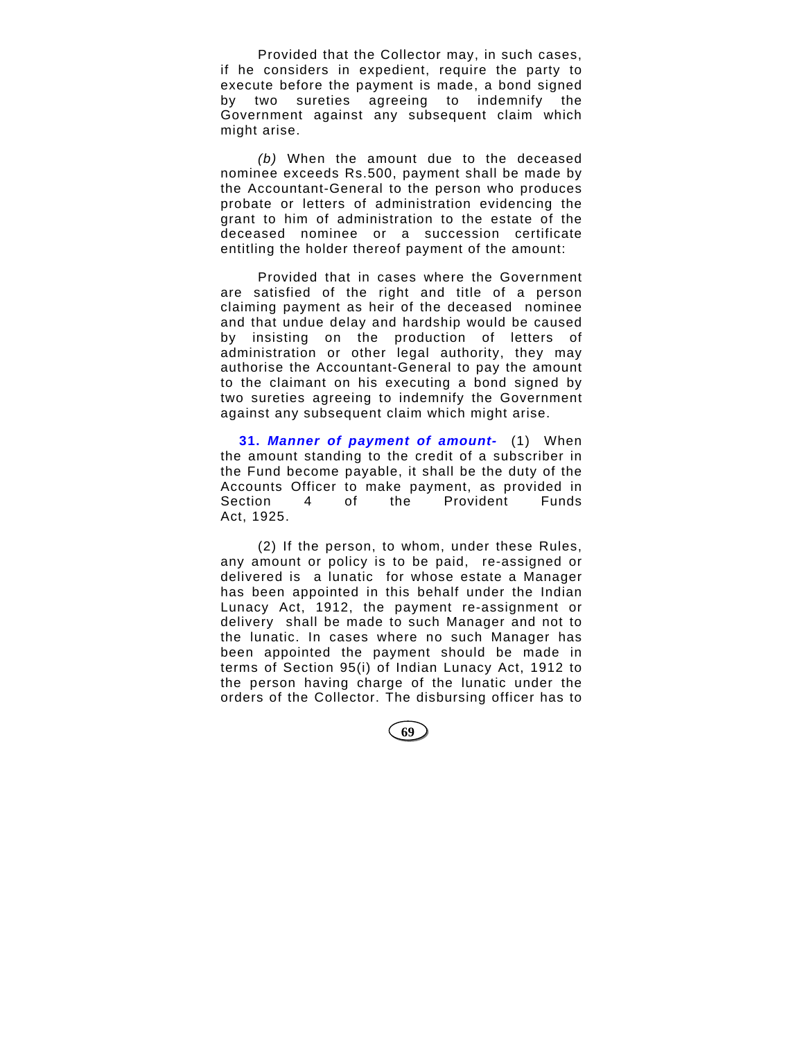Provided that the Collector may, in such cases, if he considers in expedient, require the party to execute before the payment is made, a bond signed by two sureties agreeing to indemnify the Government against any subsequent claim which might arise.

*(b)* When the amount due to the deceased nominee exceeds Rs.500, payment shall be made by the Accountant-General to the person who produces probate or letters of administration evidencing the grant to him of administration to the estate of the deceased nominee or a succession certificate entitling the holder thereof payment of the amount:

Provided that in cases where the Government are satisfied of the right and title of a person claiming payment as heir of the deceased nominee and that undue delay and hardship would be caused by insisting on the production of letters of administration or other legal authority, they may authorise the Accountant-General to pay the amount to the claimant on his executing a bond signed by two sureties agreeing to indemnify the Government against any subsequent claim which might arise.

**31. *Manner of payment of amount-*** (1) When the amount standing to the credit of a subscriber in the Fund become payable, it shall be the duty of the Accounts Officer to make payment, as provided in Section 4 of the Provident Funds Act, 1925.

(2) If the person, to whom, under these Rules, any amount or policy is to be paid, re-assigned or delivered is a lunatic for whose estate a Manager has been appointed in this behalf under the Indian Lunacy Act, 1912, the payment re-assignment or delivery shall be made to such Manager and not to the lunatic. In cases where no such Manager has been appointed the payment should be made in terms of Section 95(i) of Indian Lunacy Act, 1912 to the person having charge of the lunatic under the orders of the Collector. The disbursing officer has to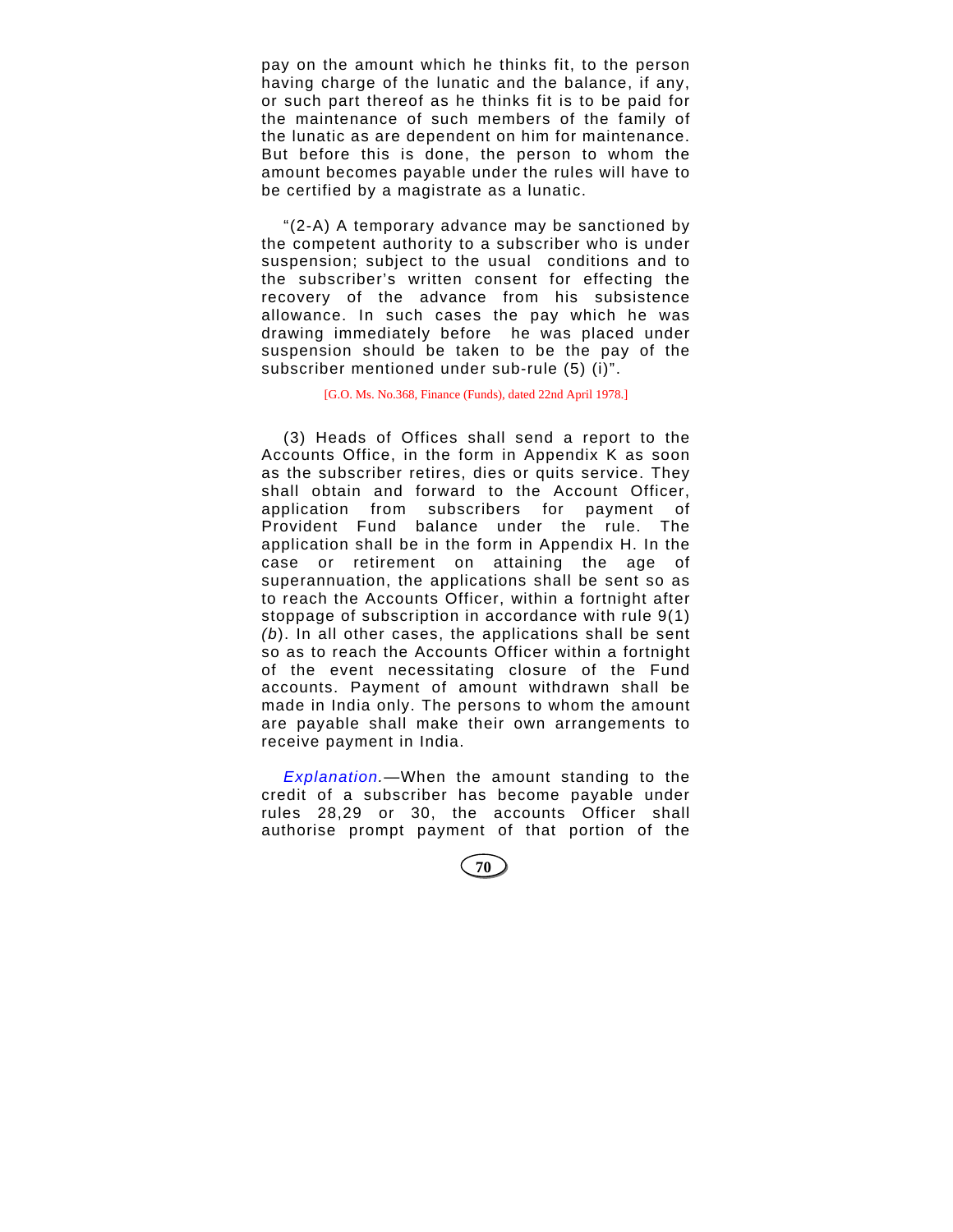pay on the amount which he thinks fit, to the person having charge of the lunatic and the balance, if any, or such part thereof as he thinks fit is to be paid for the maintenance of such members of the family of the lunatic as are dependent on him for maintenance. But before this is done, the person to whom the amount becomes payable under the rules will have to be certified by a magistrate as a lunatic.

"(2-A) A temporary advance may be sanctioned by the competent authority to a subscriber who is under suspension; subject to the usual conditions and to the subscriber's written consent for effecting the recovery of the advance from his subsistence allowance. In such cases the pay which he was drawing immediately before he was placed under suspension should be taken to be the pay of the subscriber mentioned under sub-rule (5) (i)".

[G.O. Ms. No.368, Finance (Funds), dated 22nd April 1978.]

(3) Heads of Offices shall send a report to the Accounts Office, in the form in Appendix K as soon as the subscriber retires, dies or quits service. They shall obtain and forward to the Account Officer, application from subscribers for payment of Provident Fund balance under the rule. The application shall be in the form in Appendix H. In the case or retirement on attaining the age of superannuation, the applications shall be sent so as to reach the Accounts Officer, within a fortnight after stoppage of subscription in accordance with rule 9(1) *(b)*. In all other cases, the applications shall be sent so as to reach the Accounts Officer within a fortnight of the event necessitating closure of the Fund accounts. Payment of amount withdrawn shall be made in India only. The persons to whom the amount are payable shall make their own arrangements to receive payment in India.

*Explanation.*—When the amount standing to the credit of a subscriber has become payable under rules 28,29 or 30, the accounts Officer shall authorise prompt payment of that portion of the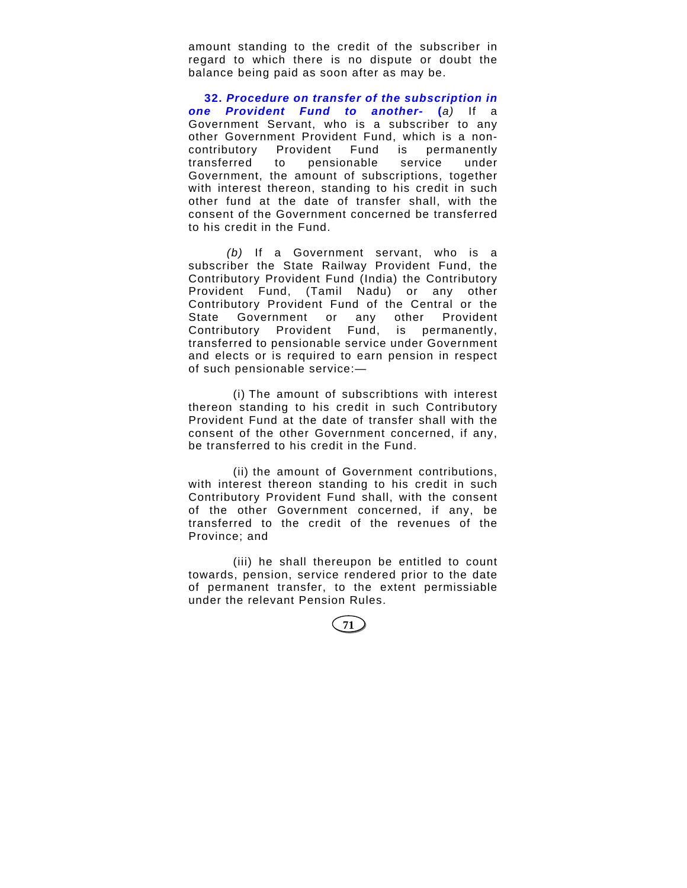amount standing to the credit of the subscriber in regard to which there is no dispute or doubt the balance being paid as soon after as may be.

**32.** ***Procedure on transfer of the subscription in one Provident Fund to another-*** **(***a)* If a Government Servant, who is a subscriber to any other Government Provident Fund, which is a non-contributory Provident Fund is permanently transferred to pensionable service under Government, the amount of subscriptions, together with interest thereon, standing to his credit in such other fund at the date of transfer shall, with the consent of the Government concerned be transferred to his credit in the Fund.

*(b)* If a Government servant, who is a subscriber the State Railway Provident Fund, the Contributory Provident Fund (India) the Contributory Provident Fund, (Tamil Nadu) or any other Contributory Provident Fund of the Central or the State Government or any other Provident Contributory Provident Fund, is permanently, transferred to pensionable service under Government and elects or is required to earn pension in respect of such pensionable service:—

(i) The amount of subscribtions with interest thereon standing to his credit in such Contributory Provident Fund at the date of transfer shall with the consent of the other Government concerned, if any, be transferred to his credit in the Fund.

(ii) the amount of Government contributions, with interest thereon standing to his credit in such Contributory Provident Fund shall, with the consent of the other Government concerned, if any, be transferred to the credit of the revenues of the Province; and

(iii) he shall thereupon be entitled to count towards, pension, service rendered prior to the date of permanent transfer, to the extent permissiable under the relevant Pension Rules.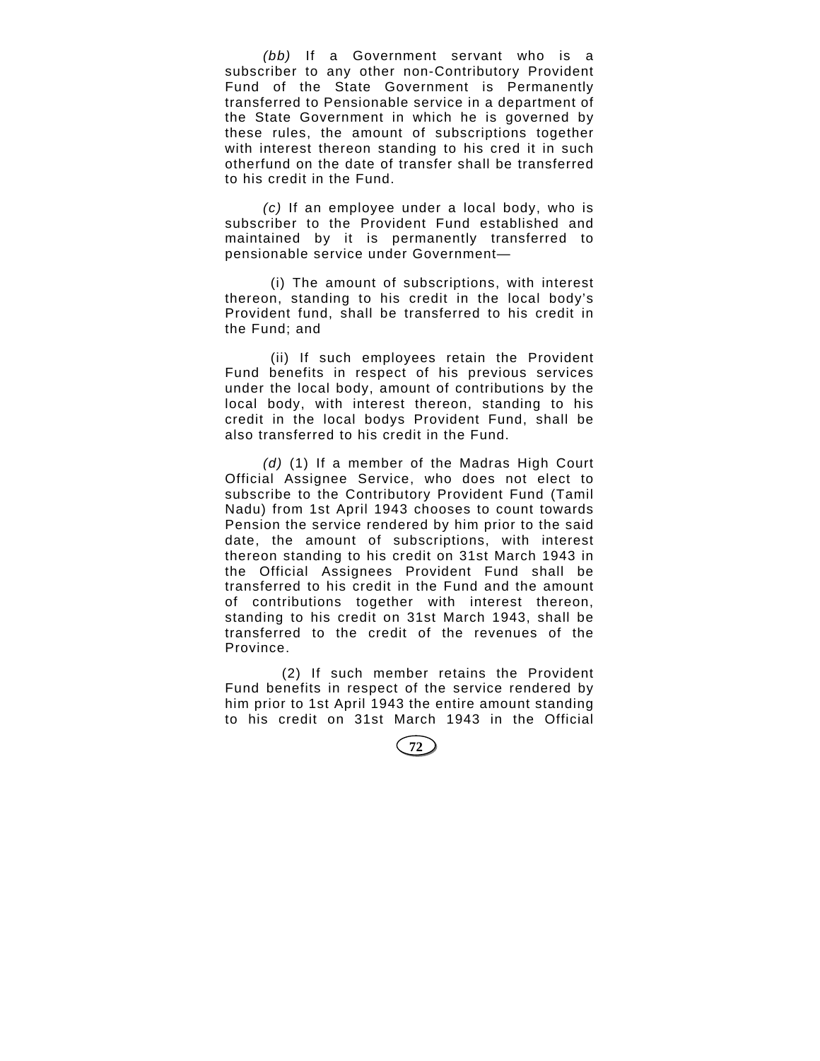*(bb)* If a Government servant who is a subscriber to any other non-Contributory Provident Fund of the State Government is Permanently transferred to Pensionable service in a department of the State Government in which he is governed by these rules, the amount of subscriptions together with interest thereon standing to his cred it in such otherfund on the date of transfer shall be transferred to his credit in the Fund.

*(c)* If an employee under a local body, who is subscriber to the Provident Fund established and maintained by it is permanently transferred to pensionable service under Government—

(i) The amount of subscriptions, with interest thereon, standing to his credit in the local body's Provident fund, shall be transferred to his credit in the Fund; and

(ii) If such employees retain the Provident Fund benefits in respect of his previous services under the local body, amount of contributions by the local body, with interest thereon, standing to his credit in the local bodys Provident Fund, shall be also transferred to his credit in the Fund.

*(d)* (1) If a member of the Madras High Court Official Assignee Service, who does not elect to subscribe to the Contributory Provident Fund (Tamil Nadu) from 1st April 1943 chooses to count towards Pension the service rendered by him prior to the said date, the amount of subscriptions, with interest thereon standing to his credit on 31st March 1943 in the Official Assignees Provident Fund shall be transferred to his credit in the Fund and the amount of contributions together with interest thereon, standing to his credit on 31st March 1943, shall be transferred to the credit of the revenues of the Province.

(2) If such member retains the Provident Fund benefits in respect of the service rendered by him prior to 1st April 1943 the entire amount standing to his credit on 31st March 1943 in the Official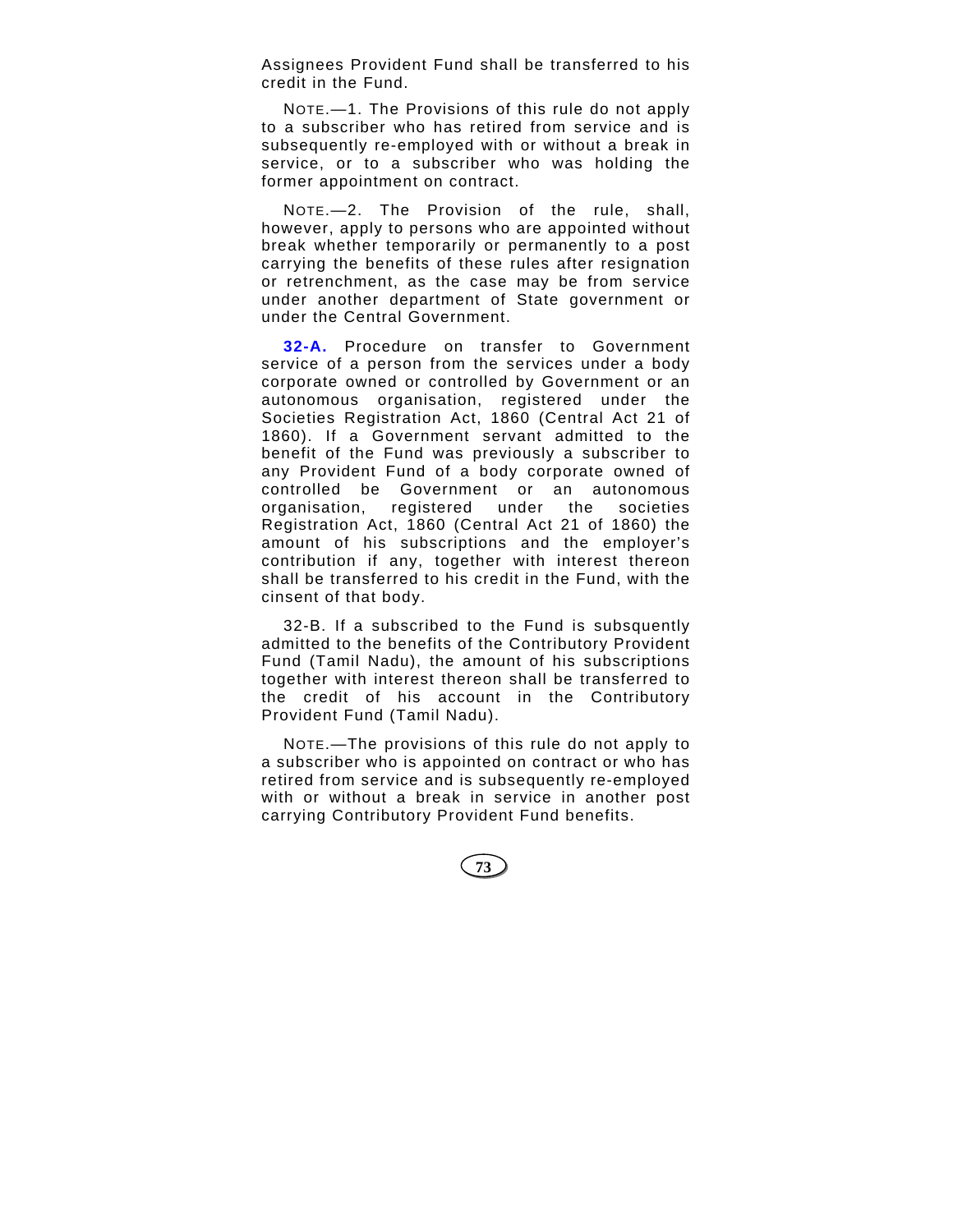Assignees Provident Fund shall be transferred to his credit in the Fund.

NOTE.—1. The Provisions of this rule do not apply to a subscriber who has retired from service and is subsequently re-employed with or without a break in service, or to a subscriber who was holding the former appointment on contract.

NOTE.—2. The Provision of the rule, shall, however, apply to persons who are appointed without break whether temporarily or permanently to a post carrying the benefits of these rules after resignation or retrenchment, as the case may be from service under another department of State government or under the Central Government.

**32-A.** Procedure on transfer to Government service of a person from the services under a body corporate owned or controlled by Government or an autonomous organisation, registered under the Societies Registration Act, 1860 (Central Act 21 of 1860). If a Government servant admitted to the benefit of the Fund was previously a subscriber to any Provident Fund of a body corporate owned of controlled be Government or an autonomous organisation, registered under the societies Registration Act, 1860 (Central Act 21 of 1860) the amount of his subscriptions and the employer's contribution if any, together with interest thereon shall be transferred to his credit in the Fund, with the cinsent of that body.

32-B. If a subscribed to the Fund is subsquently admitted to the benefits of the Contributory Provident Fund (Tamil Nadu), the amount of his subscriptions together with interest thereon shall be transferred to the credit of his account in the Contributory Provident Fund (Tamil Nadu).

NOTE.—The provisions of this rule do not apply to a subscriber who is appointed on contract or who has retired from service and is subsequently re-employed with or without a break in service in another post carrying Contributory Provident Fund benefits.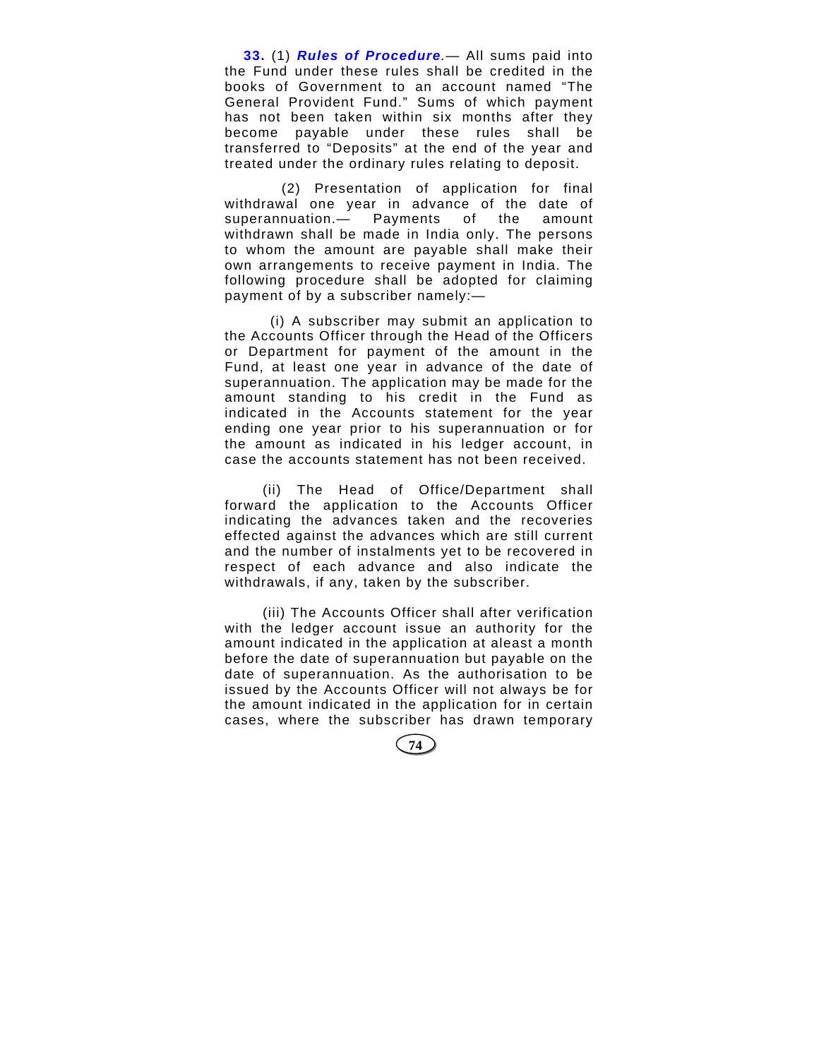**33.** (1) ***Rules of Procedure***.— All sums paid into the Fund under these rules shall be credited in the books of Government to an account named "The General Provident Fund." Sums of which payment has not been taken within six months after they become payable under these rules shall be transferred to "Deposits" at the end of the year and treated under the ordinary rules relating to deposit.

(2) Presentation of application for final withdrawal one year in advance of the date of superannuation.— Payments of the amount withdrawn shall be made in India only. The persons to whom the amount are payable shall make their own arrangements to receive payment in India. The following procedure shall be adopted for claiming payment of by a subscriber namely:—

(i) A subscriber may submit an application to the Accounts Officer through the Head of the Officers or Department for payment of the amount in the Fund, at least one year in advance of the date of superannuation. The application may be made for the amount standing to his credit in the Fund as indicated in the Accounts statement for the year ending one year prior to his superannuation or for the amount as indicated in his ledger account, in case the accounts statement has not been received.

(ii) The Head of Office/Department shall forward the application to the Accounts Officer indicating the advances taken and the recoveries effected against the advances which are still current and the number of instalments yet to be recovered in respect of each advance and also indicate the withdrawals, if any, taken by the subscriber.

(iii) The Accounts Officer shall after verification with the ledger account issue an authority for the amount indicated in the application at aleast a month before the date of superannuation but payable on the date of superannuation. As the authorisation to be issued by the Accounts Officer will not always be for the amount indicated in the application for in certain cases, where the subscriber has drawn temporary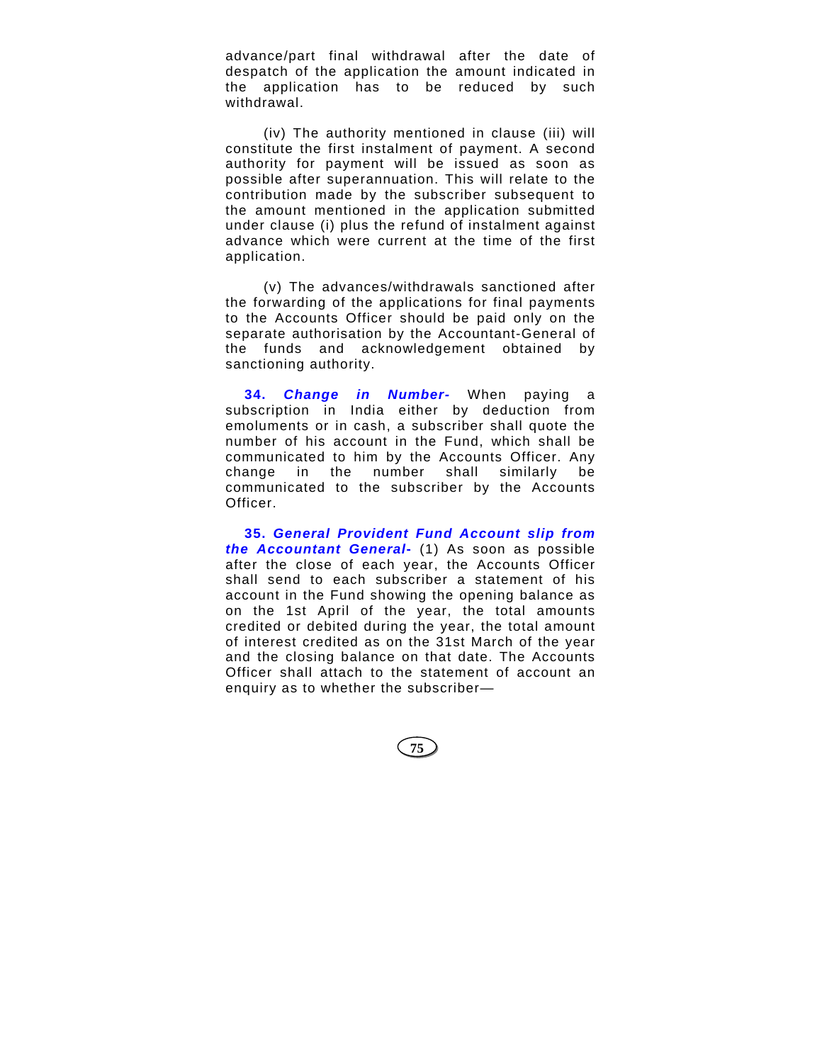advance/part final withdrawal after the date of despatch of the application the amount indicated in the application has to be reduced by such withdrawal.

(iv) The authority mentioned in clause (iii) will constitute the first instalment of payment. A second authority for payment will be issued as soon as possible after superannuation. This will relate to the contribution made by the subscriber subsequent to the amount mentioned in the application submitted under clause (i) plus the refund of instalment against advance which were current at the time of the first application.

(v) The advances/withdrawals sanctioned after the forwarding of the applications for final payments to the Accounts Officer should be paid only on the separate authorisation by the Accountant-General of the funds and acknowledgement obtained by sanctioning authority.

**34. *Change in Number-*** When paying a subscription in India either by deduction from emoluments or in cash, a subscriber shall quote the number of his account in the Fund, which shall be communicated to him by the Accounts Officer. Any change in the number shall similarly be communicated to the subscriber by the Accounts Officer.

**35. *General Provident Fund Account slip from the Accountant General-*** (1) As soon as possible after the close of each year, the Accounts Officer shall send to each subscriber a statement of his account in the Fund showing the opening balance as on the 1st April of the year, the total amounts credited or debited during the year, the total amount of interest credited as on the 31st March of the year and the closing balance on that date. The Accounts Officer shall attach to the statement of account an enquiry as to whether the subscriber—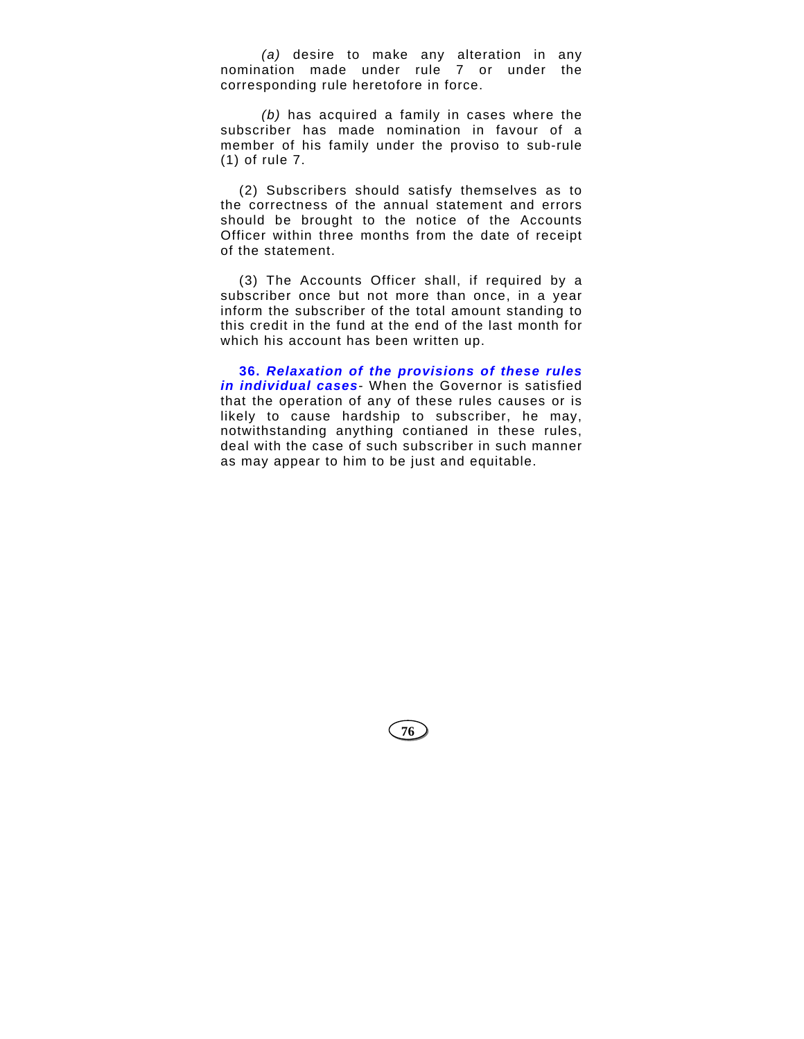*(a)* desire to make any alteration in any nomination made under rule 7 or under the corresponding rule heretofore in force.

*(b)* has acquired a family in cases where the subscriber has made nomination in favour of a member of his family under the proviso to sub-rule (1) of rule 7.

(2) Subscribers should satisfy themselves as to the correctness of the annual statement and errors should be brought to the notice of the Accounts Officer within three months from the date of receipt of the statement.

(3) The Accounts Officer shall, if required by a subscriber once but not more than once, in a year inform the subscriber of the total amount standing to this credit in the fund at the end of the last month for which his account has been written up.

**36. *Relaxation of the provisions of these rules in individual cases***- When the Governor is satisfied that the operation of any of these rules causes or is likely to cause hardship to subscriber, he may, notwithstanding anything contianed in these rules, deal with the case of such subscriber in such manner as may appear to him to be just and equitable.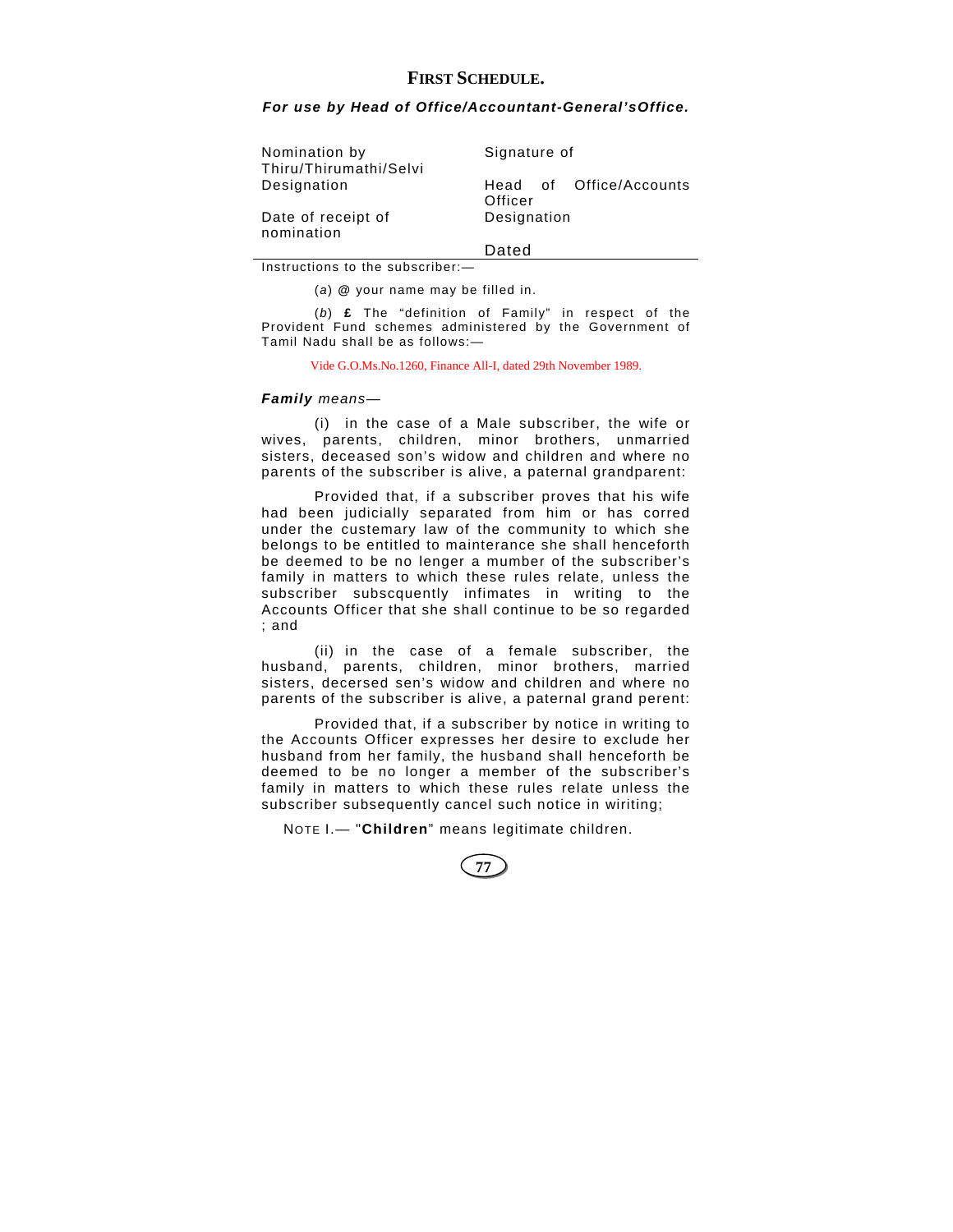# FIRST SCHEDULE.

***For use by Head of Office/Accountant-General'sOffice.***

| | |
|---|---|
| Nomination by Thiru/Thirumathi/Selvi | Signature of |
| Designation | Head of Office/Accounts Officer |
| Date of receipt of nomination | Designation |
| | Dated |

Instructions to the subscriber:—

(*a*) @ your name may be filled in.

(*b*) **£** The "definition of Family" in respect of the Provident Fund schemes administered by the Government of Tamil Nadu shall be as follows:—

Vide G.O.Ms.No.1260, Finance All-I, dated 29th November 1989.

***Family*** *means*—

(i) in the case of a Male subscriber, the wife or wives, parents, children, minor brothers, unmarried sisters, deceased son's widow and children and where no parents of the subscriber is alive, a paternal grandparent:

Provided that, if a subscriber proves that his wife had been judicially separated from him or has corred under the custemary law of the community to which she belongs to be entitled to mainterance she shall henceforth be deemed to be no lenger a mumber of the subscriber's family in matters to which these rules relate, unless the subscriber subscquently infimates in writing to the Accounts Officer that she shall continue to be so regarded ; and

(ii) in the case of a female subscriber, the husband, parents, children, minor brothers, married sisters, decersed sen's widow and children and where no parents of the subscriber is alive, a paternal grand perent:

Provided that, if a subscriber by notice in writing to the Accounts Officer expresses her desire to exclude her husband from her family, the husband shall henceforth be deemed to be no longer a member of the subscriber's family in matters to which these rules relate unless the subscriber subsequently cancel such notice in wiriting;

NOTE I.— "**Children**" means legitimate children.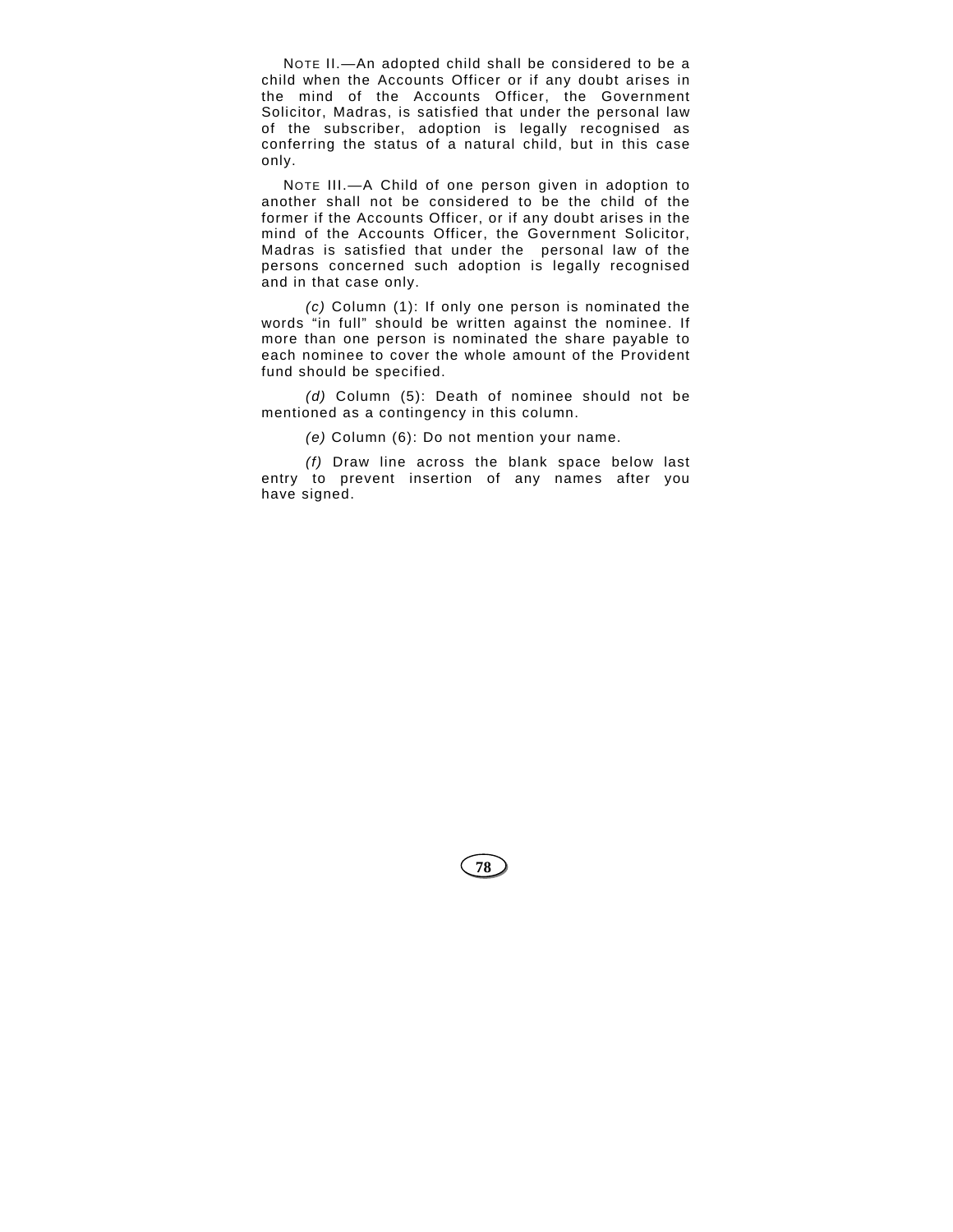NOTE II.—An adopted child shall be considered to be a child when the Accounts Officer or if any doubt arises in the mind of the Accounts Officer, the Government Solicitor, Madras, is satisfied that under the personal law of the subscriber, adoption is legally recognised as conferring the status of a natural child, but in this case only.

NOTE III.—A Child of one person given in adoption to another shall not be considered to be the child of the former if the Accounts Officer, or if any doubt arises in the mind of the Accounts Officer, the Government Solicitor, Madras is satisfied that under the personal law of the persons concerned such adoption is legally recognised and in that case only.

*(c)* Column (1): If only one person is nominated the words "in full" should be written against the nominee. If more than one person is nominated the share payable to each nominee to cover the whole amount of the Provident fund should be specified.

*(d)* Column (5): Death of nominee should not be mentioned as a contingency in this column.

*(e)* Column (6): Do not mention your name.

*(f)* Draw line across the blank space below last entry to prevent insertion of any names after you have signed.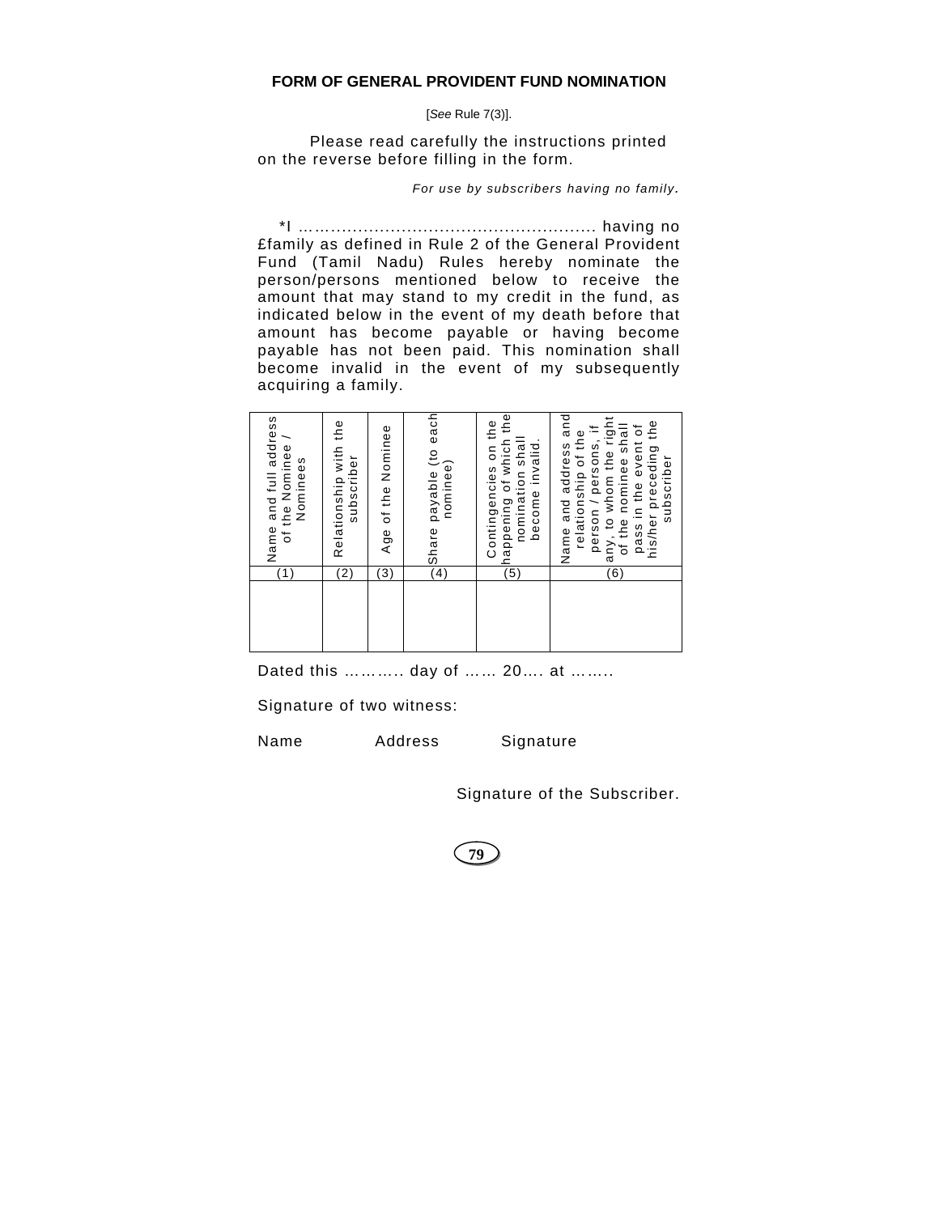### FORM OF GENERAL PROVIDENT FUND NOMINATION

[*See* Rule 7(3)].

Please read carefully the instructions printed on the reverse before filling in the form.

*For use by subscribers having no family.*

*I ……................................................. having no £family as defined in Rule 2 of the General Provident Fund (Tamil Nadu) Rules hereby nominate the person/persons mentioned below to receive the amount that may stand to my credit in the fund, as indicated below in the event of my death before that amount has become payable or having become payable has not been paid. This nomination shall become invalid in the event of my subsequently acquiring a family.

| Name and full address of the Nominee / Nominees | Relationship with the subscriber | Age of the Nominee | Share payable (to each nominee) | Contingencies on the happening of which the nomination shall become invalid. | Name and address and relationship of the person / persons, if any, to whom the right of the nominee shall pass in the event of his/her preceding the subscriber |
|---|---|---|---|---|---|
| (1) | (2) | (3) | (4) | (5) | (6) |
| | | | | | |

Dated this ……….. day of …… 20…. at ……..

Signature of two witness:

Name Address Signature

Signature of the Subscriber.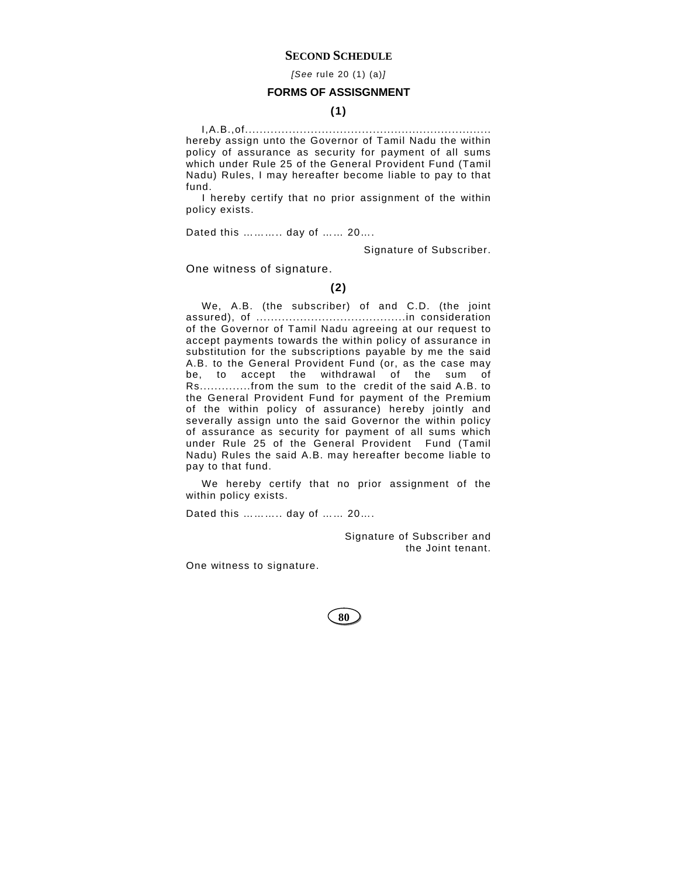## SECOND SCHEDULE

*[See* rule 20 (1) (a)*]*

### FORMS OF ASSISGNMENT

**(1)**

I,A.B.,of..................................................................... hereby assign unto the Governor of Tamil Nadu the within policy of assurance as security for payment of all sums which under Rule 25 of the General Provident Fund (Tamil Nadu) Rules, I may hereafter become liable to pay to that fund.

I hereby certify that no prior assignment of the within policy exists.

Dated this ……….. day of …… 20….

Signature of Subscriber.

One witness of signature.

**(2)**

We, A.B. (the subscriber) of and C.D. (the joint assured), of ........................................in consideration of the Governor of Tamil Nadu agreeing at our request to accept payments towards the within policy of assurance in substitution for the subscriptions payable by me the said A.B. to the General Provident Fund (or, as the case may be, to accept the withdrawal of the sum of Rs.............from the sum to the credit of the said A.B. to the General Provident Fund for payment of the Premium of the within policy of assurance) hereby jointly and severally assign unto the said Governor the within policy of assurance as security for payment of all sums which under Rule 25 of the General Provident Fund (Tamil Nadu) Rules the said A.B. may hereafter become liable to pay to that fund.

We hereby certify that no prior assignment of the within policy exists.

Dated this ……….. day of …… 20….

Signature of Subscriber and the Joint tenant.

One witness to signature.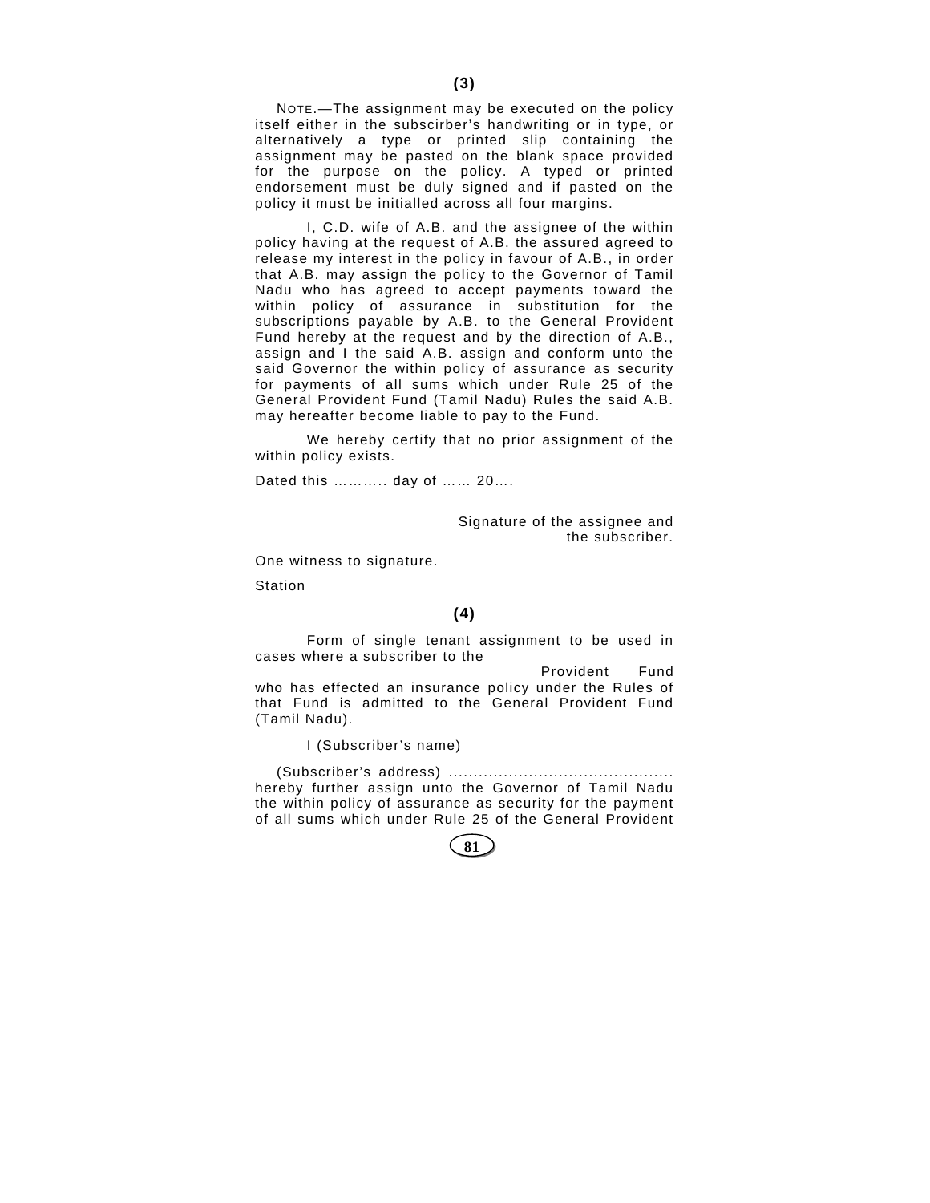**(3)**

NOTE.—The assignment may be executed on the policy itself either in the subscirber's handwriting or in type, or alternatively a type or printed slip containing the assignment may be pasted on the blank space provided for the purpose on the policy. A typed or printed endorsement must be duly signed and if pasted on the policy it must be initialled across all four margins.

I, C.D. wife of A.B. and the assignee of the within policy having at the request of A.B. the assured agreed to release my interest in the policy in favour of A.B., in order that A.B. may assign the policy to the Governor of Tamil Nadu who has agreed to accept payments toward the within policy of assurance in substitution for the subscriptions payable by A.B. to the General Provident Fund hereby at the request and by the direction of A.B., assign and I the said A.B. assign and conform unto the said Governor the within policy of assurance as security for payments of all sums which under Rule 25 of the General Provident Fund (Tamil Nadu) Rules the said A.B. may hereafter become liable to pay to the Fund.

We hereby certify that no prior assignment of the within policy exists.

Dated this ……….. day of …… 20….

Signature of the assignee and the subscriber.

One witness to signature.

Station

**(4)**

Form of single tenant assignment to be used in cases where a subscriber to the Provident Fund who has effected an insurance policy under the Rules of that Fund is admitted to the General Provident Fund (Tamil Nadu).

I (Subscriber's name)

(Subscriber's address) ............................................ hereby further assign unto the Governor of Tamil Nadu the within policy of assurance as security for the payment of all sums which under Rule 25 of the General Provident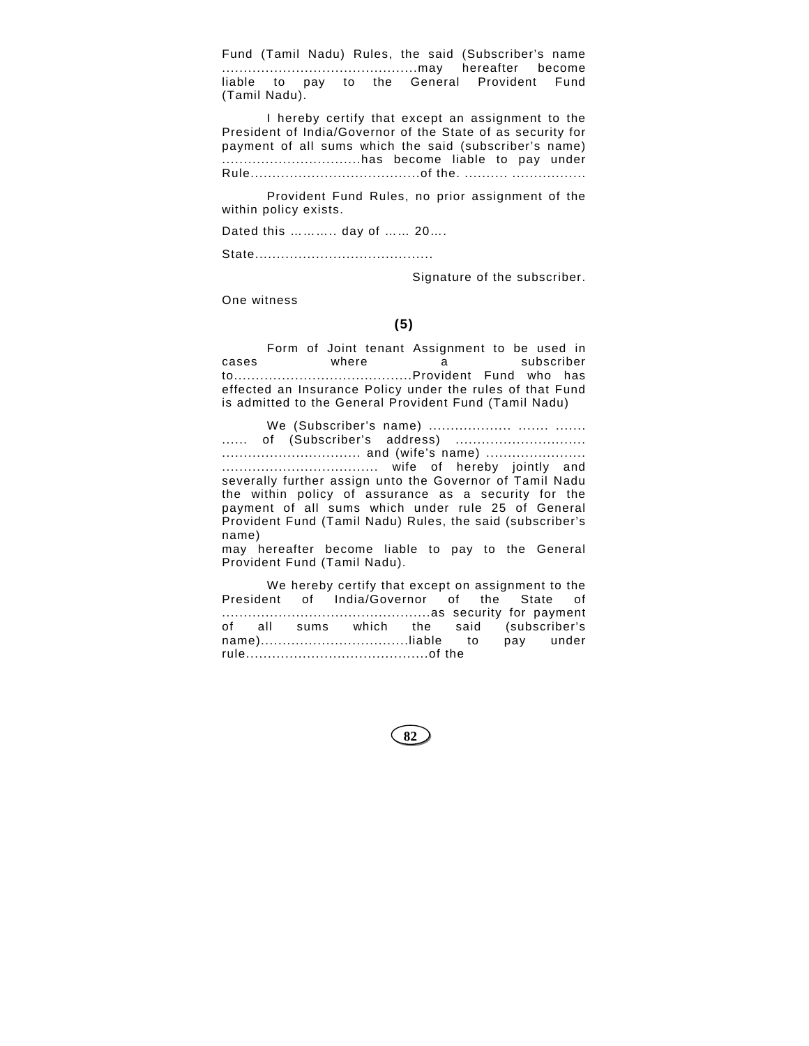Fund (Tamil Nadu) Rules, the said (Subscriber's name ............................................may hereafter become liable to pay to the General Provident Fund (Tamil Nadu).

I hereby certify that except an assignment to the President of India/Governor of the State of as security for payment of all sums which the said (subscriber's name) ................................has become liable to pay under Rule.......................................of the. .......... ................

Provident Fund Rules, no prior assignment of the within policy exists.

Dated this ……….. day of …… 20….

State........................................

Signature of the subscriber.

One witness

**(5)**

Form of Joint tenant Assignment to be used in cases where a subscriber to........................................Provident Fund who has effected an Insurance Policy under the rules of that Fund is admitted to the General Provident Fund (Tamil Nadu)

We (Subscriber's name) ................... ....... ....... ...... of (Subscriber's address) ............................. ............................... and (wife's name) ...................... ................................... wife of hereby jointly and severally further assign unto the Governor of Tamil Nadu the within policy of assurance as a security for the payment of all sums which under rule 25 of General Provident Fund (Tamil Nadu) Rules, the said (subscriber's name)
may hereafter become liable to pay to the General Provident Fund (Tamil Nadu).

We hereby certify that except on assignment to the President of India/Governor of the State of ...............................................as security for payment of all sums which the said (subscriber's name).................................liable to pay under rule.........................................of the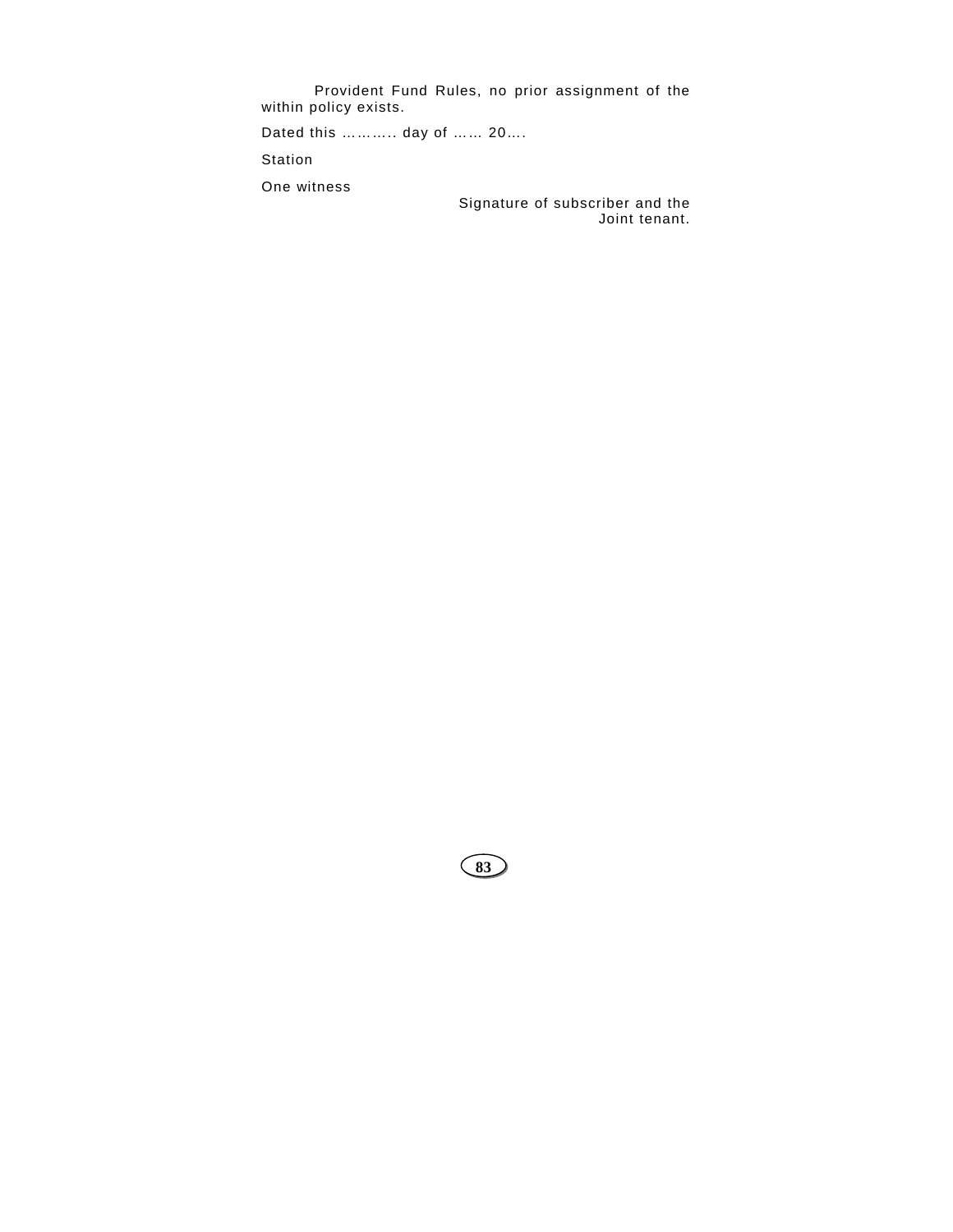Provident Fund Rules, no prior assignment of the within policy exists.

Dated this ……….. day of …… 20….

Station

One witness

Signature of subscriber and the Joint tenant.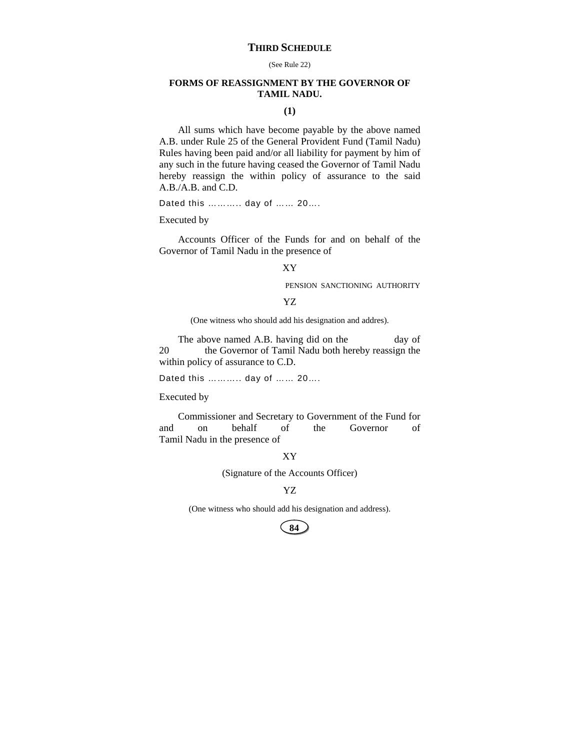## THIRD SCHEDULE

(See Rule 22)

### FORMS OF REASSIGNMENT BY THE GOVERNOR OF TAMIL NADU.

**(1)**

All sums which have become payable by the above named A.B. under Rule 25 of the General Provident Fund (Tamil Nadu) Rules having been paid and/or all liability for payment by him of any such in the future having ceased the Governor of Tamil Nadu hereby reassign the within policy of assurance to the said A.B./A.B. and C.D.

Dated this ……….. day of …… 20….

Executed by

Accounts Officer of the Funds for and on behalf of the Governor of Tamil Nadu in the presence of

XY

PENSION SANCTIONING AUTHORITY

YZ

(One witness who should add his designation and addres).

The above named A.B. having did on the day of 20 the Governor of Tamil Nadu both hereby reassign the within policy of assurance to C.D.

Dated this ……….. day of …… 20….

Executed by

Commissioner and Secretary to Government of the Fund for and on behalf of the Governor of Tamil Nadu in the presence of

XY

(Signature of the Accounts Officer)

YZ

(One witness who should add his designation and address).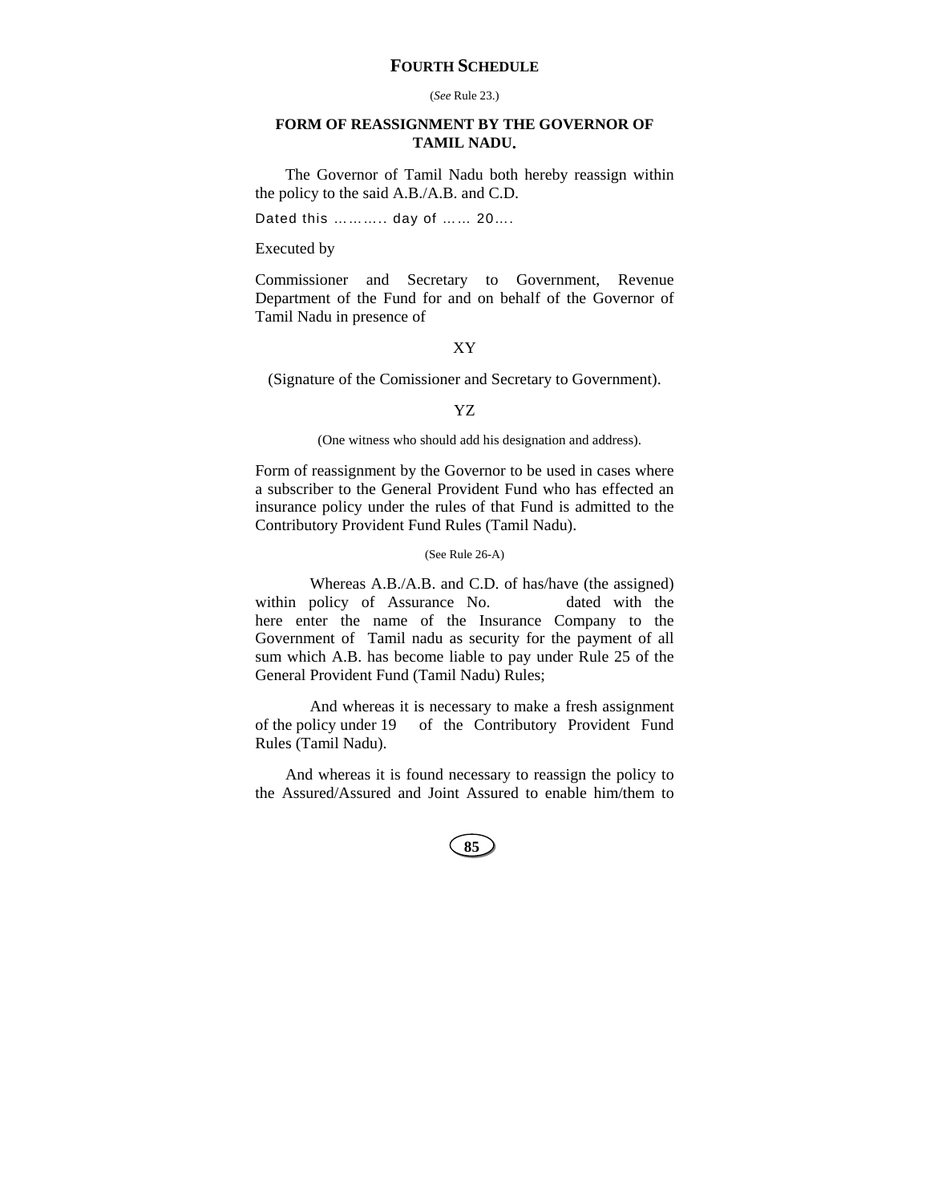## FOURTH SCHEDULE

(*See* Rule 23.)

### FORM OF REASSIGNMENT BY THE GOVERNOR OF TAMIL NADU.

The Governor of Tamil Nadu both hereby reassign within the policy to the said A.B./A.B. and C.D.

Dated this ……….. day of …… 20….

Executed by

Commissioner and Secretary to Government, Revenue Department of the Fund for and on behalf of the Governor of Tamil Nadu in presence of

XY

(Signature of the Comissioner and Secretary to Government).

YZ

(One witness who should add his designation and address).

Form of reassignment by the Governor to be used in cases where a subscriber to the General Provident Fund who has effected an insurance policy under the rules of that Fund is admitted to the Contributory Provident Fund Rules (Tamil Nadu).

(See Rule 26-A)

Whereas A.B./A.B. and C.D. of has/have (the assigned) within policy of Assurance No. dated with the here enter the name of the Insurance Company to the Government of Tamil nadu as security for the payment of all sum which A.B. has become liable to pay under Rule 25 of the General Provident Fund (Tamil Nadu) Rules;

And whereas it is necessary to make a fresh assignment of the policy under 19 of the Contributory Provident Fund Rules (Tamil Nadu).

And whereas it is found necessary to reassign the policy to the Assured/Assured and Joint Assured to enable him/them to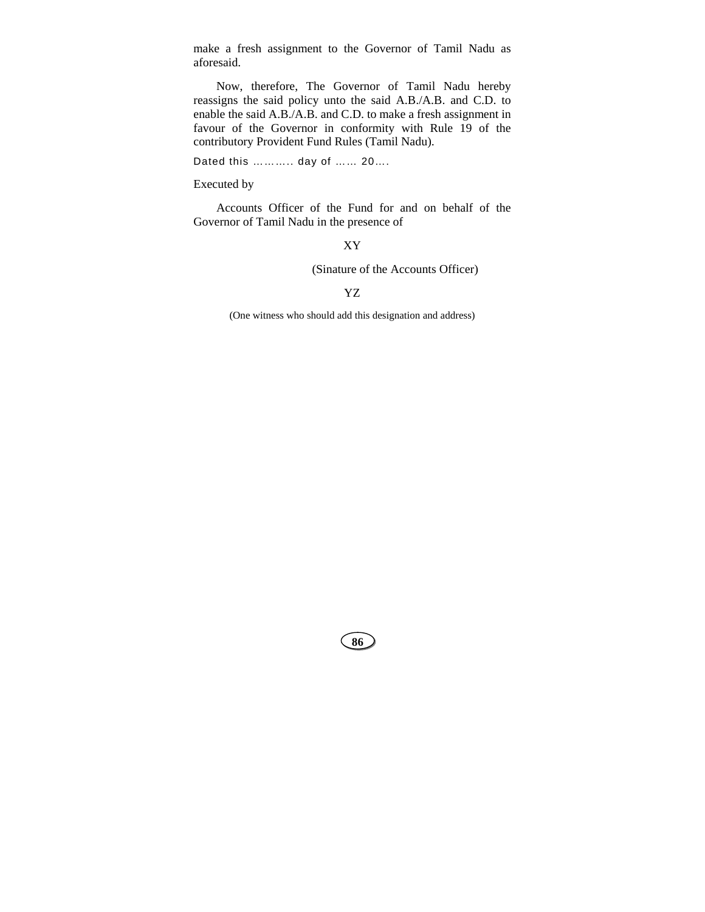make a fresh assignment to the Governor of Tamil Nadu as aforesaid.

Now, therefore, The Governor of Tamil Nadu hereby reassigns the said policy unto the said A.B./A.B. and C.D. to enable the said A.B./A.B. and C.D. to make a fresh assignment in favour of the Governor in conformity with Rule 19 of the contributory Provident Fund Rules (Tamil Nadu).

Dated this ……….. day of …… 20….

Executed by

Accounts Officer of the Fund for and on behalf of the Governor of Tamil Nadu in the presence of

XY

(Sinature of the Accounts Officer)

YZ

(One witness who should add this designation and address)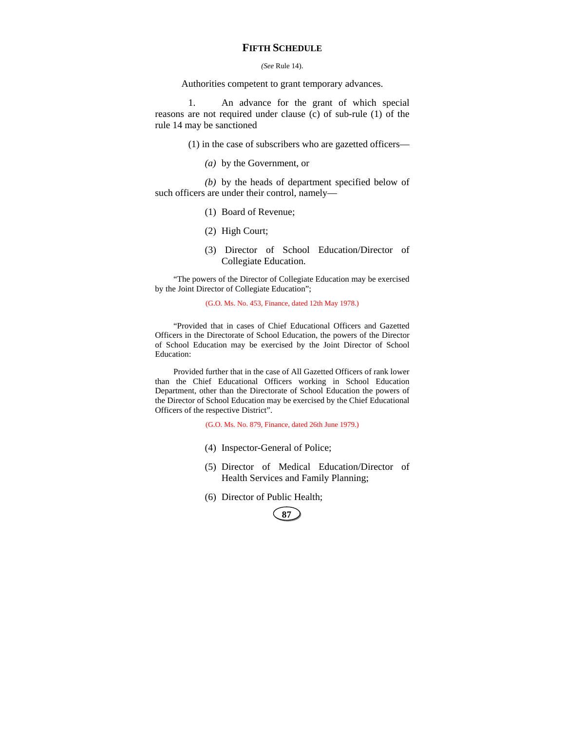# FIFTH SCHEDULE

*(See* Rule 14).

Authorities competent to grant temporary advances.

1. An advance for the grant of which special reasons are not required under clause (c) of sub-rule (1) of the rule 14 may be sanctioned

(1) in the case of subscribers who are gazetted officers—

*(a)* by the Government, or

*(b)* by the heads of department specified below of such officers are under their control, namely—

(1) Board of Revenue;

(2) High Court;

(3) Director of School Education/Director of Collegiate Education.

"The powers of the Director of Collegiate Education may be exercised by the Joint Director of Collegiate Education";

(G.O. Ms. No. 453, Finance, dated 12th May 1978.)

"Provided that in cases of Chief Educational Officers and Gazetted Officers in the Directorate of School Education, the powers of the Director of School Education may be exercised by the Joint Director of School Education:

Provided further that in the case of All Gazetted Officers of rank lower than the Chief Educational Officers working in School Education Department, other than the Directorate of School Education the powers of the Director of School Education may be exercised by the Chief Educational Officers of the respective District".

(G.O. Ms. No. 879, Finance, dated 26th June 1979.)

(4) Inspector-General of Police;

(5) Director of Medical Education/Director of Health Services and Family Planning;

(6) Director of Public Health;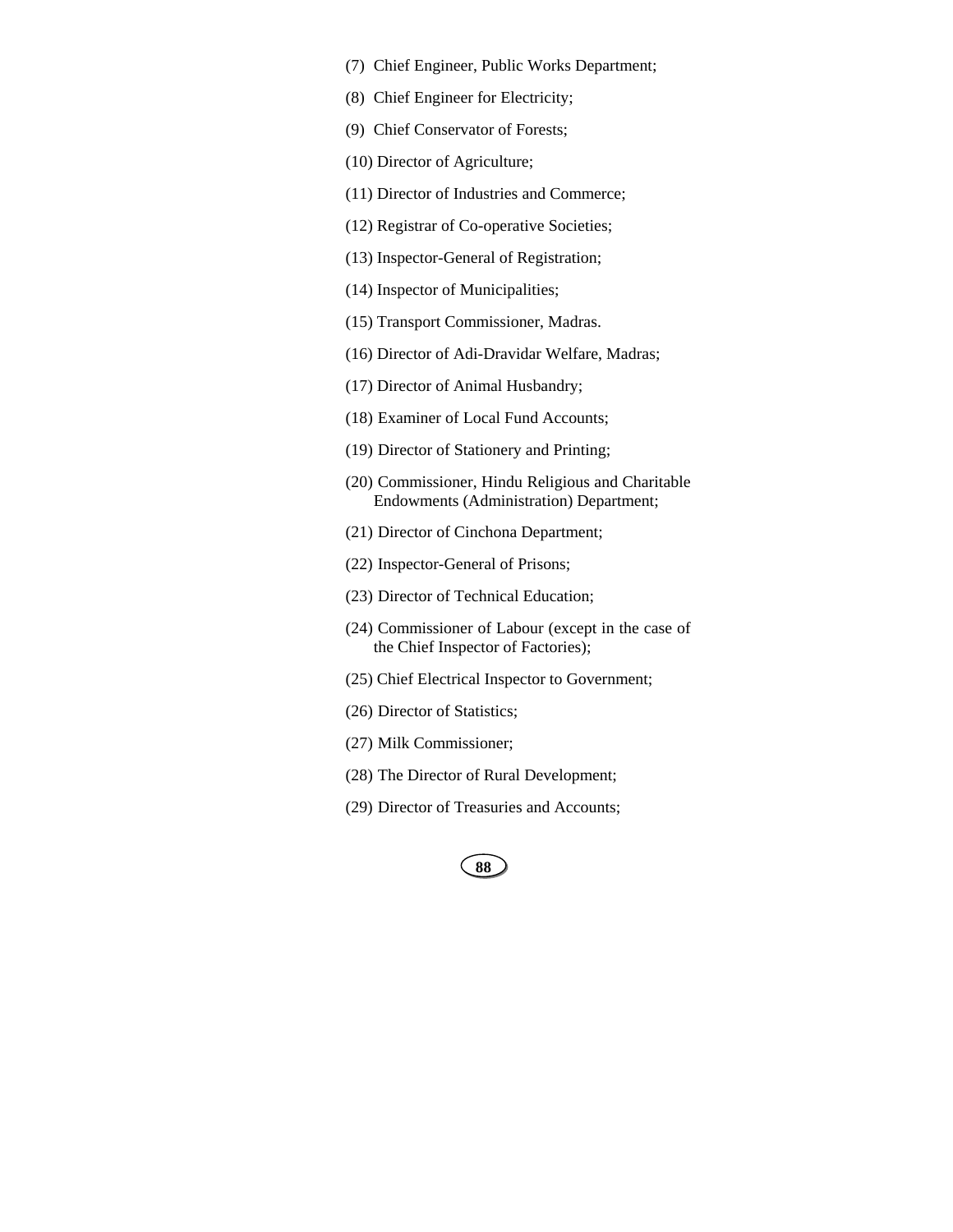(7) Chief Engineer, Public Works Department;

(8) Chief Engineer for Electricity;

(9) Chief Conservator of Forests;

(10) Director of Agriculture;

(11) Director of Industries and Commerce;

(12) Registrar of Co-operative Societies;

(13) Inspector-General of Registration;

(14) Inspector of Municipalities;

(15) Transport Commissioner, Madras.

(16) Director of Adi-Dravidar Welfare, Madras;

(17) Director of Animal Husbandry;

(18) Examiner of Local Fund Accounts;

(19) Director of Stationery and Printing;

(20) Commissioner, Hindu Religious and Charitable Endowments (Administration) Department;

(21) Director of Cinchona Department;

(22) Inspector-General of Prisons;

(23) Director of Technical Education;

(24) Commissioner of Labour (except in the case of the Chief Inspector of Factories);

(25) Chief Electrical Inspector to Government;

(26) Director of Statistics;

(27) Milk Commissioner;

(28) The Director of Rural Development;

(29) Director of Treasuries and Accounts;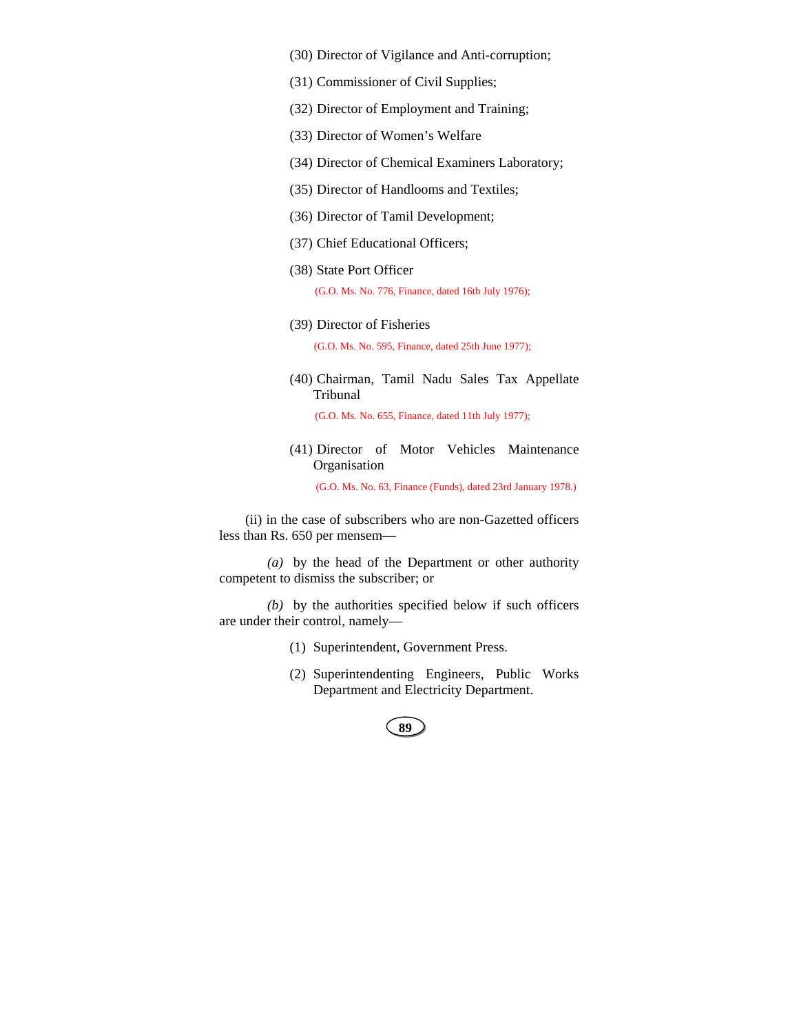(30) Director of Vigilance and Anti-corruption;

(31) Commissioner of Civil Supplies;

(32) Director of Employment and Training;

(33) Director of Women's Welfare

(34) Director of Chemical Examiners Laboratory;

(35) Director of Handlooms and Textiles;

(36) Director of Tamil Development;

(37) Chief Educational Officers;

(38) State Port Officer

(G.O. Ms. No. 776, Finance, dated 16th July 1976);

(39) Director of Fisheries

(G.O. Ms. No. 595, Finance, dated 25th June 1977);

(40) Chairman, Tamil Nadu Sales Tax Appellate Tribunal

(G.O. Ms. No. 655, Finance, dated 11th July 1977);

(41) Director of Motor Vehicles Maintenance Organisation

(G.O. Ms. No. 63, Finance (Funds), dated 23rd January 1978.)

(ii) in the case of subscribers who are non-Gazetted officers less than Rs. 650 per mensem—

*(a)* by the head of the Department or other authority competent to dismiss the subscriber; or

*(b)* by the authorities specified below if such officers are under their control, namely—

(1) Superintendent, Government Press.

(2) Superintending Engineers, Public Works Department and Electricity Department.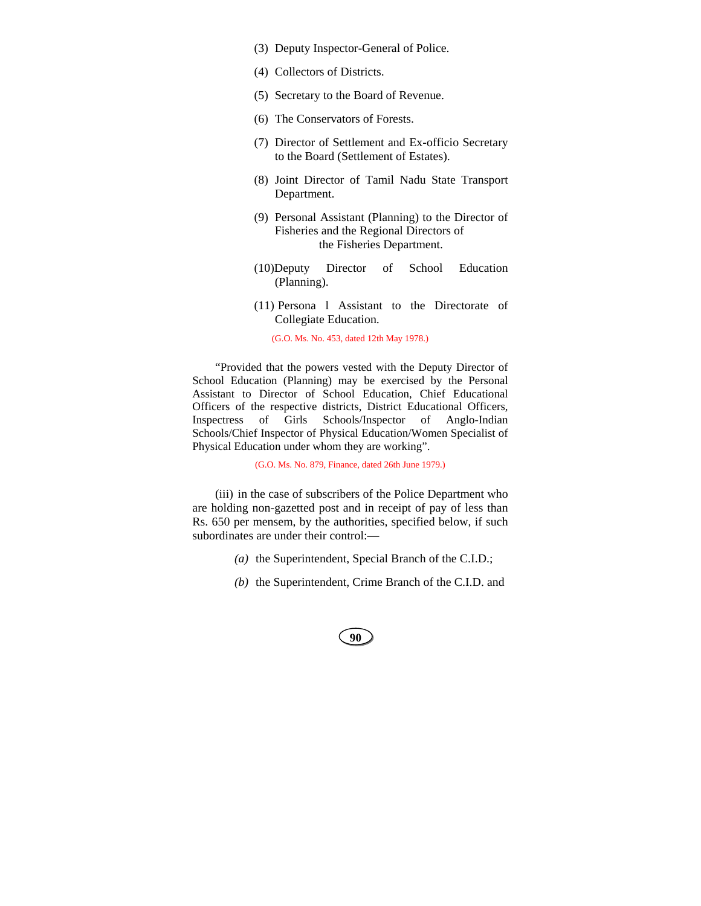(3) Deputy Inspector-General of Police.

(4) Collectors of Districts.

(5) Secretary to the Board of Revenue.

(6) The Conservators of Forests.

(7) Director of Settlement and Ex-officio Secretary to the Board (Settlement of Estates).

(8) Joint Director of Tamil Nadu State Transport Department.

(9) Personal Assistant (Planning) to the Director of Fisheries and the Regional Directors of the Fisheries Department.

(10) Deputy Director of School Education (Planning).

(11) Persona l Assistant to the Directorate of Collegiate Education.

(G.O. Ms. No. 453, dated 12th May 1978.)

"Provided that the powers vested with the Deputy Director of School Education (Planning) may be exercised by the Personal Assistant to Director of School Education, Chief Educational Officers of the respective districts, District Educational Officers, Inspectress of Girls Schools/Inspector of Anglo-Indian Schools/Chief Inspector of Physical Education/Women Specialist of Physical Education under whom they are working".

(G.O. Ms. No. 879, Finance, dated 26th June 1979.)

(iii) in the case of subscribers of the Police Department who are holding non-gazetted post and in receipt of pay of less than Rs. 650 per mensem, by the authorities, specified below, if such subordinates are under their control:—

*(a)* the Superintendent, Special Branch of the C.I.D.;

*(b)* the Superintendent, Crime Branch of the C.I.D. and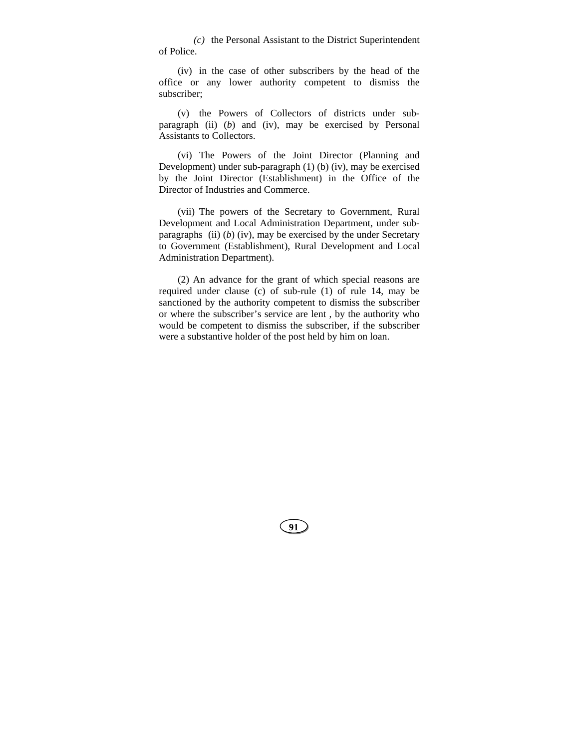*(c)* the Personal Assistant to the District Superintendent of Police.

(iv) in the case of other subscribers by the head of the office or any lower authority competent to dismiss the subscriber;

(v) the Powers of Collectors of districts under sub-paragraph (ii) (*b*) and (iv), may be exercised by Personal Assistants to Collectors.

(vi) The Powers of the Joint Director (Planning and Development) under sub-paragraph (1) (b) (iv), may be exercised by the Joint Director (Establishment) in the Office of the Director of Industries and Commerce.

(vii) The powers of the Secretary to Government, Rural Development and Local Administration Department, under sub-paragraphs (ii) (*b*) (iv), may be exercised by the under Secretary to Government (Establishment), Rural Development and Local Administration Department).

(2) An advance for the grant of which special reasons are required under clause (c) of sub-rule (1) of rule 14, may be sanctioned by the authority competent to dismiss the subscriber or where the subscriber's service are lent , by the authority who would be competent to dismiss the subscriber, if the subscriber were a substantive holder of the post held by him on loan.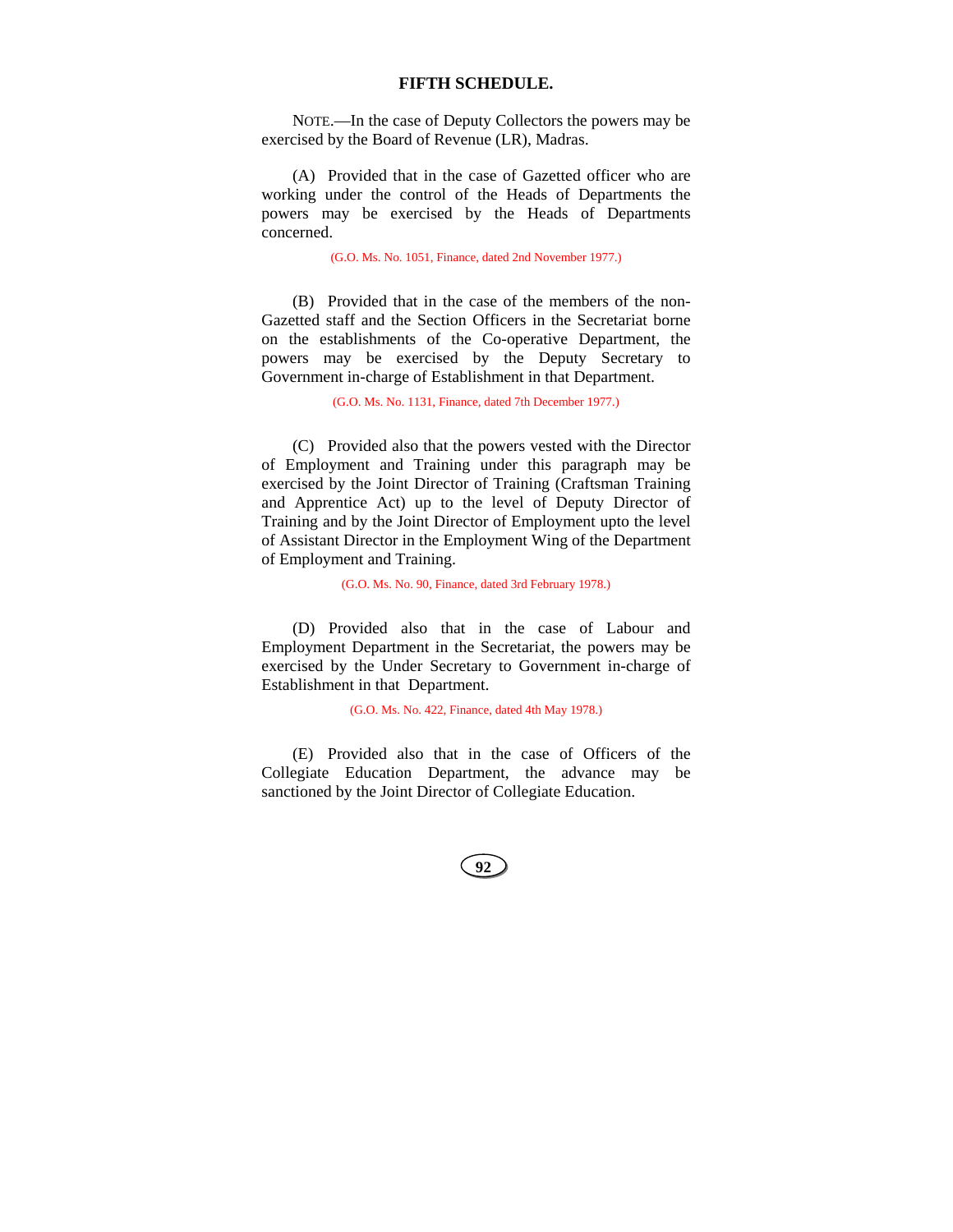## FIFTH SCHEDULE.

NOTE.—In the case of Deputy Collectors the powers may be exercised by the Board of Revenue (LR), Madras.

(A) Provided that in the case of Gazetted officer who are working under the control of the Heads of Departments the powers may be exercised by the Heads of Departments concerned.

(G.O. Ms. No. 1051, Finance, dated 2nd November 1977.)

(B) Provided that in the case of the members of the non-Gazetted staff and the Section Officers in the Secretariat borne on the establishments of the Co-operative Department, the powers may be exercised by the Deputy Secretary to Government in-charge of Establishment in that Department.

(G.O. Ms. No. 1131, Finance, dated 7th December 1977.)

(C) Provided also that the powers vested with the Director of Employment and Training under this paragraph may be exercised by the Joint Director of Training (Craftsman Training and Apprentice Act) up to the level of Deputy Director of Training and by the Joint Director of Employment upto the level of Assistant Director in the Employment Wing of the Department of Employment and Training.

(G.O. Ms. No. 90, Finance, dated 3rd February 1978.)

(D) Provided also that in the case of Labour and Employment Department in the Secretariat, the powers may be exercised by the Under Secretary to Government in-charge of Establishment in that Department.

(G.O. Ms. No. 422, Finance, dated 4th May 1978.)

(E) Provided also that in the case of Officers of the Collegiate Education Department, the advance may be sanctioned by the Joint Director of Collegiate Education.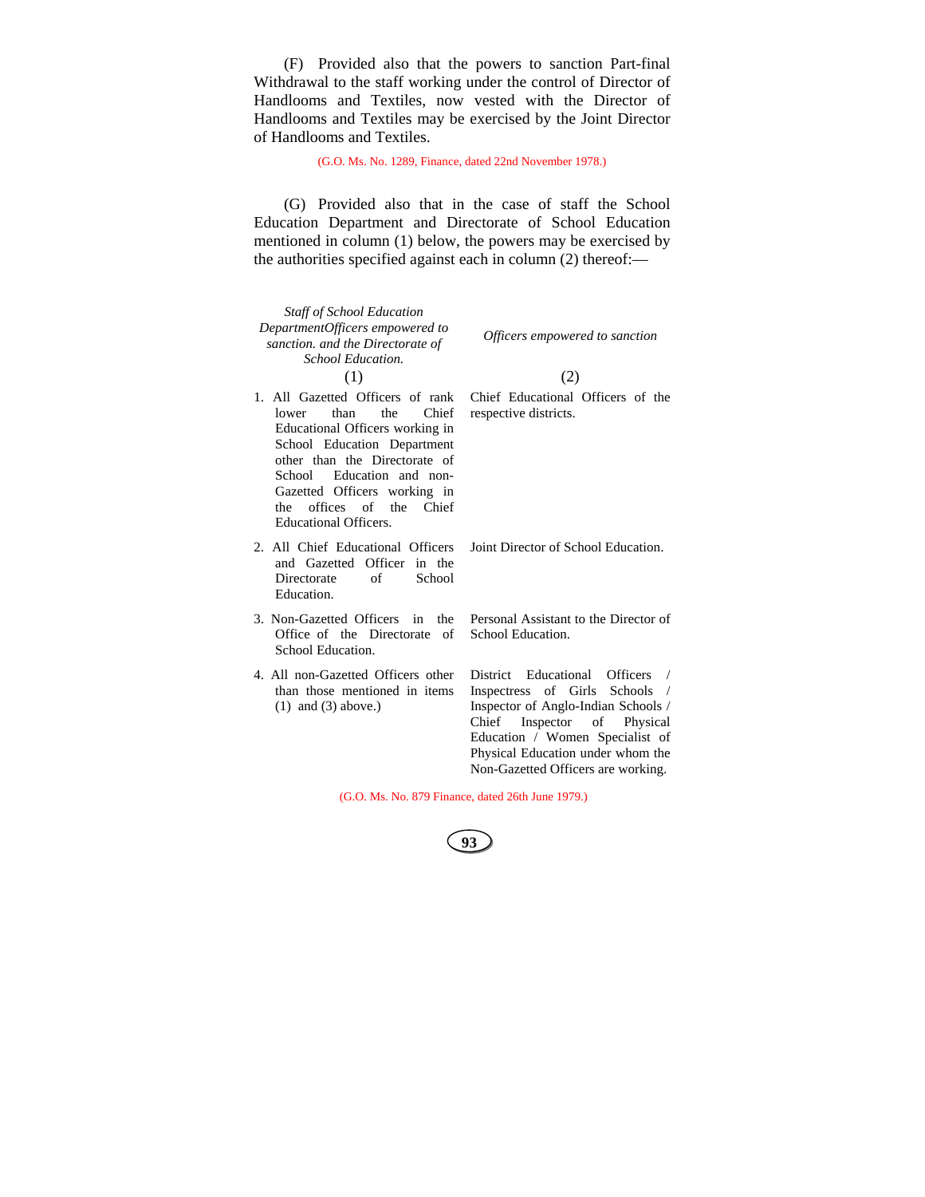(F) Provided also that the powers to sanction Part-final Withdrawal to the staff working under the control of Director of Handlooms and Textiles, now vested with the Director of Handlooms and Textiles may be exercised by the Joint Director of Handlooms and Textiles.

(G.O. Ms. No. 1289, Finance, dated 22nd November 1978.)

(G) Provided also that in the case of staff the School Education Department and Directorate of School Education mentioned in column (1) below, the powers may be exercised by the authorities specified against each in column (2) thereof:—

| *Staff of School Education DepartmentOfficers empowered to sanction. and the Directorate of School Education.* | *Officers empowered to sanction* |
|---|---|
| (1) | (2) |
| 1. All Gazetted Officers of rank lower than the Chief Educational Officers working in School Education Department other than the Directorate of School Education and non-Gazetted Officers working in the offices of the Chief Educational Officers. | Chief Educational Officers of the respective districts. |
| 2. All Chief Educational Officers and Gazetted Officer in the Directorate of School Education. | Joint Director of School Education. |
| 3. Non-Gazetted Officers in the Office of the Directorate of School Education. | Personal Assistant to the Director of School Education. |
| 4. All non-Gazetted Officers other than those mentioned in items (1) and (3) above.) | District Educational Officers / Inspectress of Girls Schools / Inspector of Anglo-Indian Schools / Chief Inspector of Physical Education / Women Specialist of Physical Education under whom the Non-Gazetted Officers are working. |

(G.O. Ms. No. 879 Finance, dated 26th June 1979.)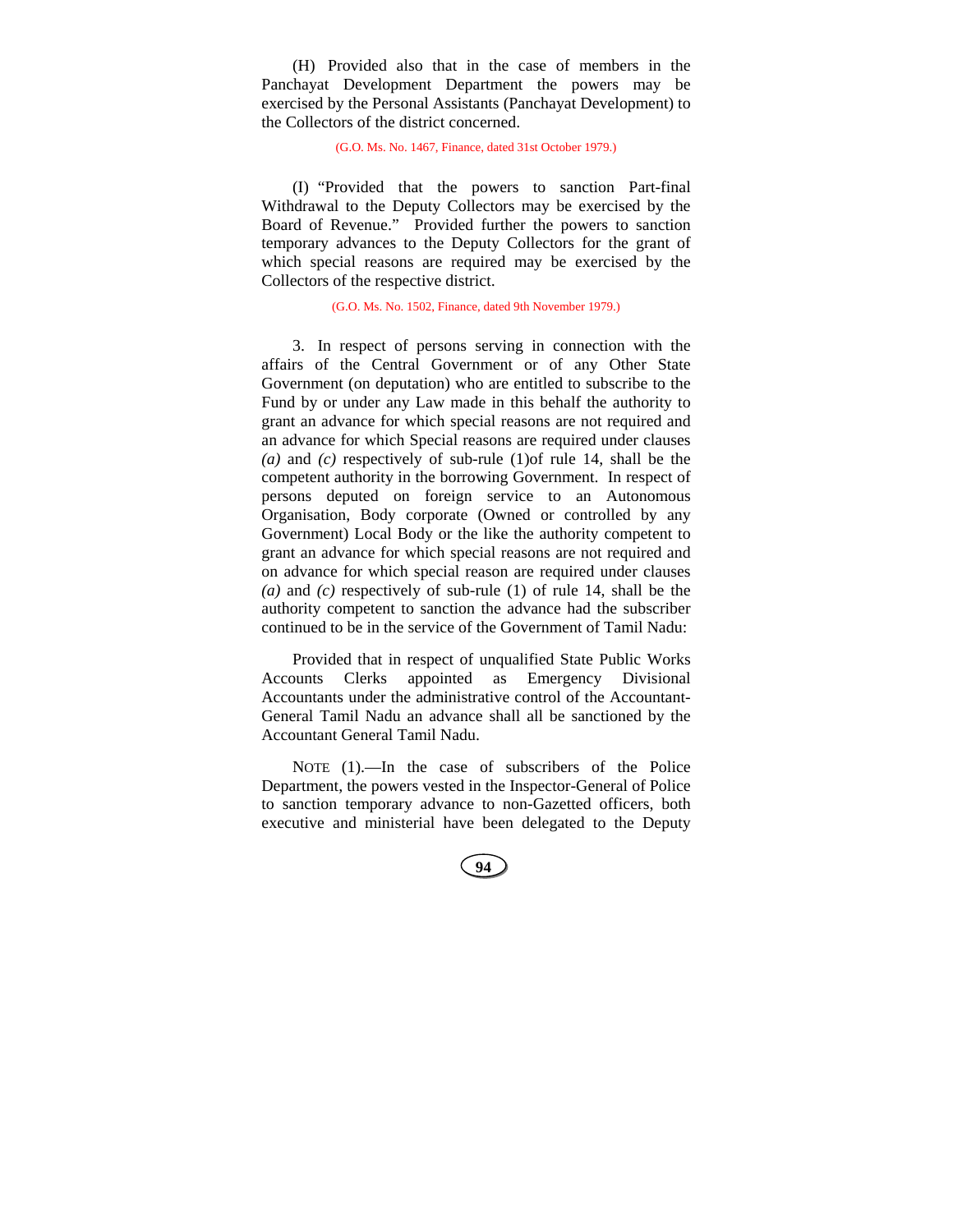(H) Provided also that in the case of members in the Panchayat Development Department the powers may be exercised by the Personal Assistants (Panchayat Development) to the Collectors of the district concerned.

(G.O. Ms. No. 1467, Finance, dated 31st October 1979.)

(I) "Provided that the powers to sanction Part-final Withdrawal to the Deputy Collectors may be exercised by the Board of Revenue." Provided further the powers to sanction temporary advances to the Deputy Collectors for the grant of which special reasons are required may be exercised by the Collectors of the respective district.

(G.O. Ms. No. 1502, Finance, dated 9th November 1979.)

3. In respect of persons serving in connection with the affairs of the Central Government or of any Other State Government (on deputation) who are entitled to subscribe to the Fund by or under any Law made in this behalf the authority to grant an advance for which special reasons are not required and an advance for which Special reasons are required under clauses *(a)* and *(c)* respectively of sub-rule (1)of rule 14, shall be the competent authority in the borrowing Government. In respect of persons deputed on foreign service to an Autonomous Organisation, Body corporate (Owned or controlled by any Government) Local Body or the like the authority competent to grant an advance for which special reasons are not required and on advance for which special reason are required under clauses *(a)* and *(c)* respectively of sub-rule (1) of rule 14, shall be the authority competent to sanction the advance had the subscriber continued to be in the service of the Government of Tamil Nadu:

Provided that in respect of unqualified State Public Works Accounts Clerks appointed as Emergency Divisional Accountants under the administrative control of the Accountant-General Tamil Nadu an advance shall all be sanctioned by the Accountant General Tamil Nadu.

NOTE (1).—In the case of subscribers of the Police Department, the powers vested in the Inspector-General of Police to sanction temporary advance to non-Gazetted officers, both executive and ministerial have been delegated to the Deputy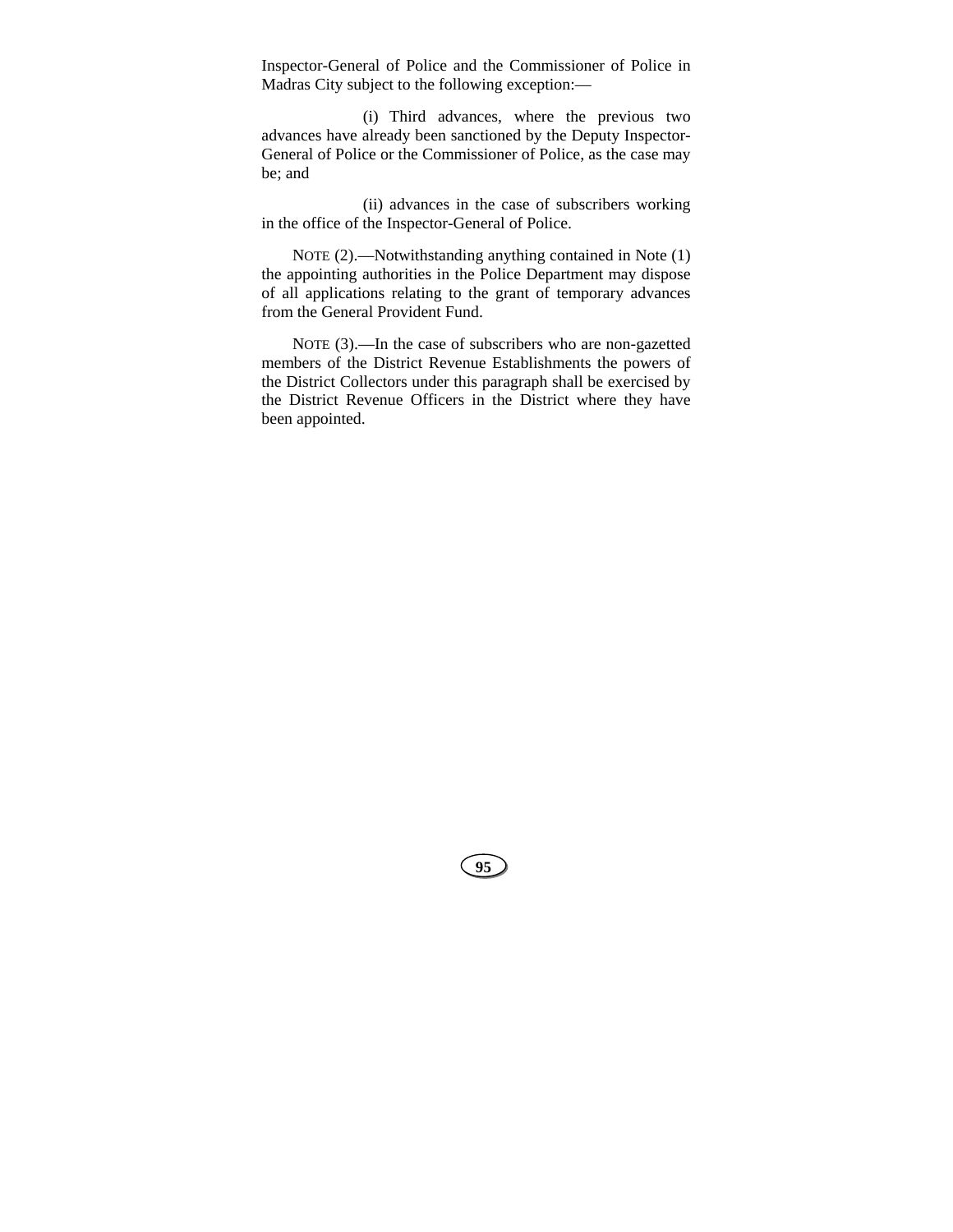Inspector-General of Police and the Commissioner of Police in Madras City subject to the following exception:—

(i) Third advances, where the previous two advances have already been sanctioned by the Deputy Inspector-General of Police or the Commissioner of Police, as the case may be; and

(ii) advances in the case of subscribers working in the office of the Inspector-General of Police.

NOTE (2).—Notwithstanding anything contained in Note (1) the appointing authorities in the Police Department may dispose of all applications relating to the grant of temporary advances from the General Provident Fund.

NOTE (3).—In the case of subscribers who are non-gazetted members of the District Revenue Establishments the powers of the District Collectors under this paragraph shall be exercised by the District Revenue Officers in the District where they have been appointed.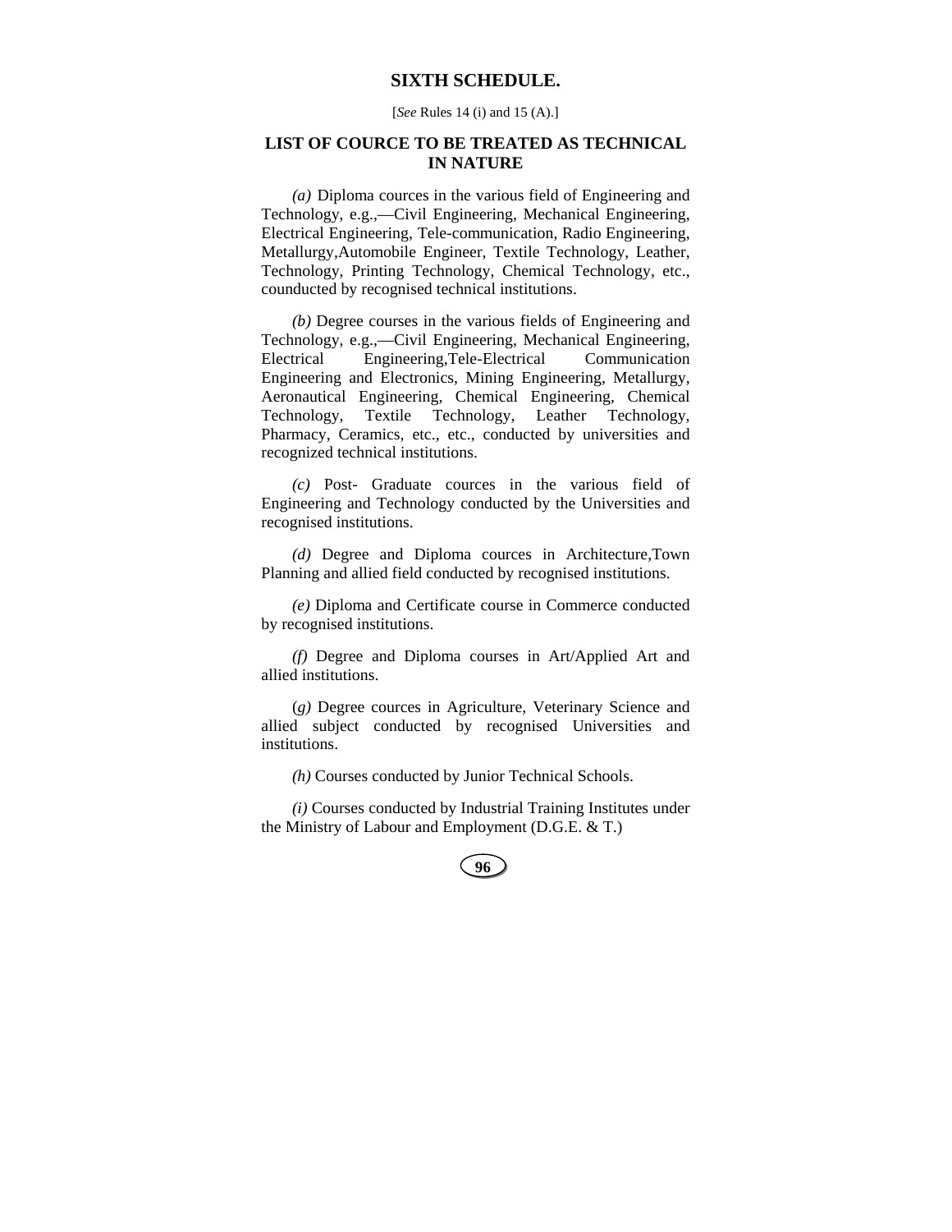# SIXTH SCHEDULE.

[*See* Rules 14 (i) and 15 (A).]

## LIST OF COURCE TO BE TREATED AS TECHNICAL IN NATURE

*(a)* Diploma cources in the various field of Engineering and Technology, e.g.,—Civil Engineering, Mechanical Engineering, Electrical Engineering, Tele-communication, Radio Engineering, Metallurgy,Automobile Engineer, Textile Technology, Leather, Technology, Printing Technology, Chemical Technology, etc., counducted by recognised technical institutions.

*(b)* Degree courses in the various fields of Engineering and Technology, e.g.,—Civil Engineering, Mechanical Engineering, Electrical Engineering,Tele-Electrical Communication Engineering and Electronics, Mining Engineering, Metallurgy, Aeronautical Engineering, Chemical Engineering, Chemical Technology, Textile Technology, Leather Technology, Pharmacy, Ceramics, etc., etc., conducted by universities and recognized technical institutions.

*(c)* Post- Graduate cources in the various field of Engineering and Technology conducted by the Universities and recognised institutions.

*(d)* Degree and Diploma cources in Architecture,Town Planning and allied field conducted by recognised institutions.

*(e)* Diploma and Certificate course in Commerce conducted by recognised institutions.

*(f)* Degree and Diploma courses in Art/Applied Art and allied institutions.

(*g)* Degree cources in Agriculture, Veterinary Science and allied subject conducted by recognised Universities and institutions.

*(h)* Courses conducted by Junior Technical Schools.

*(i)* Courses conducted by Industrial Training Institutes under the Ministry of Labour and Employment (D.G.E. & T.)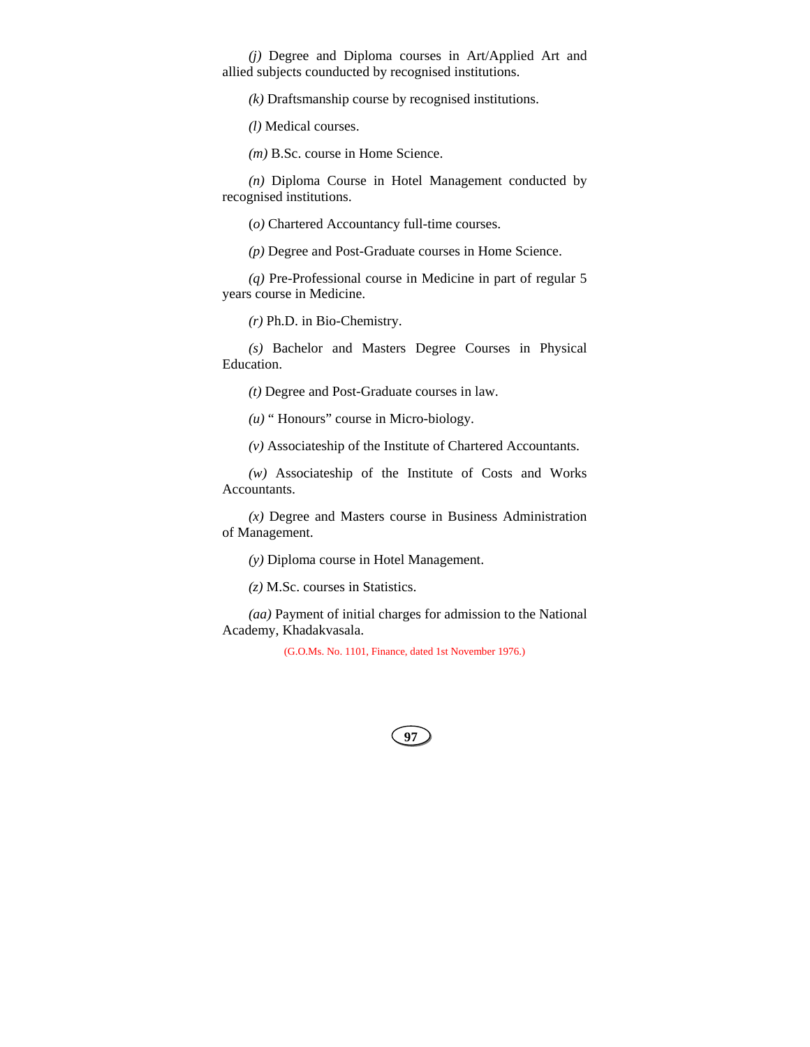*(j)* Degree and Diploma courses in Art/Applied Art and allied subjects counducted by recognised institutions.

*(k)* Draftsmanship course by recognised institutions.

*(l)* Medical courses.

*(m)* B.Sc. course in Home Science.

*(n)* Diploma Course in Hotel Management conducted by recognised institutions.

(*o)* Chartered Accountancy full-time courses.

*(p)* Degree and Post-Graduate courses in Home Science.

*(q)* Pre-Professional course in Medicine in part of regular 5 years course in Medicine.

*(r)* Ph.D. in Bio-Chemistry.

*(s)* Bachelor and Masters Degree Courses in Physical Education.

*(t)* Degree and Post-Graduate courses in law.

*(u)* " Honours" course in Micro-biology.

*(v)* Associateship of the Institute of Chartered Accountants.

*(w)* Associateship of the Institute of Costs and Works Accountants.

*(x)* Degree and Masters course in Business Administration of Management.

*(y)* Diploma course in Hotel Management.

*(z)* M.Sc. courses in Statistics.

*(aa)* Payment of initial charges for admission to the National Academy, Khadakvasala.

(G.O.Ms. No. 1101, Finance, dated 1st November 1976.)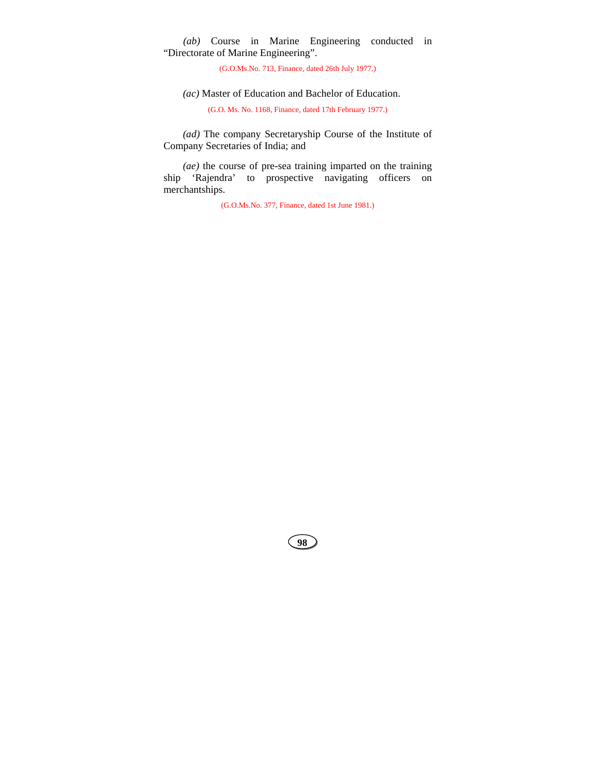*(ab)* Course in Marine Engineering conducted in "Directorate of Marine Engineering".

(G.O.Ms.No. 713, Finance, dated 26th July 1977.)

*(ac)* Master of Education and Bachelor of Education.

(G.O. Ms. No. 1168, Finance, dated 17th February 1977.)

*(ad)* The company Secretaryship Course of the Institute of Company Secretaries of India; and

*(ae)* the course of pre-sea training imparted on the training ship 'Rajendra' to prospective navigating officers on merchantships.

(G.O.Ms.No. 377, Finance, dated 1st June 1981.)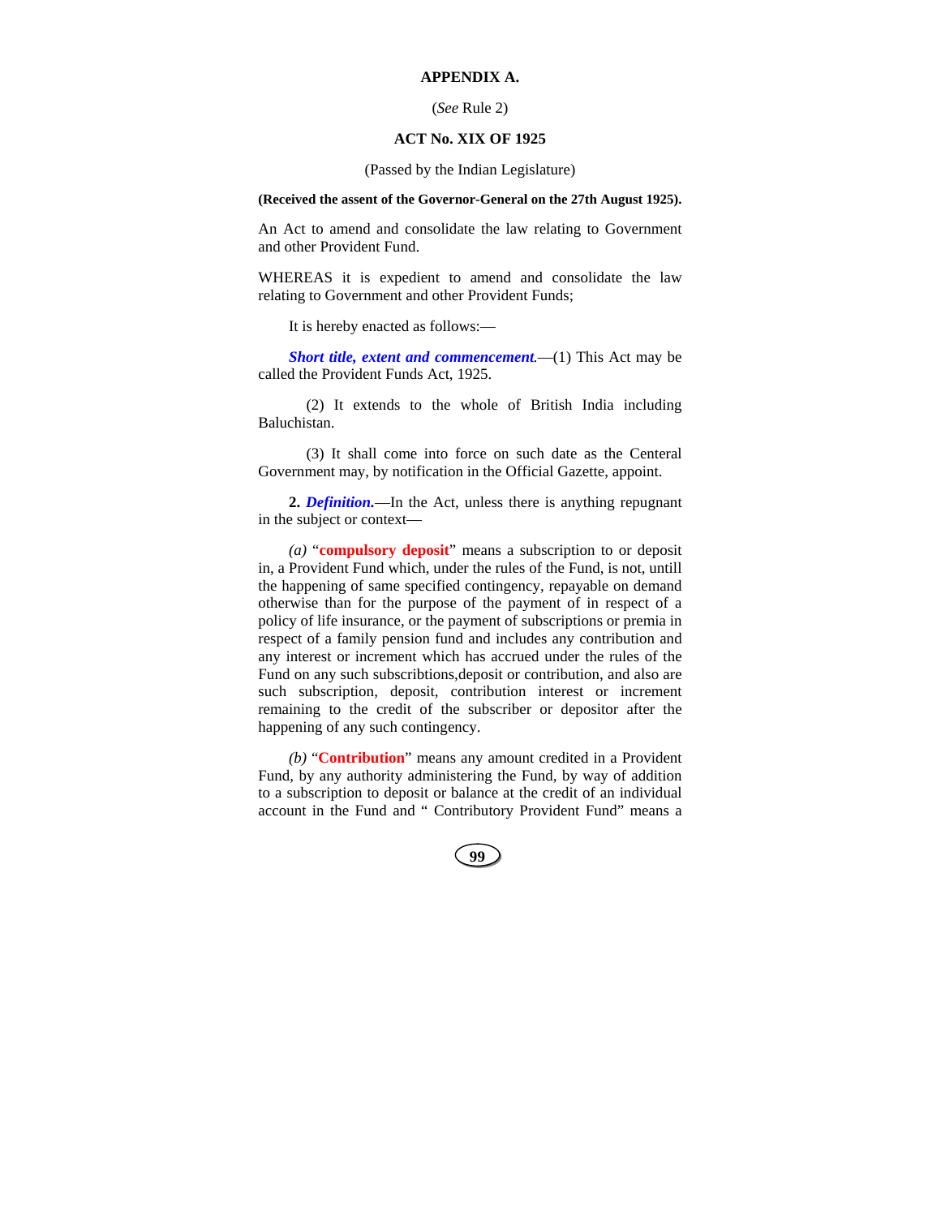**APPENDIX A.**

(*See* Rule 2)

**ACT No. XIX OF 1925**

(Passed by the Indian Legislature)

**(Received the assent of the Governor-General on the 27th August 1925).**

An Act to amend and consolidate the law relating to Government and other Provident Fund.

WHEREAS it is expedient to amend and consolidate the law relating to Government and other Provident Funds;

It is hereby enacted as follows:—

***Short title, extent and commencement.***—(1) This Act may be called the Provident Funds Act, 1925.

(2) It extends to the whole of British India including Baluchistan.

(3) It shall come into force on such date as the Ceneral Government may, by notification in the Official Gazette, appoint.

**2.** ***Definition.***—In the Act, unless there is anything repugnant in the subject or context—

*(a)* "**compulsory deposit**" means a subscription to or deposit in, a Provident Fund which, under the rules of the Fund, is not, untill the happening of same specified contingency, repayable on demand otherwise than for the purpose of the payment of in respect of a policy of life insurance, or the payment of subscriptions or premia in respect of a family pension fund and includes any contribution and any interest or increment which has accrued under the rules of the Fund on any such subscribtions,deposit or contribution, and also are such subscription, deposit, contribution interest or increment remaining to the credit of the subscriber or depositor after the happening of any such contingency.

*(b)* "**Contribution**" means any amount credited in a Provident Fund, by any authority administering the Fund, by way of addition to a subscription to deposit or balance at the credit of an individual account in the Fund and " Contributory Provident Fund" means a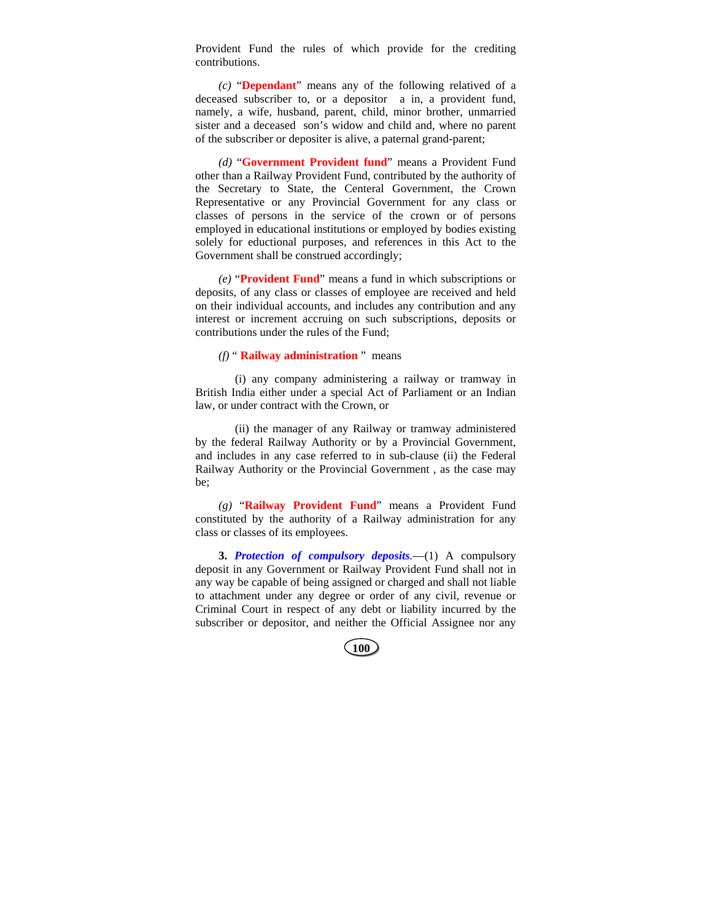Provident Fund the rules of which provide for the crediting contributions.

*(c)* "**Dependant**" means any of the following relatived of a deceased subscriber to, or a depositor a in, a provident fund, namely, a wife, husband, parent, child, minor brother, unmarried sister and a deceased son's widow and child and, where no parent of the subscriber or depositer is alive, a paternal grand-parent;

*(d)* "**Government Provident fund**" means a Provident Fund other than a Railway Provident Fund, contributed by the authority of the Secretary to State, the Centeral Government, the Crown Representative or any Provincial Government for any class or classes of persons in the service of the crown or of persons employed in educational institutions or employed by bodies existing solely for eductional purposes, and references in this Act to the Government shall be construed accordingly;

*(e)* "**Provident Fund**" means a fund in which subscriptions or deposits, of any class or classes of employee are received and held on their individual accounts, and includes any contribution and any interest or increment accruing on such subscriptions, deposits or contributions under the rules of the Fund;

*(f)* " **Railway administration** " means

(i) any company administering a railway or tramway in British India either under a special Act of Parliament or an Indian law, or under contract with the Crown, or

(ii) the manager of any Railway or tramway administered by the federal Railway Authority or by a Provincial Government, and includes in any case referred to in sub-clause (ii) the Federal Railway Authority or the Provincial Government , as the case may be;

*(g)* "**Railway Provident Fund**" means a Provident Fund constituted by the authority of a Railway administration for any class or classes of its employees.

**3.** ***Protection of compulsory deposits***.—(1) A compulsory deposit in any Government or Railway Provident Fund shall not in any way be capable of being assigned or charged and shall not liable to attachment under any degree or order of any civil, revenue or Criminal Court in respect of any debt or liability incurred by the subscriber or depositor, and neither the Official Assignee nor any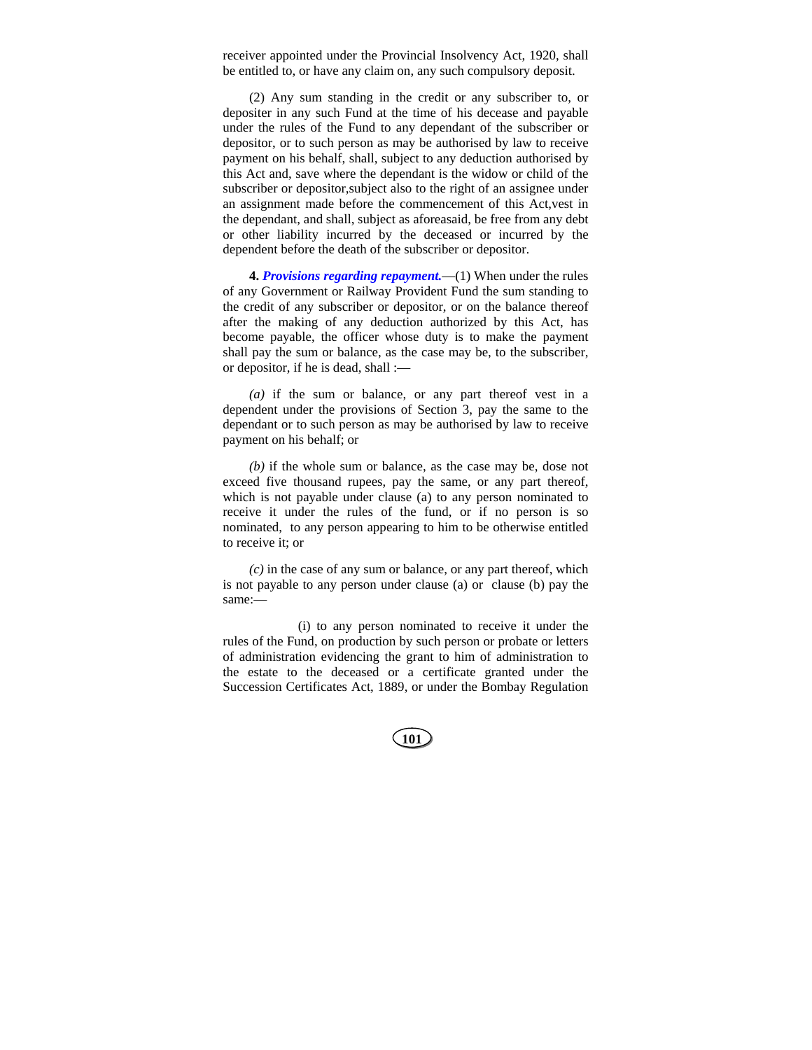receiver appointed under the Provincial Insolvency Act, 1920, shall be entitled to, or have any claim on, any such compulsory deposit.

(2) Any sum standing in the credit or any subscriber to, or depositer in any such Fund at the time of his decease and payable under the rules of the Fund to any dependant of the subscriber or depositor, or to such person as may be authorised by law to receive payment on his behalf, shall, subject to any deduction authorised by this Act and, save where the dependant is the widow or child of the subscriber or depositor,subject also to the right of an assignee under an assignment made before the commencement of this Act,vest in the dependant, and shall, subject as aforeasaid, be free from any debt or other liability incurred by the deceased or incurred by the dependent before the death of the subscriber or depositor.

**4.** ***Provisions regarding repayment.***—(1) When under the rules of any Government or Railway Provident Fund the sum standing to the credit of any subscriber or depositor, or on the balance thereof after the making of any deduction authorized by this Act, has become payable, the officer whose duty is to make the payment shall pay the sum or balance, as the case may be, to the subscriber, or depositor, if he is dead, shall :—

*(a)* if the sum or balance, or any part thereof vest in a dependent under the provisions of Section 3, pay the same to the dependant or to such person as may be authorised by law to receive payment on his behalf; or

*(b)* if the whole sum or balance, as the case may be, dose not exceed five thousand rupees, pay the same, or any part thereof, which is not payable under clause (a) to any person nominated to receive it under the rules of the fund, or if no person is so nominated, to any person appearing to him to be otherwise entitled to receive it; or

*(c)* in the case of any sum or balance, or any part thereof, which is not payable to any person under clause (a) or clause (b) pay the same:—

(i) to any person nominated to receive it under the rules of the Fund, on production by such person or probate or letters of administration evidencing the grant to him of administration to the estate to the deceased or a certificate granted under the Succession Certificates Act, 1889, or under the Bombay Regulation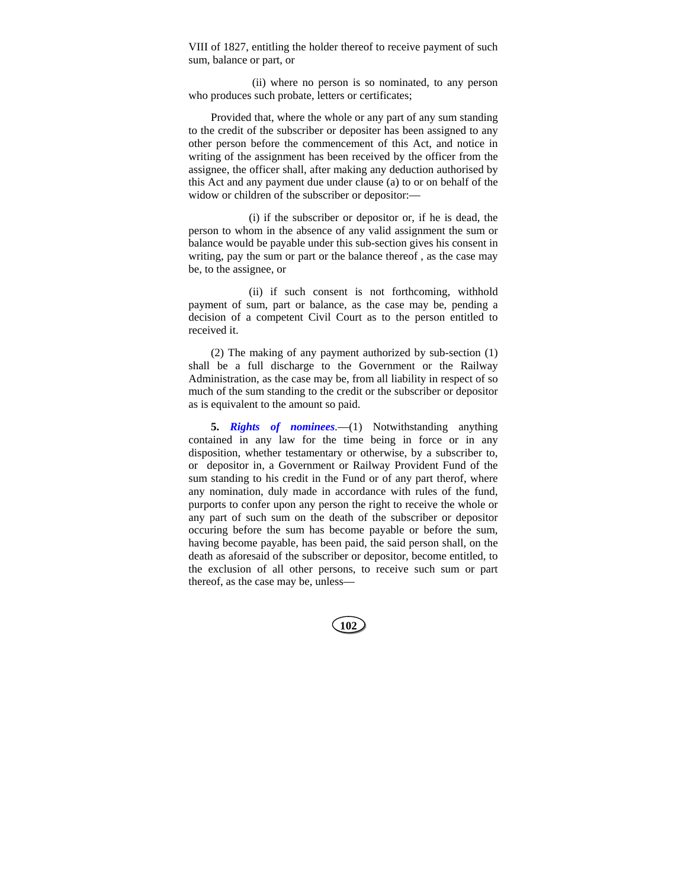VIII of 1827, entitling the holder thereof to receive payment of such sum, balance or part, or

(ii) where no person is so nominated, to any person who produces such probate, letters or certificates;

Provided that, where the whole or any part of any sum standing to the credit of the subscriber or depositer has been assigned to any other person before the commencement of this Act, and notice in writing of the assignment has been received by the officer from the assignee, the officer shall, after making any deduction authorised by this Act and any payment due under clause (a) to or on behalf of the widow or children of the subscriber or depositor:—

(i) if the subscriber or depositor or, if he is dead, the person to whom in the absence of any valid assignment the sum or balance would be payable under this sub-section gives his consent in writing, pay the sum or part or the balance thereof , as the case may be, to the assignee, or

(ii) if such consent is not forthcoming, withhold payment of sum, part or balance, as the case may be, pending a decision of a competent Civil Court as to the person entitled to received it.

(2) The making of any payment authorized by sub-section (1) shall be a full discharge to the Government or the Railway Administration, as the case may be, from all liability in respect of so much of the sum standing to the credit or the subscriber or depositor as is equivalent to the amount so paid.

**5.** ***Rights of nominees***.—(1) Notwithstanding anything contained in any law for the time being in force or in any disposition, whether testamentary or otherwise, by a subscriber to, or depositor in, a Government or Railway Provident Fund of the sum standing to his credit in the Fund or of any part therof, where any nomination, duly made in accordance with rules of the fund, purports to confer upon any person the right to receive the whole or any part of such sum on the death of the subscriber or depositor occuring before the sum has become payable or before the sum, having become payable, has been paid, the said person shall, on the death as aforesaid of the subscriber or depositor, become entitled, to the exclusion of all other persons, to receive such sum or part thereof, as the case may be, unless—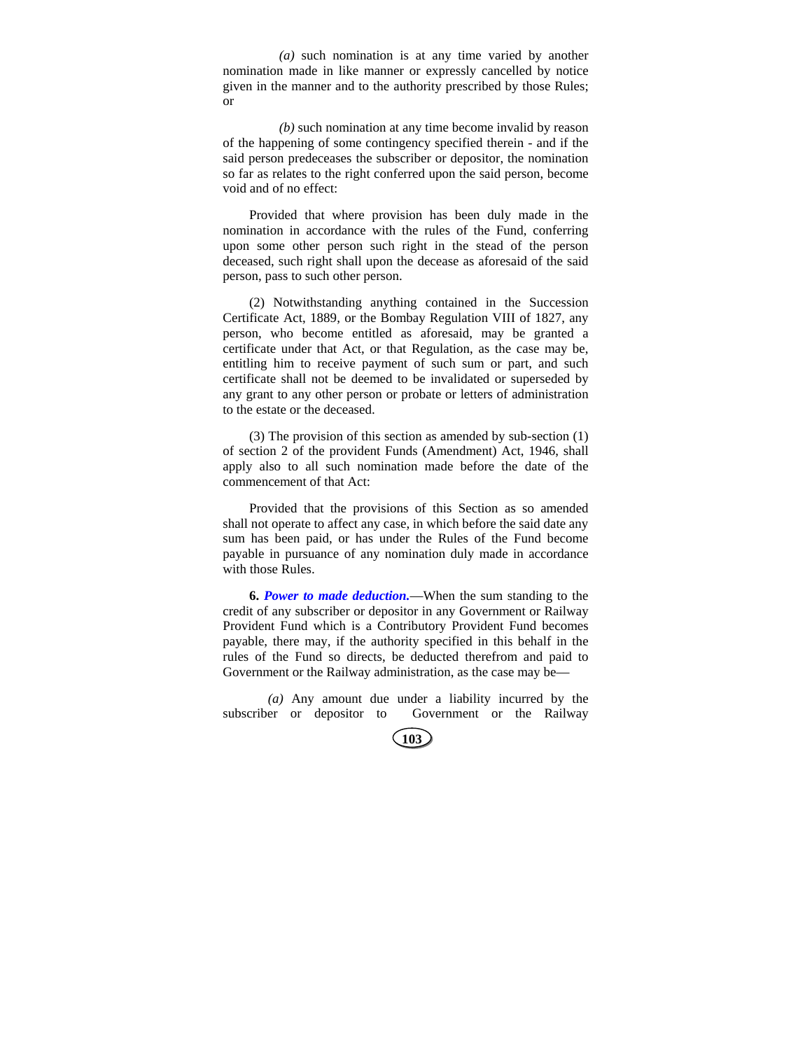*(a)* such nomination is at any time varied by another nomination made in like manner or expressly cancelled by notice given in the manner and to the authority prescribed by those Rules; or

*(b)* such nomination at any time become invalid by reason of the happening of some contingency specified therein - and if the said person predeceases the subscriber or depositor, the nomination so far as relates to the right conferred upon the said person, become void and of no effect:

Provided that where provision has been duly made in the nomination in accordance with the rules of the Fund, conferring upon some other person such right in the stead of the person deceased, such right shall upon the decease as aforesaid of the said person, pass to such other person.

(2) Notwithstanding anything contained in the Succession Certificate Act, 1889, or the Bombay Regulation VIII of 1827, any person, who become entitled as aforesaid, may be granted a certificate under that Act, or that Regulation, as the case may be, entitling him to receive payment of such sum or part, and such certificate shall not be deemed to be invalidated or superseded by any grant to any other person or probate or letters of administration to the estate or the deceased.

(3) The provision of this section as amended by sub-section (1) of section 2 of the provident Funds (Amendment) Act, 1946, shall apply also to all such nomination made before the date of the commencement of that Act:

Provided that the provisions of this Section as so amended shall not operate to affect any case, in which before the said date any sum has been paid, or has under the Rules of the Fund become payable in pursuance of any nomination duly made in accordance with those Rules.

**6.** ***Power to made deduction.***—When the sum standing to the credit of any subscriber or depositor in any Government or Railway Provident Fund which is a Contributory Provident Fund becomes payable, there may, if the authority specified in this behalf in the rules of the Fund so directs, be deducted therefrom and paid to Government or the Railway administration, as the case may be—

*(a)* Any amount due under a liability incurred by the subscriber or depositor to Government or the Railway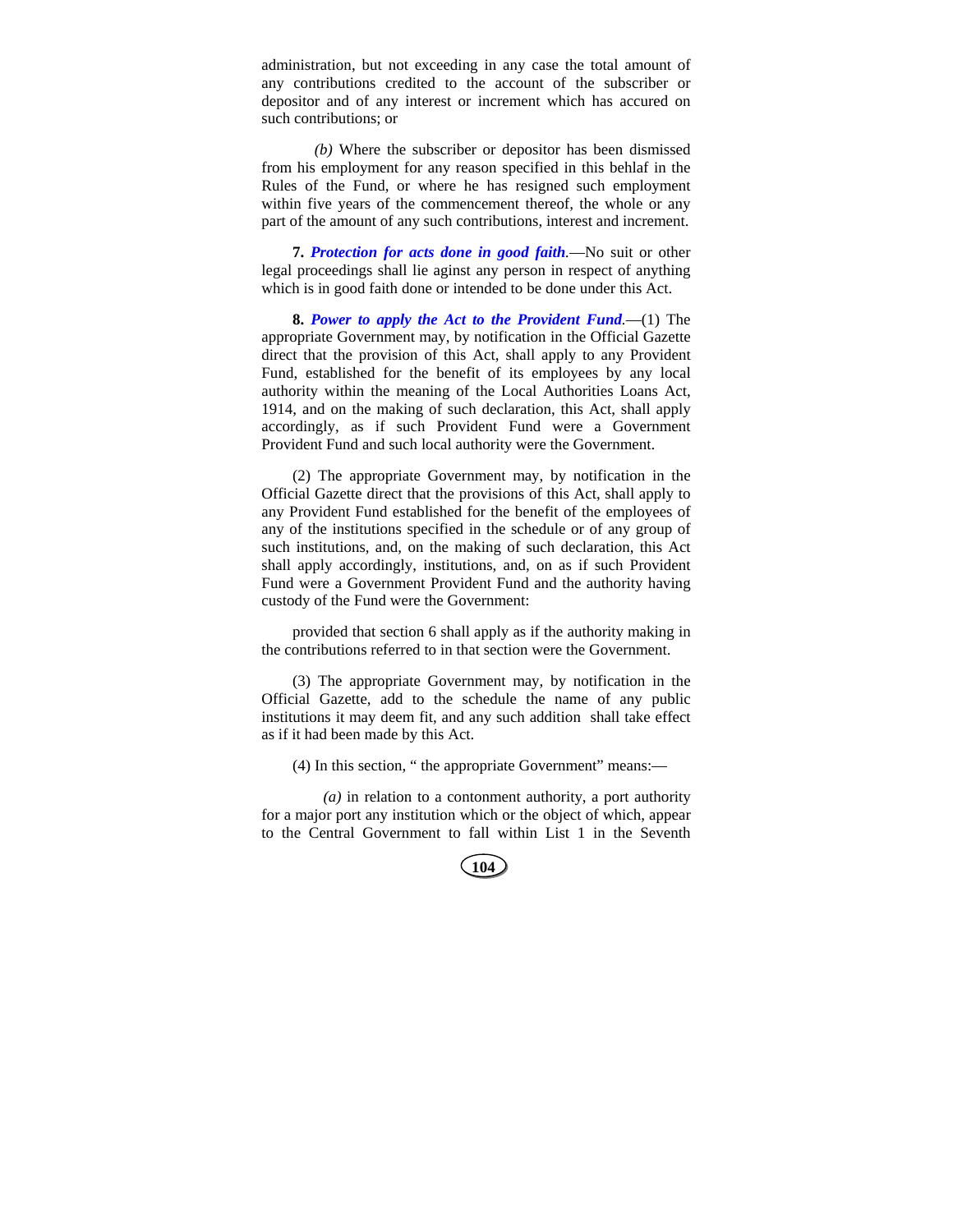administration, but not exceeding in any case the total amount of any contributions credited to the account of the subscriber or depositor and of any interest or increment which has accured on such contributions; or

*(b)* Where the subscriber or depositor has been dismissed from his employment for any reason specified in this behlaf in the Rules of the Fund, or where he has resigned such employment within five years of the commencement thereof, the whole or any part of the amount of any such contributions, interest and increment.

**7.** ***Protection for acts done in good faith.***—No suit or other legal proceedings shall lie aginst any person in respect of anything which is in good faith done or intended to be done under this Act.

**8.** ***Power to apply the Act to the Provident Fund.***—(1) The appropriate Government may, by notification in the Official Gazette direct that the provision of this Act, shall apply to any Provident Fund, established for the benefit of its employees by any local authority within the meaning of the Local Authorities Loans Act, 1914, and on the making of such declaration, this Act, shall apply accordingly, as if such Provident Fund were a Government Provident Fund and such local authority were the Government.

(2) The appropriate Government may, by notification in the Official Gazette direct that the provisions of this Act, shall apply to any Provident Fund established for the benefit of the employees of any of the institutions specified in the schedule or of any group of such institutions, and, on the making of such declaration, this Act shall apply accordingly, institutions, and, on as if such Provident Fund were a Government Provident Fund and the authority having custody of the Fund were the Government:

provided that section 6 shall apply as if the authority making in the contributions referred to in that section were the Government.

(3) The appropriate Government may, by notification in the Official Gazette, add to the schedule the name of any public institutions it may deem fit, and any such addition shall take effect as if it had been made by this Act.

(4) In this section, " the appropriate Government" means:—

*(a)* in relation to a contonment authority, a port authority for a major port any institution which or the object of which, appear to the Central Government to fall within List 1 in the Seventh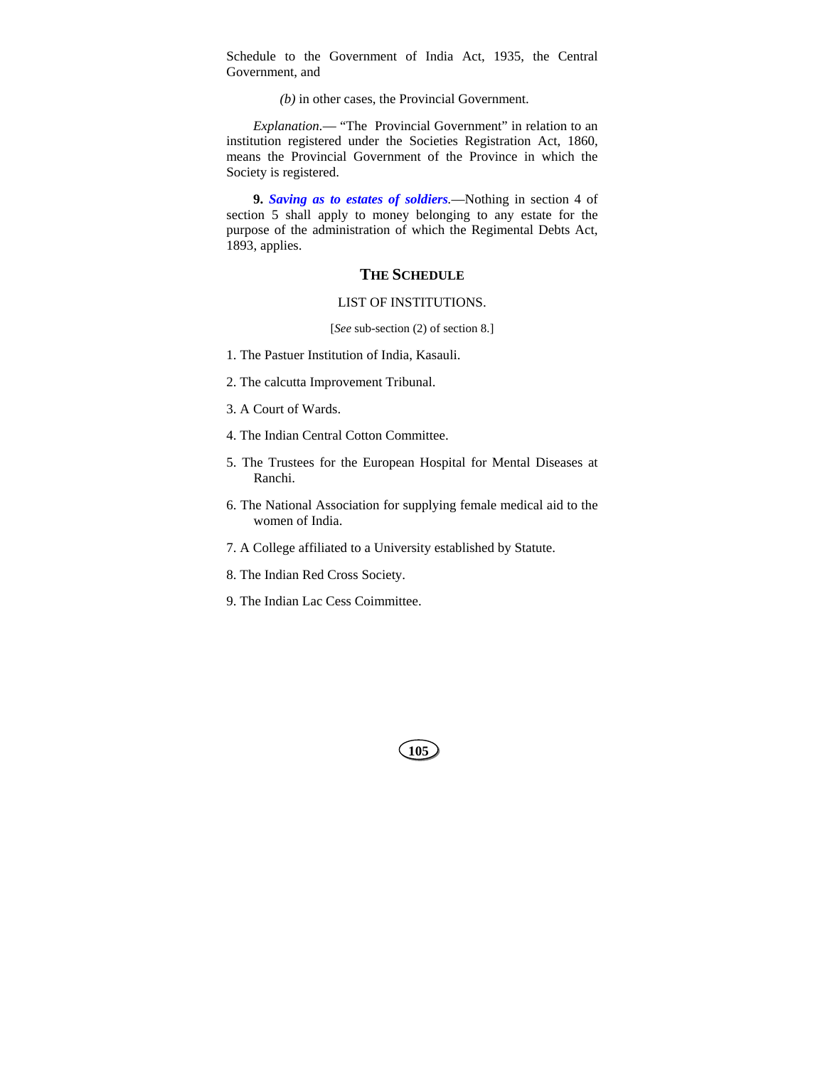Schedule to the Government of India Act, 1935, the Central Government, and

*(b)* in other cases, the Provincial Government.

*Explanation*.— "The Provincial Government" in relation to an institution registered under the Societies Registration Act, 1860, means the Provincial Government of the Province in which the Society is registered.

**9.** ***Saving as to estates of soldiers.***—Nothing in section 4 of section 5 shall apply to money belonging to any estate for the purpose of the administration of which the Regimental Debts Act, 1893, applies.

## THE SCHEDULE

LIST OF INSTITUTIONS.

[*See* sub-section (2) of section 8.]

1. The Pastuer Institution of India, Kasauli.

2. The calcutta Improvement Tribunal.

3. A Court of Wards.

4. The Indian Central Cotton Committee.

5. The Trustees for the European Hospital for Mental Diseases at Ranchi.

6. The National Association for supplying female medical aid to the women of India.

7. A College affiliated to a University established by Statute.

8. The Indian Red Cross Society.

9. The Indian Lac Cess Coimmittee.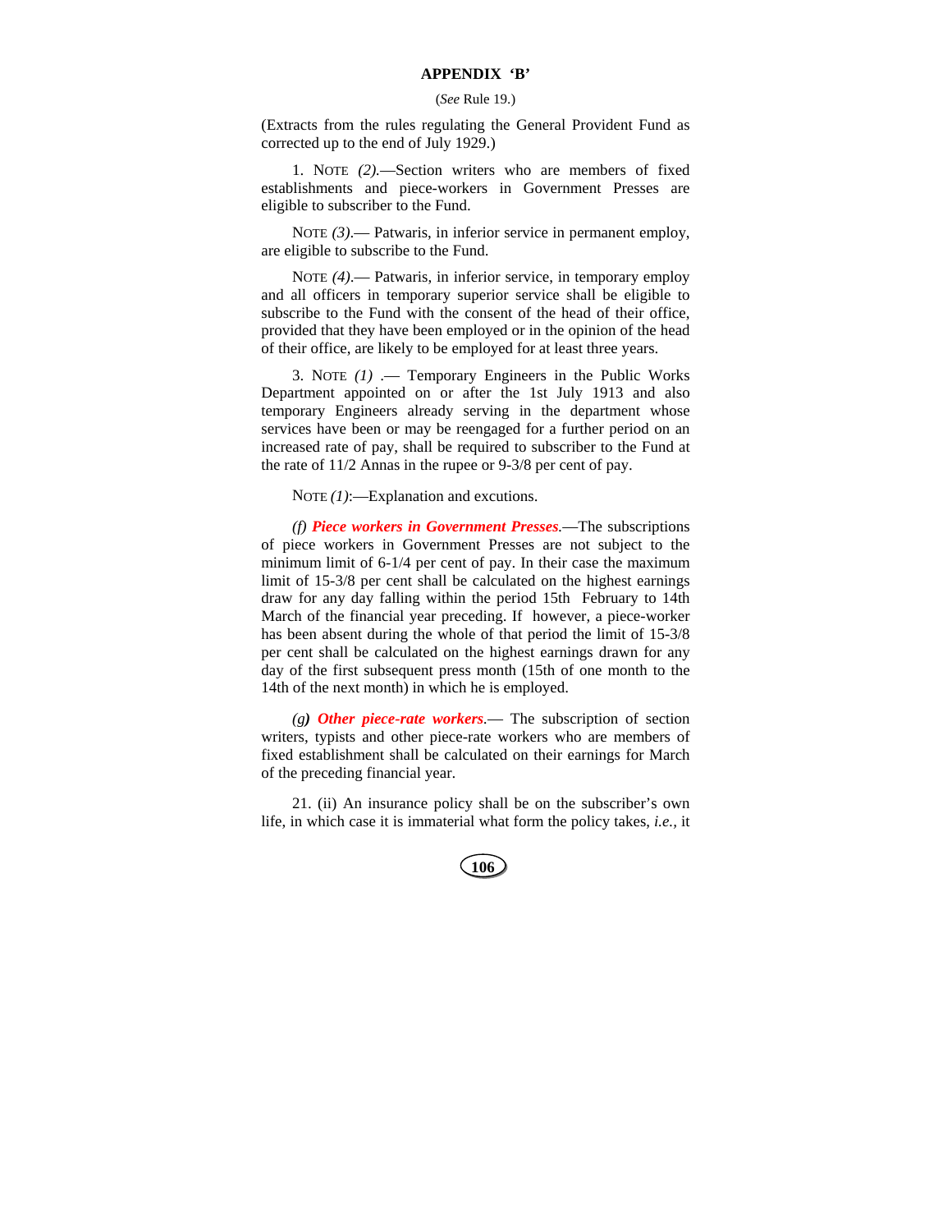## APPENDIX 'B'

(*See* Rule 19.)

(Extracts from the rules regulating the General Provident Fund as corrected up to the end of July 1929.)

1. NOTE *(2)*.—Section writers who are members of fixed establishments and piece-workers in Government Presses are eligible to subscriber to the Fund.

NOTE *(3)*.— Patwaris, in inferior service in permanent employ, are eligible to subscribe to the Fund.

NOTE *(4)*.— Patwaris, in inferior service, in temporary employ and all officers in temporary superior service shall be eligible to subscribe to the Fund with the consent of the head of their office, provided that they have been employed or in the opinion of the head of their office, are likely to be employed for at least three years.

3. NOTE *(1)* .— Temporary Engineers in the Public Works Department appointed on or after the 1st July 1913 and also temporary Engineers already serving in the department whose services have been or may be reengaged for a further period on an increased rate of pay, shall be required to subscriber to the Fund at the rate of 11/2 Annas in the rupee or 9-3/8 per cent of pay.

NOTE *(1)*:—Explanation and excutions.

*(f)* ***Piece workers in Government Presses***.—The subscriptions of piece workers in Government Presses are not subject to the minimum limit of 6-1/4 per cent of pay. In their case the maximum limit of 15-3/8 per cent shall be calculated on the highest earnings draw for any day falling within the period 15th February to 14th March of the financial year preceding. If however, a piece-worker has been absent during the whole of that period the limit of 15-3/8 per cent shall be calculated on the highest earnings drawn for any day of the first subsequent press month (15th of one month to the 14th of the next month) in which he is employed.

*(g)* ***Other piece-rate workers***.— The subscription of section writers, typists and other piece-rate workers who are members of fixed establishment shall be calculated on their earnings for March of the preceding financial year.

21. (ii) An insurance policy shall be on the subscriber's own life, in which case it is immaterial what form the policy takes, *i.e.*, it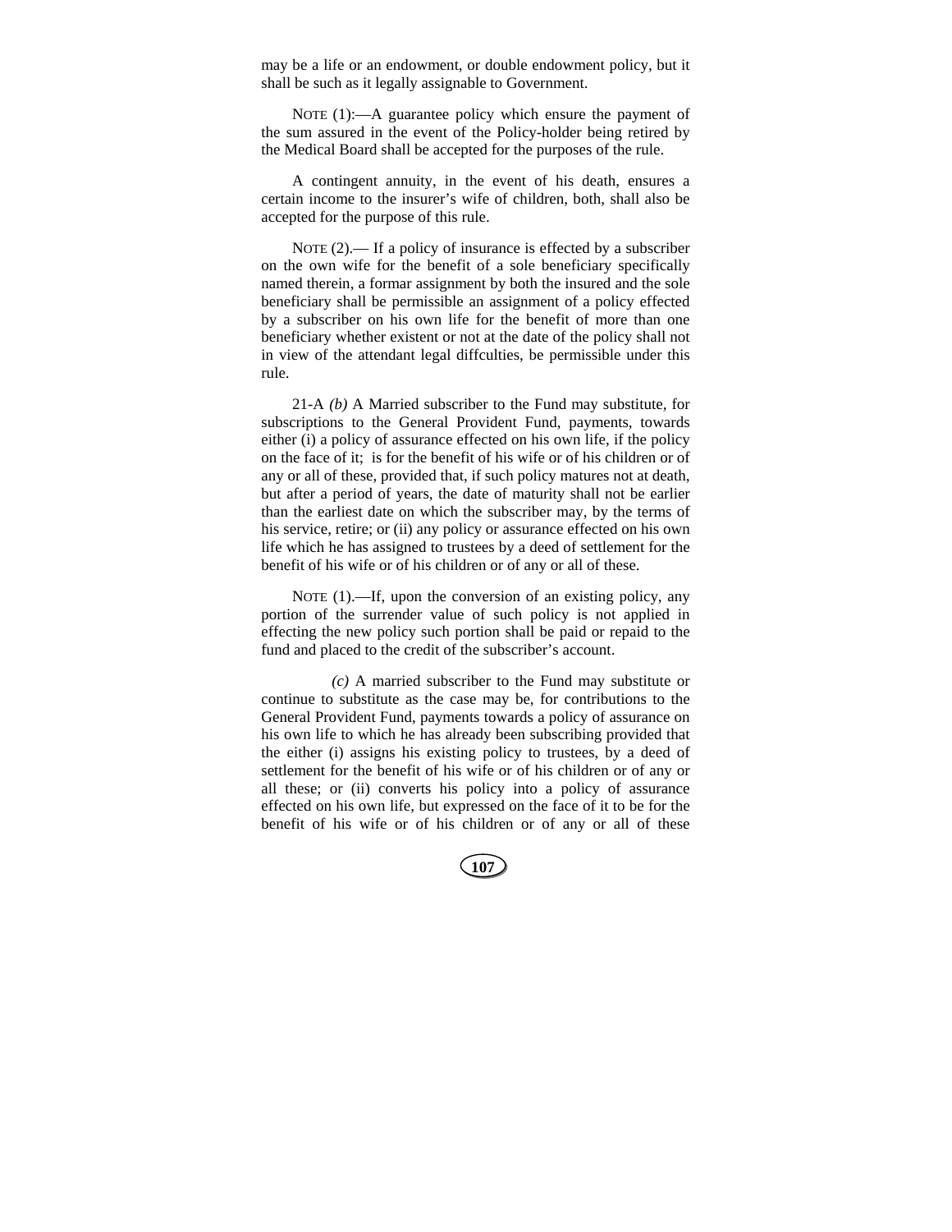may be a life or an endowment, or double endowment policy, but it shall be such as it legally assignable to Government.

NOTE (1):—A guarantee policy which ensure the payment of the sum assured in the event of the Policy-holder being retired by the Medical Board shall be accepted for the purposes of the rule.

A contingent annuity, in the event of his death, ensures a certain income to the insurer's wife of children, both, shall also be accepted for the purpose of this rule.

NOTE (2).— If a policy of insurance is effected by a subscriber on the own wife for the benefit of a sole beneficiary specifically named therein, a formar assignment by both the insured and the sole beneficiary shall be permissible an assignment of a policy effected by a subscriber on his own life for the benefit of more than one beneficiary whether existent or not at the date of the policy shall not in view of the attendant legal diffculties, be permissible under this rule.

21-A *(b)* A Married subscriber to the Fund may substitute, for subscriptions to the General Provident Fund, payments, towards either (i) a policy of assurance effected on his own life, if the policy on the face of it; is for the benefit of his wife or of his children or of any or all of these, provided that, if such policy matures not at death, but after a period of years, the date of maturity shall not be earlier than the earliest date on which the subscriber may, by the terms of his service, retire; or (ii) any policy or assurance effected on his own life which he has assigned to trustees by a deed of settlement for the benefit of his wife or of his children or of any or all of these.

NOTE (1).—If, upon the conversion of an existing policy, any portion of the surrender value of such policy is not applied in effecting the new policy such portion shall be paid or repaid to the fund and placed to the credit of the subscriber's account.

*(c)* A married subscriber to the Fund may substitute or continue to substitute as the case may be, for contributions to the General Provident Fund, payments towards a policy of assurance on his own life to which he has already been subscribing provided that the either (i) assigns his existing policy to trustees, by a deed of settlement for the benefit of his wife or of his children or of any or all these; or (ii) converts his policy into a policy of assurance effected on his own life, but expressed on the face of it to be for the benefit of his wife or of his children or of any or all of these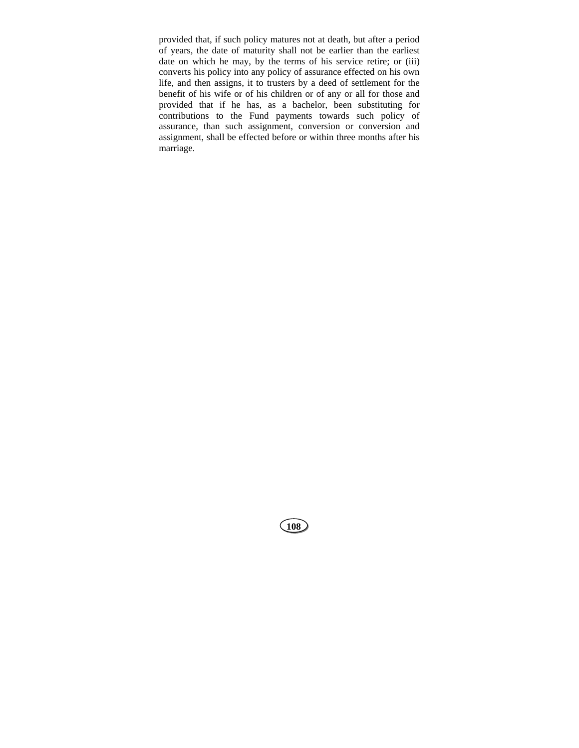provided that, if such policy matures not at death, but after a period of years, the date of maturity shall not be earlier than the earliest date on which he may, by the terms of his service retire; or (iii) converts his policy into any policy of assurance effected on his own life, and then assigns, it to trusters by a deed of settlement for the benefit of his wife or of his children or of any or all for those and provided that if he has, as a bachelor, been substituting for contributions to the Fund payments towards such policy of assurance, than such assignment, conversion or conversion and assignment, shall be effected before or within three months after his marriage.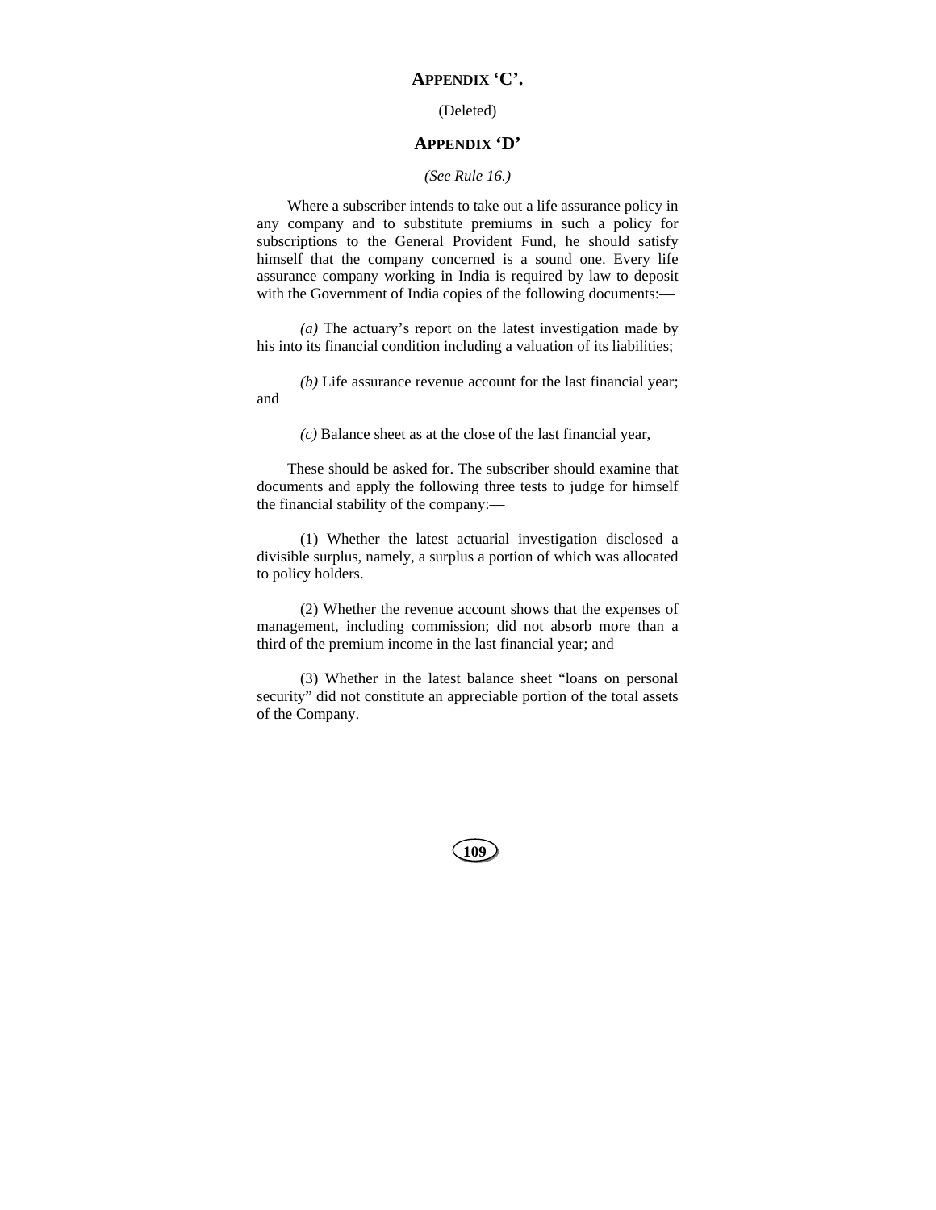## APPENDIX 'C'.

(Deleted)

## APPENDIX 'D'

*(See Rule 16.)*

Where a subscriber intends to take out a life assurance policy in any company and to substitute premiums in such a policy for subscriptions to the General Provident Fund, he should satisfy himself that the company concerned is a sound one. Every life assurance company working in India is required by law to deposit with the Government of India copies of the following documents:—

*(a)* The actuary's report on the latest investigation made by his into its financial condition including a valuation of its liabilities;

*(b)* Life assurance revenue account for the last financial year; and

*(c)* Balance sheet as at the close of the last financial year,

These should be asked for. The subscriber should examine that documents and apply the following three tests to judge for himself the financial stability of the company:—

(1) Whether the latest actuarial investigation disclosed a divisible surplus, namely, a surplus a portion of which was allocated to policy holders.

(2) Whether the revenue account shows that the expenses of management, including commission; did not absorb more than a third of the premium income in the last financial year; and

(3) Whether in the latest balance sheet "loans on personal security" did not constitute an appreciable portion of the total assets of the Company.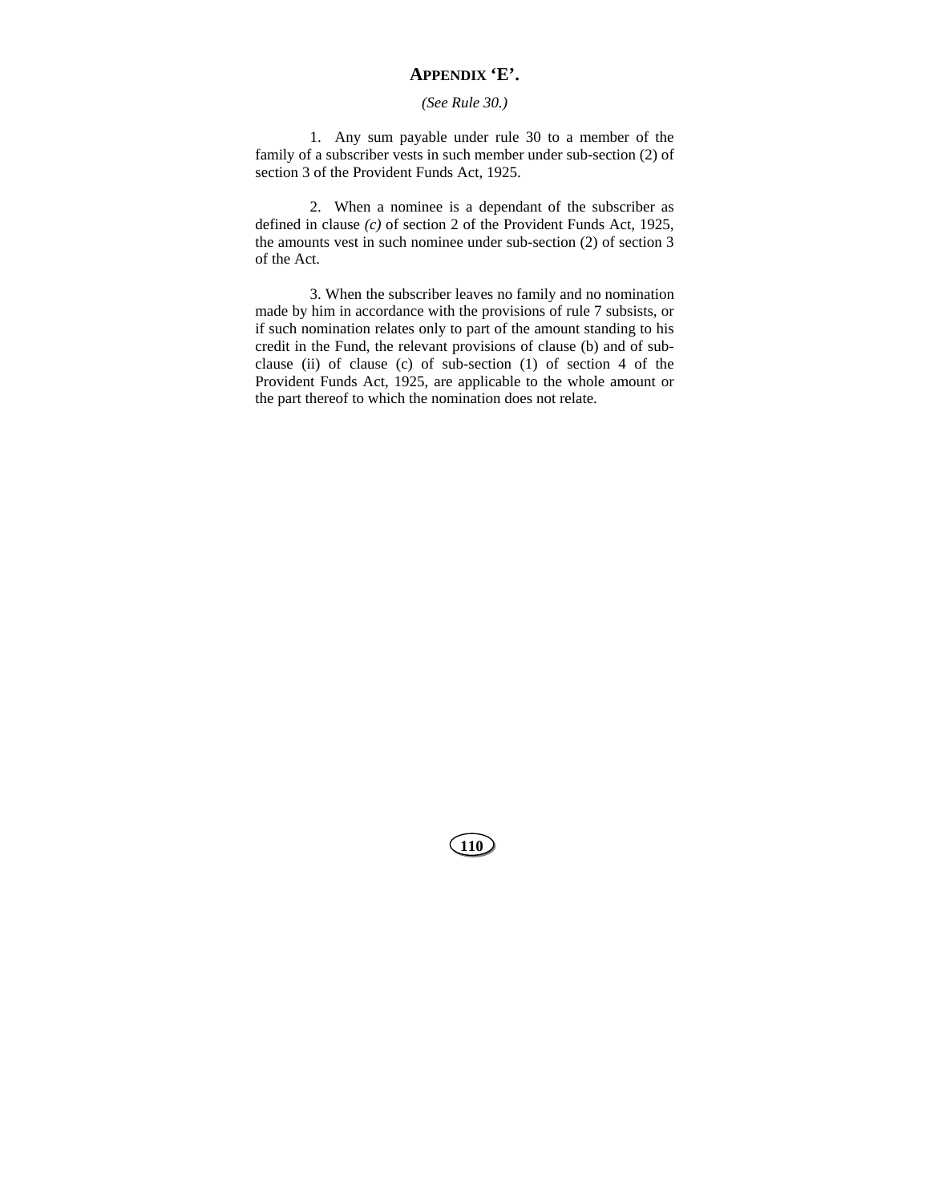## APPENDIX 'E'.

*(See Rule 30.)*

1. Any sum payable under rule 30 to a member of the family of a subscriber vests in such member under sub-section (2) of section 3 of the Provident Funds Act, 1925.

2. When a nominee is a dependant of the subscriber as defined in clause *(c)* of section 2 of the Provident Funds Act, 1925, the amounts vest in such nominee under sub-section (2) of section 3 of the Act.

3. When the subscriber leaves no family and no nomination made by him in accordance with the provisions of rule 7 subsists, or if such nomination relates only to part of the amount standing to his credit in the Fund, the relevant provisions of clause (b) and of sub-clause (ii) of clause (c) of sub-section (1) of section 4 of the Provident Funds Act, 1925, are applicable to the whole amount or the part thereof to which the nomination does not relate.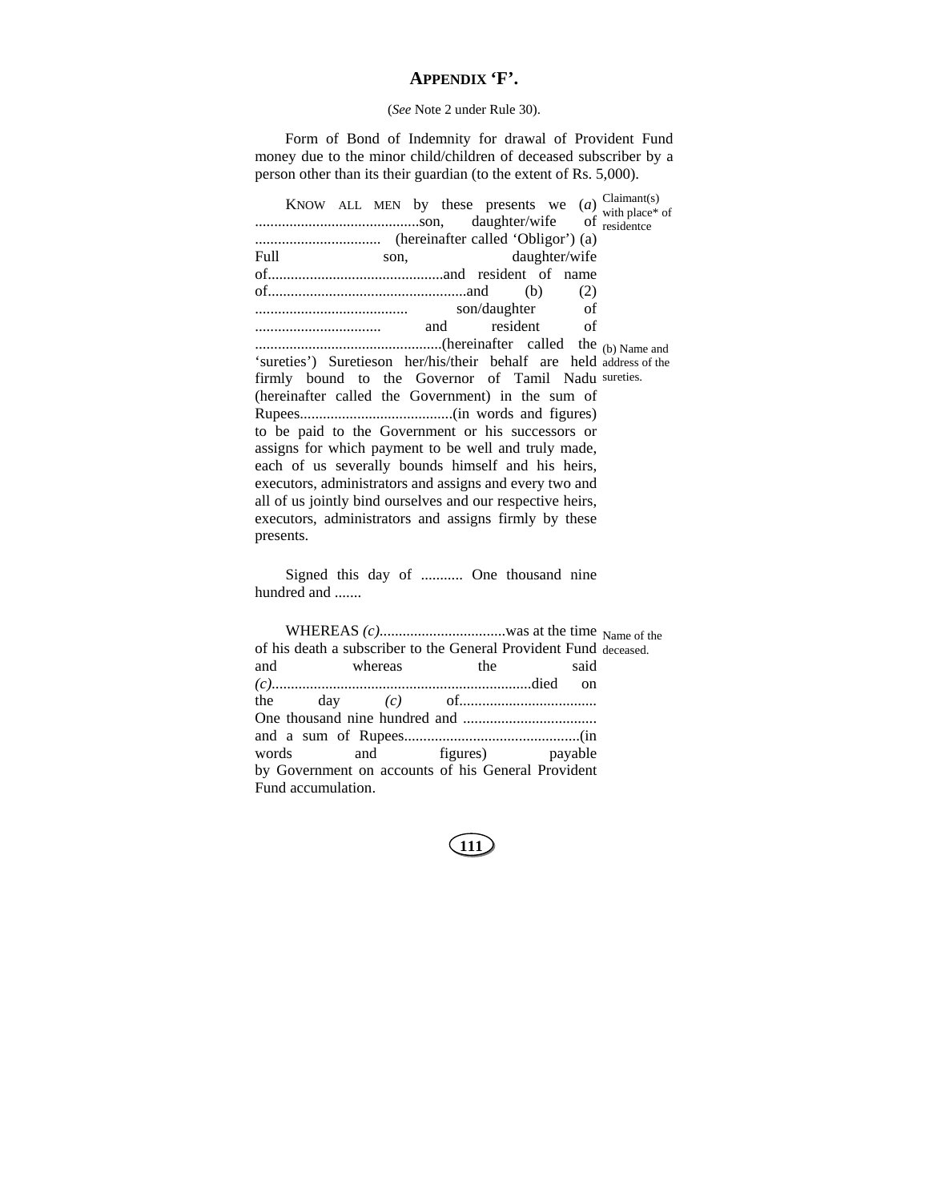## APPENDIX 'F'.

(*See* Note 2 under Rule 30).

Form of Bond of Indemnity for drawal of Provident Fund money due to the minor child/children of deceased subscriber by a person other than its their guardian (to the extent of Rs. 5,000).

KNOW ALL MEN by these presents we (*a*) ..........................................son, daughter/wife of ................................. (hereinafter called 'Obligor') (a) Full son, daughter/wife of..............................................and resident of name of....................................................and (b) (2) ........................................ son/daughter of ................................. and resident of .................................................(hereinafter called the 'sureties') Suretieson her/his/their behalf are held firmly bound to the Governor of Tamil Nadu (hereinafter called the Government) in the sum of Rupees........................................(in words and figures) to be paid to the Government or his successors or assigns for which payment to be well and truly made, each of us severally bounds himself and his heirs, executors, administrators and assigns and every two and all of us jointly bind ourselves and our respective heirs, executors, administrators and assigns firmly by these presents.

Claimant(s) with place* of residentce

(b) Name and address of the sureties.

Signed this day of ........... One thousand nine hundred and .......

WHEREAS *(c)*.................................was at the time of his death a subscriber to the General Provident Fund and whereas the said *(c)*...................................................................died on the day *(c)* of.................................... One thousand nine hundred and .................................. and a sum of Rupees.............................................(in words and figures) payable by Government on accounts of his General Provident Fund accumulation.

Name of the deceased.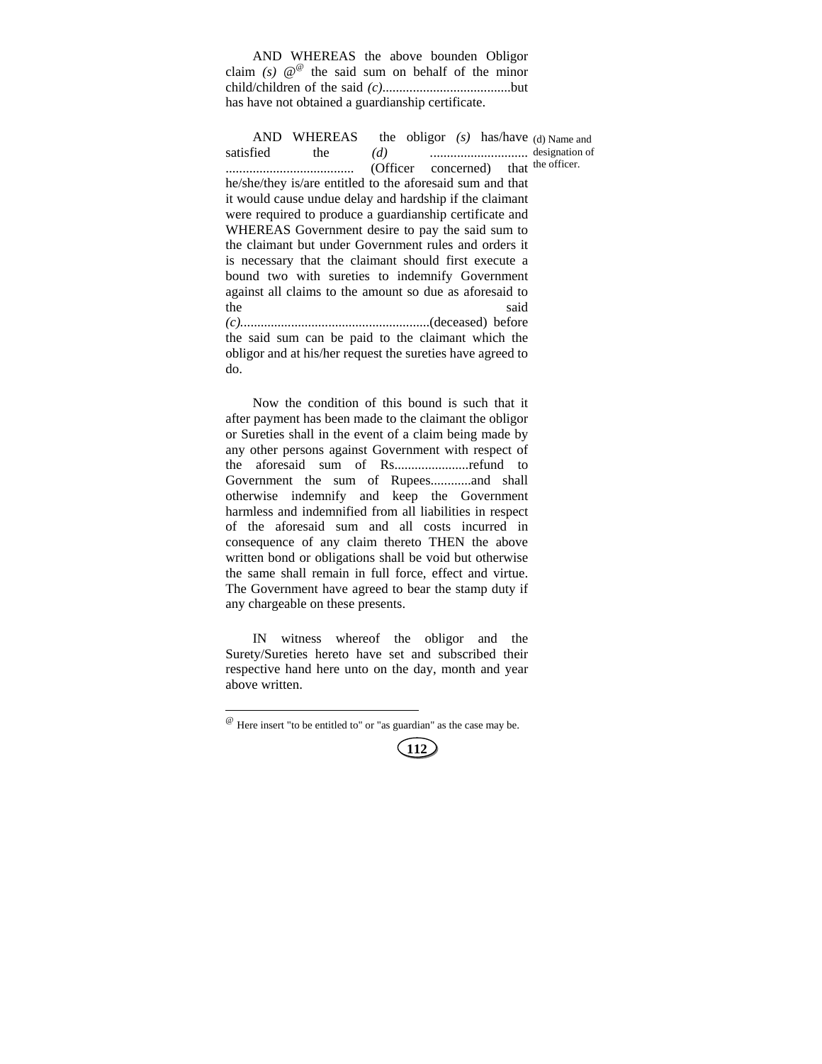AND WHEREAS the above bounden Obligor claim *(s)* @[@] the said sum on behalf of the minor child/children of the said *(c)*......................................but has have not obtained a guardianship certificate.

AND WHEREAS the obligor *(s)* has/have satisfied the *(d)* ............................. ...................................... (Officer concerned) that he/she/they is/are entitled to the aforesaid sum and that it would cause undue delay and hardship if the claimant were required to produce a guardianship certificate and WHEREAS Government desire to pay the said sum to the claimant but under Government rules and orders it is necessary that the claimant should first execute a bound two with sureties to indemnify Government against all claims to the amount so due as aforesaid to the said *(c)*.........................................................(deceased) before the said sum can be paid to the claimant which the obligor and at his/her request the sureties have agreed to do.

(d) Name and designation of the officer.

Now the condition of this bound is such that it after payment has been made to the claimant the obligor or Sureties shall in the event of a claim being made by any other persons against Government with respect of the aforesaid sum of Rs......................refund to Government the sum of Rupees............and shall otherwise indemnify and keep the Government harmless and indemnified from all liabilities in respect of the aforesaid sum and all costs incurred in consequence of any claim thereto THEN the above written bond or obligations shall be void but otherwise the same shall remain in full force, effect and virtue. The Government have agreed to bear the stamp duty if any chargeable on these presents.

IN witness whereof the obligor and the Surety/Sureties hereto have set and subscribed their respective hand here unto on the day, month and year above written.

---

[@] Here insert "to be entitled to" or "as guardian" as the case may be.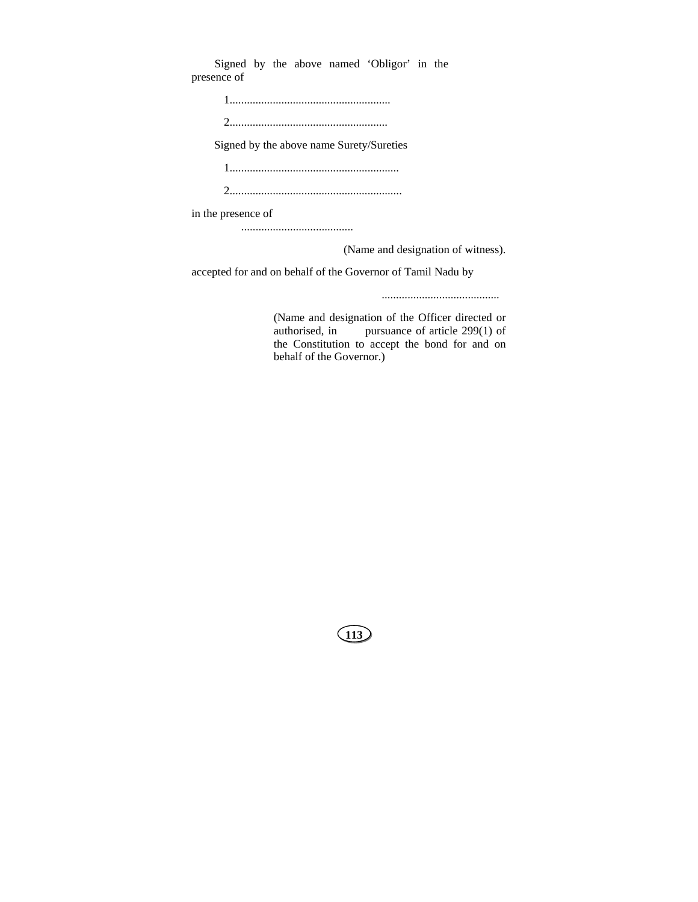Signed by the above named 'Obligor' in the presence of

1........................................................

2.......................................................

Signed by the above name Surety/Sureties

1...........................................................

2............................................................

in the presence of

.......................................

(Name and designation of witness).

accepted for and on behalf of the Governor of Tamil Nadu by

.........................................

(Name and designation of the Officer directed or authorised, in pursuance of article 299(1) of the Constitution to accept the bond for and on behalf of the Governor.)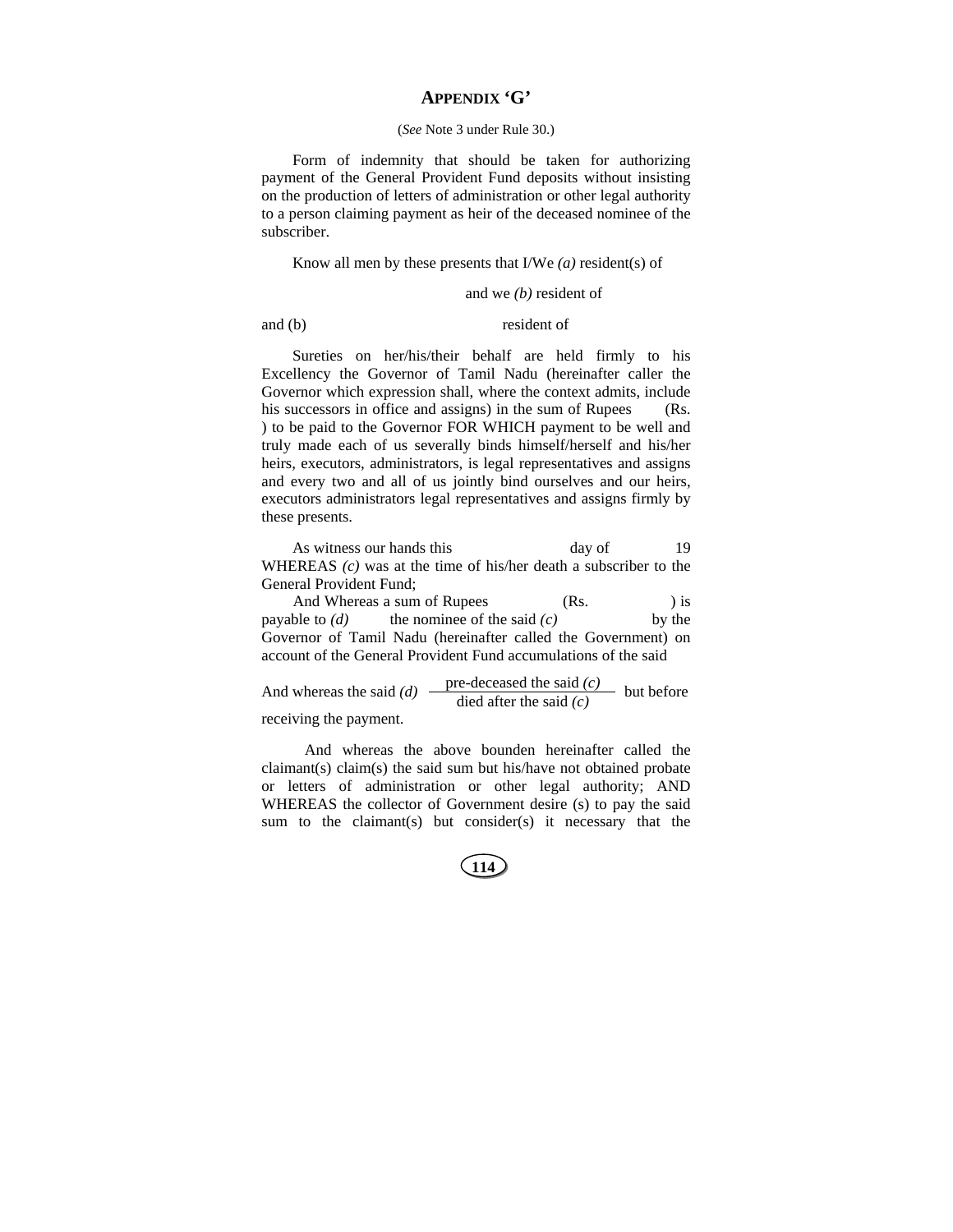## APPENDIX 'G'

(*See* Note 3 under Rule 30.)

Form of indemnity that should be taken for authorizing payment of the General Provident Fund deposits without insisting on the production of letters of administration or other legal authority to a person claiming payment as heir of the deceased nominee of the subscriber.

Know all men by these presents that I/We *(a)* resident(s) of

and we *(b)* resident of

and (b) resident of

Sureties on her/his/their behalf are held firmly to his Excellency the Governor of Tamil Nadu (hereinafter caller the Governor which expression shall, where the context admits, include his successors in office and assigns) in the sum of Rupees (Rs. ) to be paid to the Governor FOR WHICH payment to be well and truly made each of us severally binds himself/herself and his/her heirs, executors, administrators, is legal representatives and assigns and every two and all of us jointly bind ourselves and our heirs, executors administrators legal representatives and assigns firmly by these presents.

As witness our hands this day of 19 WHEREAS *(c)* was at the time of his/her death a subscriber to the General Provident Fund;

And Whereas a sum of Rupees (Rs. ) is payable to *(d)* the nominee of the said *(c)* by the Governor of Tamil Nadu (hereinafter called the Government) on account of the General Provident Fund accumulations of the said

And whereas the said *(d)* pre-deceased the said *(c)* / died after the said *(c)* but before receiving the payment.

And whereas the above bounden hereinafter called the claimant(s) claim(s) the said sum but his/have not obtained probate or letters of administration or other legal authority; AND WHEREAS the collector of Government desire (s) to pay the said sum to the claimant(s) but consider(s) it necessary that the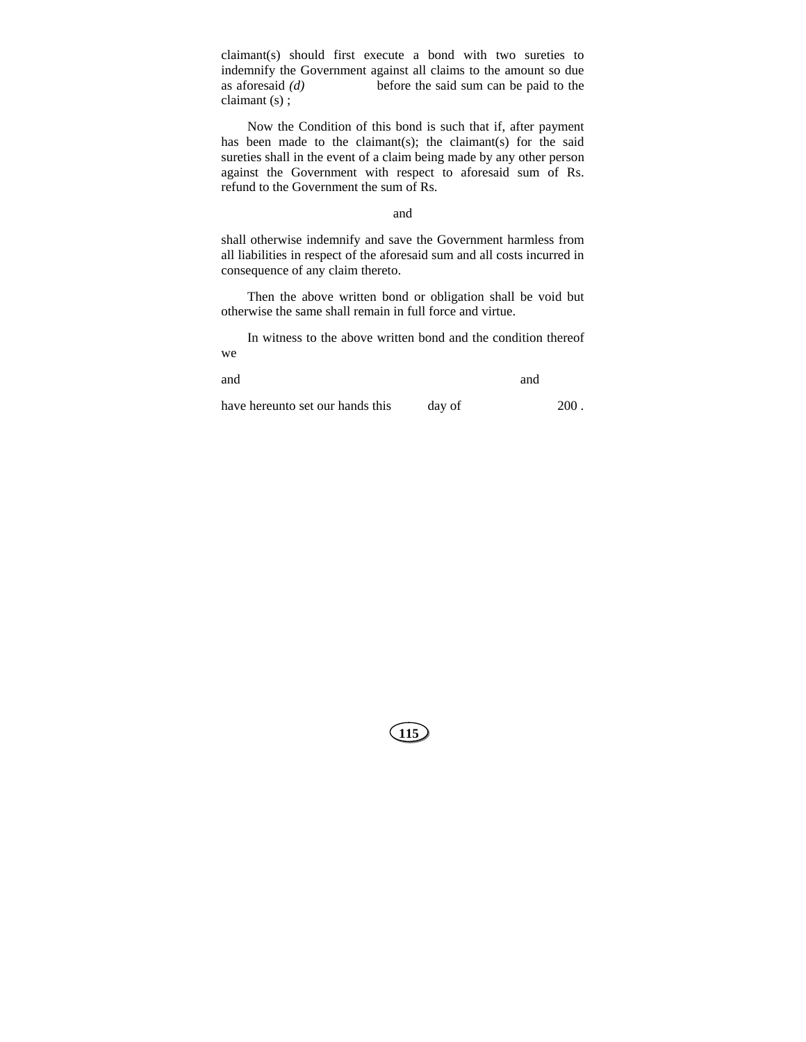claimant(s) should first execute a bond with two sureties to indemnify the Government against all claims to the amount so due as aforesaid *(d)* before the said sum can be paid to the claimant (s) ;

Now the Condition of this bond is such that if, after payment has been made to the claimant(s); the claimant(s) for the said sureties shall in the event of a claim being made by any other person against the Government with respect to aforesaid sum of Rs. refund to the Government the sum of Rs.

and

shall otherwise indemnify and save the Government harmless from all liabilities in respect of the aforesaid sum and all costs incurred in consequence of any claim thereto.

Then the above written bond or obligation shall be void but otherwise the same shall remain in full force and virtue.

In witness to the above written bond and the condition thereof we

and and

have hereunto set our hands this day of 200 .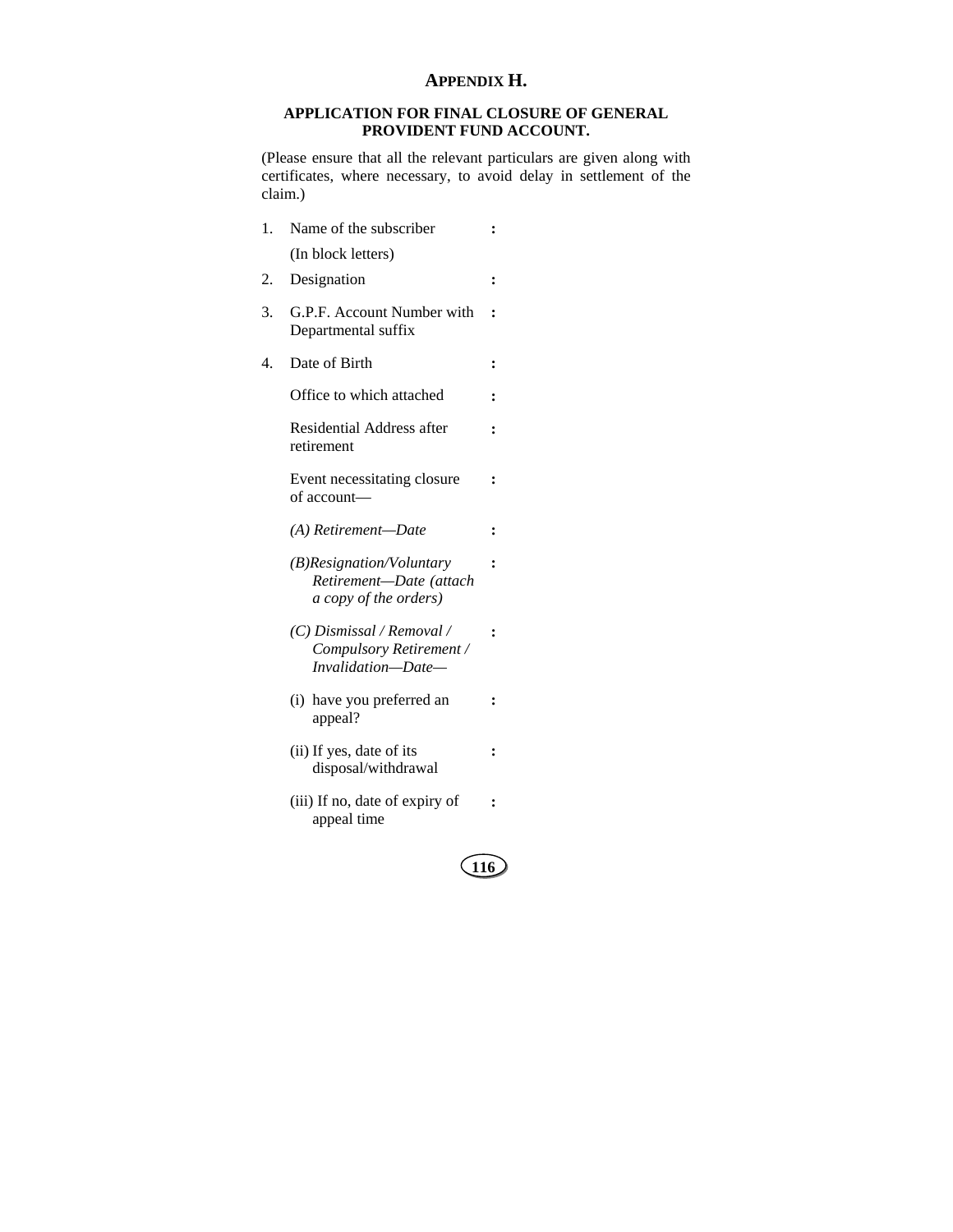## APPENDIX H.

### APPLICATION FOR FINAL CLOSURE OF GENERAL PROVIDENT FUND ACCOUNT.

(Please ensure that all the relevant particulars are given along with certificates, where necessary, to avoid delay in settlement of the claim.)

| | | |
|---|---|---|
| 1. | Name of the subscriber (In block letters) | : |
| 2. | Designation | : |
| 3. | G.P.F. Account Number with Departmental suffix | : |
| 4. | Date of Birth | : |
| | Office to which attached | : |
| | Residential Address after retirement | : |
| | Event necessitating closure of account— | : |
| | *(A) Retirement—Date* | : |
| | *(B)Resignation/Voluntary Retirement—Date (attach a copy of the orders)* | : |
| | *(C) Dismissal / Removal / Compulsory Retirement / Invalidation—Date—* | : |
| | (i) have you preferred an appeal? | : |
| | (ii) If yes, date of its disposal/withdrawal | : |
| | (iii) If no, date of expiry of appeal time | : |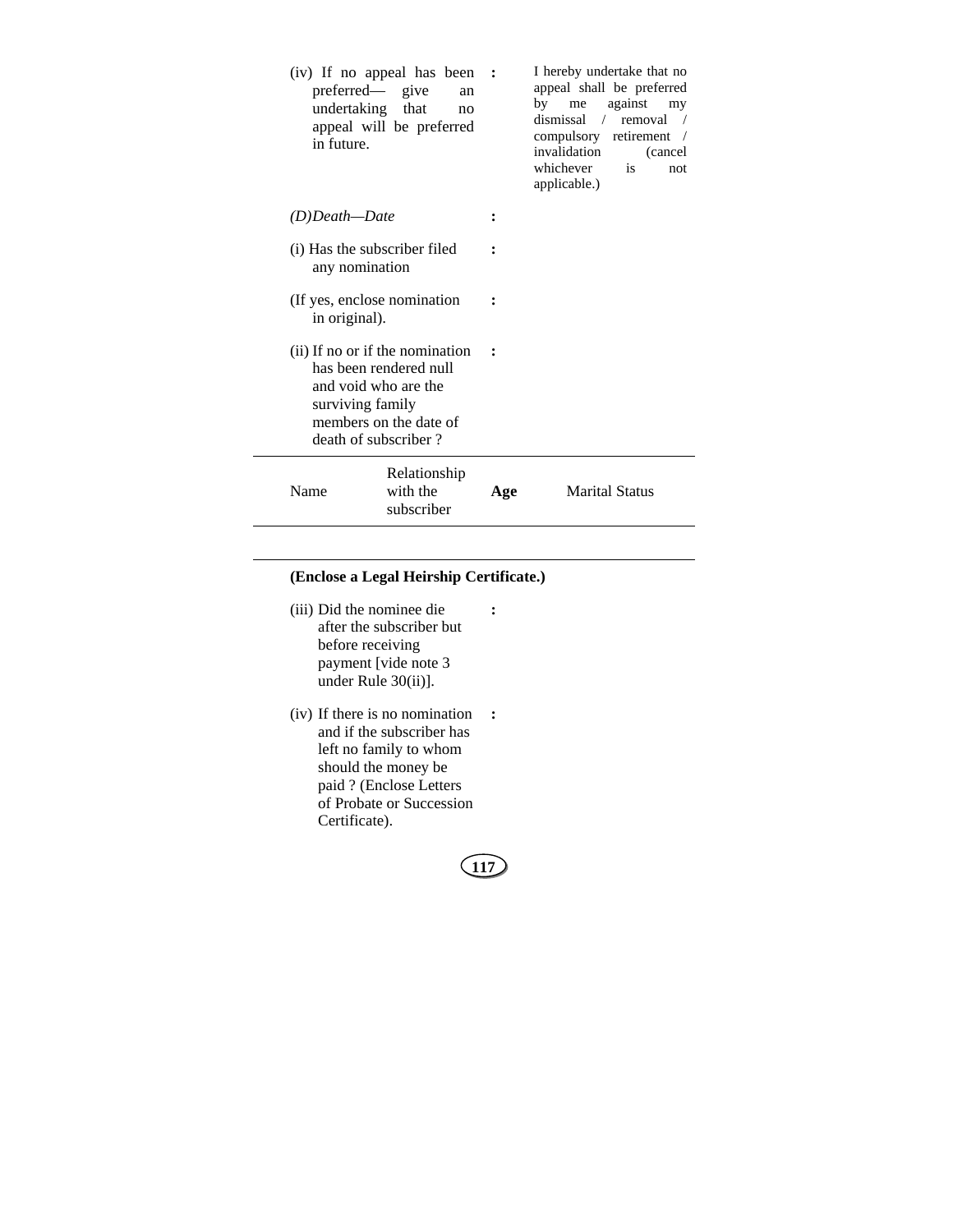(iv) If no appeal has been preferred— give an undertaking that no appeal will be preferred in future. : I hereby undertake that no appeal shall be preferred by me against my dismissal / removal / compulsory retirement / invalidation (cancel whichever is not applicable.)

*(D)Death—Date* :

(i) Has the subscriber filed any nomination :

(If yes, enclose nomination in original). :

(ii) If no or if the nomination has been rendered null and void who are the surviving family members on the date of death of subscriber ? :

| Name | Relationship with the subscriber | **Age** | Marital Status |
|---|---|---|---|
| | | | |

**(Enclose a Legal Heirship Certificate.)**

(iii) Did the nominee die after the subscriber but before receiving payment [vide note 3 under Rule 30(ii)]. :

(iv) If there is no nomination and if the subscriber has left no family to whom should the money be paid ? (Enclose Letters of Probate or Succession Certificate). :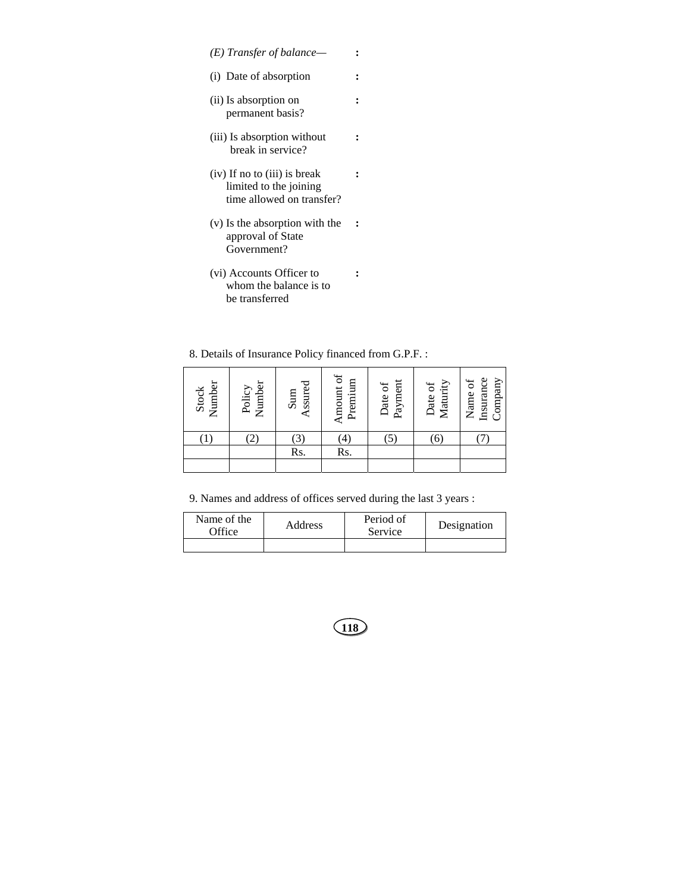*(E) Transfer of balance—* :

(i) Date of absorption :

(ii) Is absorption on permanent basis? :

(iii) Is absorption without break in service? :

(iv) If no to (iii) is break limited to the joining time allowed on transfer? :

(v) Is the absorption with the approval of State Government? :

(vi) Accounts Officer to whom the balance is to be transferred :

8. Details of Insurance Policy financed from G.P.F. :

| Stock Number | Policy Number | Sum Assured | Amount of Premium | Date of Payment | Date of Maturity | Name of Insurance Company |
|---|---|---|---|---|---|---|
| (1) | (2) | (3) | (4) | (5) | (6) | (7) |
| | | Rs. | Rs. | | | |
| | | | | | | |

9. Names and address of offices served during the last 3 years :

| Name of the Office | Address | Period of Service | Designation |
|---|---|---|---|
| | | | |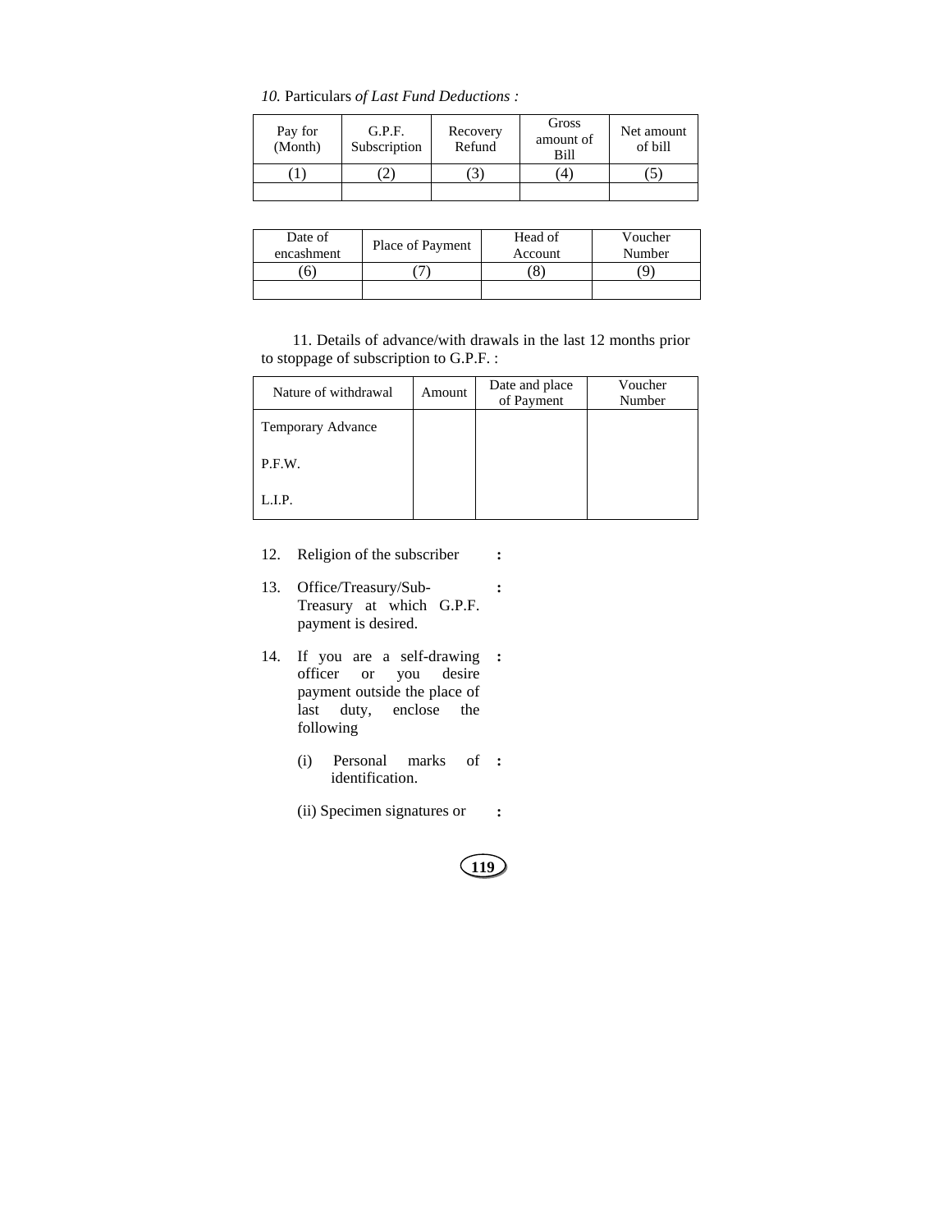*10.* Particulars *of Last Fund Deductions :*

| Pay for (Month) | G.P.F. Subscription | Recovery Refund | Gross amount of Bill | Net amount of bill |
|---|---|---|---|---|
| (1) | (2) | (3) | (4) | (5) |
| | | | | |

| Date of encashment | Place of Payment | Head of Account | Voucher Number |
|---|---|---|---|
| (6) | (7) | (8) | (9) |
| | | | |

11. Details of advance/with drawals in the last 12 months prior to stoppage of subscription to G.P.F. :

| Nature of withdrawal | Amount | Date and place of Payment | Voucher Number |
|---|---|---|---|
| Temporary Advance | | | |
| P.F.W. | | | |
| L.I.P. | | | |

12. Religion of the subscriber **:**

13. Office/Treasury/Sub-Treasury at which G.P.F. payment is desired. **:**

14. If you are a self-drawing officer or you desire payment outside the place of last duty, enclose the following **:**

    (i) Personal marks of identification. **:**

    (ii) Specimen signatures or **:**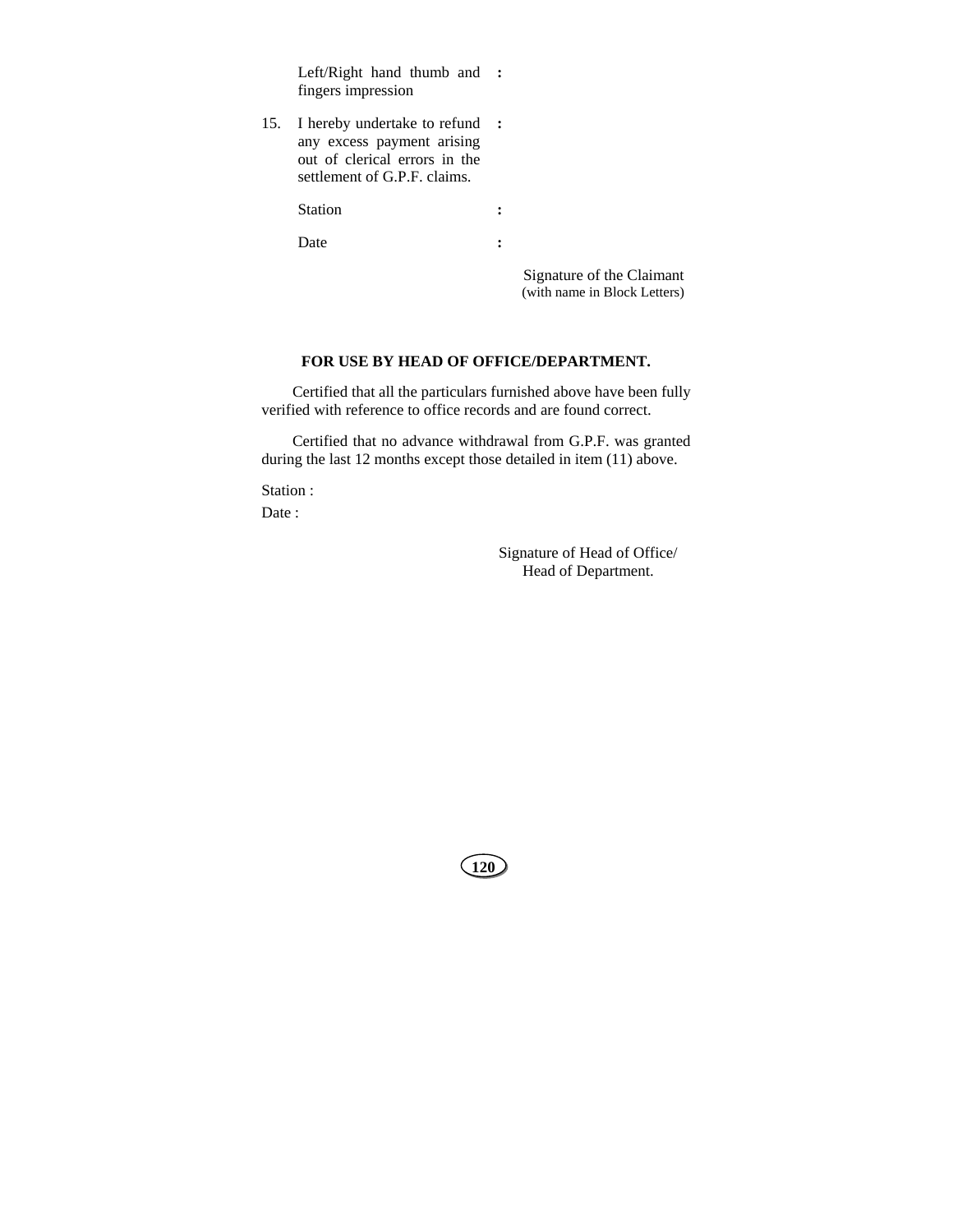| | | |
|---|---|---|
| | Left/Right hand thumb and fingers impression | : |
| 15. | I hereby undertake to refund any excess payment arising out of clerical errors in the settlement of G.P.F. claims. | : |
| | Station | : |
| | Date | : |

Signature of the Claimant
(with name in Block Letters)

**FOR USE BY HEAD OF OFFICE/DEPARTMENT.**

Certified that all the particulars furnished above have been fully verified with reference to office records and are found correct.

Certified that no advance withdrawal from G.P.F. was granted during the last 12 months except those detailed in item (11) above.

Station :

Date :

Signature of Head of Office/
Head of Department.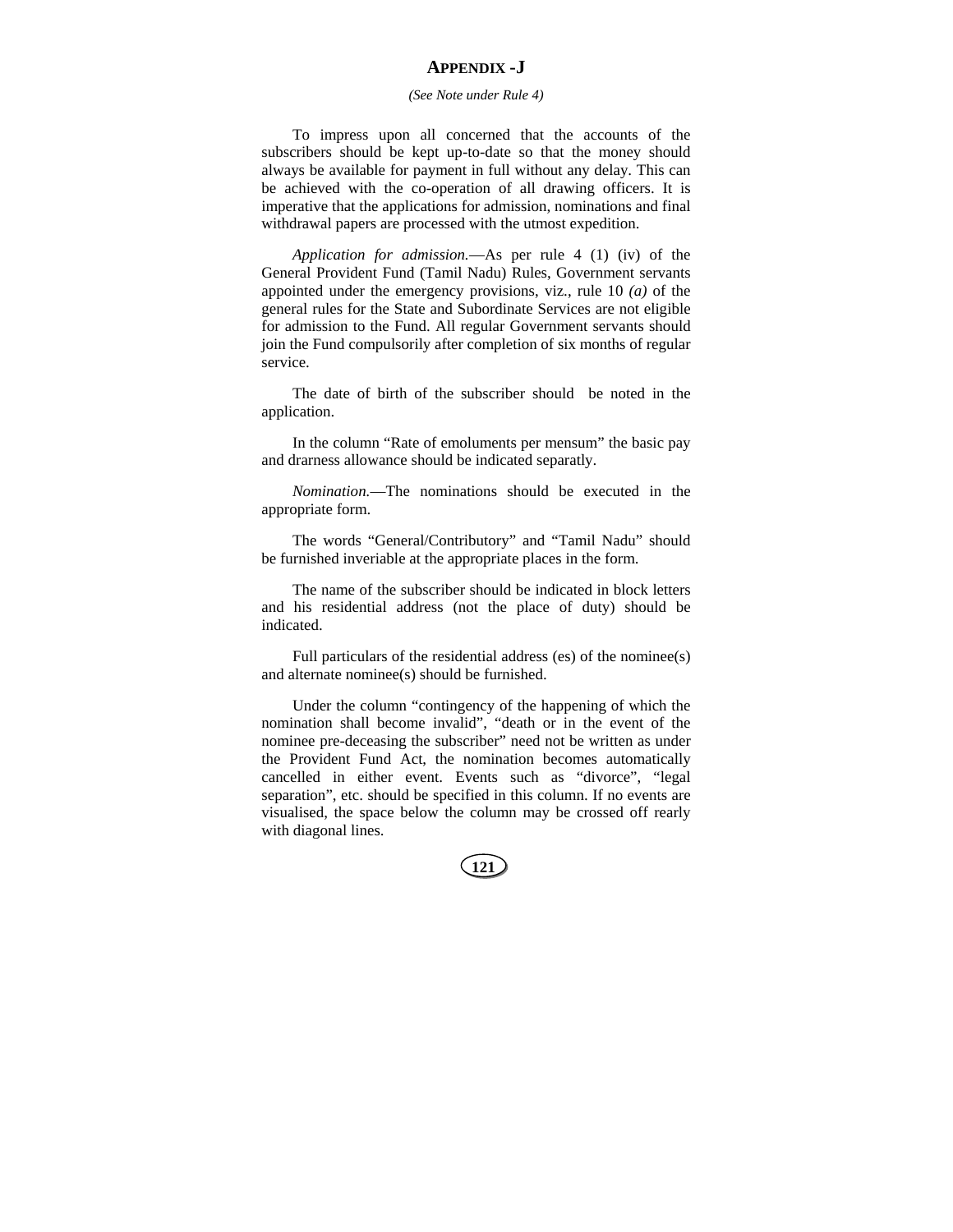# APPENDIX -J

*(See Note under Rule 4)*

To impress upon all concerned that the accounts of the subscribers should be kept up-to-date so that the money should always be available for payment in full without any delay. This can be achieved with the co-operation of all drawing officers. It is imperative that the applications for admission, nominations and final withdrawal papers are processed with the utmost expedition.

*Application for admission.*—As per rule 4 (1) (iv) of the General Provident Fund (Tamil Nadu) Rules, Government servants appointed under the emergency provisions, viz., rule 10 *(a)* of the general rules for the State and Subordinate Services are not eligible for admission to the Fund. All regular Government servants should join the Fund compulsorily after completion of six months of regular service.

The date of birth of the subscriber should be noted in the application.

In the column "Rate of emoluments per mensum" the basic pay and drarness allowance should be indicated separatly.

*Nomination.*—The nominations should be executed in the appropriate form.

The words "General/Contributory" and "Tamil Nadu" should be furnished inveriable at the appropriate places in the form.

The name of the subscriber should be indicated in block letters and his residential address (not the place of duty) should be indicated.

Full particulars of the residential address (es) of the nominee(s) and alternate nominee(s) should be furnished.

Under the column "contingency of the happening of which the nomination shall become invalid", "death or in the event of the nominee pre-deceasing the subscriber" need not be written as under the Provident Fund Act, the nomination becomes automatically cancelled in either event. Events such as "divorce", "legal separation", etc. should be specified in this column. If no events are visualised, the space below the column may be crossed off rearly with diagonal lines.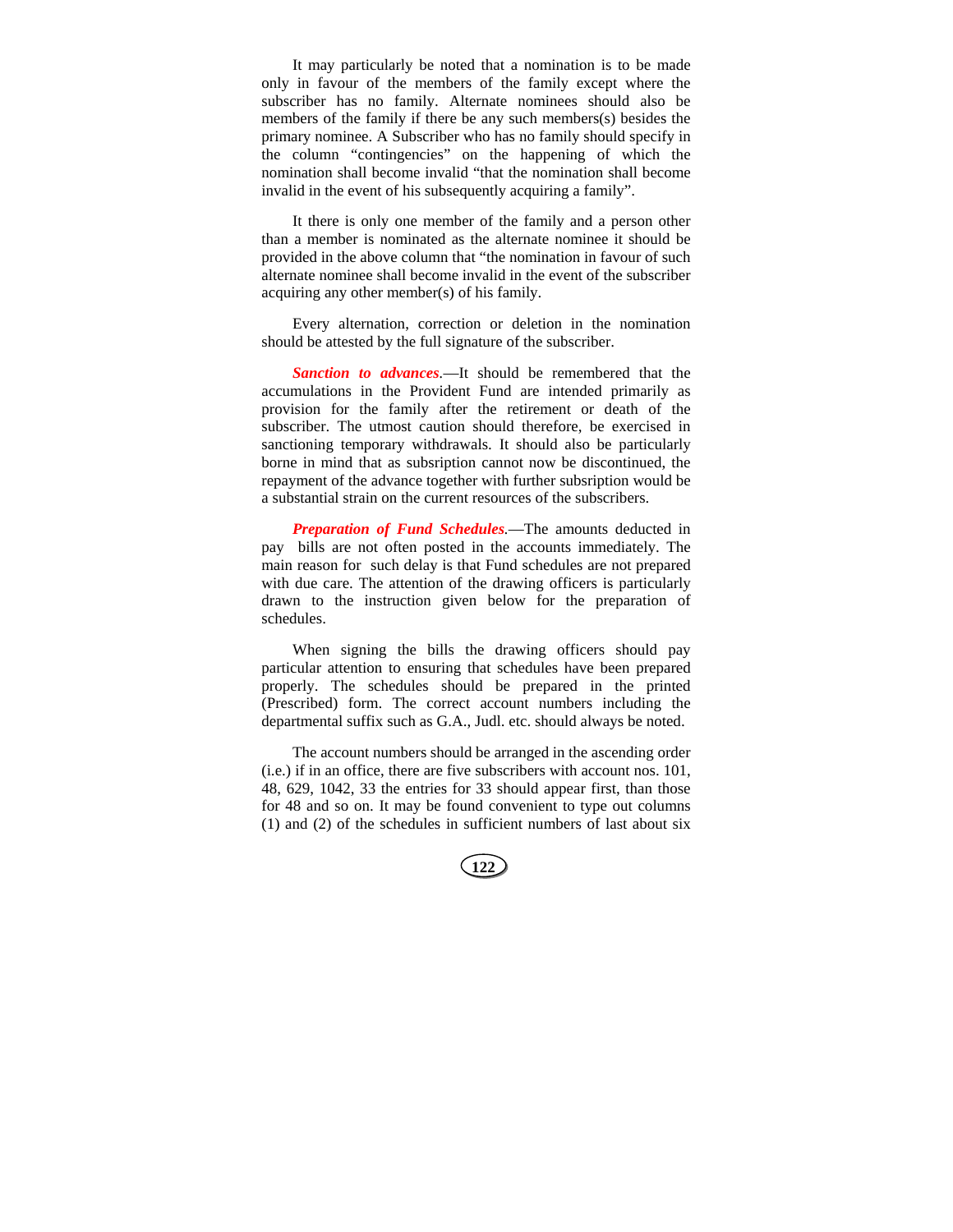It may particularly be noted that a nomination is to be made only in favour of the members of the family except where the subscriber has no family. Alternate nominees should also be members of the family if there be any such members(s) besides the primary nominee. A Subscriber who has no family should specify in the column "contingencies" on the happening of which the nomination shall become invalid "that the nomination shall become invalid in the event of his subsequently acquiring a family".

It there is only one member of the family and a person other than a member is nominated as the alternate nominee it should be provided in the above column that "the nomination in favour of such alternate nominee shall become invalid in the event of the subscriber acquiring any other member(s) of his family.

Every alternation, correction or deletion in the nomination should be attested by the full signature of the subscriber.

***Sanction to advances.***—It should be remembered that the accumulations in the Provident Fund are intended primarily as provision for the family after the retirement or death of the subscriber. The utmost caution should therefore, be exercised in sanctioning temporary withdrawals. It should also be particularly borne in mind that as subsription cannot now be discontinued, the repayment of the advance together with further subsription would be a substantial strain on the current resources of the subscribers.

***Preparation of Fund Schedules.***—The amounts deducted in pay bills are not often posted in the accounts immediately. The main reason for such delay is that Fund schedules are not prepared with due care. The attention of the drawing officers is particularly drawn to the instruction given below for the preparation of schedules.

When signing the bills the drawing officers should pay particular attention to ensuring that schedules have been prepared properly. The schedules should be prepared in the printed (Prescribed) form. The correct account numbers including the departmental suffix such as G.A., Judl. etc. should always be noted.

The account numbers should be arranged in the ascending order (i.e.) if in an office, there are five subscribers with account nos. 101, 48, 629, 1042, 33 the entries for 33 should appear first, than those for 48 and so on. It may be found convenient to type out columns (1) and (2) of the schedules in sufficient numbers of last about six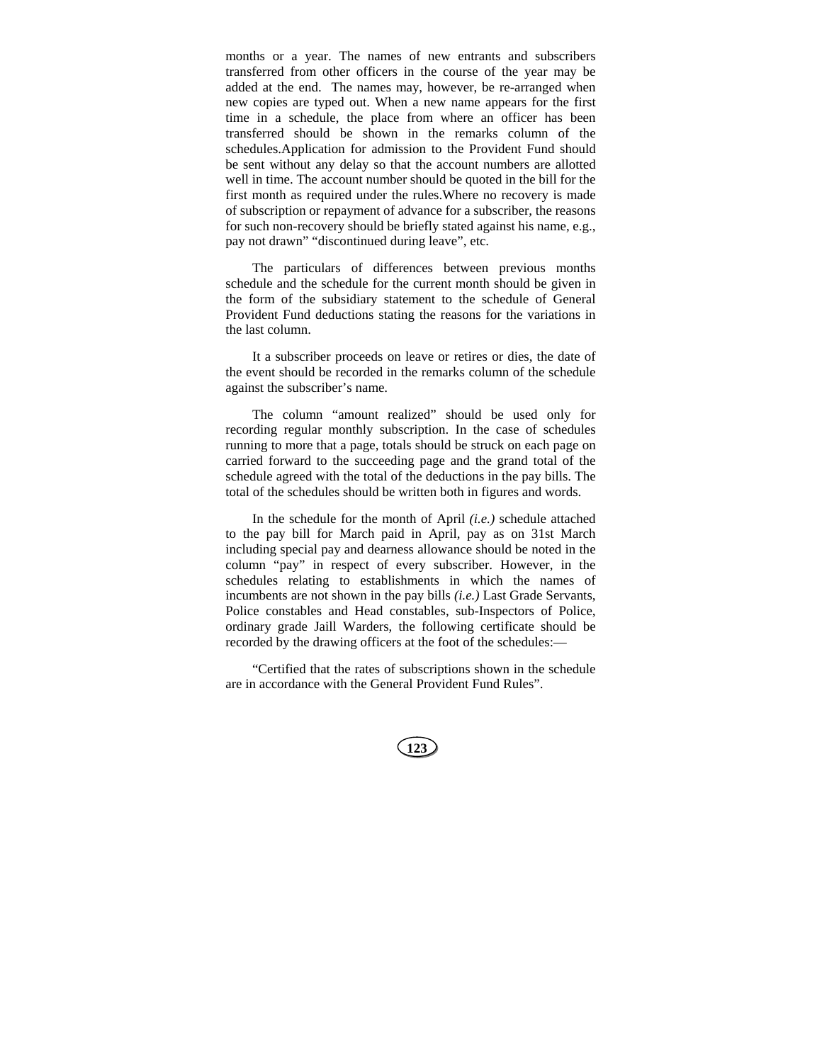months or a year. The names of new entrants and subscribers transferred from other officers in the course of the year may be added at the end. The names may, however, be re-arranged when new copies are typed out. When a new name appears for the first time in a schedule, the place from where an officer has been transferred should be shown in the remarks column of the schedules.Application for admission to the Provident Fund should be sent without any delay so that the account numbers are allotted well in time. The account number should be quoted in the bill for the first month as required under the rules.Where no recovery is made of subscription or repayment of advance for a subscriber, the reasons for such non-recovery should be briefly stated against his name, e.g., pay not drawn" "discontinued during leave", etc.

The particulars of differences between previous months schedule and the schedule for the current month should be given in the form of the subsidiary statement to the schedule of General Provident Fund deductions stating the reasons for the variations in the last column.

It a subscriber proceeds on leave or retires or dies, the date of the event should be recorded in the remarks column of the schedule against the subscriber's name.

The column "amount realized" should be used only for recording regular monthly subscription. In the case of schedules running to more that a page, totals should be struck on each page on carried forward to the succeeding page and the grand total of the schedule agreed with the total of the deductions in the pay bills. The total of the schedules should be written both in figures and words.

In the schedule for the month of April *(i.e.)* schedule attached to the pay bill for March paid in April, pay as on 31st March including special pay and dearness allowance should be noted in the column "pay" in respect of every subscriber. However, in the schedules relating to establishments in which the names of incumbents are not shown in the pay bills *(i.e.)* Last Grade Servants, Police constables and Head constables, sub-Inspectors of Police, ordinary grade Jaill Warders, the following certificate should be recorded by the drawing officers at the foot of the schedules:—

"Certified that the rates of subscriptions shown in the schedule are in accordance with the General Provident Fund Rules".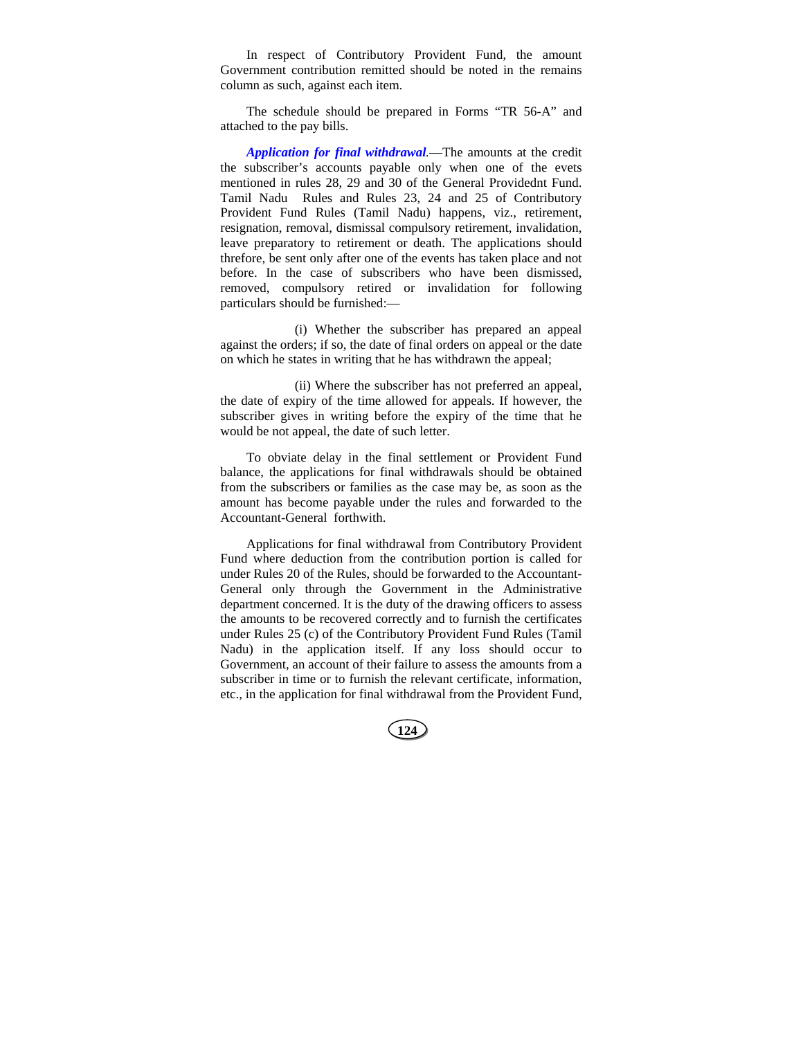In respect of Contributory Provident Fund, the amount Government contribution remitted should be noted in the remains column as such, against each item.

The schedule should be prepared in Forms "TR 56-A" and attached to the pay bills.

***Application for final withdrawal.***—The amounts at the credit the subscriber's accounts payable only when one of the evets mentioned in rules 28, 29 and 30 of the General Providednt Fund. Tamil Nadu Rules and Rules 23, 24 and 25 of Contributory Provident Fund Rules (Tamil Nadu) happens, viz., retirement, resignation, removal, dismissal compulsory retirement, invalidation, leave preparatory to retirement or death. The applications should threfore, be sent only after one of the events has taken place and not before. In the case of subscribers who have been dismissed, removed, compulsory retired or invalidation for following particulars should be furnished:—

(i) Whether the subscriber has prepared an appeal against the orders; if so, the date of final orders on appeal or the date on which he states in writing that he has withdrawn the appeal;

(ii) Where the subscriber has not preferred an appeal, the date of expiry of the time allowed for appeals. If however, the subscriber gives in writing before the expiry of the time that he would be not appeal, the date of such letter.

To obviate delay in the final settlement or Provident Fund balance, the applications for final withdrawals should be obtained from the subscribers or families as the case may be, as soon as the amount has become payable under the rules and forwarded to the Accountant-General forthwith.

Applications for final withdrawal from Contributory Provident Fund where deduction from the contribution portion is called for under Rules 20 of the Rules, should be forwarded to the Accountant-General only through the Government in the Administrative department concerned. It is the duty of the drawing officers to assess the amounts to be recovered correctly and to furnish the certificates under Rules 25 (c) of the Contributory Provident Fund Rules (Tamil Nadu) in the application itself. If any loss should occur to Government, an account of their failure to assess the amounts from a subscriber in time or to furnish the relevant certificate, information, etc., in the application for final withdrawal from the Provident Fund,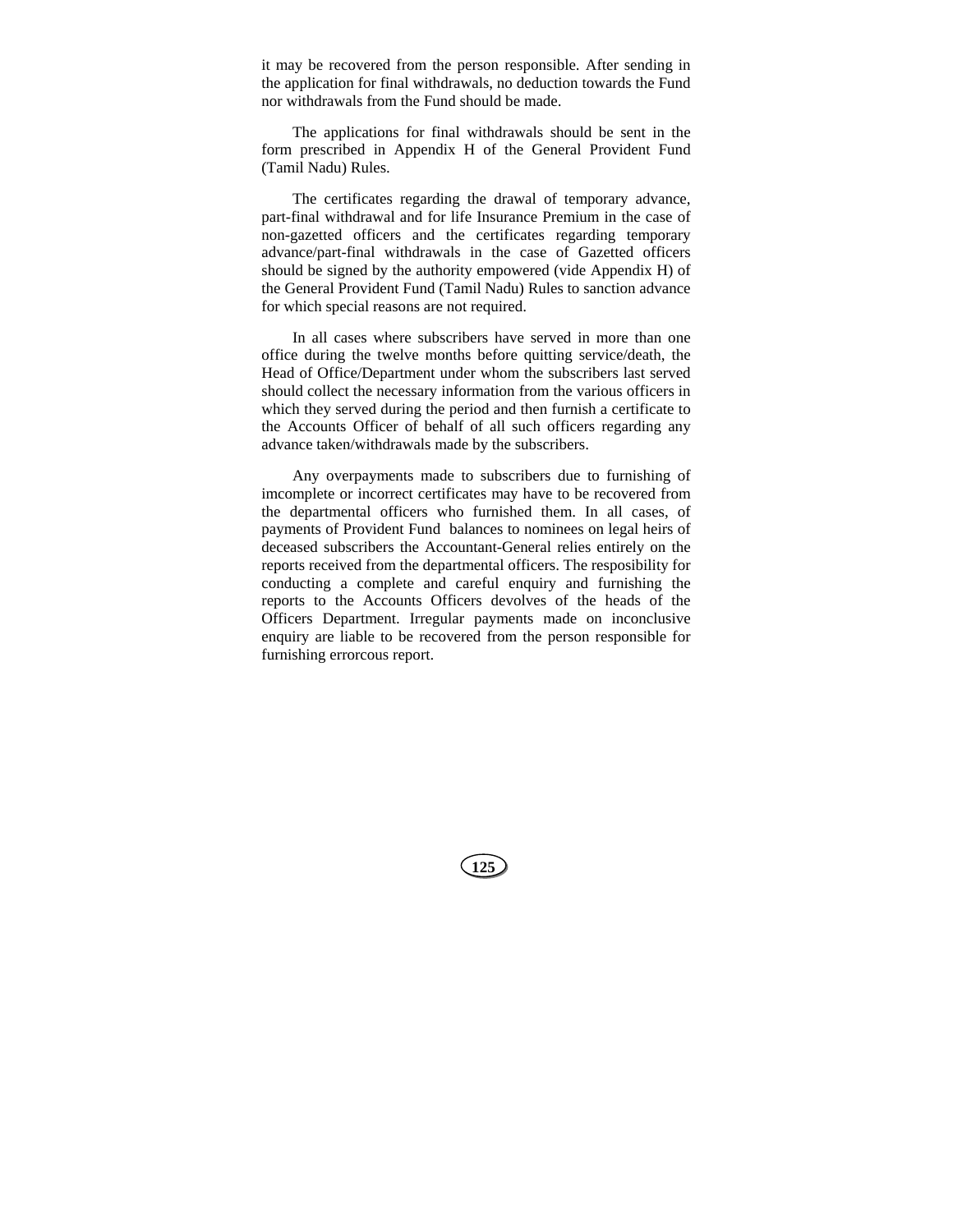it may be recovered from the person responsible. After sending in the application for final withdrawals, no deduction towards the Fund nor withdrawals from the Fund should be made.

The applications for final withdrawals should be sent in the form prescribed in Appendix H of the General Provident Fund (Tamil Nadu) Rules.

The certificates regarding the drawal of temporary advance, part-final withdrawal and for life Insurance Premium in the case of non-gazetted officers and the certificates regarding temporary advance/part-final withdrawals in the case of Gazetted officers should be signed by the authority empowered (vide Appendix H) of the General Provident Fund (Tamil Nadu) Rules to sanction advance for which special reasons are not required.

In all cases where subscribers have served in more than one office during the twelve months before quitting service/death, the Head of Office/Department under whom the subscribers last served should collect the necessary information from the various officers in which they served during the period and then furnish a certificate to the Accounts Officer of behalf of all such officers regarding any advance taken/withdrawals made by the subscribers.

Any overpayments made to subscribers due to furnishing of imcomplete or incorrect certificates may have to be recovered from the departmental officers who furnished them. In all cases, of payments of Provident Fund balances to nominees on legal heirs of deceased subscribers the Accountant-General relies entirely on the reports received from the departmental officers. The resposibility for conducting a complete and careful enquiry and furnishing the reports to the Accounts Officers devolves of the heads of the Officers Department. Irregular payments made on inconclusive enquiry are liable to be recovered from the person responsible for furnishing errorcous report.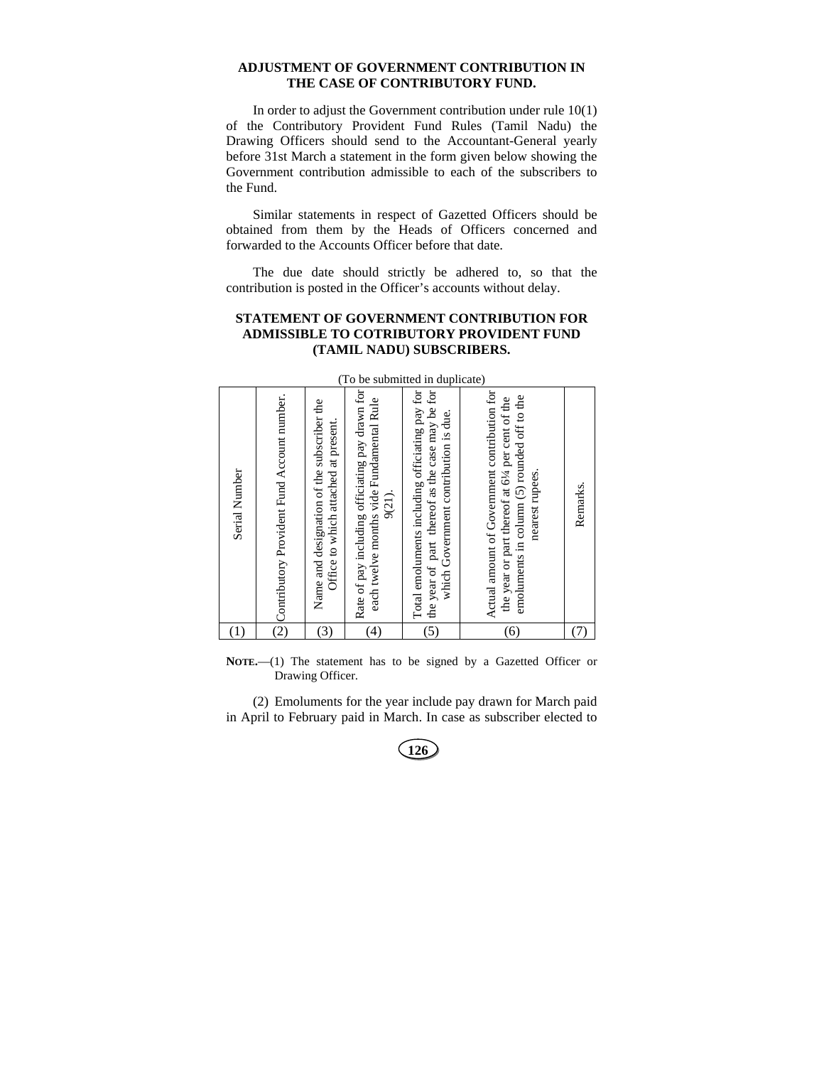## ADJUSTMENT OF GOVERNMENT CONTRIBUTION IN THE CASE OF CONTRIBUTORY FUND.

In order to adjust the Government contribution under rule 10(1) of the Contributory Provident Fund Rules (Tamil Nadu) the Drawing Officers should send to the Accountant-General yearly before 31st March a statement in the form given below showing the Government contribution admissible to each of the subscribers to the Fund.

Similar statements in respect of Gazetted Officers should be obtained from them by the Heads of Officers concerned and forwarded to the Accounts Officer before that date.

The due date should strictly be adhered to, so that the contribution is posted in the Officer's accounts without delay.

## STATEMENT OF GOVERNMENT CONTRIBUTION FOR ADMISSIBLE TO COTRIBUTORY PROVIDENT FUND (TAMIL NADU) SUBSCRIBERS.

(To be submitted in duplicate)

| Serial Number | Contributory Provident Fund Account number. | Name and designation of the subscriber the Office to which attached at present. | Rate of pay including officiating pay drawn for each twelve months vide Fundamental Rule 9(21). | Total emoluments including officiating pay for the year of part thereof as the case may be for which Government contribution is due. | Actual amount of Government contribution for the year or part thereof at 6¼ per cent of the emoluments in column (5) rounded off to the nearest rupees. | Remarks. |
|---|---|---|---|---|---|---|
| (1) | (2) | (3) | (4) | (5) | (6) | (7) |

**NOTE.**—(1) The statement has to be signed by a Gazetted Officer or Drawing Officer.

(2) Emoluments for the year include pay drawn for March paid in April to February paid in March. In case as subscriber elected to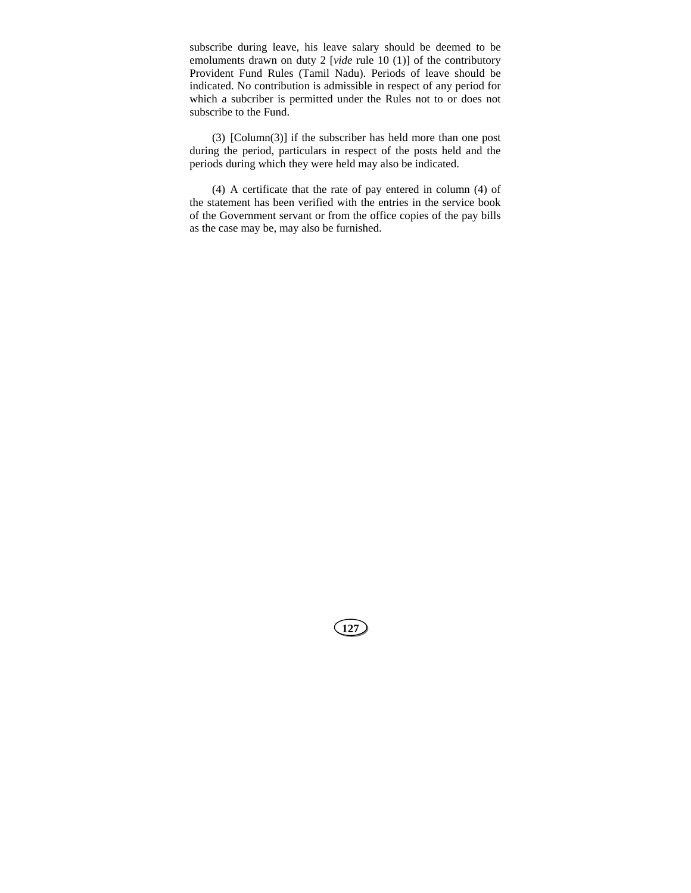subscribe during leave, his leave salary should be deemed to be emoluments drawn on duty 2 [*vide* rule 10 (1)] of the contributory Provident Fund Rules (Tamil Nadu). Periods of leave should be indicated. No contribution is admissible in respect of any period for which a subcriber is permitted under the Rules not to or does not subscribe to the Fund.

(3) [Column(3)] if the subscriber has held more than one post during the period, particulars in respect of the posts held and the periods during which they were held may also be indicated.

(4) A certificate that the rate of pay entered in column (4) of the statement has been verified with the entries in the service book of the Government servant or from the office copies of the pay bills as the case may be, may also be furnished.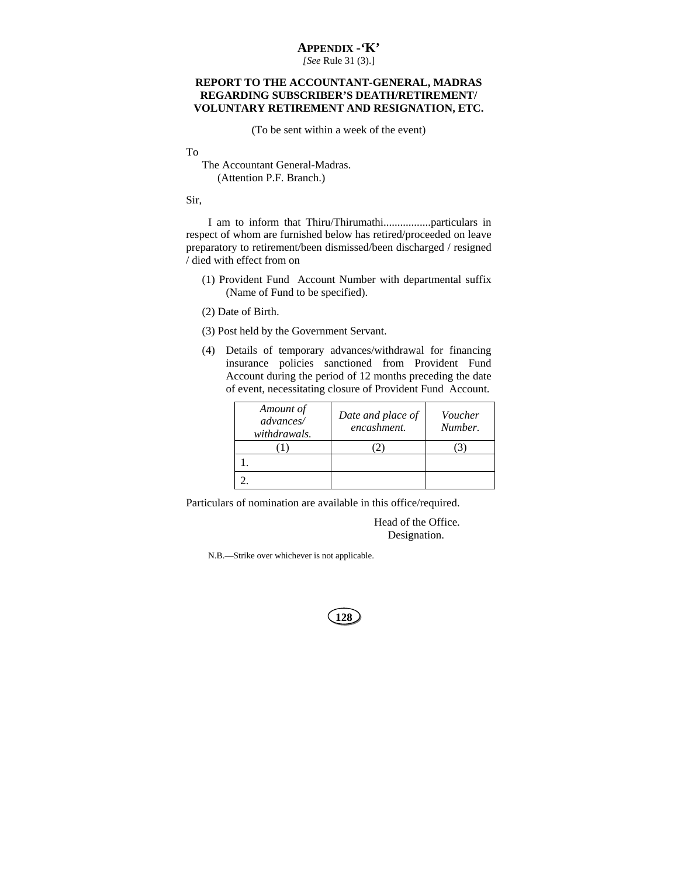# APPENDIX -'K'

*[See* Rule 31 (3).]

**REPORT TO THE ACCOUNTANT-GENERAL, MADRAS REGARDING SUBSCRIBER'S DEATH/RETIREMENT/ VOLUNTARY RETIREMENT AND RESIGNATION, ETC.**

(To be sent within a week of the event)

To

The Accountant General-Madras.
(Attention P.F. Branch.)

Sir,

I am to inform that Thiru/Thirumathi.................particulars in respect of whom are furnished below has retired/proceeded on leave preparatory to retirement/been dismissed/been discharged / resigned / died with effect from on

(1) Provident Fund Account Number with departmental suffix (Name of Fund to be specified).

(2) Date of Birth.

(3) Post held by the Government Servant.

(4) Details of temporary advances/withdrawal for financing insurance policies sanctioned from Provident Fund Account during the period of 12 months preceding the date of event, necessitating closure of Provident Fund Account.

| *Amount of advances/ withdrawals.* | *Date and place of encashment.* | *Voucher Number.* |
|---|---|---|
| (1) | (2) | (3) |
| 1. | | |
| 2. | | |

Particulars of nomination are available in this office/required.

Head of the Office.
Designation.

N.B.—Strike over whichever is not applicable.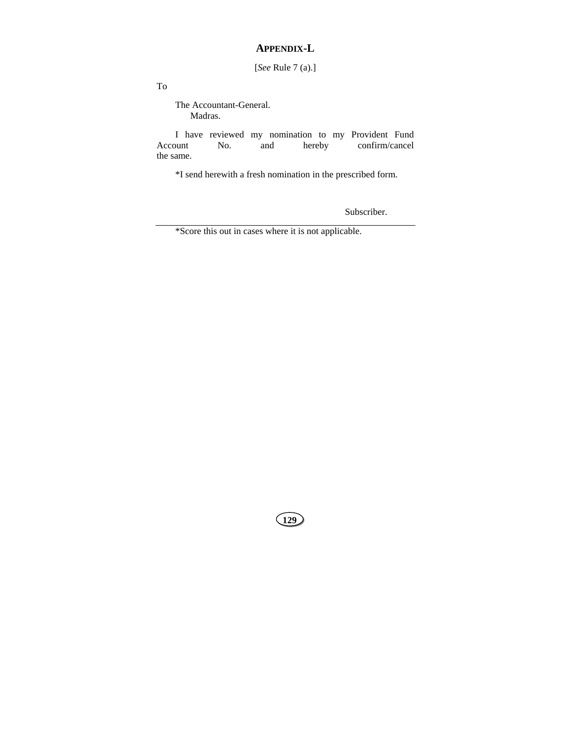# APPENDIX-L

[*See* Rule 7 (a).]

To

The Accountant-General.
Madras.

I have reviewed my nomination to my Provident Fund Account No. and hereby confirm/cancel the same.

*I send herewith a fresh nomination in the prescribed form.

Subscriber.

---

*Score this out in cases where it is not applicable.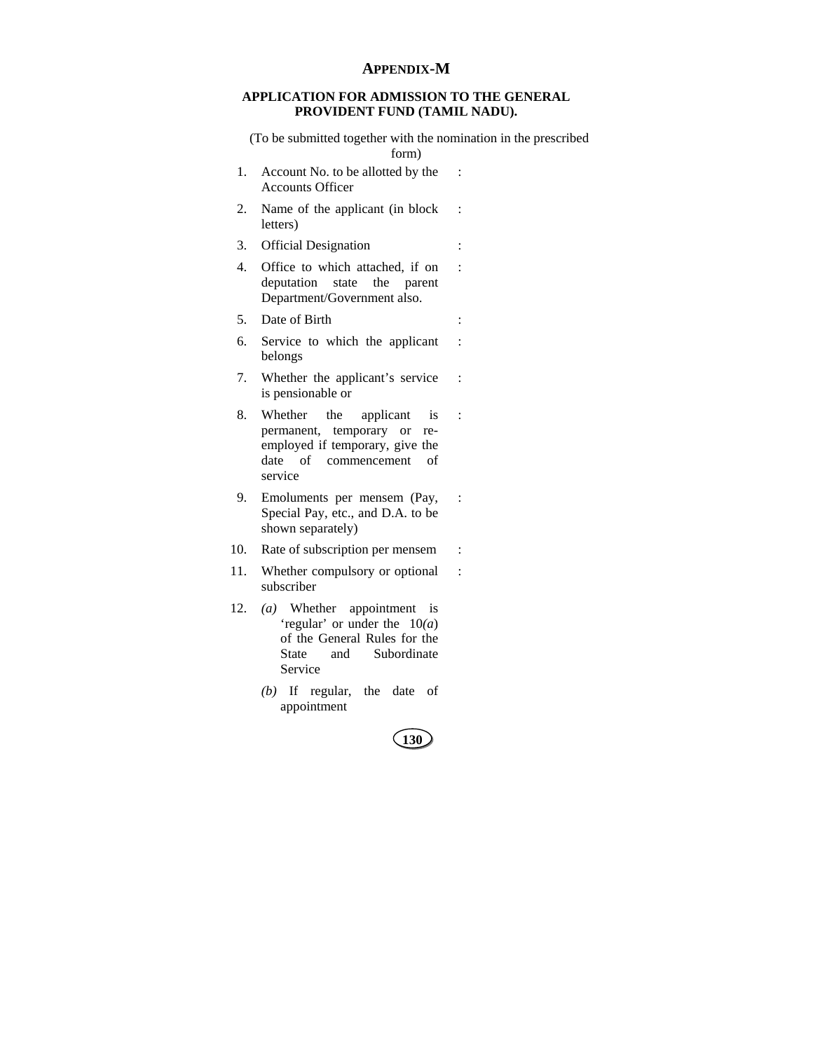# APPENDIX-M

## APPLICATION FOR ADMISSION TO THE GENERAL PROVIDENT FUND (TAMIL NADU).

(To be submitted together with the nomination in the prescribed form)

| | | |
|---|---|---|
| 1. | Account No. to be allotted by the Accounts Officer | : |
| 2. | Name of the applicant (in block letters) | : |
| 3. | Official Designation | : |
| 4. | Office to which attached, if on deputation state the parent Department/Government also. | : |
| 5. | Date of Birth | : |
| 6. | Service to which the applicant belongs | : |
| 7. | Whether the applicant's service is pensionable or | : |
| 8. | Whether the applicant is permanent, temporary or re-employed if temporary, give the date of commencement of service | : |
| 9. | Emoluments per mensem (Pay, Special Pay, etc., and D.A. to be shown separately) | : |
| 10. | Rate of subscription per mensem | : |
| 11. | Whether compulsory or optional subscriber | : |
| 12. | *(a)* Whether appointment is 'regular' or under the 10*(a)* of the General Rules for the State and Subordinate Service | |
| | *(b)* If regular, the date of appointment | |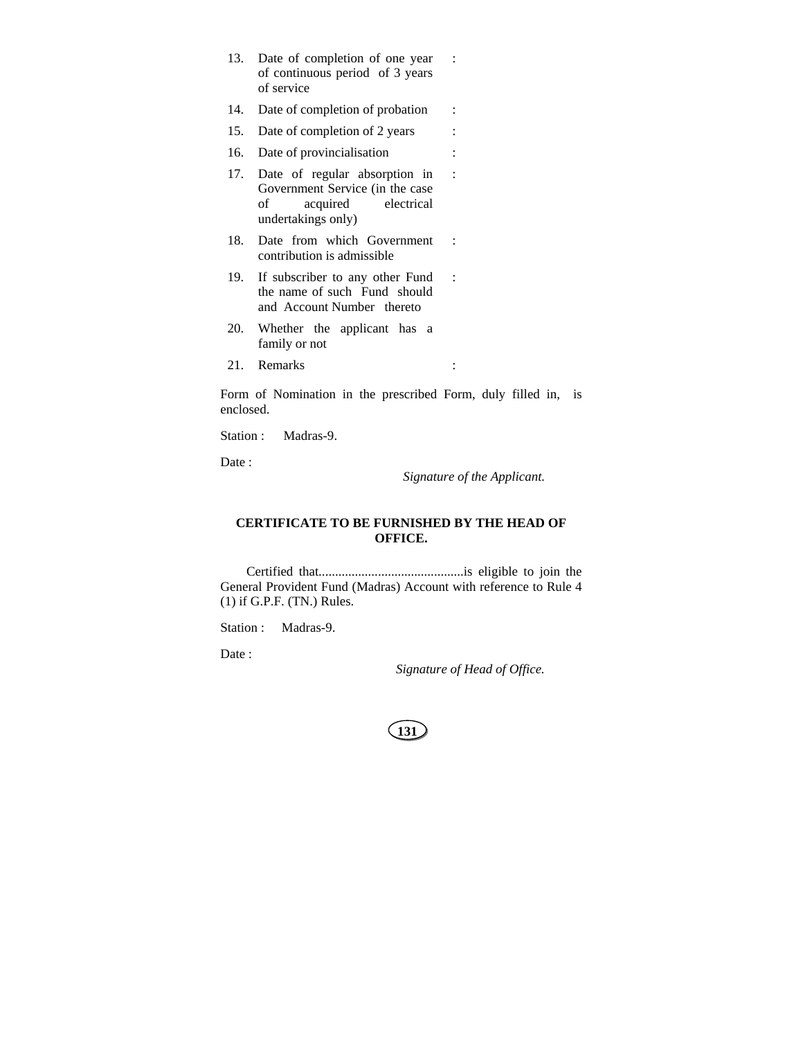| | | |
|---|---|---|
| 13. | Date of completion of one year of continuous period of 3 years of service | : |
| 14. | Date of completion of probation | : |
| 15. | Date of completion of 2 years | : |
| 16. | Date of provincialisation | : |
| 17. | Date of regular absorption in Government Service (in the case of acquired electrical undertakings only) | : |
| 18. | Date from which Government contribution is admissible | : |
| 19. | If subscriber to any other Fund the name of such Fund should and Account Number thereto | : |
| 20. | Whether the applicant has a family or not | |
| 21. | Remarks | : |

Form of Nomination in the prescribed Form, duly filled in, is enclosed.

Station : Madras-9.

Date :

*Signature of the Applicant.*

**CERTIFICATE TO BE FURNISHED BY THE HEAD OF OFFICE.**

Certified that............................................is eligible to join the General Provident Fund (Madras) Account with reference to Rule 4 (1) if G.P.F. (TN.) Rules.

Station : Madras-9.

Date :

*Signature of Head of Office.*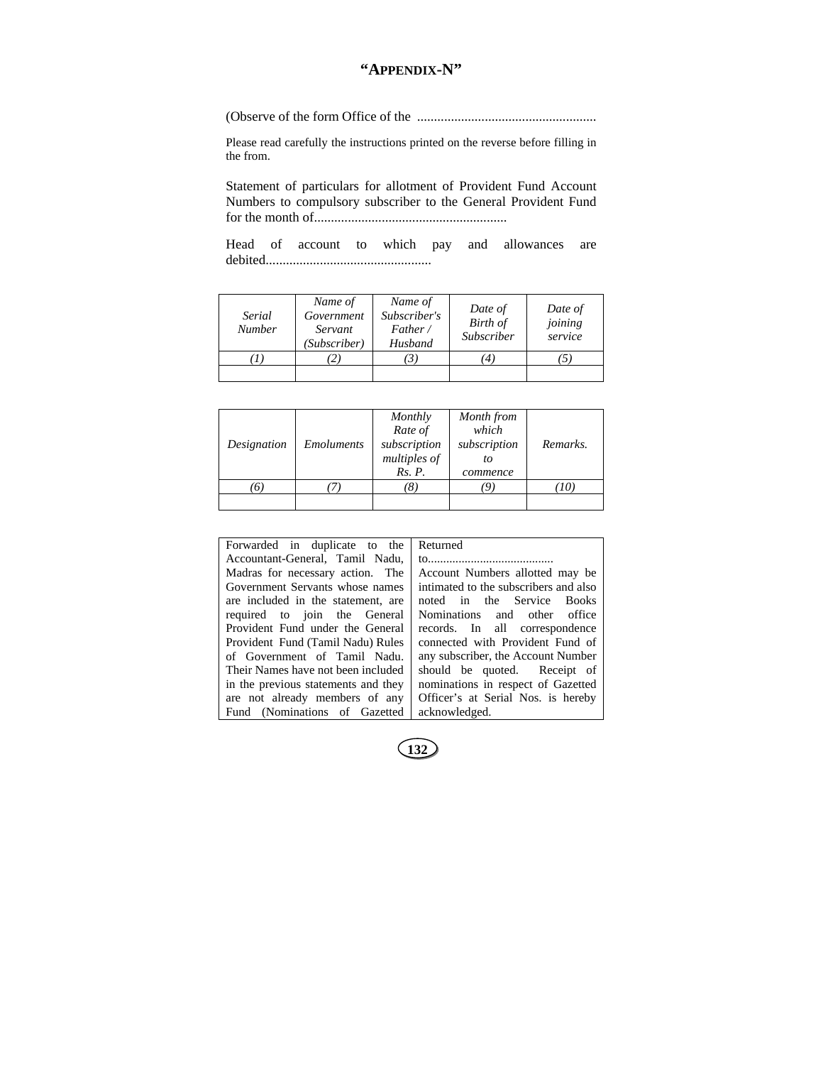# "APPENDIX-N"

(Observe of the form Office of the .....................................................

Please read carefully the instructions printed on the reverse before filling in the from.

Statement of particulars for allotment of Provident Fund Account Numbers to compulsory subscriber to the General Provident Fund for the month of.........................................................

Head of account to which pay and allowances are debited.................................................

| *Serial Number* | *Name of Government Servant (Subscriber)* | *Name of Subscriber's Father / Husband* | *Date of Birth of Subscriber* | *Date of joining service* |
|---|---|---|---|---|
| *(1)* | *(2)* | *(3)* | *(4)* | *(5)* |
| | | | | |

| *Designation* | *Emoluments* | *Monthly Rate of subscription multiples of Rs. P.* | *Month from which subscription to commence* | *Remarks.* |
|---|---|---|---|---|
| *(6)* | *(7)* | *(8)* | *(9)* | *(10)* |
| | | | | |

| Forwarded in duplicate to the Accountant-General, Tamil Nadu, Madras for necessary action. The Government Servants whose names are included in the statement, are required to join the General Provident Fund under the General Provident Fund (Tamil Nadu) Rules of Government of Tamil Nadu. Their Names have not been included in the previous statements and they are not already members of any Fund (Nominations of Gazetted | Returned to......................................... Account Numbers allotted may be intimated to the subscribers and also noted in the Service Books Nominations and other office records. In all correspondence connected with Provident Fund of any subscriber, the Account Number should be quoted. Receipt of nominations in respect of Gazetted Officer's at Serial Nos. is hereby acknowledged. |
|---|---|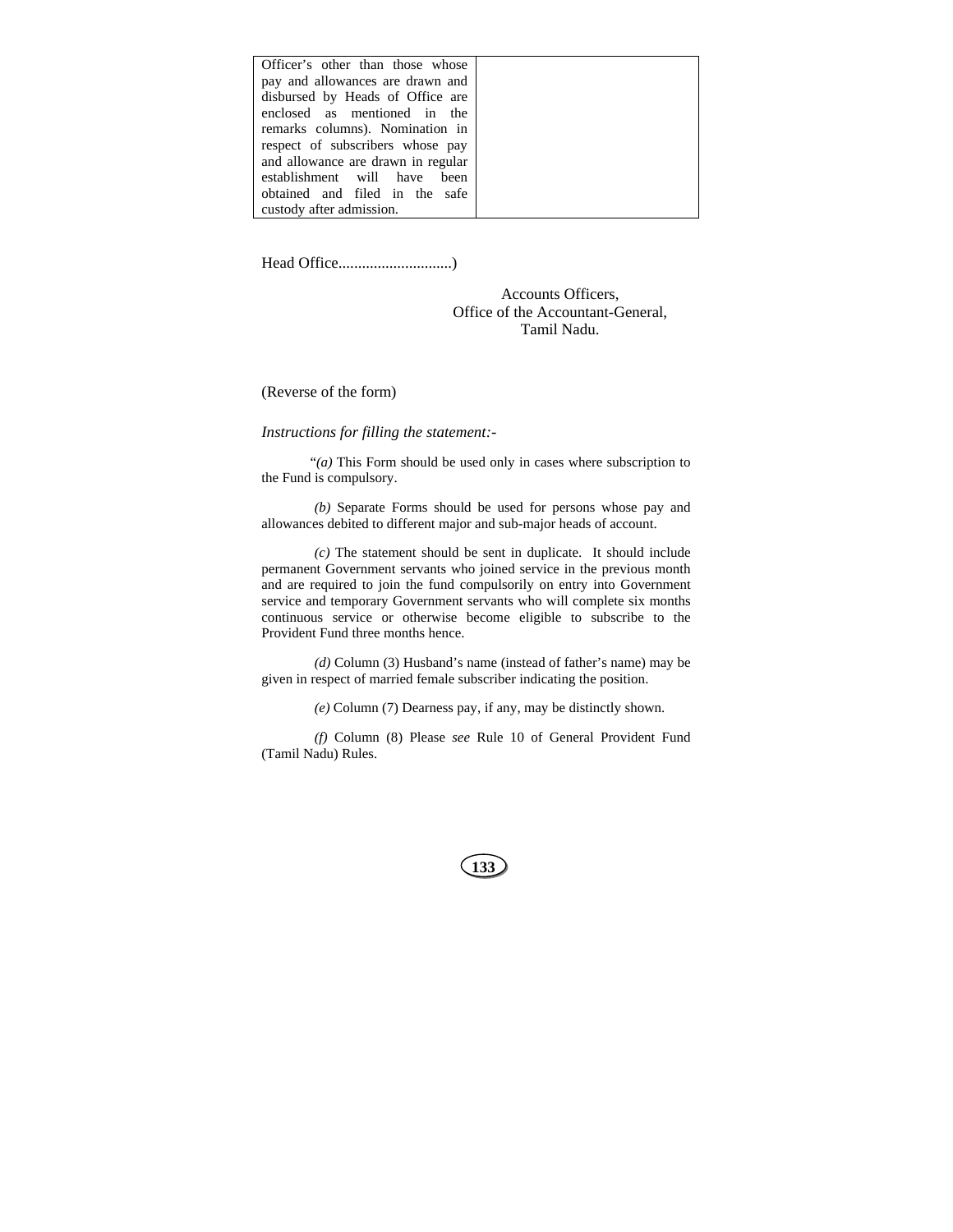| | |
|---|---|
| Officer's other than those whose pay and allowances are drawn and disbursed by Heads of Office are enclosed as mentioned in the remarks columns). Nomination in respect of subscribers whose pay and allowance are drawn in regular establishment will have been obtained and filed in the safe custody after admission. | |

Head Office............................)

Accounts Officers,
Office of the Accountant-General,
Tamil Nadu.

(Reverse of the form)

*Instructions for filling the statement:-*

"*(a)* This Form should be used only in cases where subscription to the Fund is compulsory.

*(b)* Separate Forms should be used for persons whose pay and allowances debited to different major and sub-major heads of account.

*(c)* The statement should be sent in duplicate. It should include permanent Government servants who joined service in the previous month and are required to join the fund compulsorily on entry into Government service and temporary Government servants who will complete six months continuous service or otherwise become eligible to subscribe to the Provident Fund three months hence.

*(d)* Column (3) Husband's name (instead of father's name) may be given in respect of married female subscriber indicating the position.

*(e)* Column (7) Dearness pay, if any, may be distinctly shown.

*(f)* Column (8) Please *see* Rule 10 of General Provident Fund (Tamil Nadu) Rules.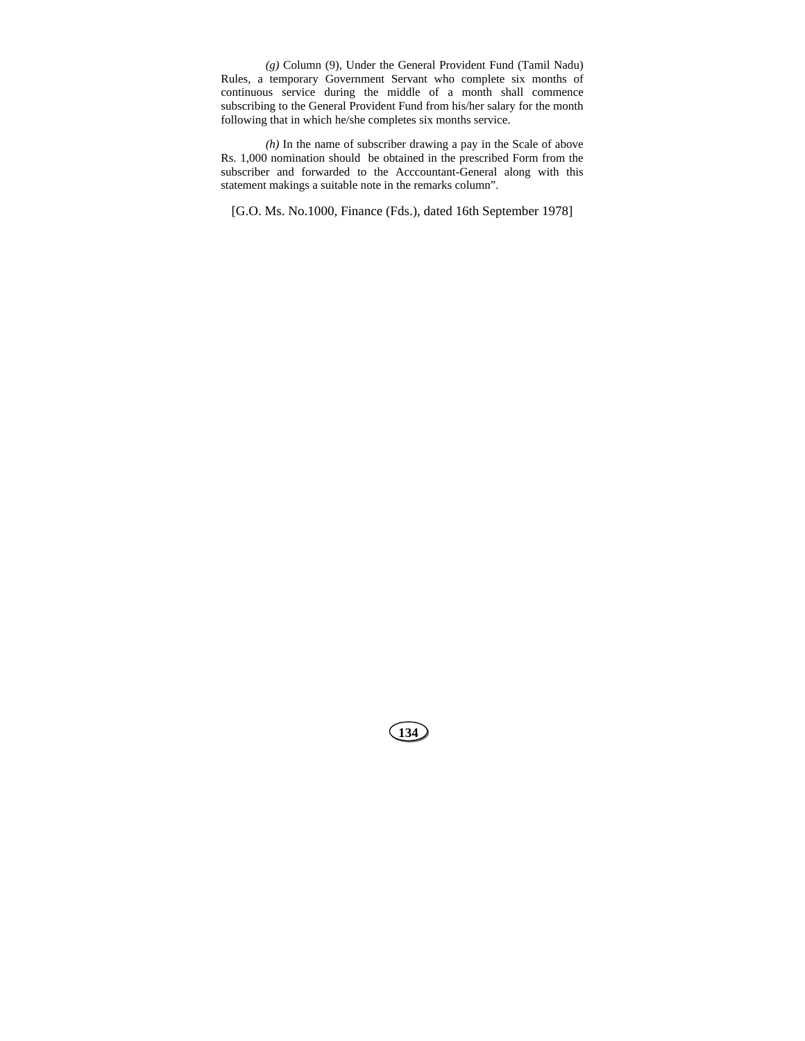*(g)* Column (9), Under the General Provident Fund (Tamil Nadu) Rules, a temporary Government Servant who complete six months of continuous service during the middle of a month shall commence subscribing to the General Provident Fund from his/her salary for the month following that in which he/she completes six months service.

*(h)* In the name of subscriber drawing a pay in the Scale of above Rs. 1,000 nomination should be obtained in the prescribed Form from the subscriber and forwarded to the Acccountant-General along with this statement makings a suitable note in the remarks column".

[G.O. Ms. No.1000, Finance (Fds.), dated 16th September 1978]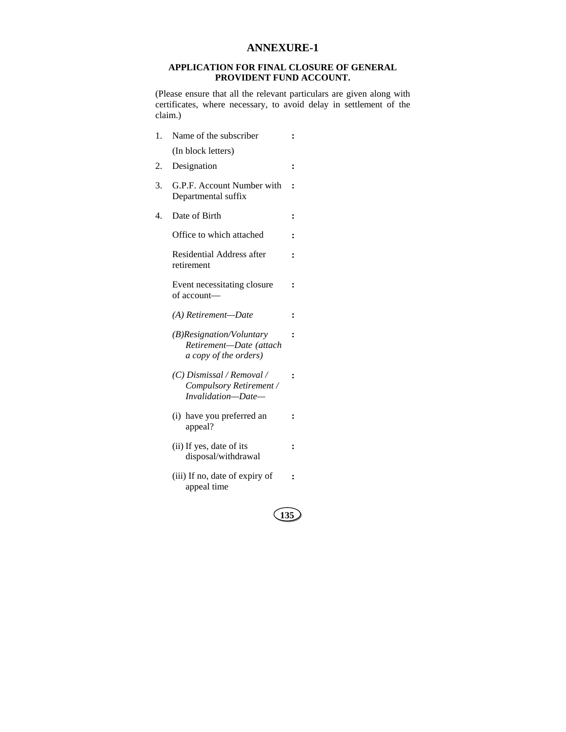# ANNEXURE-1

### APPLICATION FOR FINAL CLOSURE OF GENERAL PROVIDENT FUND ACCOUNT.

(Please ensure that all the relevant particulars are given along with certificates, where necessary, to avoid delay in settlement of the claim.)

1. Name of the subscriber :
   (In block letters)
2. Designation :
3. G.P.F. Account Number with Departmental suffix :
4. Date of Birth :

   Office to which attached :

   Residential Address after retirement :

   Event necessitating closure of account— :

   *(A) Retirement—Date* :

   *(B)Resignation/Voluntary Retirement—Date (attach a copy of the orders)* :

   *(C) Dismissal / Removal / Compulsory Retirement / Invalidation—Date—* :

   (i) have you preferred an appeal? :

   (ii) If yes, date of its disposal/withdrawal :

   (iii) If no, date of expiry of appeal time :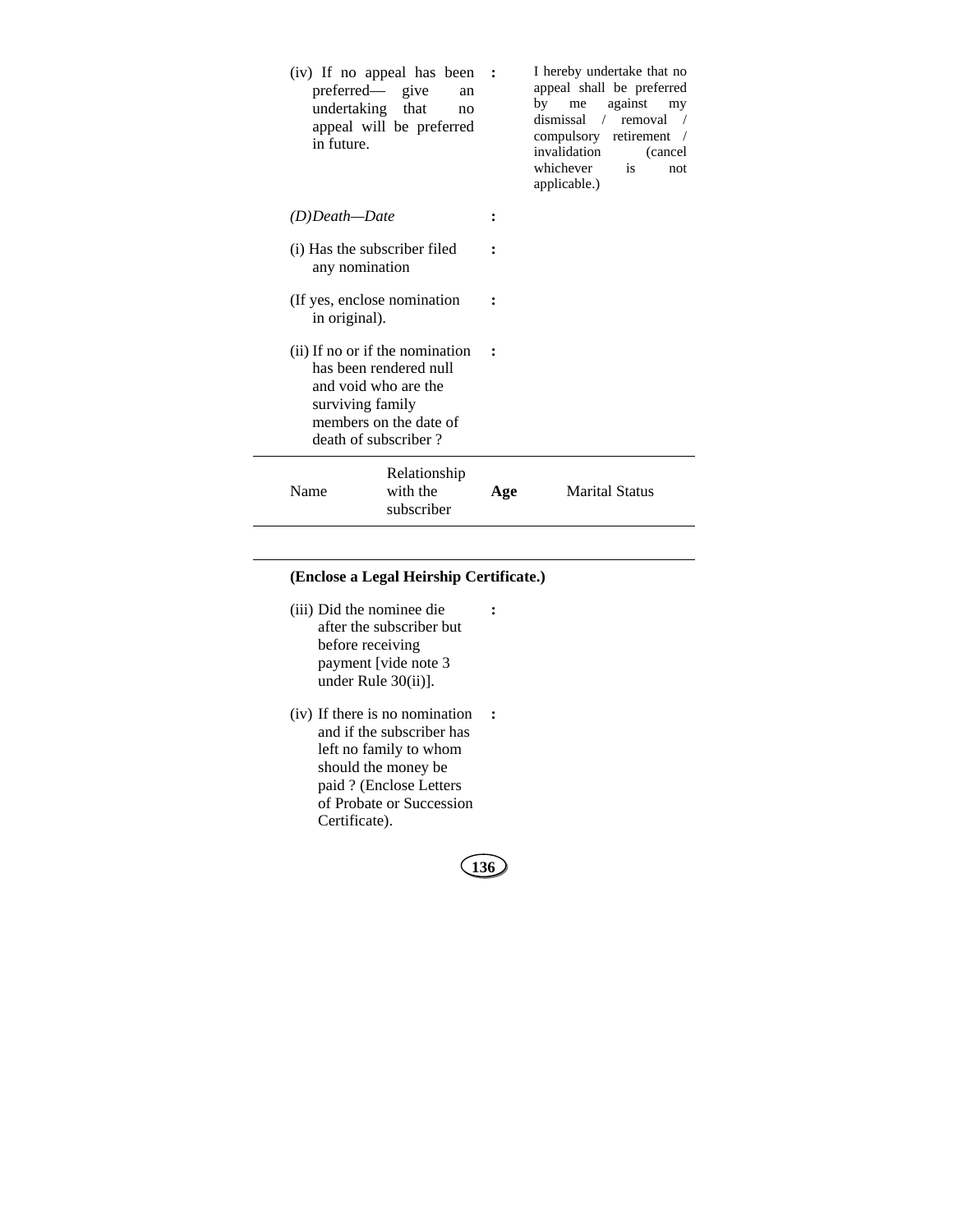(iv) If no appeal has been preferred— give an undertaking that no appeal will be preferred in future. : I hereby undertake that no appeal shall be preferred by me against my dismissal / removal / compulsory retirement / invalidation (cancel whichever is not applicable.)

*(D)Death—Date* :

(i) Has the subscriber filed any nomination :

(If yes, enclose nomination in original). :

(ii) If no or if the nomination has been rendered null and void who are the surviving family members on the date of death of subscriber ? :

| Name | Relationship with the subscriber | **Age** | Marital Status |
|---|---|---|---|
| | | | |

**(Enclose a Legal Heirship Certificate.)**

(iii) Did the nominee die after the subscriber but before receiving payment [vide note 3 under Rule 30(ii)]. :

(iv) If there is no nomination and if the subscriber has left no family to whom should the money be paid ? (Enclose Letters of Probate or Succession Certificate). :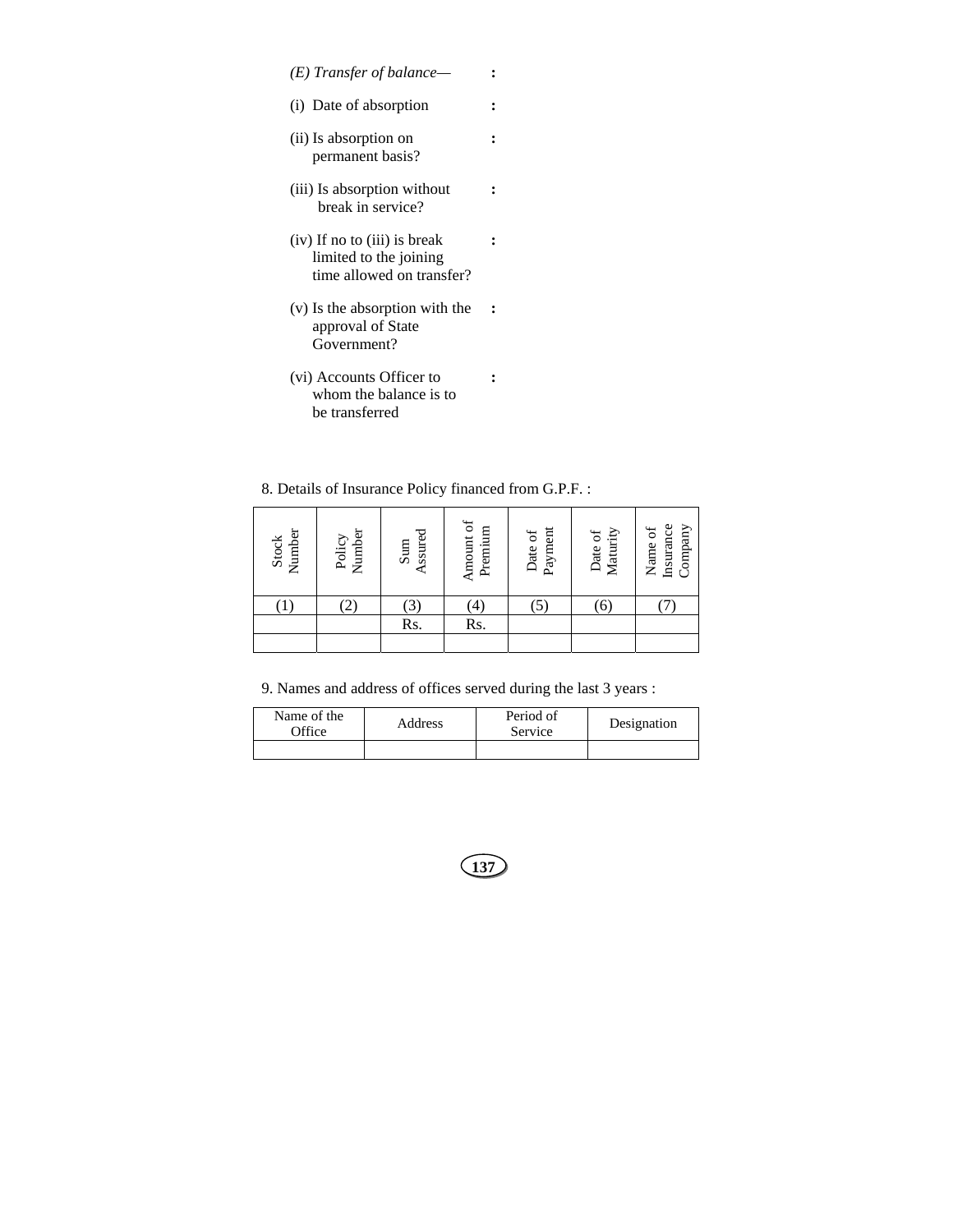*(E) Transfer of balance—* :

(i) Date of absorption :

(ii) Is absorption on permanent basis? :

(iii) Is absorption without break in service? :

(iv) If no to (iii) is break limited to the joining time allowed on transfer? :

(v) Is the absorption with the approval of State Government? :

(vi) Accounts Officer to whom the balance is to be transferred :

8. Details of Insurance Policy financed from G.P.F. :

| Stock Number | Policy Number | Sum Assured | Amount of Premium | Date of Payment | Date of Maturity | Name of Insurance Company |
|---|---|---|---|---|---|---|
| (1) | (2) | (3) | (4) | (5) | (6) | (7) |
| | | Rs. | Rs. | | | |
| | | | | | | |

9. Names and address of offices served during the last 3 years :

| Name of the Office | Address | Period of Service | Designation |
|---|---|---|---|
| | | | |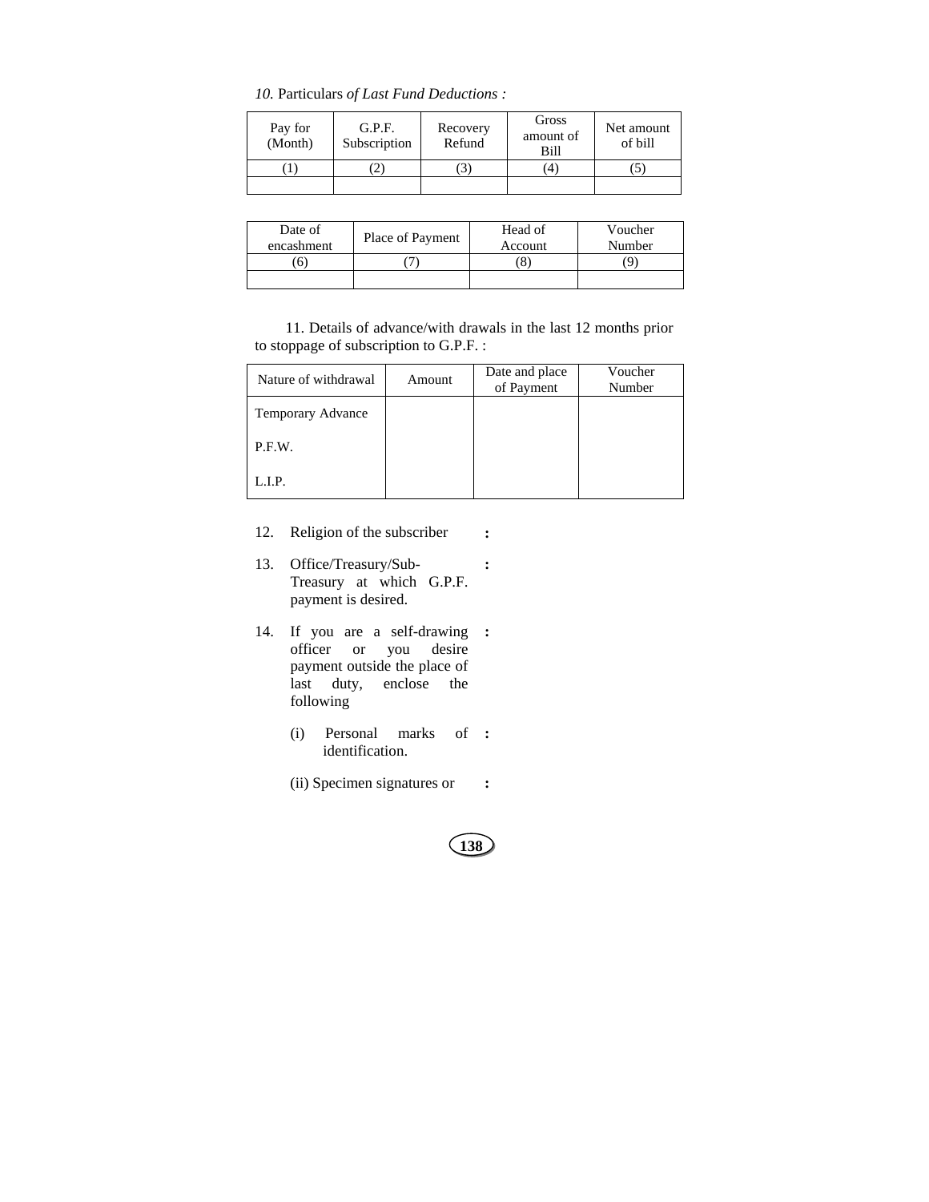*10.* Particulars *of Last Fund Deductions :*

| Pay for (Month) | G.P.F. Subscription | Recovery Refund | Gross amount of Bill | Net amount of bill |
|---|---|---|---|---|
| (1) | (2) | (3) | (4) | (5) |
| | | | | |

| Date of encashment | Place of Payment | Head of Account | Voucher Number |
|---|---|---|---|
| (6) | (7) | (8) | (9) |
| | | | |

11. Details of advance/with drawals in the last 12 months prior to stoppage of subscription to G.P.F. :

| Nature of withdrawal | Amount | Date and place of Payment | Voucher Number |
|---|---|---|---|
| Temporary Advance | | | |
| P.F.W. | | | |
| L.I.P. | | | |

12. Religion of the subscriber :

13. Office/Treasury/Sub-Treasury at which G.P.F. payment is desired. :

14. If you are a self-drawing officer or you desire payment outside the place of last duty, enclose the following :

    (i) Personal marks of identification. :

    (ii) Specimen signatures or :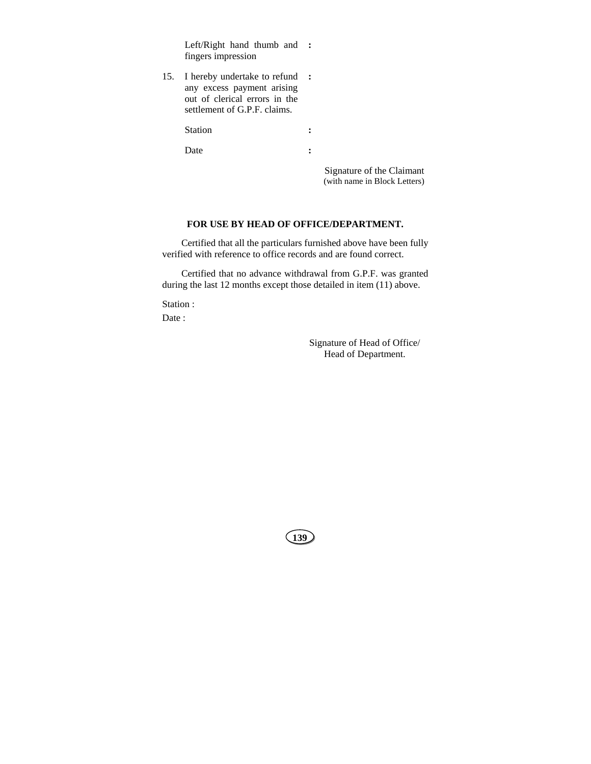| | | |
|---|---|---|
| | Left/Right hand thumb and fingers impression | : |
| 15. | I hereby undertake to refund any excess payment arising out of clerical errors in the settlement of G.P.F. claims. | : |
| | Station | : |
| | Date | : |

Signature of the Claimant
(with name in Block Letters)

**FOR USE BY HEAD OF OFFICE/DEPARTMENT.**

Certified that all the particulars furnished above have been fully verified with reference to office records and are found correct.

Certified that no advance withdrawal from G.P.F. was granted during the last 12 months except those detailed in item (11) above.

Station :

Date :

Signature of Head of Office/
Head of Department.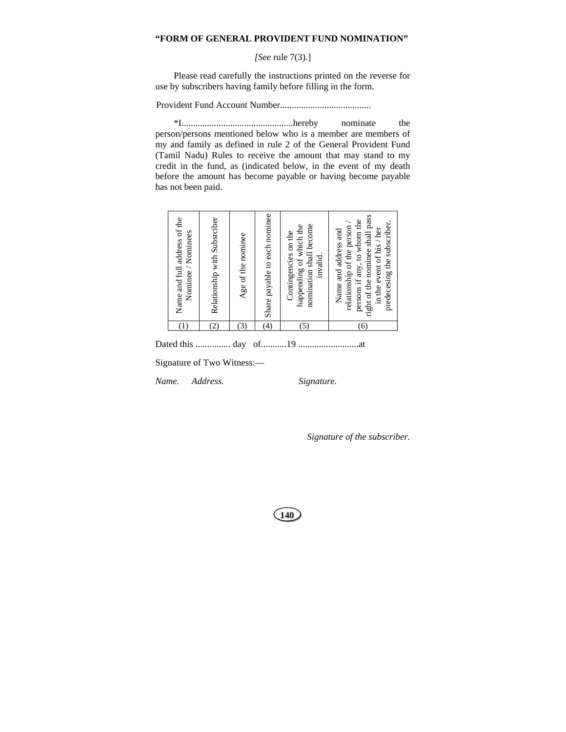**"FORM OF GENERAL PROVIDENT FUND NOMINATION"**

*[See* rule 7(3).]

Please read carefully the instructions printed on the reverse for use by subscribers having family before filling in the form.

Provident Fund Account Number.......................................

*I................................................hereby nominate the person/persons mentioned below who is a member are members of my and family as defined in rule 2 of the General Provident Fund (Tamil Nadu) Rules to receive the amount that may stand to my credit in the fund, as (indicated below, in the event of my death before the amount has become payable or having become payable has not been paid.

| Name and full address of the Nominee / Nominees | Relationship with Subsrciber | Age of the nominee | Share payable to each nominee | Contingencies on the happending of which the nomination shall become invalid. | Name and address and relationship of the person / persons if any, to whom the right of the nominee shall pass in the event of his / her predecesing the subscriber. |
|---|---|---|---|---|---|
| (1) | (2) | (3) | (4) | (5) | (6) |

Dated this ............... day of...........19 ..........................at

Signature of Two Witness:—

*Name.* *Address.* *Signature.*

*Signature of the subscriber.*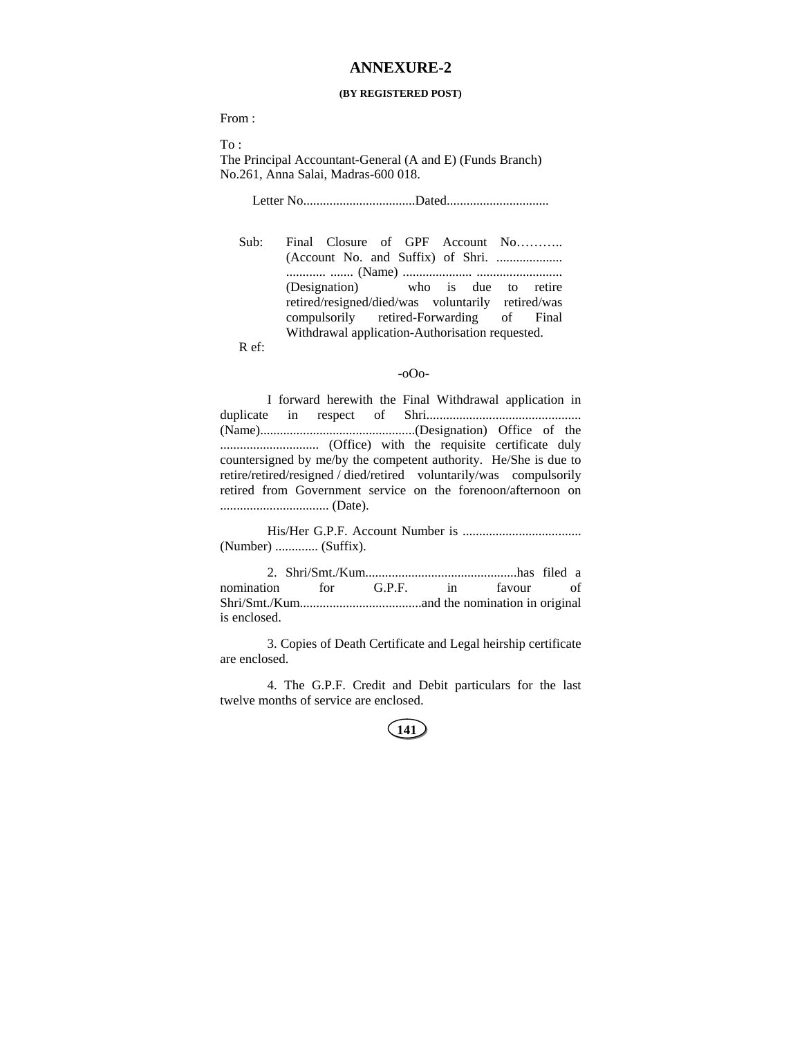# ANNEXURE-2

**(BY REGISTERED POST)**

From :

To :
The Principal Accountant-General (A and E) (Funds Branch)
No.261, Anna Salai, Madras-600 018.

Letter No..................................Dated...............................

Sub: Final Closure of GPF Account No……….. (Account No. and Suffix) of Shri. .................... ............ ....... (Name) .................... .......................... (Designation) who is due to retire retired/resigned/died/was voluntarily retired/was compulsorily retired-Forwarding of Final Withdrawal application-Authorisation requested.

R ef:

-oOo-

I forward herewith the Final Withdrawal application in duplicate in respect of Shri............................................... (Name)...............................................(Designation) Office of the .............................. (Office) with the requisite certificate duly countersigned by me/by the competent authority. He/She is due to retire/retired/resigned / died/retired voluntarily/was compulsorily retired from Government service on the forenoon/afternoon on ................................. (Date).

His/Her G.P.F. Account Number is .................................... (Number) ............. (Suffix).

2. Shri/Smt./Kum.............................................has filed a nomination for G.P.F. in favour of Shri/Smt./Kum.....................................and the nomination in original is enclosed.

3. Copies of Death Certificate and Legal heirship certificate are enclosed.

4. The G.P.F. Credit and Debit particulars for the last twelve months of service are enclosed.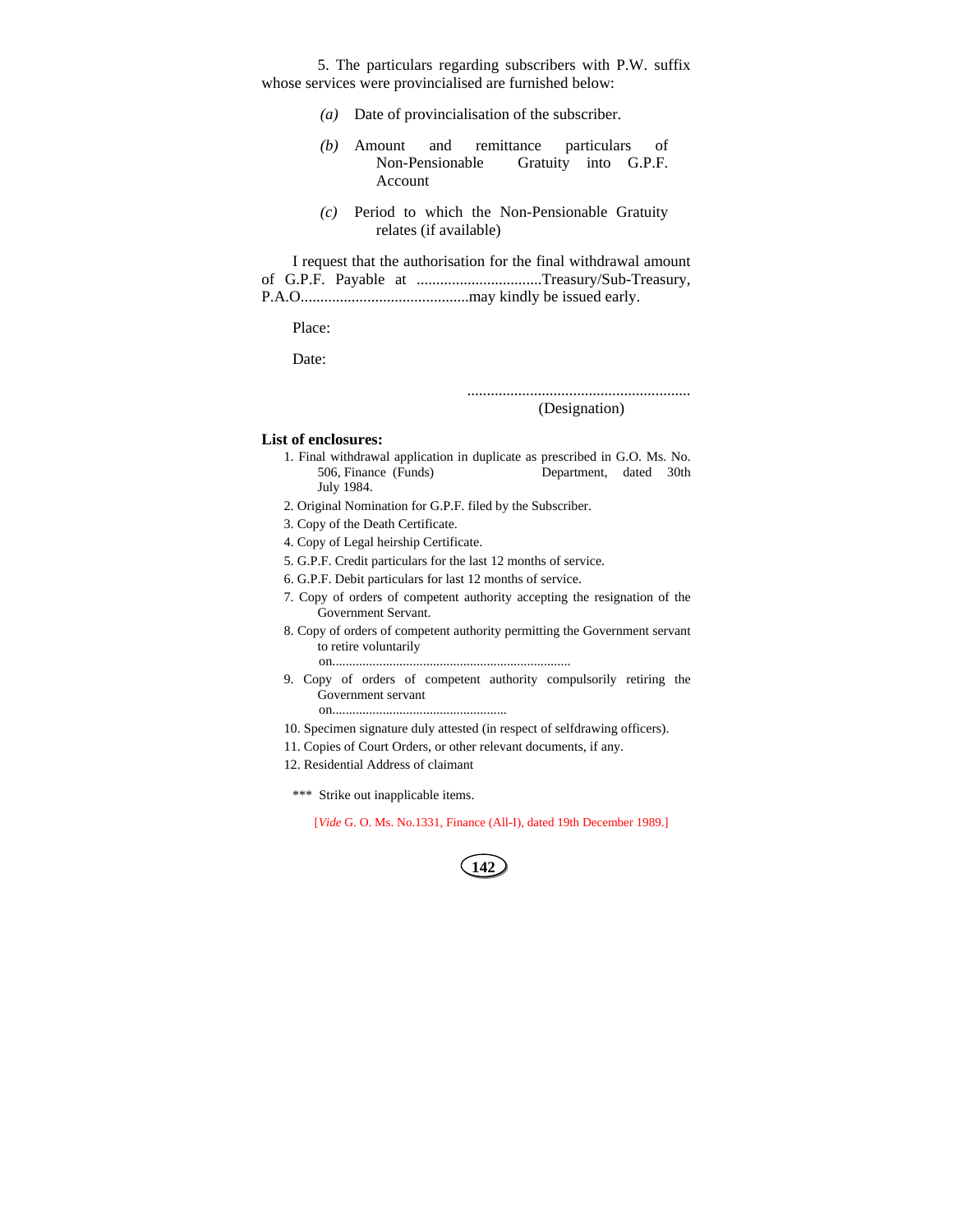5. The particulars regarding subscribers with P.W. suffix whose services were provincialised are furnished below:

*(a)* Date of provincialisation of the subscriber.

*(b)* Amount and remittance particulars of Non-Pensionable Gratuity into G.P.F. Account

*(c)* Period to which the Non-Pensionable Gratuity relates (if available)

I request that the authorisation for the final withdrawal amount of G.P.F. Payable at ................................Treasury/Sub-Treasury, P.A.O...........................................may kindly be issued early.

Place:

Date:

.........................................................
(Designation)

**List of enclosures:**

1. Final withdrawal application in duplicate as prescribed in G.O. Ms. No. 506, Finance (Funds) Department, dated 30th July 1984.
2. Original Nomination for G.P.F. filed by the Subscriber.
3. Copy of the Death Certificate.
4. Copy of Legal heirship Certificate.
5. G.P.F. Credit particulars for the last 12 months of service.
6. G.P.F. Debit particulars for last 12 months of service.
7. Copy of orders of competent authority accepting the resignation of the Government Servant.
8. Copy of orders of competent authority permitting the Government servant to retire voluntarily on.......................................................................
9. Copy of orders of competent authority compulsorily retiring the Government servant on....................................................
10. Specimen signature duly attested (in respect of selfdrawing officers).
11. Copies of Court Orders, or other relevant documents, if any.
12. Residential Address of claimant

*** Strike out inapplicable items.

[*Vide* G. O. Ms. No.1331, Finance (All-I), dated 19th December 1989.]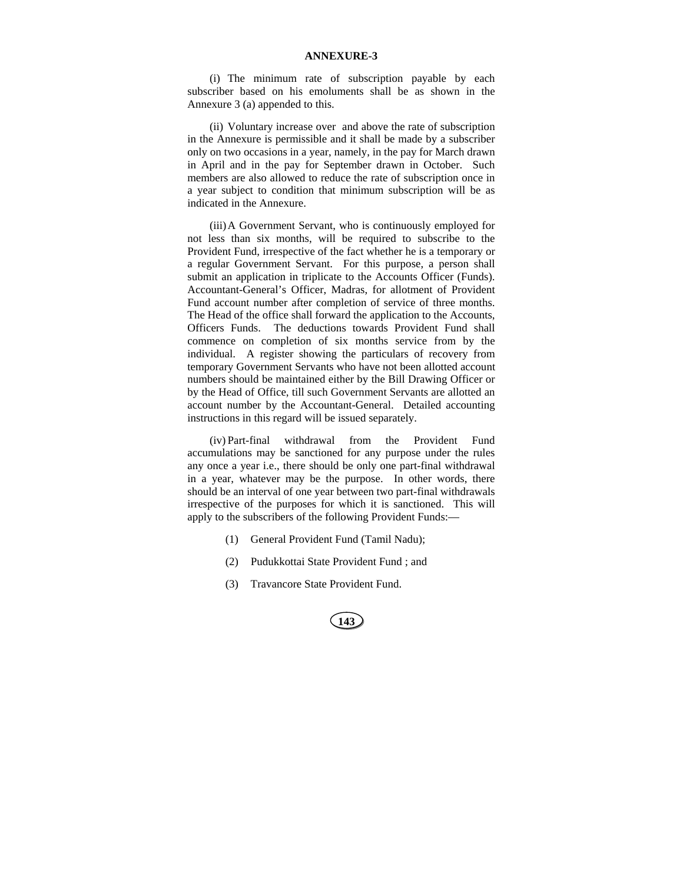## ANNEXURE-3

(i) The minimum rate of subscription payable by each subscriber based on his emoluments shall be as shown in the Annexure 3 (a) appended to this.

(ii) Voluntary increase over and above the rate of subscription in the Annexure is permissible and it shall be made by a subscriber only on two occasions in a year, namely, in the pay for March drawn in April and in the pay for September drawn in October. Such members are also allowed to reduce the rate of subscription once in a year subject to condition that minimum subscription will be as indicated in the Annexure.

(iii) A Government Servant, who is continuously employed for not less than six months, will be required to subscribe to the Provident Fund, irrespective of the fact whether he is a temporary or a regular Government Servant. For this purpose, a person shall submit an application in triplicate to the Accounts Officer (Funds). Accountant-General's Officer, Madras, for allotment of Provident Fund account number after completion of service of three months. The Head of the office shall forward the application to the Accounts, Officers Funds. The deductions towards Provident Fund shall commence on completion of six months service from by the individual. A register showing the particulars of recovery from temporary Government Servants who have not been allotted account numbers should be maintained either by the Bill Drawing Officer or by the Head of Office, till such Government Servants are allotted an account number by the Accountant-General. Detailed accounting instructions in this regard will be issued separately.

(iv) Part-final withdrawal from the Provident Fund accumulations may be sanctioned for any purpose under the rules any once a year i.e., there should be only one part-final withdrawal in a year, whatever may be the purpose. In other words, there should be an interval of one year between two part-final withdrawals irrespective of the purposes for which it is sanctioned. This will apply to the subscribers of the following Provident Funds:—

(1) General Provident Fund (Tamil Nadu);

(2) Pudukkottai State Provident Fund ; and

(3) Travancore State Provident Fund.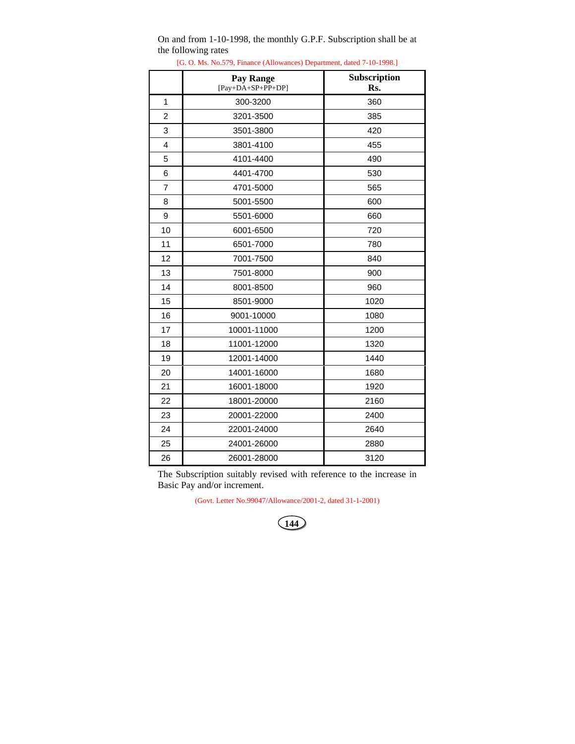On and from 1-10-1998, the monthly G.P.F. Subscription shall be at the following rates

[G. O. Ms. No.579, Finance (Allowances) Department, dated 7-10-1998.]

| | **Pay Range** [Pay+DA+SP+PP+DP] | **Subscription Rs.** |
|---|---|---|
| 1 | 300-3200 | 360 |
| 2 | 3201-3500 | 385 |
| 3 | 3501-3800 | 420 |
| 4 | 3801-4100 | 455 |
| 5 | 4101-4400 | 490 |
| 6 | 4401-4700 | 530 |
| 7 | 4701-5000 | 565 |
| 8 | 5001-5500 | 600 |
| 9 | 5501-6000 | 660 |
| 10 | 6001-6500 | 720 |
| 11 | 6501-7000 | 780 |
| 12 | 7001-7500 | 840 |
| 13 | 7501-8000 | 900 |
| 14 | 8001-8500 | 960 |
| 15 | 8501-9000 | 1020 |
| 16 | 9001-10000 | 1080 |
| 17 | 10001-11000 | 1200 |
| 18 | 11001-12000 | 1320 |
| 19 | 12001-14000 | 1440 |
| 20 | 14001-16000 | 1680 |
| 21 | 16001-18000 | 1920 |
| 22 | 18001-20000 | 2160 |
| 23 | 20001-22000 | 2400 |
| 24 | 22001-24000 | 2640 |
| 25 | 24001-26000 | 2880 |
| 26 | 26001-28000 | 3120 |

The Subscription suitably revised with reference to the increase in Basic Pay and/or increment.

(Govt. Letter No.99047/Allowance/2001-2, dated 31-1-2001)